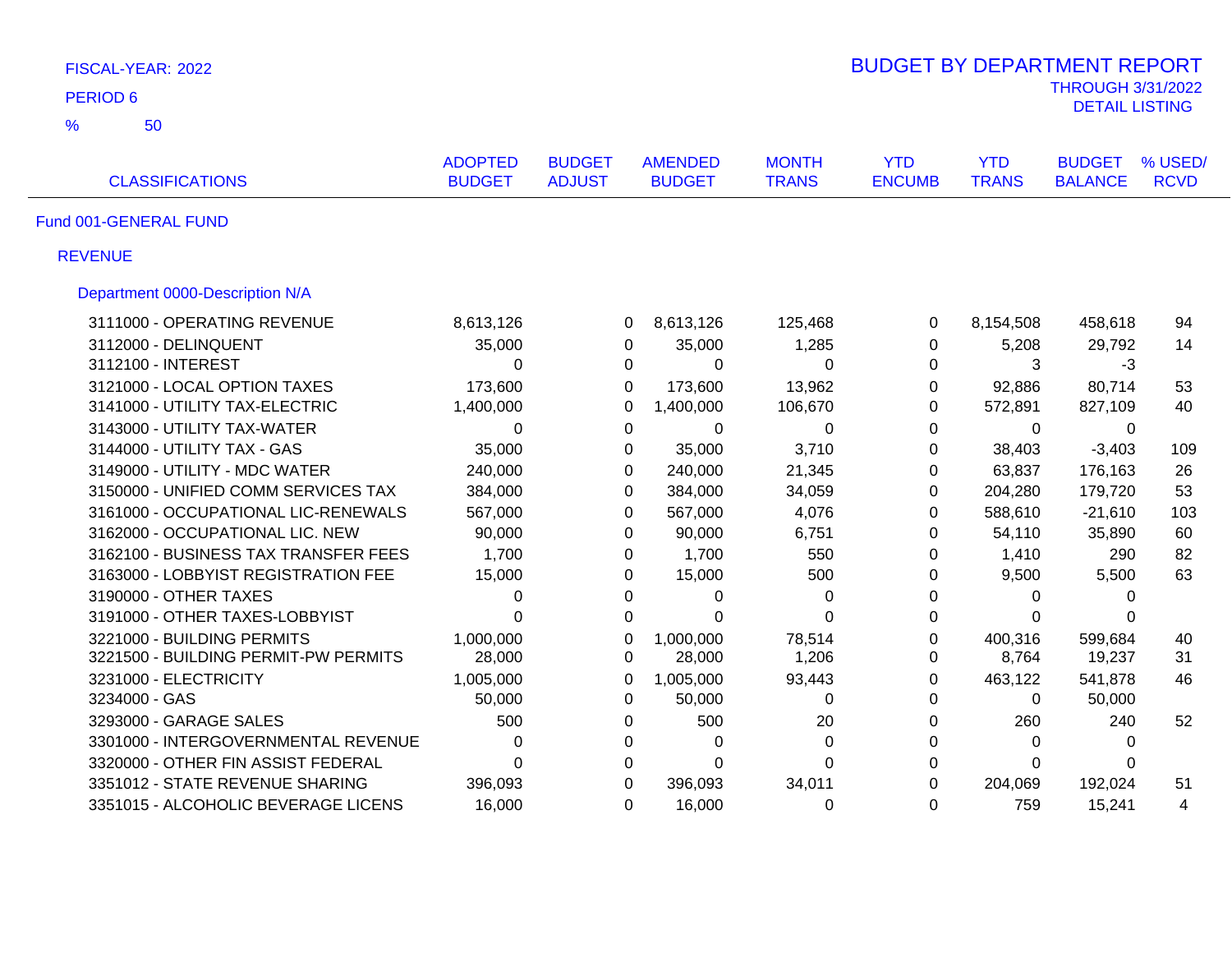FISCAL-YEAR: 2022

PERIOD 6

% 50

# BUDGET BY DEPARTMENT REPORT

THROUGH 3/31/2022

DETAIL LISTING

| CLASSIFICATIONS | ADOPTED BUDGET | BUDGET ADJUST | AMENDED BUDGET | MONTH TRANS | YTD ENCUMB | YTD TRANS | BUDGET BALANCE | % USED/ RCVD |
|---|---|---|---|---|---|---|---|---|
| **Fund 001-GENERAL FUND** | | | | | | | | |
| **REVENUE** | | | | | | | | |
| **Department 0000-Description N/A** | | | | | | | | |
| 3111000 - OPERATING REVENUE | 8,613,126 | 0 | 8,613,126 | 125,468 | 0 | 8,154,508 | 458,618 | 94 |
| 3112000 - DELINQUENT | 35,000 | 0 | 35,000 | 1,285 | 0 | 5,208 | 29,792 | 14 |
| 3112100 - INTEREST | 0 | 0 | 0 | 0 | 0 | 3 | -3 | |
| 3121000 - LOCAL OPTION TAXES | 173,600 | 0 | 173,600 | 13,962 | 0 | 92,886 | 80,714 | 53 |
| 3141000 - UTILITY TAX-ELECTRIC | 1,400,000 | 0 | 1,400,000 | 106,670 | 0 | 572,891 | 827,109 | 40 |
| 3143000 - UTILITY TAX-WATER | 0 | 0 | 0 | 0 | 0 | 0 | 0 | |
| 3144000 - UTILITY TAX - GAS | 35,000 | 0 | 35,000 | 3,710 | 0 | 38,403 | -3,403 | 109 |
| 3149000 - UTILITY - MDC WATER | 240,000 | 0 | 240,000 | 21,345 | 0 | 63,837 | 176,163 | 26 |
| 3150000 - UNIFIED COMM SERVICES TAX | 384,000 | 0 | 384,000 | 34,059 | 0 | 204,280 | 179,720 | 53 |
| 3161000 - OCCUPATIONAL LIC-RENEWALS | 567,000 | 0 | 567,000 | 4,076 | 0 | 588,610 | -21,610 | 103 |
| 3162000 - OCCUPATIONAL LIC. NEW | 90,000 | 0 | 90,000 | 6,751 | 0 | 54,110 | 35,890 | 60 |
| 3162100 - BUSINESS TAX TRANSFER FEES | 1,700 | 0 | 1,700 | 550 | 0 | 1,410 | 290 | 82 |
| 3163000 - LOBBYIST REGISTRATION FEE | 15,000 | 0 | 15,000 | 500 | 0 | 9,500 | 5,500 | 63 |
| 3190000 - OTHER TAXES | 0 | 0 | 0 | 0 | 0 | 0 | 0 | |
| 3191000 - OTHER TAXES-LOBBYIST | 0 | 0 | 0 | 0 | 0 | 0 | 0 | |
| 3221000 - BUILDING PERMITS | 1,000,000 | 0 | 1,000,000 | 78,514 | 0 | 400,316 | 599,684 | 40 |
| 3221500 - BUILDING PERMIT-PW PERMITS | 28,000 | 0 | 28,000 | 1,206 | 0 | 8,764 | 19,237 | 31 |
| 3231000 - ELECTRICITY | 1,005,000 | 0 | 1,005,000 | 93,443 | 0 | 463,122 | 541,878 | 46 |
| 3234000 - GAS | 50,000 | 0 | 50,000 | 0 | 0 | 0 | 50,000 | |
| 3293000 - GARAGE SALES | 500 | 0 | 500 | 20 | 0 | 260 | 240 | 52 |
| 3301000 - INTERGOVERNMENTAL REVENUE | 0 | 0 | 0 | 0 | 0 | 0 | 0 | |
| 3320000 - OTHER FIN ASSIST FEDERAL | 0 | 0 | 0 | 0 | 0 | 0 | 0 | |
| 3351012 - STATE REVENUE SHARING | 396,093 | 0 | 396,093 | 34,011 | 0 | 204,069 | 192,024 | 51 |
| 3351015 - ALCOHOLIC BEVERAGE LICENS | 16,000 | 0 | 16,000 | 0 | 0 | 759 | 15,241 | 4 |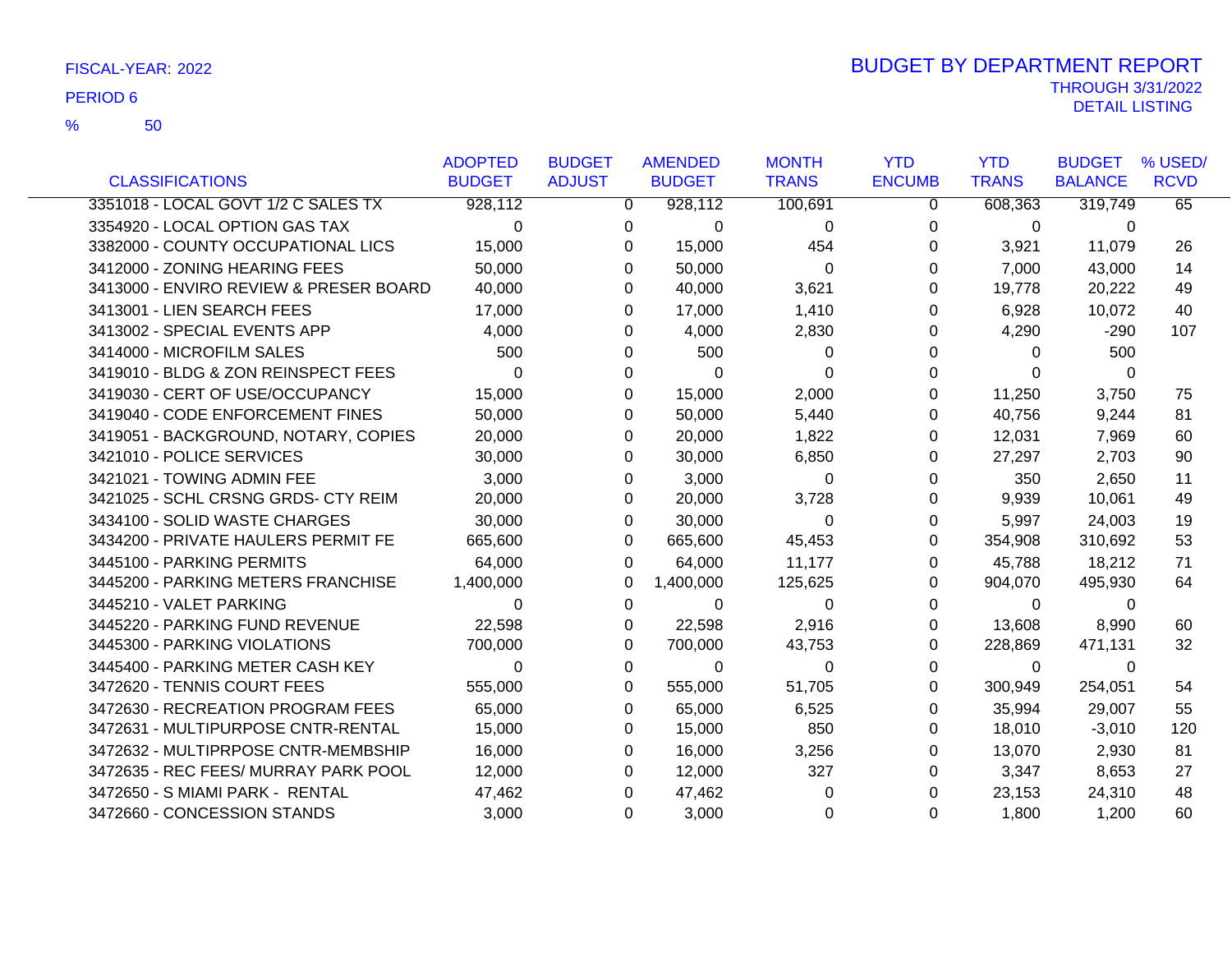FISCAL-YEAR: 2022

PERIOD 6

% 50

# BUDGET BY DEPARTMENT REPORT

THROUGH 3/31/2022

DETAIL LISTING

| CLASSIFICATIONS | ADOPTED BUDGET | BUDGET ADJUST | AMENDED BUDGET | MONTH TRANS | YTD ENCUMB | YTD TRANS | BUDGET BALANCE | % USED/ RCVD |
|---|---|---|---|---|---|---|---|---|
| 3351018 - LOCAL GOVT 1/2 C SALES TX | 928,112 | 0 | 928,112 | 100,691 | 0 | 608,363 | 319,749 | 65 |
| 3354920 - LOCAL OPTION GAS TAX | 0 | 0 | 0 | 0 | 0 | 0 | 0 | |
| 3382000 - COUNTY OCCUPATIONAL LICS | 15,000 | 0 | 15,000 | 454 | 0 | 3,921 | 11,079 | 26 |
| 3412000 - ZONING HEARING FEES | 50,000 | 0 | 50,000 | 0 | 0 | 7,000 | 43,000 | 14 |
| 3413000 - ENVIRO REVIEW & PRESER BOARD | 40,000 | 0 | 40,000 | 3,621 | 0 | 19,778 | 20,222 | 49 |
| 3413001 - LIEN SEARCH FEES | 17,000 | 0 | 17,000 | 1,410 | 0 | 6,928 | 10,072 | 40 |
| 3413002 - SPECIAL EVENTS APP | 4,000 | 0 | 4,000 | 2,830 | 0 | 4,290 | -290 | 107 |
| 3414000 - MICROFILM SALES | 500 | 0 | 500 | 0 | 0 | 0 | 500 | |
| 3419010 - BLDG & ZON REINSPECT FEES | 0 | 0 | 0 | 0 | 0 | 0 | 0 | |
| 3419030 - CERT OF USE/OCCUPANCY | 15,000 | 0 | 15,000 | 2,000 | 0 | 11,250 | 3,750 | 75 |
| 3419040 - CODE ENFORCEMENT FINES | 50,000 | 0 | 50,000 | 5,440 | 0 | 40,756 | 9,244 | 81 |
| 3419051 - BACKGROUND, NOTARY, COPIES | 20,000 | 0 | 20,000 | 1,822 | 0 | 12,031 | 7,969 | 60 |
| 3421010 - POLICE SERVICES | 30,000 | 0 | 30,000 | 6,850 | 0 | 27,297 | 2,703 | 90 |
| 3421021 - TOWING ADMIN FEE | 3,000 | 0 | 3,000 | 0 | 0 | 350 | 2,650 | 11 |
| 3421025 - SCHL CRSNG GRDS- CTY REIM | 20,000 | 0 | 20,000 | 3,728 | 0 | 9,939 | 10,061 | 49 |
| 3434100 - SOLID WASTE CHARGES | 30,000 | 0 | 30,000 | 0 | 0 | 5,997 | 24,003 | 19 |
| 3434200 - PRIVATE HAULERS PERMIT FE | 665,600 | 0 | 665,600 | 45,453 | 0 | 354,908 | 310,692 | 53 |
| 3445100 - PARKING PERMITS | 64,000 | 0 | 64,000 | 11,177 | 0 | 45,788 | 18,212 | 71 |
| 3445200 - PARKING METERS FRANCHISE | 1,400,000 | 0 | 1,400,000 | 125,625 | 0 | 904,070 | 495,930 | 64 |
| 3445210 - VALET PARKING | 0 | 0 | 0 | 0 | 0 | 0 | 0 | |
| 3445220 - PARKING FUND REVENUE | 22,598 | 0 | 22,598 | 2,916 | 0 | 13,608 | 8,990 | 60 |
| 3445300 - PARKING VIOLATIONS | 700,000 | 0 | 700,000 | 43,753 | 0 | 228,869 | 471,131 | 32 |
| 3445400 - PARKING METER CASH KEY | 0 | 0 | 0 | 0 | 0 | 0 | 0 | |
| 3472620 - TENNIS COURT FEES | 555,000 | 0 | 555,000 | 51,705 | 0 | 300,949 | 254,051 | 54 |
| 3472630 - RECREATION PROGRAM FEES | 65,000 | 0 | 65,000 | 6,525 | 0 | 35,994 | 29,007 | 55 |
| 3472631 - MULTIPURPOSE CNTR-RENTAL | 15,000 | 0 | 15,000 | 850 | 0 | 18,010 | -3,010 | 120 |
| 3472632 - MULTIPRPOSE CNTR-MEMBSHIP | 16,000 | 0 | 16,000 | 3,256 | 0 | 13,070 | 2,930 | 81 |
| 3472635 - REC FEES/ MURRAY PARK POOL | 12,000 | 0 | 12,000 | 327 | 0 | 3,347 | 8,653 | 27 |
| 3472650 - S MIAMI PARK - RENTAL | 47,462 | 0 | 47,462 | 0 | 0 | 23,153 | 24,310 | 48 |
| 3472660 - CONCESSION STANDS | 3,000 | 0 | 3,000 | 0 | 0 | 1,800 | 1,200 | 60 |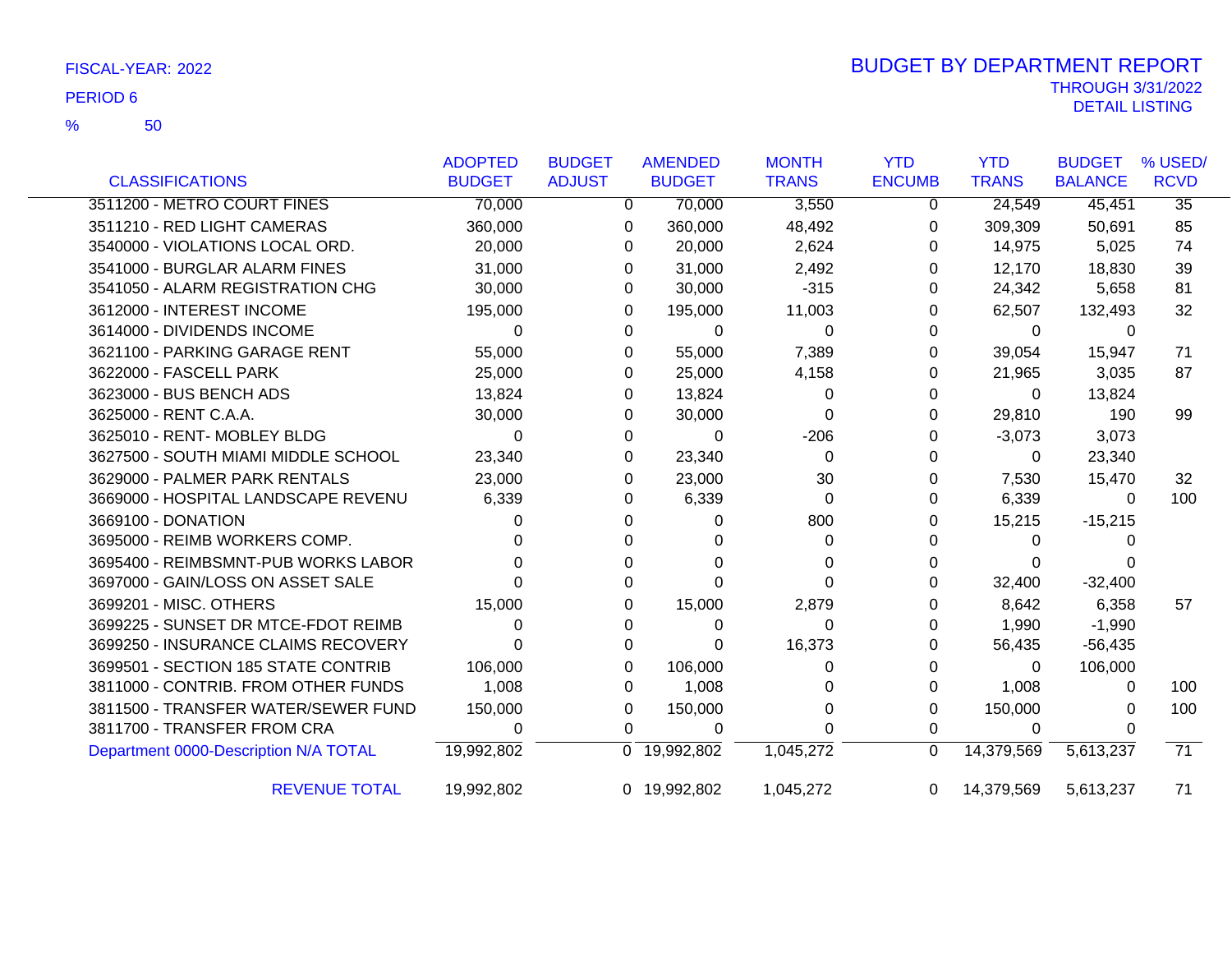FISCAL-YEAR: 2022

PERIOD 6

% 50

# BUDGET BY DEPARTMENT REPORT

THROUGH 3/31/2022

DETAIL LISTING

| CLASSIFICATIONS | ADOPTED BUDGET | BUDGET ADJUST | AMENDED BUDGET | MONTH TRANS | YTD ENCUMB | YTD TRANS | BUDGET BALANCE | % USED/ RCVD |
|---|---|---|---|---|---|---|---|---|
| 3511200 - METRO COURT FINES | 70,000 | 0 | 70,000 | 3,550 | 0 | 24,549 | 45,451 | 35 |
| 3511210 - RED LIGHT CAMERAS | 360,000 | 0 | 360,000 | 48,492 | 0 | 309,309 | 50,691 | 85 |
| 3540000 - VIOLATIONS LOCAL ORD. | 20,000 | 0 | 20,000 | 2,624 | 0 | 14,975 | 5,025 | 74 |
| 3541000 - BURGLAR ALARM FINES | 31,000 | 0 | 31,000 | 2,492 | 0 | 12,170 | 18,830 | 39 |
| 3541050 - ALARM REGISTRATION CHG | 30,000 | 0 | 30,000 | -315 | 0 | 24,342 | 5,658 | 81 |
| 3612000 - INTEREST INCOME | 195,000 | 0 | 195,000 | 11,003 | 0 | 62,507 | 132,493 | 32 |
| 3614000 - DIVIDENDS INCOME | 0 | 0 | 0 | 0 | 0 | 0 | 0 | |
| 3621100 - PARKING GARAGE RENT | 55,000 | 0 | 55,000 | 7,389 | 0 | 39,054 | 15,947 | 71 |
| 3622000 - FASCELL PARK | 25,000 | 0 | 25,000 | 4,158 | 0 | 21,965 | 3,035 | 87 |
| 3623000 - BUS BENCH ADS | 13,824 | 0 | 13,824 | 0 | 0 | 0 | 13,824 | |
| 3625000 - RENT C.A.A. | 30,000 | 0 | 30,000 | 0 | 0 | 29,810 | 190 | 99 |
| 3625010 - RENT- MOBLEY BLDG | 0 | 0 | 0 | -206 | 0 | -3,073 | 3,073 | |
| 3627500 - SOUTH MIAMI MIDDLE SCHOOL | 23,340 | 0 | 23,340 | 0 | 0 | 0 | 23,340 | |
| 3629000 - PALMER PARK RENTALS | 23,000 | 0 | 23,000 | 30 | 0 | 7,530 | 15,470 | 32 |
| 3669000 - HOSPITAL LANDSCAPE REVENU | 6,339 | 0 | 6,339 | 0 | 0 | 6,339 | 0 | 100 |
| 3669100 - DONATION | 0 | 0 | 0 | 800 | 0 | 15,215 | -15,215 | |
| 3695000 - REIMB WORKERS COMP. | 0 | 0 | 0 | 0 | 0 | 0 | 0 | |
| 3695400 - REIMBSMNT-PUB WORKS LABOR | 0 | 0 | 0 | 0 | 0 | 0 | 0 | |
| 3697000 - GAIN/LOSS ON ASSET SALE | 0 | 0 | 0 | 0 | 0 | 32,400 | -32,400 | |
| 3699201 - MISC. OTHERS | 15,000 | 0 | 15,000 | 2,879 | 0 | 8,642 | 6,358 | 57 |
| 3699225 - SUNSET DR MTCE-FDOT REIMB | 0 | 0 | 0 | 0 | 0 | 1,990 | -1,990 | |
| 3699250 - INSURANCE CLAIMS RECOVERY | 0 | 0 | 0 | 16,373 | 0 | 56,435 | -56,435 | |
| 3699501 - SECTION 185 STATE CONTRIB | 106,000 | 0 | 106,000 | 0 | 0 | 0 | 106,000 | |
| 3811000 - CONTRIB. FROM OTHER FUNDS | 1,008 | 0 | 1,008 | 0 | 0 | 1,008 | 0 | 100 |
| 3811500 - TRANSFER WATER/SEWER FUND | 150,000 | 0 | 150,000 | 0 | 0 | 150,000 | 0 | 100 |
| 3811700 - TRANSFER FROM CRA | 0 | 0 | 0 | 0 | 0 | 0 | 0 | |
| Department 0000-Description N/A TOTAL | 19,992,802 | 0 | 19,992,802 | 1,045,272 | 0 | 14,379,569 | 5,613,237 | 71 |
| REVENUE TOTAL | 19,992,802 | 0 | 19,992,802 | 1,045,272 | 0 | 14,379,569 | 5,613,237 | 71 |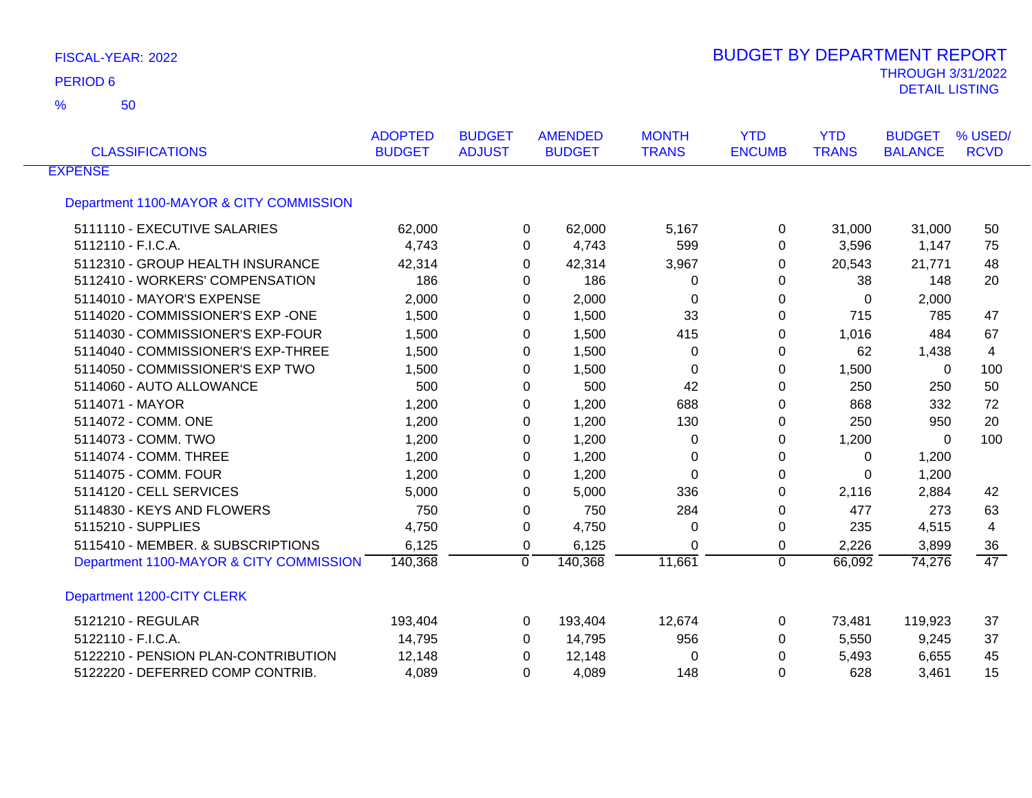FISCAL-YEAR: 2022

PERIOD 6

% 50

# BUDGET BY DEPARTMENT REPORT

THROUGH 3/31/2022

DETAIL LISTING

| CLASSIFICATIONS | ADOPTED BUDGET | BUDGET ADJUST | AMENDED BUDGET | MONTH TRANS | YTD ENCUMB | YTD TRANS | BUDGET BALANCE | % USED/ RCVD |
|---|---|---|---|---|---|---|---|---|
| EXPENSE | | | | | | | | |
| Department 1100-MAYOR & CITY COMMISSION | | | | | | | | |
| 5111110 - EXECUTIVE SALARIES | 62,000 | 0 | 62,000 | 5,167 | 0 | 31,000 | 31,000 | 50 |
| 5112110 - F.I.C.A. | 4,743 | 0 | 4,743 | 599 | 0 | 3,596 | 1,147 | 75 |
| 5112310 - GROUP HEALTH INSURANCE | 42,314 | 0 | 42,314 | 3,967 | 0 | 20,543 | 21,771 | 48 |
| 5112410 - WORKERS' COMPENSATION | 186 | 0 | 186 | 0 | 0 | 38 | 148 | 20 |
| 5114010 - MAYOR'S EXPENSE | 2,000 | 0 | 2,000 | 0 | 0 | 0 | 2,000 | |
| 5114020 - COMMISSIONER'S EXP -ONE | 1,500 | 0 | 1,500 | 33 | 0 | 715 | 785 | 47 |
| 5114030 - COMMISSIONER'S EXP-FOUR | 1,500 | 0 | 1,500 | 415 | 0 | 1,016 | 484 | 67 |
| 5114040 - COMMISSIONER'S EXP-THREE | 1,500 | 0 | 1,500 | 0 | 0 | 62 | 1,438 | 4 |
| 5114050 - COMMISSIONER'S EXP TWO | 1,500 | 0 | 1,500 | 0 | 0 | 1,500 | 0 | 100 |
| 5114060 - AUTO ALLOWANCE | 500 | 0 | 500 | 42 | 0 | 250 | 250 | 50 |
| 5114071 - MAYOR | 1,200 | 0 | 1,200 | 688 | 0 | 868 | 332 | 72 |
| 5114072 - COMM. ONE | 1,200 | 0 | 1,200 | 130 | 0 | 250 | 950 | 20 |
| 5114073 - COMM. TWO | 1,200 | 0 | 1,200 | 0 | 0 | 1,200 | 0 | 100 |
| 5114074 - COMM. THREE | 1,200 | 0 | 1,200 | 0 | 0 | 0 | 1,200 | |
| 5114075 - COMM. FOUR | 1,200 | 0 | 1,200 | 0 | 0 | 0 | 1,200 | |
| 5114120 - CELL SERVICES | 5,000 | 0 | 5,000 | 336 | 0 | 2,116 | 2,884 | 42 |
| 5114830 - KEYS AND FLOWERS | 750 | 0 | 750 | 284 | 0 | 477 | 273 | 63 |
| 5115210 - SUPPLIES | 4,750 | 0 | 4,750 | 0 | 0 | 235 | 4,515 | 4 |
| 5115410 - MEMBER. & SUBSCRIPTIONS | 6,125 | 0 | 6,125 | 0 | 0 | 2,226 | 3,899 | 36 |
| Department 1100-MAYOR & CITY COMMISSION | 140,368 | 0 | 140,368 | 11,661 | 0 | 66,092 | 74,276 | 47 |
| Department 1200-CITY CLERK | | | | | | | | |
| 5121210 - REGULAR | 193,404 | 0 | 193,404 | 12,674 | 0 | 73,481 | 119,923 | 37 |
| 5122110 - F.I.C.A. | 14,795 | 0 | 14,795 | 956 | 0 | 5,550 | 9,245 | 37 |
| 5122210 - PENSION PLAN-CONTRIBUTION | 12,148 | 0 | 12,148 | 0 | 0 | 5,493 | 6,655 | 45 |
| 5122220 - DEFERRED COMP CONTRIB. | 4,089 | 0 | 4,089 | 148 | 0 | 628 | 3,461 | 15 |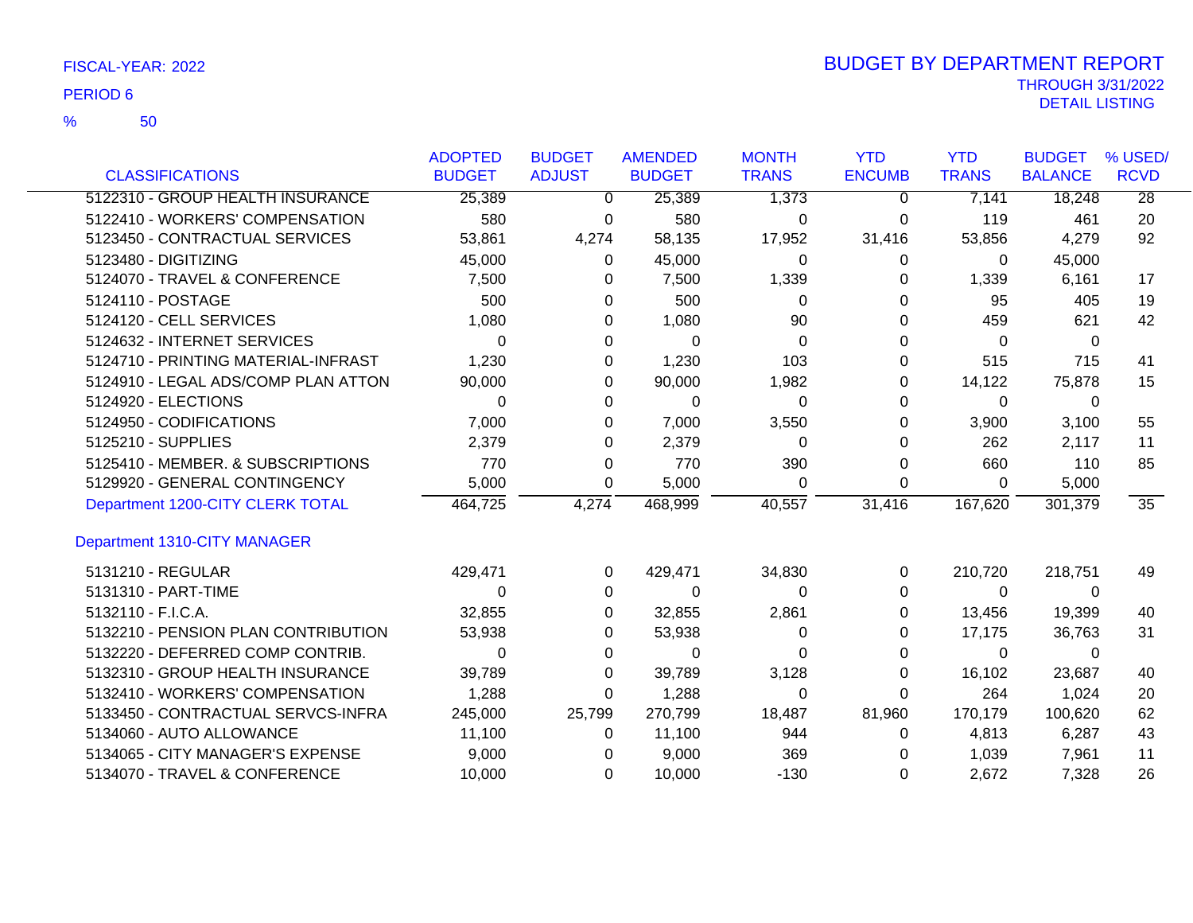FISCAL-YEAR: 2022

PERIOD 6

% 50

# BUDGET BY DEPARTMENT REPORT

THROUGH 3/31/2022

DETAIL LISTING

| CLASSIFICATIONS | ADOPTED BUDGET | BUDGET ADJUST | AMENDED BUDGET | MONTH TRANS | YTD ENCUMB | YTD TRANS | BUDGET BALANCE | % USED/ RCVD |
|---|---|---|---|---|---|---|---|---|
| 5122310 - GROUP HEALTH INSURANCE | 25,389 | 0 | 25,389 | 1,373 | 0 | 7,141 | 18,248 | 28 |
| 5122410 - WORKERS' COMPENSATION | 580 | 0 | 580 | 0 | 0 | 119 | 461 | 20 |
| 5123450 - CONTRACTUAL SERVICES | 53,861 | 4,274 | 58,135 | 17,952 | 31,416 | 53,856 | 4,279 | 92 |
| 5123480 - DIGITIZING | 45,000 | 0 | 45,000 | 0 | 0 | 0 | 45,000 | |
| 5124070 - TRAVEL & CONFERENCE | 7,500 | 0 | 7,500 | 1,339 | 0 | 1,339 | 6,161 | 17 |
| 5124110 - POSTAGE | 500 | 0 | 500 | 0 | 0 | 95 | 405 | 19 |
| 5124120 - CELL SERVICES | 1,080 | 0 | 1,080 | 90 | 0 | 459 | 621 | 42 |
| 5124632 - INTERNET SERVICES | 0 | 0 | 0 | 0 | 0 | 0 | 0 | |
| 5124710 - PRINTING MATERIAL-INFRAST | 1,230 | 0 | 1,230 | 103 | 0 | 515 | 715 | 41 |
| 5124910 - LEGAL ADS/COMP PLAN ATTON | 90,000 | 0 | 90,000 | 1,982 | 0 | 14,122 | 75,878 | 15 |
| 5124920 - ELECTIONS | 0 | 0 | 0 | 0 | 0 | 0 | 0 | |
| 5124950 - CODIFICATIONS | 7,000 | 0 | 7,000 | 3,550 | 0 | 3,900 | 3,100 | 55 |
| 5125210 - SUPPLIES | 2,379 | 0 | 2,379 | 0 | 0 | 262 | 2,117 | 11 |
| 5125410 - MEMBER. & SUBSCRIPTIONS | 770 | 0 | 770 | 390 | 0 | 660 | 110 | 85 |
| 5129920 - GENERAL CONTINGENCY | 5,000 | 0 | 5,000 | 0 | 0 | 0 | 5,000 | |
| Department 1200-CITY CLERK TOTAL | 464,725 | 4,274 | 468,999 | 40,557 | 31,416 | 167,620 | 301,379 | 35 |
| Department 1310-CITY MANAGER | | | | | | | | |
| 5131210 - REGULAR | 429,471 | 0 | 429,471 | 34,830 | 0 | 210,720 | 218,751 | 49 |
| 5131310 - PART-TIME | 0 | 0 | 0 | 0 | 0 | 0 | 0 | |
| 5132110 - F.I.C.A. | 32,855 | 0 | 32,855 | 2,861 | 0 | 13,456 | 19,399 | 40 |
| 5132210 - PENSION PLAN CONTRIBUTION | 53,938 | 0 | 53,938 | 0 | 0 | 17,175 | 36,763 | 31 |
| 5132220 - DEFERRED COMP CONTRIB. | 0 | 0 | 0 | 0 | 0 | 0 | 0 | |
| 5132310 - GROUP HEALTH INSURANCE | 39,789 | 0 | 39,789 | 3,128 | 0 | 16,102 | 23,687 | 40 |
| 5132410 - WORKERS' COMPENSATION | 1,288 | 0 | 1,288 | 0 | 0 | 264 | 1,024 | 20 |
| 5133450 - CONTRACTUAL SERVCS-INFRA | 245,000 | 25,799 | 270,799 | 18,487 | 81,960 | 170,179 | 100,620 | 62 |
| 5134060 - AUTO ALLOWANCE | 11,100 | 0 | 11,100 | 944 | 0 | 4,813 | 6,287 | 43 |
| 5134065 - CITY MANAGER'S EXPENSE | 9,000 | 0 | 9,000 | 369 | 0 | 1,039 | 7,961 | 11 |
| 5134070 - TRAVEL & CONFERENCE | 10,000 | 0 | 10,000 | -130 | 0 | 2,672 | 7,328 | 26 |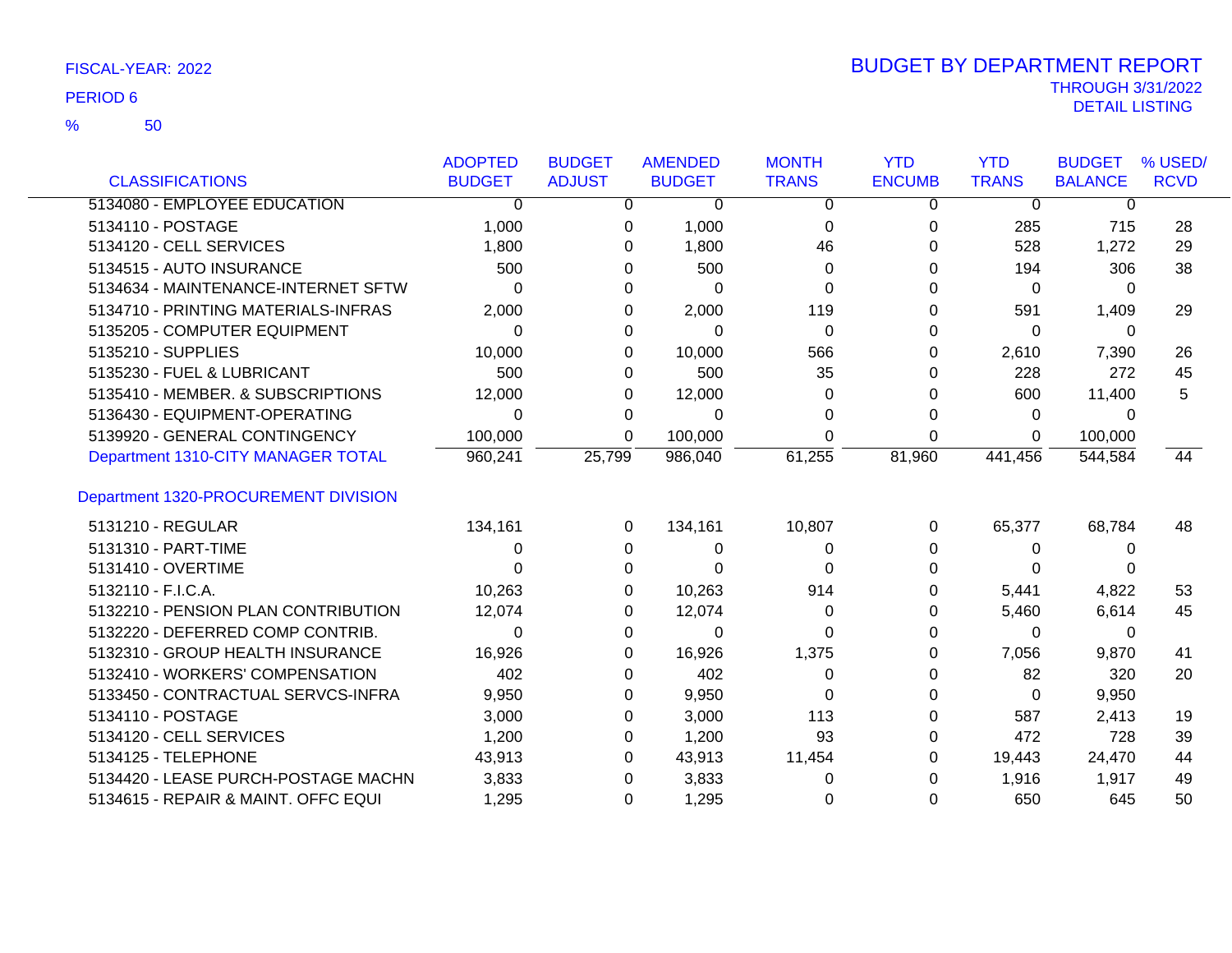FISCAL-YEAR: 2022

PERIOD 6

% 50

# BUDGET BY DEPARTMENT REPORT

THROUGH 3/31/2022

DETAIL LISTING

| CLASSIFICATIONS | ADOPTED BUDGET | BUDGET ADJUST | AMENDED BUDGET | MONTH TRANS | YTD ENCUMB | YTD TRANS | BUDGET BALANCE | % USED/ RCVD |
|---|---|---|---|---|---|---|---|---|
| 5134080 - EMPLOYEE EDUCATION | 0 | 0 | 0 | 0 | 0 | 0 | 0 | |
| 5134110 - POSTAGE | 1,000 | 0 | 1,000 | 0 | 0 | 285 | 715 | 28 |
| 5134120 - CELL SERVICES | 1,800 | 0 | 1,800 | 46 | 0 | 528 | 1,272 | 29 |
| 5134515 - AUTO INSURANCE | 500 | 0 | 500 | 0 | 0 | 194 | 306 | 38 |
| 5134634 - MAINTENANCE-INTERNET SFTW | 0 | 0 | 0 | 0 | 0 | 0 | 0 | |
| 5134710 - PRINTING MATERIALS-INFRAS | 2,000 | 0 | 2,000 | 119 | 0 | 591 | 1,409 | 29 |
| 5135205 - COMPUTER EQUIPMENT | 0 | 0 | 0 | 0 | 0 | 0 | 0 | |
| 5135210 - SUPPLIES | 10,000 | 0 | 10,000 | 566 | 0 | 2,610 | 7,390 | 26 |
| 5135230 - FUEL & LUBRICANT | 500 | 0 | 500 | 35 | 0 | 228 | 272 | 45 |
| 5135410 - MEMBER. & SUBSCRIPTIONS | 12,000 | 0 | 12,000 | 0 | 0 | 600 | 11,400 | 5 |
| 5136430 - EQUIPMENT-OPERATING | 0 | 0 | 0 | 0 | 0 | 0 | 0 | |
| 5139920 - GENERAL CONTINGENCY | 100,000 | 0 | 100,000 | 0 | 0 | 0 | 100,000 | |
| Department 1310-CITY MANAGER TOTAL | 960,241 | 25,799 | 986,040 | 61,255 | 81,960 | 441,456 | 544,584 | 44 |
| Department 1320-PROCUREMENT DIVISION | | | | | | | | |
| 5131210 - REGULAR | 134,161 | 0 | 134,161 | 10,807 | 0 | 65,377 | 68,784 | 48 |
| 5131310 - PART-TIME | 0 | 0 | 0 | 0 | 0 | 0 | 0 | |
| 5131410 - OVERTIME | 0 | 0 | 0 | 0 | 0 | 0 | 0 | |
| 5132110 - F.I.C.A. | 10,263 | 0 | 10,263 | 914 | 0 | 5,441 | 4,822 | 53 |
| 5132210 - PENSION PLAN CONTRIBUTION | 12,074 | 0 | 12,074 | 0 | 0 | 5,460 | 6,614 | 45 |
| 5132220 - DEFERRED COMP CONTRIB. | 0 | 0 | 0 | 0 | 0 | 0 | 0 | |
| 5132310 - GROUP HEALTH INSURANCE | 16,926 | 0 | 16,926 | 1,375 | 0 | 7,056 | 9,870 | 41 |
| 5132410 - WORKERS' COMPENSATION | 402 | 0 | 402 | 0 | 0 | 82 | 320 | 20 |
| 5133450 - CONTRACTUAL SERVCS-INFRA | 9,950 | 0 | 9,950 | 0 | 0 | 0 | 9,950 | |
| 5134110 - POSTAGE | 3,000 | 0 | 3,000 | 113 | 0 | 587 | 2,413 | 19 |
| 5134120 - CELL SERVICES | 1,200 | 0 | 1,200 | 93 | 0 | 472 | 728 | 39 |
| 5134125 - TELEPHONE | 43,913 | 0 | 43,913 | 11,454 | 0 | 19,443 | 24,470 | 44 |
| 5134420 - LEASE PURCH-POSTAGE MACHN | 3,833 | 0 | 3,833 | 0 | 0 | 1,916 | 1,917 | 49 |
| 5134615 - REPAIR & MAINT. OFFC EQUI | 1,295 | 0 | 1,295 | 0 | 0 | 650 | 645 | 50 |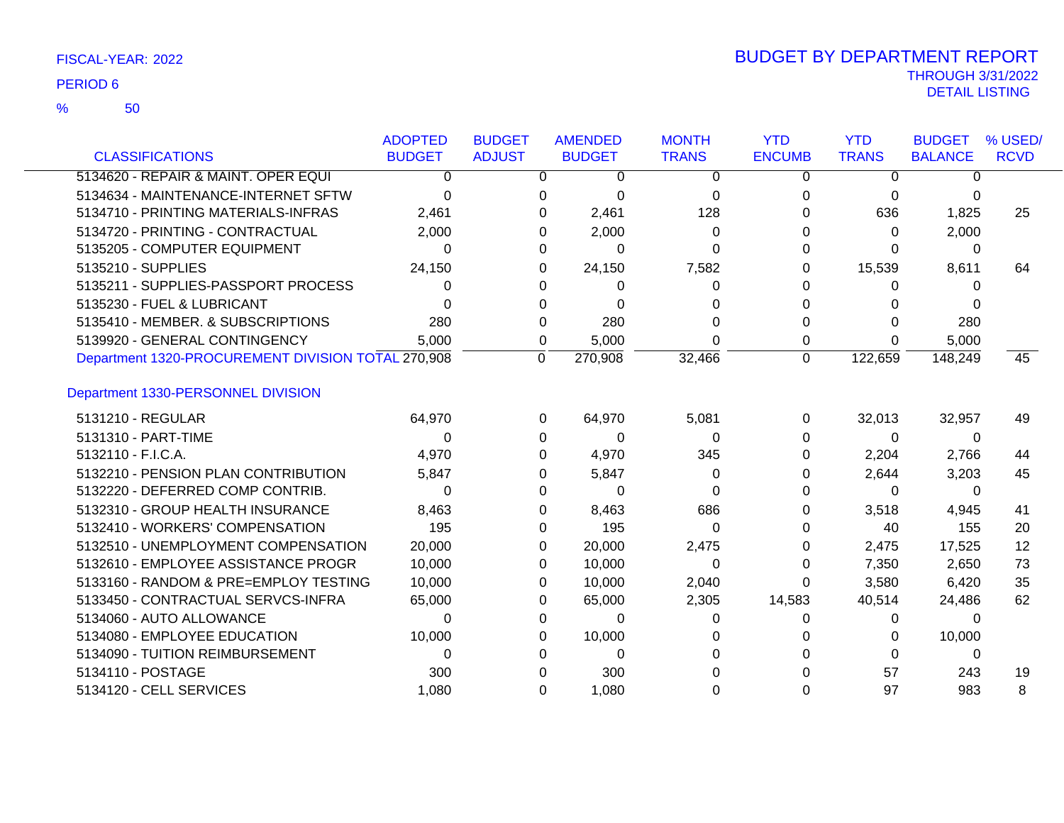FISCAL-YEAR: 2022

PERIOD 6

% 50

# BUDGET BY DEPARTMENT REPORT

THROUGH 3/31/2022

DETAIL LISTING

| CLASSIFICATIONS | ADOPTED BUDGET | BUDGET ADJUST | AMENDED BUDGET | MONTH TRANS | YTD ENCUMB | YTD TRANS | BUDGET BALANCE | % USED/ RCVD |
|---|---|---|---|---|---|---|---|---|
| 5134620 - REPAIR & MAINT. OPER EQUI | 0 | 0 | 0 | 0 | 0 | 0 | 0 | |
| 5134634 - MAINTENANCE-INTERNET SFTW | 0 | 0 | 0 | 0 | 0 | 0 | 0 | |
| 5134710 - PRINTING MATERIALS-INFRAS | 2,461 | 0 | 2,461 | 128 | 0 | 636 | 1,825 | 25 |
| 5134720 - PRINTING - CONTRACTUAL | 2,000 | 0 | 2,000 | 0 | 0 | 0 | 2,000 | |
| 5135205 - COMPUTER EQUIPMENT | 0 | 0 | 0 | 0 | 0 | 0 | 0 | |
| 5135210 - SUPPLIES | 24,150 | 0 | 24,150 | 7,582 | 0 | 15,539 | 8,611 | 64 |
| 5135211 - SUPPLIES-PASSPORT PROCESS | 0 | 0 | 0 | 0 | 0 | 0 | 0 | |
| 5135230 - FUEL & LUBRICANT | 0 | 0 | 0 | 0 | 0 | 0 | 0 | |
| 5135410 - MEMBER. & SUBSCRIPTIONS | 280 | 0 | 280 | 0 | 0 | 0 | 280 | |
| 5139920 - GENERAL CONTINGENCY | 5,000 | 0 | 5,000 | 0 | 0 | 0 | 5,000 | |
| Department 1320-PROCUREMENT DIVISION TOTAL | 270,908 | 0 | 270,908 | 32,466 | 0 | 122,659 | 148,249 | 45 |
| **Department 1330-PERSONNEL DIVISION** | | | | | | | | |
| 5131210 - REGULAR | 64,970 | 0 | 64,970 | 5,081 | 0 | 32,013 | 32,957 | 49 |
| 5131310 - PART-TIME | 0 | 0 | 0 | 0 | 0 | 0 | 0 | |
| 5132110 - F.I.C.A. | 4,970 | 0 | 4,970 | 345 | 0 | 2,204 | 2,766 | 44 |
| 5132210 - PENSION PLAN CONTRIBUTION | 5,847 | 0 | 5,847 | 0 | 0 | 2,644 | 3,203 | 45 |
| 5132220 - DEFERRED COMP CONTRIB. | 0 | 0 | 0 | 0 | 0 | 0 | 0 | |
| 5132310 - GROUP HEALTH INSURANCE | 8,463 | 0 | 8,463 | 686 | 0 | 3,518 | 4,945 | 41 |
| 5132410 - WORKERS' COMPENSATION | 195 | 0 | 195 | 0 | 0 | 40 | 155 | 20 |
| 5132510 - UNEMPLOYMENT COMPENSATION | 20,000 | 0 | 20,000 | 2,475 | 0 | 2,475 | 17,525 | 12 |
| 5132610 - EMPLOYEE ASSISTANCE PROGR | 10,000 | 0 | 10,000 | 0 | 0 | 7,350 | 2,650 | 73 |
| 5133160 - RANDOM & PRE=EMPLOY TESTING | 10,000 | 0 | 10,000 | 2,040 | 0 | 3,580 | 6,420 | 35 |
| 5133450 - CONTRACTUAL SERVCS-INFRA | 65,000 | 0 | 65,000 | 2,305 | 14,583 | 40,514 | 24,486 | 62 |
| 5134060 - AUTO ALLOWANCE | 0 | 0 | 0 | 0 | 0 | 0 | 0 | |
| 5134080 - EMPLOYEE EDUCATION | 10,000 | 0 | 10,000 | 0 | 0 | 0 | 10,000 | |
| 5134090 - TUITION REIMBURSEMENT | 0 | 0 | 0 | 0 | 0 | 0 | 0 | |
| 5134110 - POSTAGE | 300 | 0 | 300 | 0 | 0 | 57 | 243 | 19 |
| 5134120 - CELL SERVICES | 1,080 | 0 | 1,080 | 0 | 0 | 97 | 983 | 8 |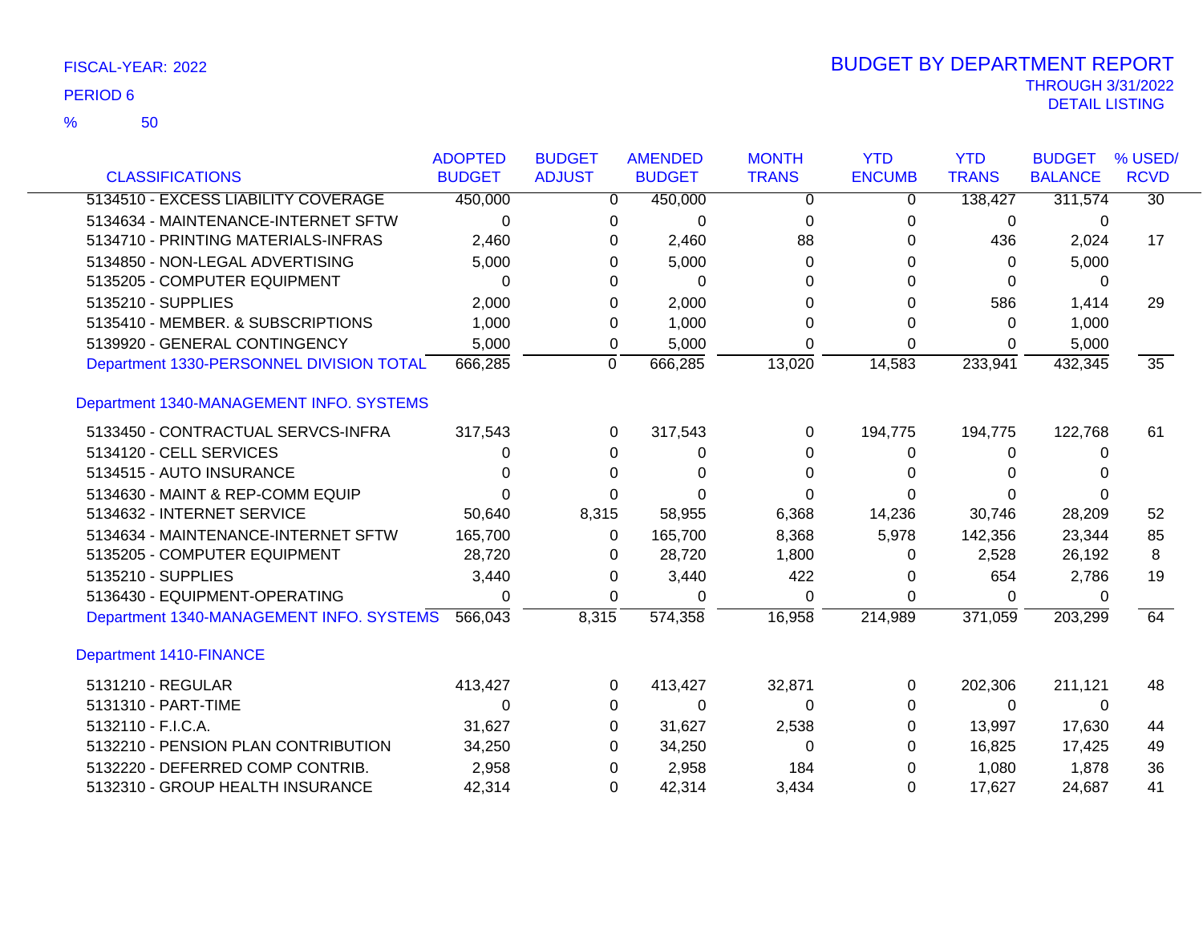FISCAL-YEAR: 2022

PERIOD 6

% 50

# BUDGET BY DEPARTMENT REPORT

THROUGH 3/31/2022

DETAIL LISTING

| CLASSIFICATIONS | ADOPTED BUDGET | BUDGET ADJUST | AMENDED BUDGET | MONTH TRANS | YTD ENCUMB | YTD TRANS | BUDGET BALANCE | % USED/ RCVD |
|---|---|---|---|---|---|---|---|---|
| 5134510 - EXCESS LIABILITY COVERAGE | 450,000 | 0 | 450,000 | 0 | 0 | 138,427 | 311,574 | 30 |
| 5134634 - MAINTENANCE-INTERNET SFTW | 0 | 0 | 0 | 0 | 0 | 0 | 0 | |
| 5134710 - PRINTING MATERIALS-INFRAS | 2,460 | 0 | 2,460 | 88 | 0 | 436 | 2,024 | 17 |
| 5134850 - NON-LEGAL ADVERTISING | 5,000 | 0 | 5,000 | 0 | 0 | 0 | 5,000 | |
| 5135205 - COMPUTER EQUIPMENT | 0 | 0 | 0 | 0 | 0 | 0 | 0 | |
| 5135210 - SUPPLIES | 2,000 | 0 | 2,000 | 0 | 0 | 586 | 1,414 | 29 |
| 5135410 - MEMBER. & SUBSCRIPTIONS | 1,000 | 0 | 1,000 | 0 | 0 | 0 | 1,000 | |
| 5139920 - GENERAL CONTINGENCY | 5,000 | 0 | 5,000 | 0 | 0 | 0 | 5,000 | |
| Department 1330-PERSONNEL DIVISION TOTAL | 666,285 | 0 | 666,285 | 13,020 | 14,583 | 233,941 | 432,345 | 35 |
| **Department 1340-MANAGEMENT INFO. SYSTEMS** | | | | | | | | |
| 5133450 - CONTRACTUAL SERVCS-INFRA | 317,543 | 0 | 317,543 | 0 | 194,775 | 194,775 | 122,768 | 61 |
| 5134120 - CELL SERVICES | 0 | 0 | 0 | 0 | 0 | 0 | 0 | |
| 5134515 - AUTO INSURANCE | 0 | 0 | 0 | 0 | 0 | 0 | 0 | |
| 5134630 - MAINT & REP-COMM EQUIP | 0 | 0 | 0 | 0 | 0 | 0 | 0 | |
| 5134632 - INTERNET SERVICE | 50,640 | 8,315 | 58,955 | 6,368 | 14,236 | 30,746 | 28,209 | 52 |
| 5134634 - MAINTENANCE-INTERNET SFTW | 165,700 | 0 | 165,700 | 8,368 | 5,978 | 142,356 | 23,344 | 85 |
| 5135205 - COMPUTER EQUIPMENT | 28,720 | 0 | 28,720 | 1,800 | 0 | 2,528 | 26,192 | 8 |
| 5135210 - SUPPLIES | 3,440 | 0 | 3,440 | 422 | 0 | 654 | 2,786 | 19 |
| 5136430 - EQUIPMENT-OPERATING | 0 | 0 | 0 | 0 | 0 | 0 | 0 | |
| Department 1340-MANAGEMENT INFO. SYSTEMS | 566,043 | 8,315 | 574,358 | 16,958 | 214,989 | 371,059 | 203,299 | 64 |
| **Department 1410-FINANCE** | | | | | | | | |
| 5131210 - REGULAR | 413,427 | 0 | 413,427 | 32,871 | 0 | 202,306 | 211,121 | 48 |
| 5131310 - PART-TIME | 0 | 0 | 0 | 0 | 0 | 0 | 0 | |
| 5132110 - F.I.C.A. | 31,627 | 0 | 31,627 | 2,538 | 0 | 13,997 | 17,630 | 44 |
| 5132210 - PENSION PLAN CONTRIBUTION | 34,250 | 0 | 34,250 | 0 | 0 | 16,825 | 17,425 | 49 |
| 5132220 - DEFERRED COMP CONTRIB. | 2,958 | 0 | 2,958 | 184 | 0 | 1,080 | 1,878 | 36 |
| 5132310 - GROUP HEALTH INSURANCE | 42,314 | 0 | 42,314 | 3,434 | 0 | 17,627 | 24,687 | 41 |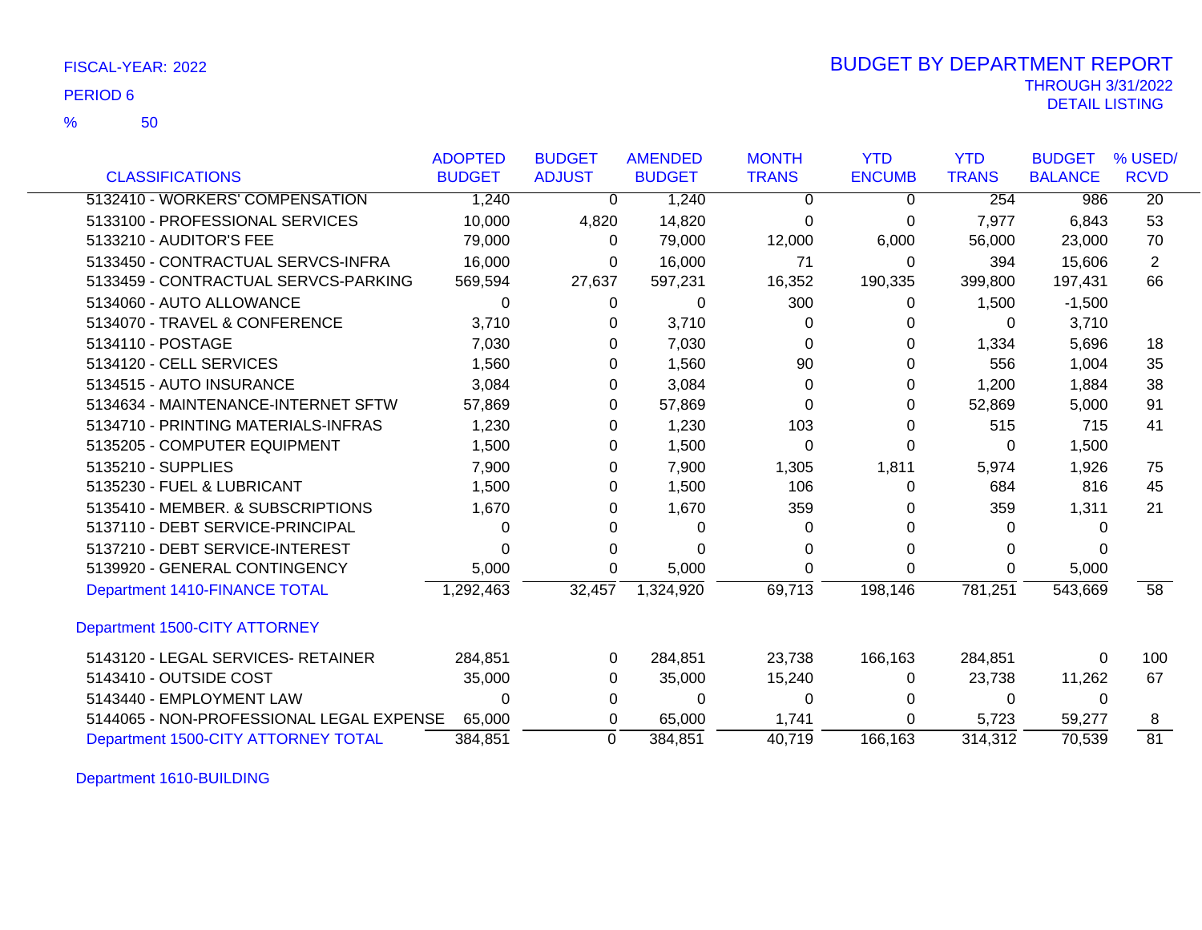FISCAL-YEAR: 2022

PERIOD 6

% 50

# BUDGET BY DEPARTMENT REPORT

THROUGH 3/31/2022

DETAIL LISTING

| CLASSIFICATIONS | ADOPTED BUDGET | BUDGET ADJUST | AMENDED BUDGET | MONTH TRANS | YTD ENCUMB | YTD TRANS | BUDGET BALANCE | % USED/ RCVD |
|---|---|---|---|---|---|---|---|---|
| 5132410 - WORKERS' COMPENSATION | 1,240 | 0 | 1,240 | 0 | 0 | 254 | 986 | 20 |
| 5133100 - PROFESSIONAL SERVICES | 10,000 | 4,820 | 14,820 | 0 | 0 | 7,977 | 6,843 | 53 |
| 5133210 - AUDITOR'S FEE | 79,000 | 0 | 79,000 | 12,000 | 6,000 | 56,000 | 23,000 | 70 |
| 5133450 - CONTRACTUAL SERVCS-INFRA | 16,000 | 0 | 16,000 | 71 | 0 | 394 | 15,606 | 2 |
| 5133459 - CONTRACTUAL SERVCS-PARKING | 569,594 | 27,637 | 597,231 | 16,352 | 190,335 | 399,800 | 197,431 | 66 |
| 5134060 - AUTO ALLOWANCE | 0 | 0 | 0 | 300 | 0 | 1,500 | -1,500 | |
| 5134070 - TRAVEL & CONFERENCE | 3,710 | 0 | 3,710 | 0 | 0 | 0 | 3,710 | |
| 5134110 - POSTAGE | 7,030 | 0 | 7,030 | 0 | 0 | 1,334 | 5,696 | 18 |
| 5134120 - CELL SERVICES | 1,560 | 0 | 1,560 | 90 | 0 | 556 | 1,004 | 35 |
| 5134515 - AUTO INSURANCE | 3,084 | 0 | 3,084 | 0 | 0 | 1,200 | 1,884 | 38 |
| 5134634 - MAINTENANCE-INTERNET SFTW | 57,869 | 0 | 57,869 | 0 | 0 | 52,869 | 5,000 | 91 |
| 5134710 - PRINTING MATERIALS-INFRAS | 1,230 | 0 | 1,230 | 103 | 0 | 515 | 715 | 41 |
| 5135205 - COMPUTER EQUIPMENT | 1,500 | 0 | 1,500 | 0 | 0 | 0 | 1,500 | |
| 5135210 - SUPPLIES | 7,900 | 0 | 7,900 | 1,305 | 1,811 | 5,974 | 1,926 | 75 |
| 5135230 - FUEL & LUBRICANT | 1,500 | 0 | 1,500 | 106 | 0 | 684 | 816 | 45 |
| 5135410 - MEMBER. & SUBSCRIPTIONS | 1,670 | 0 | 1,670 | 359 | 0 | 359 | 1,311 | 21 |
| 5137110 - DEBT SERVICE-PRINCIPAL | 0 | 0 | 0 | 0 | 0 | 0 | 0 | |
| 5137210 - DEBT SERVICE-INTEREST | 0 | 0 | 0 | 0 | 0 | 0 | 0 | |
| 5139920 - GENERAL CONTINGENCY | 5,000 | 0 | 5,000 | 0 | 0 | 0 | 5,000 | |
| Department 1410-FINANCE TOTAL | 1,292,463 | 32,457 | 1,324,920 | 69,713 | 198,146 | 781,251 | 543,669 | 58 |
| **Department 1500-CITY ATTORNEY** | | | | | | | | |
| 5143120 - LEGAL SERVICES- RETAINER | 284,851 | 0 | 284,851 | 23,738 | 166,163 | 284,851 | 0 | 100 |
| 5143410 - OUTSIDE COST | 35,000 | 0 | 35,000 | 15,240 | 0 | 23,738 | 11,262 | 67 |
| 5143440 - EMPLOYMENT LAW | 0 | 0 | 0 | 0 | 0 | 0 | 0 | |
| 5144065 - NON-PROFESSIONAL LEGAL EXPENSE | 65,000 | 0 | 65,000 | 1,741 | 0 | 5,723 | 59,277 | 8 |
| Department 1500-CITY ATTORNEY TOTAL | 384,851 | 0 | 384,851 | 40,719 | 166,163 | 314,312 | 70,539 | 81 |

Department 1610-BUILDING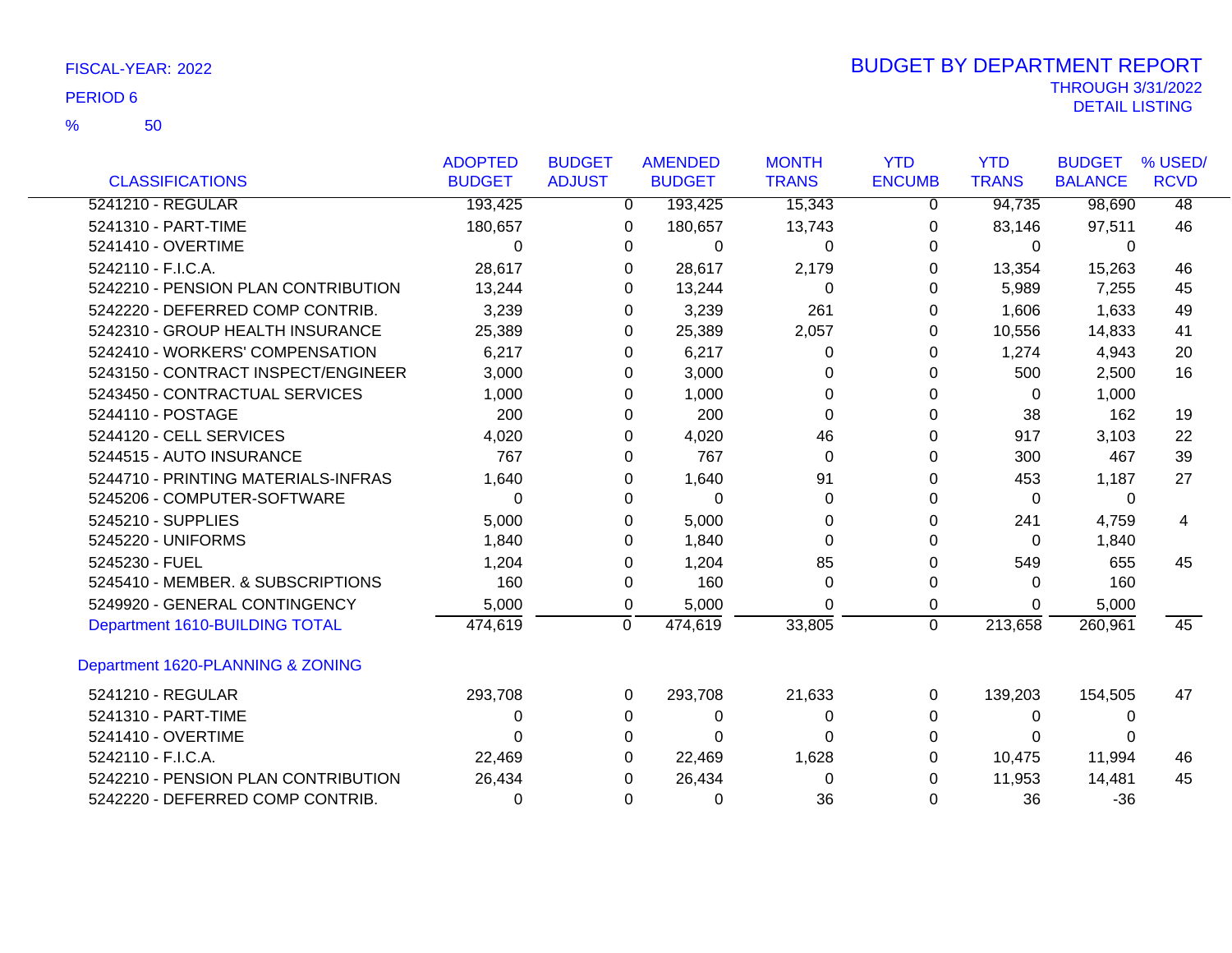FISCAL-YEAR: 2022

PERIOD 6

% 50

# BUDGET BY DEPARTMENT REPORT

THROUGH 3/31/2022

DETAIL LISTING

| CLASSIFICATIONS | ADOPTED BUDGET | BUDGET ADJUST | AMENDED BUDGET | MONTH TRANS | YTD ENCUMB | YTD TRANS | BUDGET BALANCE | % USED/ RCVD |
|---|---|---|---|---|---|---|---|---|
| 5241210 - REGULAR | 193,425 | 0 | 193,425 | 15,343 | 0 | 94,735 | 98,690 | 48 |
| 5241310 - PART-TIME | 180,657 | 0 | 180,657 | 13,743 | 0 | 83,146 | 97,511 | 46 |
| 5241410 - OVERTIME | 0 | 0 | 0 | 0 | 0 | 0 | 0 | |
| 5242110 - F.I.C.A. | 28,617 | 0 | 28,617 | 2,179 | 0 | 13,354 | 15,263 | 46 |
| 5242210 - PENSION PLAN CONTRIBUTION | 13,244 | 0 | 13,244 | 0 | 0 | 5,989 | 7,255 | 45 |
| 5242220 - DEFERRED COMP CONTRIB. | 3,239 | 0 | 3,239 | 261 | 0 | 1,606 | 1,633 | 49 |
| 5242310 - GROUP HEALTH INSURANCE | 25,389 | 0 | 25,389 | 2,057 | 0 | 10,556 | 14,833 | 41 |
| 5242410 - WORKERS' COMPENSATION | 6,217 | 0 | 6,217 | 0 | 0 | 1,274 | 4,943 | 20 |
| 5243150 - CONTRACT INSPECT/ENGINEER | 3,000 | 0 | 3,000 | 0 | 0 | 500 | 2,500 | 16 |
| 5243450 - CONTRACTUAL SERVICES | 1,000 | 0 | 1,000 | 0 | 0 | 0 | 1,000 | |
| 5244110 - POSTAGE | 200 | 0 | 200 | 0 | 0 | 38 | 162 | 19 |
| 5244120 - CELL SERVICES | 4,020 | 0 | 4,020 | 46 | 0 | 917 | 3,103 | 22 |
| 5244515 - AUTO INSURANCE | 767 | 0 | 767 | 0 | 0 | 300 | 467 | 39 |
| 5244710 - PRINTING MATERIALS-INFRAS | 1,640 | 0 | 1,640 | 91 | 0 | 453 | 1,187 | 27 |
| 5245206 - COMPUTER-SOFTWARE | 0 | 0 | 0 | 0 | 0 | 0 | 0 | |
| 5245210 - SUPPLIES | 5,000 | 0 | 5,000 | 0 | 0 | 241 | 4,759 | 4 |
| 5245220 - UNIFORMS | 1,840 | 0 | 1,840 | 0 | 0 | 0 | 1,840 | |
| 5245230 - FUEL | 1,204 | 0 | 1,204 | 85 | 0 | 549 | 655 | 45 |
| 5245410 - MEMBER. & SUBSCRIPTIONS | 160 | 0 | 160 | 0 | 0 | 0 | 160 | |
| 5249920 - GENERAL CONTINGENCY | 5,000 | 0 | 5,000 | 0 | 0 | 0 | 5,000 | |
| Department 1610-BUILDING TOTAL | 474,619 | 0 | 474,619 | 33,805 | 0 | 213,658 | 260,961 | 45 |
| **Department 1620-PLANNING & ZONING** | | | | | | | | |
| 5241210 - REGULAR | 293,708 | 0 | 293,708 | 21,633 | 0 | 139,203 | 154,505 | 47 |
| 5241310 - PART-TIME | 0 | 0 | 0 | 0 | 0 | 0 | 0 | |
| 5241410 - OVERTIME | 0 | 0 | 0 | 0 | 0 | 0 | 0 | |
| 5242110 - F.I.C.A. | 22,469 | 0 | 22,469 | 1,628 | 0 | 10,475 | 11,994 | 46 |
| 5242210 - PENSION PLAN CONTRIBUTION | 26,434 | 0 | 26,434 | 0 | 0 | 11,953 | 14,481 | 45 |
| 5242220 - DEFERRED COMP CONTRIB. | 0 | 0 | 0 | 36 | 0 | 36 | -36 | |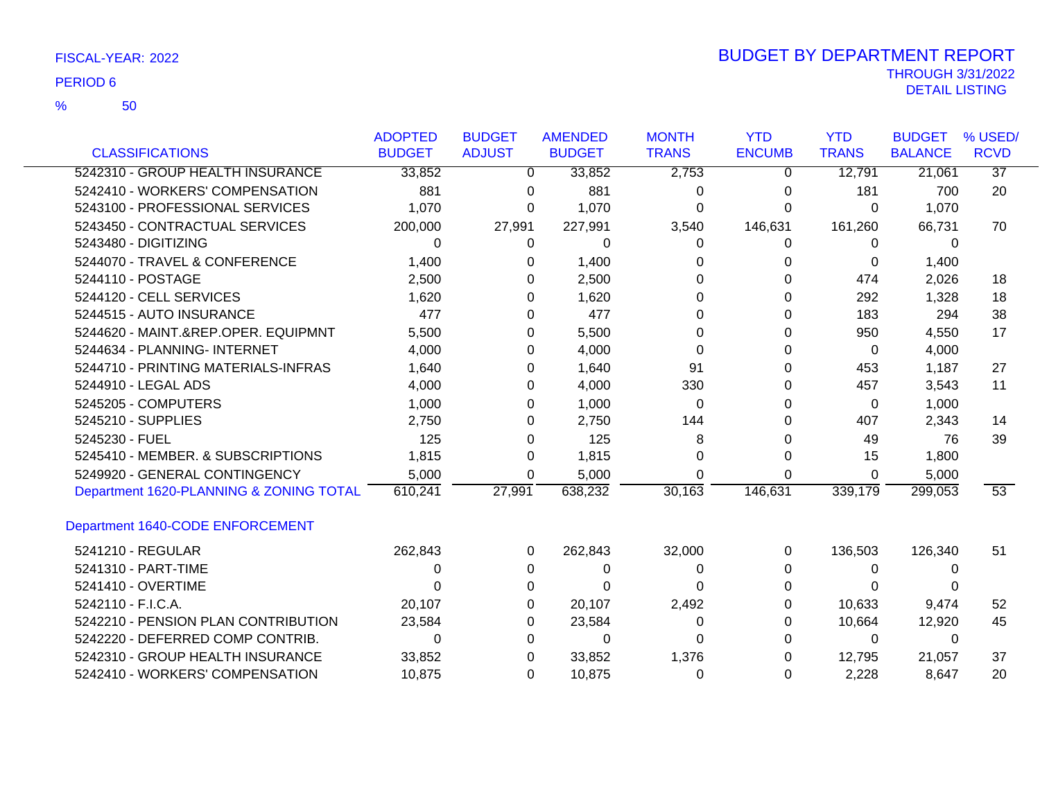FISCAL-YEAR: 2022

PERIOD 6

% 50

# BUDGET BY DEPARTMENT REPORT

THROUGH 3/31/2022

DETAIL LISTING

| CLASSIFICATIONS | ADOPTED BUDGET | BUDGET ADJUST | AMENDED BUDGET | MONTH TRANS | YTD ENCUMB | YTD TRANS | BUDGET BALANCE | % USED/ RCVD |
|---|---|---|---|---|---|---|---|---|
| 5242310 - GROUP HEALTH INSURANCE | 33,852 | 0 | 33,852 | 2,753 | 0 | 12,791 | 21,061 | 37 |
| 5242410 - WORKERS' COMPENSATION | 881 | 0 | 881 | 0 | 0 | 181 | 700 | 20 |
| 5243100 - PROFESSIONAL SERVICES | 1,070 | 0 | 1,070 | 0 | 0 | 0 | 1,070 | |
| 5243450 - CONTRACTUAL SERVICES | 200,000 | 27,991 | 227,991 | 3,540 | 146,631 | 161,260 | 66,731 | 70 |
| 5243480 - DIGITIZING | 0 | 0 | 0 | 0 | 0 | 0 | 0 | |
| 5244070 - TRAVEL & CONFERENCE | 1,400 | 0 | 1,400 | 0 | 0 | 0 | 1,400 | |
| 5244110 - POSTAGE | 2,500 | 0 | 2,500 | 0 | 0 | 474 | 2,026 | 18 |
| 5244120 - CELL SERVICES | 1,620 | 0 | 1,620 | 0 | 0 | 292 | 1,328 | 18 |
| 5244515 - AUTO INSURANCE | 477 | 0 | 477 | 0 | 0 | 183 | 294 | 38 |
| 5244620 - MAINT.&REP.OPER. EQUIPMNT | 5,500 | 0 | 5,500 | 0 | 0 | 950 | 4,550 | 17 |
| 5244634 - PLANNING- INTERNET | 4,000 | 0 | 4,000 | 0 | 0 | 0 | 4,000 | |
| 5244710 - PRINTING MATERIALS-INFRAS | 1,640 | 0 | 1,640 | 91 | 0 | 453 | 1,187 | 27 |
| 5244910 - LEGAL ADS | 4,000 | 0 | 4,000 | 330 | 0 | 457 | 3,543 | 11 |
| 5245205 - COMPUTERS | 1,000 | 0 | 1,000 | 0 | 0 | 0 | 1,000 | |
| 5245210 - SUPPLIES | 2,750 | 0 | 2,750 | 144 | 0 | 407 | 2,343 | 14 |
| 5245230 - FUEL | 125 | 0 | 125 | 8 | 0 | 49 | 76 | 39 |
| 5245410 - MEMBER. & SUBSCRIPTIONS | 1,815 | 0 | 1,815 | 0 | 0 | 15 | 1,800 | |
| 5249920 - GENERAL CONTINGENCY | 5,000 | 0 | 5,000 | 0 | 0 | 0 | 5,000 | |
| Department 1620-PLANNING & ZONING TOTAL | 610,241 | 27,991 | 638,232 | 30,163 | 146,631 | 339,179 | 299,053 | 53 |
| **Department 1640-CODE ENFORCEMENT** | | | | | | | | |
| 5241210 - REGULAR | 262,843 | 0 | 262,843 | 32,000 | 0 | 136,503 | 126,340 | 51 |
| 5241310 - PART-TIME | 0 | 0 | 0 | 0 | 0 | 0 | 0 | |
| 5241410 - OVERTIME | 0 | 0 | 0 | 0 | 0 | 0 | 0 | |
| 5242110 - F.I.C.A. | 20,107 | 0 | 20,107 | 2,492 | 0 | 10,633 | 9,474 | 52 |
| 5242210 - PENSION PLAN CONTRIBUTION | 23,584 | 0 | 23,584 | 0 | 0 | 10,664 | 12,920 | 45 |
| 5242220 - DEFERRED COMP CONTRIB. | 0 | 0 | 0 | 0 | 0 | 0 | 0 | |
| 5242310 - GROUP HEALTH INSURANCE | 33,852 | 0 | 33,852 | 1,376 | 0 | 12,795 | 21,057 | 37 |
| 5242410 - WORKERS' COMPENSATION | 10,875 | 0 | 10,875 | 0 | 0 | 2,228 | 8,647 | 20 |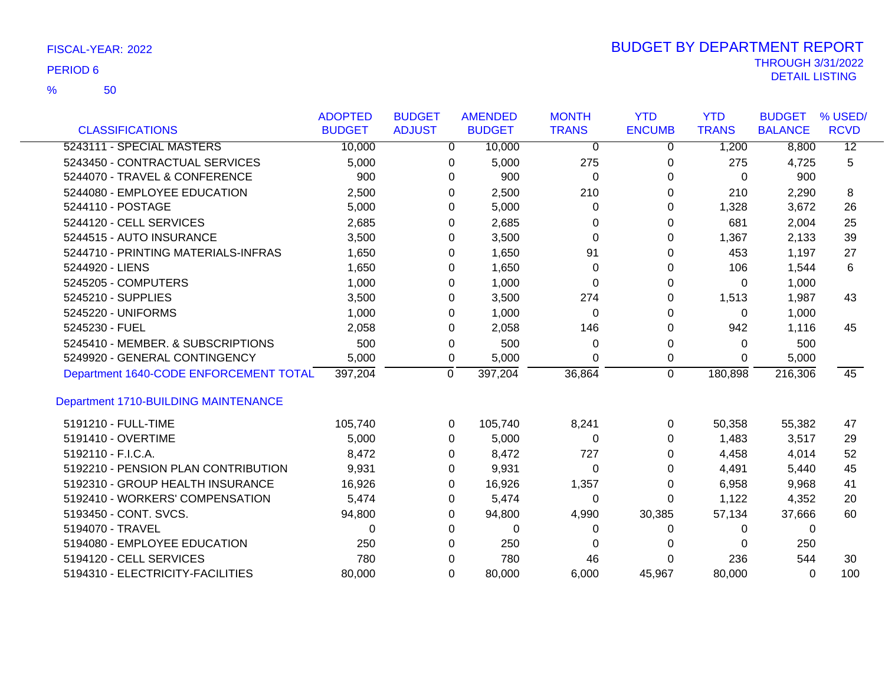FISCAL-YEAR: 2022

PERIOD 6

% 50

# BUDGET BY DEPARTMENT REPORT

THROUGH 3/31/2022

DETAIL LISTING

| CLASSIFICATIONS | ADOPTED BUDGET | BUDGET ADJUST | AMENDED BUDGET | MONTH TRANS | YTD ENCUMB | YTD TRANS | BUDGET BALANCE | % USED/ RCVD |
|---|---|---|---|---|---|---|---|---|
| 5243111 - SPECIAL MASTERS | 10,000 | 0 | 10,000 | 0 | 0 | 1,200 | 8,800 | 12 |
| 5243450 - CONTRACTUAL SERVICES | 5,000 | 0 | 5,000 | 275 | 0 | 275 | 4,725 | 5 |
| 5244070 - TRAVEL & CONFERENCE | 900 | 0 | 900 | 0 | 0 | 0 | 900 | |
| 5244080 - EMPLOYEE EDUCATION | 2,500 | 0 | 2,500 | 210 | 0 | 210 | 2,290 | 8 |
| 5244110 - POSTAGE | 5,000 | 0 | 5,000 | 0 | 0 | 1,328 | 3,672 | 26 |
| 5244120 - CELL SERVICES | 2,685 | 0 | 2,685 | 0 | 0 | 681 | 2,004 | 25 |
| 5244515 - AUTO INSURANCE | 3,500 | 0 | 3,500 | 0 | 0 | 1,367 | 2,133 | 39 |
| 5244710 - PRINTING MATERIALS-INFRAS | 1,650 | 0 | 1,650 | 91 | 0 | 453 | 1,197 | 27 |
| 5244920 - LIENS | 1,650 | 0 | 1,650 | 0 | 0 | 106 | 1,544 | 6 |
| 5245205 - COMPUTERS | 1,000 | 0 | 1,000 | 0 | 0 | 0 | 1,000 | |
| 5245210 - SUPPLIES | 3,500 | 0 | 3,500 | 274 | 0 | 1,513 | 1,987 | 43 |
| 5245220 - UNIFORMS | 1,000 | 0 | 1,000 | 0 | 0 | 0 | 1,000 | |
| 5245230 - FUEL | 2,058 | 0 | 2,058 | 146 | 0 | 942 | 1,116 | 45 |
| 5245410 - MEMBER. & SUBSCRIPTIONS | 500 | 0 | 500 | 0 | 0 | 0 | 500 | |
| 5249920 - GENERAL CONTINGENCY | 5,000 | 0 | 5,000 | 0 | 0 | 0 | 5,000 | |
| Department 1640-CODE ENFORCEMENT TOTAL | 397,204 | 0 | 397,204 | 36,864 | 0 | 180,898 | 216,306 | 45 |
| **Department 1710-BUILDING MAINTENANCE** | | | | | | | | |
| 5191210 - FULL-TIME | 105,740 | 0 | 105,740 | 8,241 | 0 | 50,358 | 55,382 | 47 |
| 5191410 - OVERTIME | 5,000 | 0 | 5,000 | 0 | 0 | 1,483 | 3,517 | 29 |
| 5192110 - F.I.C.A. | 8,472 | 0 | 8,472 | 727 | 0 | 4,458 | 4,014 | 52 |
| 5192210 - PENSION PLAN CONTRIBUTION | 9,931 | 0 | 9,931 | 0 | 0 | 4,491 | 5,440 | 45 |
| 5192310 - GROUP HEALTH INSURANCE | 16,926 | 0 | 16,926 | 1,357 | 0 | 6,958 | 9,968 | 41 |
| 5192410 - WORKERS' COMPENSATION | 5,474 | 0 | 5,474 | 0 | 0 | 1,122 | 4,352 | 20 |
| 5193450 - CONT. SVCS. | 94,800 | 0 | 94,800 | 4,990 | 30,385 | 57,134 | 37,666 | 60 |
| 5194070 - TRAVEL | 0 | 0 | 0 | 0 | 0 | 0 | 0 | |
| 5194080 - EMPLOYEE EDUCATION | 250 | 0 | 250 | 0 | 0 | 0 | 250 | |
| 5194120 - CELL SERVICES | 780 | 0 | 780 | 46 | 0 | 236 | 544 | 30 |
| 5194310 - ELECTRICITY-FACILITIES | 80,000 | 0 | 80,000 | 6,000 | 45,967 | 80,000 | 0 | 100 |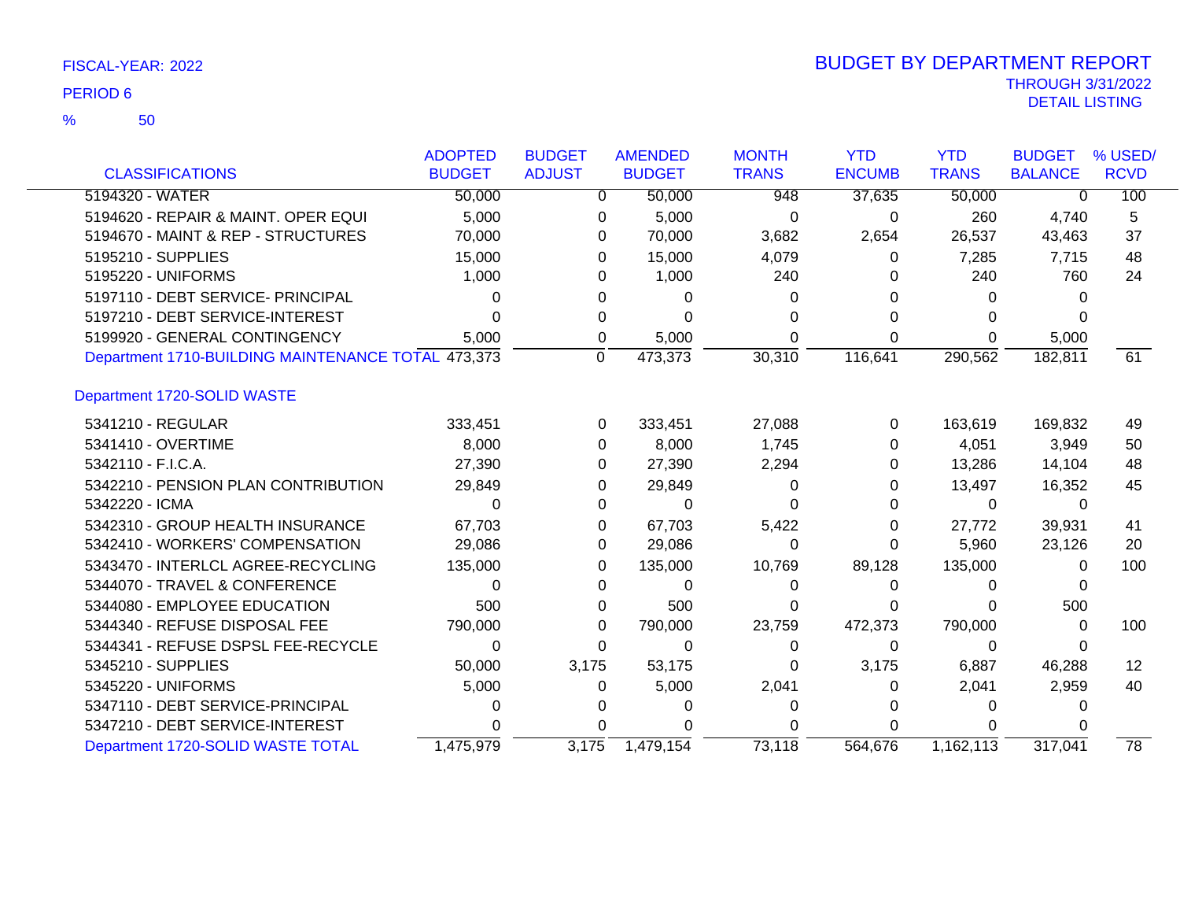FISCAL-YEAR: 2022

PERIOD 6

% 50

# BUDGET BY DEPARTMENT REPORT

THROUGH 3/31/2022

DETAIL LISTING

| CLASSIFICATIONS | ADOPTED BUDGET | BUDGET ADJUST | AMENDED BUDGET | MONTH TRANS | YTD ENCUMB | YTD TRANS | BUDGET BALANCE | % USED/ RCVD |
|---|---|---|---|---|---|---|---|---|
| 5194320 - WATER | 50,000 | 0 | 50,000 | 948 | 37,635 | 50,000 | 0 | 100 |
| 5194620 - REPAIR & MAINT. OPER EQUI | 5,000 | 0 | 5,000 | 0 | 0 | 260 | 4,740 | 5 |
| 5194670 - MAINT & REP - STRUCTURES | 70,000 | 0 | 70,000 | 3,682 | 2,654 | 26,537 | 43,463 | 37 |
| 5195210 - SUPPLIES | 15,000 | 0 | 15,000 | 4,079 | 0 | 7,285 | 7,715 | 48 |
| 5195220 - UNIFORMS | 1,000 | 0 | 1,000 | 240 | 0 | 240 | 760 | 24 |
| 5197110 - DEBT SERVICE- PRINCIPAL | 0 | 0 | 0 | 0 | 0 | 0 | 0 | |
| 5197210 - DEBT SERVICE-INTEREST | 0 | 0 | 0 | 0 | 0 | 0 | 0 | |
| 5199920 - GENERAL CONTINGENCY | 5,000 | 0 | 5,000 | 0 | 0 | 0 | 5,000 | |
| Department 1710-BUILDING MAINTENANCE TOTAL | 473,373 | 0 | 473,373 | 30,310 | 116,641 | 290,562 | 182,811 | 61 |
| **Department 1720-SOLID WASTE** | | | | | | | | |
| 5341210 - REGULAR | 333,451 | 0 | 333,451 | 27,088 | 0 | 163,619 | 169,832 | 49 |
| 5341410 - OVERTIME | 8,000 | 0 | 8,000 | 1,745 | 0 | 4,051 | 3,949 | 50 |
| 5342110 - F.I.C.A. | 27,390 | 0 | 27,390 | 2,294 | 0 | 13,286 | 14,104 | 48 |
| 5342210 - PENSION PLAN CONTRIBUTION | 29,849 | 0 | 29,849 | 0 | 0 | 13,497 | 16,352 | 45 |
| 5342220 - ICMA | 0 | 0 | 0 | 0 | 0 | 0 | 0 | |
| 5342310 - GROUP HEALTH INSURANCE | 67,703 | 0 | 67,703 | 5,422 | 0 | 27,772 | 39,931 | 41 |
| 5342410 - WORKERS' COMPENSATION | 29,086 | 0 | 29,086 | 0 | 0 | 5,960 | 23,126 | 20 |
| 5343470 - INTERLCL AGREE-RECYCLING | 135,000 | 0 | 135,000 | 10,769 | 89,128 | 135,000 | 0 | 100 |
| 5344070 - TRAVEL & CONFERENCE | 0 | 0 | 0 | 0 | 0 | 0 | 0 | |
| 5344080 - EMPLOYEE EDUCATION | 500 | 0 | 500 | 0 | 0 | 0 | 500 | |
| 5344340 - REFUSE DISPOSAL FEE | 790,000 | 0 | 790,000 | 23,759 | 472,373 | 790,000 | 0 | 100 |
| 5344341 - REFUSE DSPSL FEE-RECYCLE | 0 | 0 | 0 | 0 | 0 | 0 | 0 | |
| 5345210 - SUPPLIES | 50,000 | 3,175 | 53,175 | 0 | 3,175 | 6,887 | 46,288 | 12 |
| 5345220 - UNIFORMS | 5,000 | 0 | 5,000 | 2,041 | 0 | 2,041 | 2,959 | 40 |
| 5347110 - DEBT SERVICE-PRINCIPAL | 0 | 0 | 0 | 0 | 0 | 0 | 0 | |
| 5347210 - DEBT SERVICE-INTEREST | 0 | 0 | 0 | 0 | 0 | 0 | 0 | |
| Department 1720-SOLID WASTE TOTAL | 1,475,979 | 3,175 | 1,479,154 | 73,118 | 564,676 | 1,162,113 | 317,041 | 78 |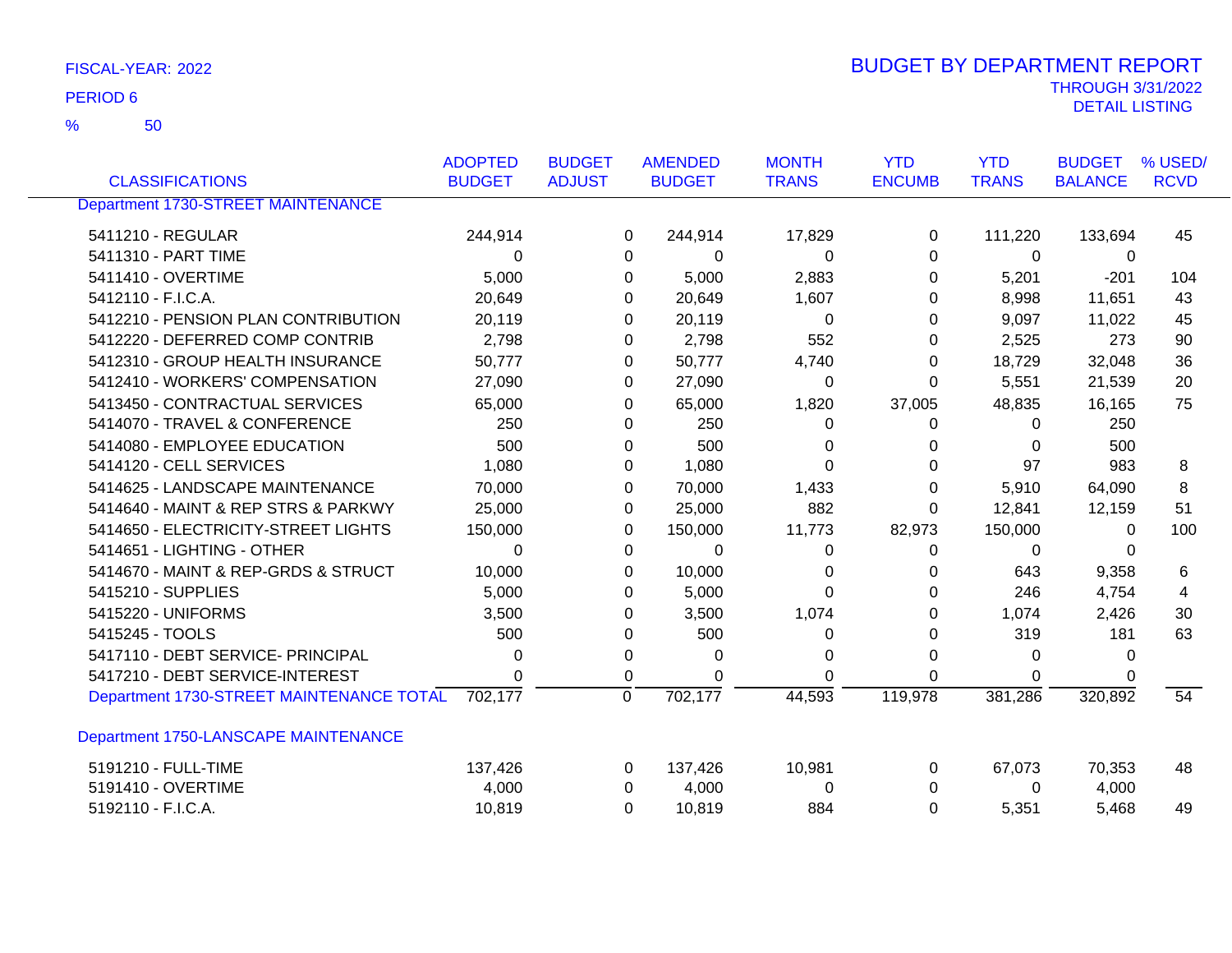FISCAL-YEAR: 2022

PERIOD 6

% 50

# BUDGET BY DEPARTMENT REPORT

THROUGH 3/31/2022

DETAIL LISTING

| CLASSIFICATIONS | ADOPTED BUDGET | BUDGET ADJUST | AMENDED BUDGET | MONTH TRANS | YTD ENCUMB | YTD TRANS | BUDGET BALANCE | % USED/ RCVD |
|---|---|---|---|---|---|---|---|---|
| Department 1730-STREET MAINTENANCE | | | | | | | | |
| 5411210 - REGULAR | 244,914 | 0 | 244,914 | 17,829 | 0 | 111,220 | 133,694 | 45 |
| 5411310 - PART TIME | 0 | 0 | 0 | 0 | 0 | 0 | 0 | |
| 5411410 - OVERTIME | 5,000 | 0 | 5,000 | 2,883 | 0 | 5,201 | -201 | 104 |
| 5412110 - F.I.C.A. | 20,649 | 0 | 20,649 | 1,607 | 0 | 8,998 | 11,651 | 43 |
| 5412210 - PENSION PLAN CONTRIBUTION | 20,119 | 0 | 20,119 | 0 | 0 | 9,097 | 11,022 | 45 |
| 5412220 - DEFERRED COMP CONTRIB | 2,798 | 0 | 2,798 | 552 | 0 | 2,525 | 273 | 90 |
| 5412310 - GROUP HEALTH INSURANCE | 50,777 | 0 | 50,777 | 4,740 | 0 | 18,729 | 32,048 | 36 |
| 5412410 - WORKERS' COMPENSATION | 27,090 | 0 | 27,090 | 0 | 0 | 5,551 | 21,539 | 20 |
| 5413450 - CONTRACTUAL SERVICES | 65,000 | 0 | 65,000 | 1,820 | 37,005 | 48,835 | 16,165 | 75 |
| 5414070 - TRAVEL & CONFERENCE | 250 | 0 | 250 | 0 | 0 | 0 | 250 | |
| 5414080 - EMPLOYEE EDUCATION | 500 | 0 | 500 | 0 | 0 | 0 | 500 | |
| 5414120 - CELL SERVICES | 1,080 | 0 | 1,080 | 0 | 0 | 97 | 983 | 8 |
| 5414625 - LANDSCAPE MAINTENANCE | 70,000 | 0 | 70,000 | 1,433 | 0 | 5,910 | 64,090 | 8 |
| 5414640 - MAINT & REP STRS & PARKWY | 25,000 | 0 | 25,000 | 882 | 0 | 12,841 | 12,159 | 51 |
| 5414650 - ELECTRICITY-STREET LIGHTS | 150,000 | 0 | 150,000 | 11,773 | 82,973 | 150,000 | 0 | 100 |
| 5414651 - LIGHTING - OTHER | 0 | 0 | 0 | 0 | 0 | 0 | 0 | |
| 5414670 - MAINT & REP-GRDS & STRUCT | 10,000 | 0 | 10,000 | 0 | 0 | 643 | 9,358 | 6 |
| 5415210 - SUPPLIES | 5,000 | 0 | 5,000 | 0 | 0 | 246 | 4,754 | 4 |
| 5415220 - UNIFORMS | 3,500 | 0 | 3,500 | 1,074 | 0 | 1,074 | 2,426 | 30 |
| 5415245 - TOOLS | 500 | 0 | 500 | 0 | 0 | 319 | 181 | 63 |
| 5417110 - DEBT SERVICE- PRINCIPAL | 0 | 0 | 0 | 0 | 0 | 0 | 0 | |
| 5417210 - DEBT SERVICE-INTEREST | 0 | 0 | 0 | 0 | 0 | 0 | 0 | |
| Department 1730-STREET MAINTENANCE TOTAL | 702,177 | 0 | 702,177 | 44,593 | 119,978 | 381,286 | 320,892 | 54 |
| Department 1750-LANSCAPE MAINTENANCE | | | | | | | | |
| 5191210 - FULL-TIME | 137,426 | 0 | 137,426 | 10,981 | 0 | 67,073 | 70,353 | 48 |
| 5191410 - OVERTIME | 4,000 | 0 | 4,000 | 0 | 0 | 0 | 4,000 | |
| 5192110 - F.I.C.A. | 10,819 | 0 | 10,819 | 884 | 0 | 5,351 | 5,468 | 49 |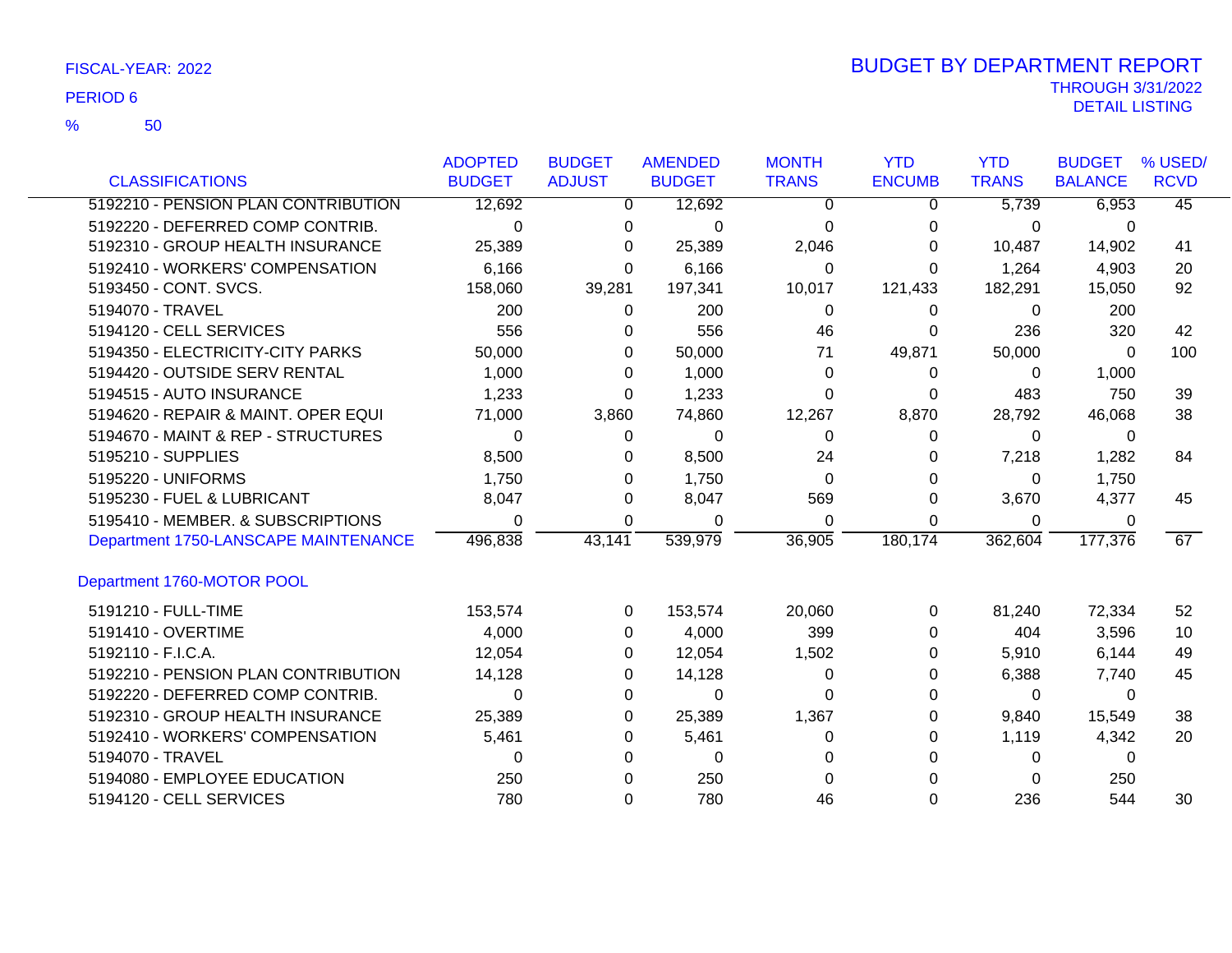FISCAL-YEAR: 2022

PERIOD 6

% 50

# BUDGET BY DEPARTMENT REPORT

THROUGH 3/31/2022

DETAIL LISTING

| CLASSIFICATIONS | ADOPTED BUDGET | BUDGET ADJUST | AMENDED BUDGET | MONTH TRANS | YTD ENCUMB | YTD TRANS | BUDGET BALANCE | % USED/ RCVD |
|---|---|---|---|---|---|---|---|---|
| 5192210 - PENSION PLAN CONTRIBUTION | 12,692 | 0 | 12,692 | 0 | 0 | 5,739 | 6,953 | 45 |
| 5192220 - DEFERRED COMP CONTRIB. | 0 | 0 | 0 | 0 | 0 | 0 | 0 | |
| 5192310 - GROUP HEALTH INSURANCE | 25,389 | 0 | 25,389 | 2,046 | 0 | 10,487 | 14,902 | 41 |
| 5192410 - WORKERS' COMPENSATION | 6,166 | 0 | 6,166 | 0 | 0 | 1,264 | 4,903 | 20 |
| 5193450 - CONT. SVCS. | 158,060 | 39,281 | 197,341 | 10,017 | 121,433 | 182,291 | 15,050 | 92 |
| 5194070 - TRAVEL | 200 | 0 | 200 | 0 | 0 | 0 | 200 | |
| 5194120 - CELL SERVICES | 556 | 0 | 556 | 46 | 0 | 236 | 320 | 42 |
| 5194350 - ELECTRICITY-CITY PARKS | 50,000 | 0 | 50,000 | 71 | 49,871 | 50,000 | 0 | 100 |
| 5194420 - OUTSIDE SERV RENTAL | 1,000 | 0 | 1,000 | 0 | 0 | 0 | 1,000 | |
| 5194515 - AUTO INSURANCE | 1,233 | 0 | 1,233 | 0 | 0 | 483 | 750 | 39 |
| 5194620 - REPAIR & MAINT. OPER EQUI | 71,000 | 3,860 | 74,860 | 12,267 | 8,870 | 28,792 | 46,068 | 38 |
| 5194670 - MAINT & REP - STRUCTURES | 0 | 0 | 0 | 0 | 0 | 0 | 0 | |
| 5195210 - SUPPLIES | 8,500 | 0 | 8,500 | 24 | 0 | 7,218 | 1,282 | 84 |
| 5195220 - UNIFORMS | 1,750 | 0 | 1,750 | 0 | 0 | 0 | 1,750 | |
| 5195230 - FUEL & LUBRICANT | 8,047 | 0 | 8,047 | 569 | 0 | 3,670 | 4,377 | 45 |
| 5195410 - MEMBER. & SUBSCRIPTIONS | 0 | 0 | 0 | 0 | 0 | 0 | 0 | |
| Department 1750-LANSCAPE MAINTENANCE | 496,838 | 43,141 | 539,979 | 36,905 | 180,174 | 362,604 | 177,376 | 67 |
| **Department 1760-MOTOR POOL** | | | | | | | | |
| 5191210 - FULL-TIME | 153,574 | 0 | 153,574 | 20,060 | 0 | 81,240 | 72,334 | 52 |
| 5191410 - OVERTIME | 4,000 | 0 | 4,000 | 399 | 0 | 404 | 3,596 | 10 |
| 5192110 - F.I.C.A. | 12,054 | 0 | 12,054 | 1,502 | 0 | 5,910 | 6,144 | 49 |
| 5192210 - PENSION PLAN CONTRIBUTION | 14,128 | 0 | 14,128 | 0 | 0 | 6,388 | 7,740 | 45 |
| 5192220 - DEFERRED COMP CONTRIB. | 0 | 0 | 0 | 0 | 0 | 0 | 0 | |
| 5192310 - GROUP HEALTH INSURANCE | 25,389 | 0 | 25,389 | 1,367 | 0 | 9,840 | 15,549 | 38 |
| 5192410 - WORKERS' COMPENSATION | 5,461 | 0 | 5,461 | 0 | 0 | 1,119 | 4,342 | 20 |
| 5194070 - TRAVEL | 0 | 0 | 0 | 0 | 0 | 0 | 0 | |
| 5194080 - EMPLOYEE EDUCATION | 250 | 0 | 250 | 0 | 0 | 0 | 250 | |
| 5194120 - CELL SERVICES | 780 | 0 | 780 | 46 | 0 | 236 | 544 | 30 |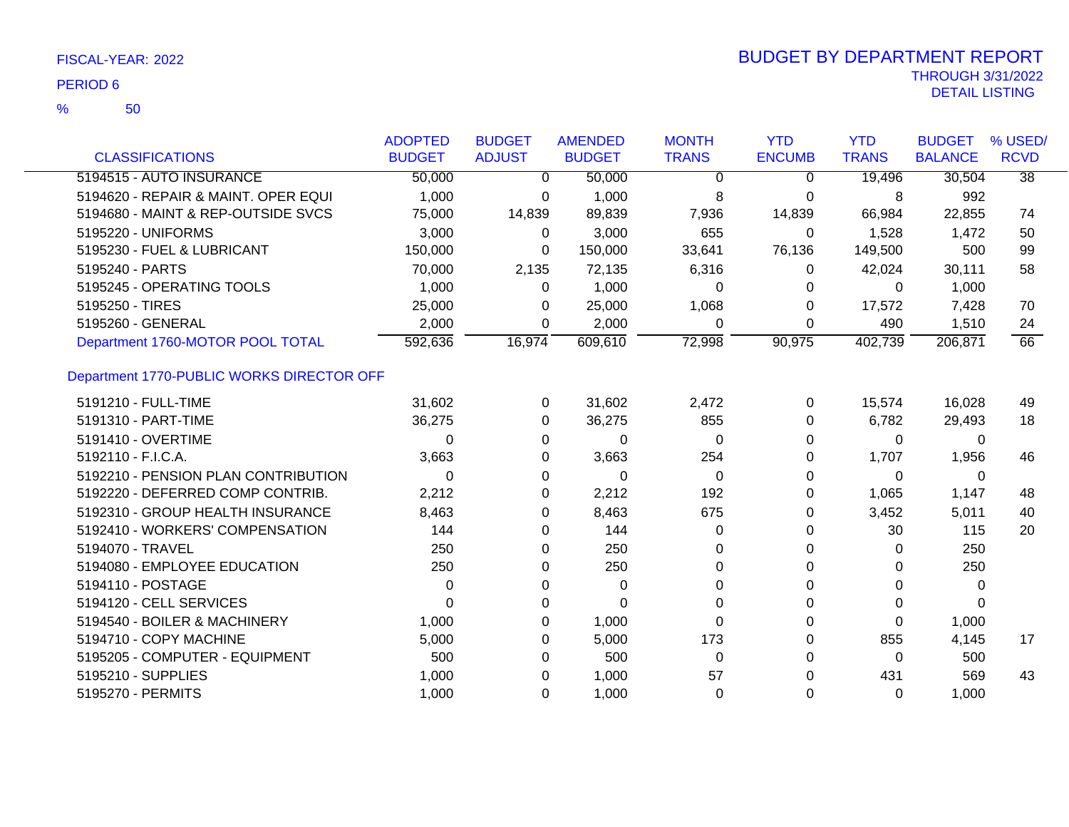FISCAL-YEAR: 2022

PERIOD 6

% 50

# BUDGET BY DEPARTMENT REPORT

THROUGH 3/31/2022

DETAIL LISTING

| CLASSIFICATIONS | ADOPTED BUDGET | BUDGET ADJUST | AMENDED BUDGET | MONTH TRANS | YTD ENCUMB | YTD TRANS | BUDGET BALANCE | % USED/ RCVD |
|---|---|---|---|---|---|---|---|---|
| 5194515 - AUTO INSURANCE | 50,000 | 0 | 50,000 | 0 | 0 | 19,496 | 30,504 | 38 |
| 5194620 - REPAIR & MAINT. OPER EQUI | 1,000 | 0 | 1,000 | 8 | 0 | 8 | 992 | |
| 5194680 - MAINT & REP-OUTSIDE SVCS | 75,000 | 14,839 | 89,839 | 7,936 | 14,839 | 66,984 | 22,855 | 74 |
| 5195220 - UNIFORMS | 3,000 | 0 | 3,000 | 655 | 0 | 1,528 | 1,472 | 50 |
| 5195230 - FUEL & LUBRICANT | 150,000 | 0 | 150,000 | 33,641 | 76,136 | 149,500 | 500 | 99 |
| 5195240 - PARTS | 70,000 | 2,135 | 72,135 | 6,316 | 0 | 42,024 | 30,111 | 58 |
| 5195245 - OPERATING TOOLS | 1,000 | 0 | 1,000 | 0 | 0 | 0 | 1,000 | |
| 5195250 - TIRES | 25,000 | 0 | 25,000 | 1,068 | 0 | 17,572 | 7,428 | 70 |
| 5195260 - GENERAL | 2,000 | 0 | 2,000 | 0 | 0 | 490 | 1,510 | 24 |
| Department 1760-MOTOR POOL TOTAL | 592,636 | 16,974 | 609,610 | 72,998 | 90,975 | 402,739 | 206,871 | 66 |
| **Department 1770-PUBLIC WORKS DIRECTOR OFF** | | | | | | | | |
| 5191210 - FULL-TIME | 31,602 | 0 | 31,602 | 2,472 | 0 | 15,574 | 16,028 | 49 |
| 5191310 - PART-TIME | 36,275 | 0 | 36,275 | 855 | 0 | 6,782 | 29,493 | 18 |
| 5191410 - OVERTIME | 0 | 0 | 0 | 0 | 0 | 0 | 0 | |
| 5192110 - F.I.C.A. | 3,663 | 0 | 3,663 | 254 | 0 | 1,707 | 1,956 | 46 |
| 5192210 - PENSION PLAN CONTRIBUTION | 0 | 0 | 0 | 0 | 0 | 0 | 0 | |
| 5192220 - DEFERRED COMP CONTRIB. | 2,212 | 0 | 2,212 | 192 | 0 | 1,065 | 1,147 | 48 |
| 5192310 - GROUP HEALTH INSURANCE | 8,463 | 0 | 8,463 | 675 | 0 | 3,452 | 5,011 | 40 |
| 5192410 - WORKERS' COMPENSATION | 144 | 0 | 144 | 0 | 0 | 30 | 115 | 20 |
| 5194070 - TRAVEL | 250 | 0 | 250 | 0 | 0 | 0 | 250 | |
| 5194080 - EMPLOYEE EDUCATION | 250 | 0 | 250 | 0 | 0 | 0 | 250 | |
| 5194110 - POSTAGE | 0 | 0 | 0 | 0 | 0 | 0 | 0 | |
| 5194120 - CELL SERVICES | 0 | 0 | 0 | 0 | 0 | 0 | 0 | |
| 5194540 - BOILER & MACHINERY | 1,000 | 0 | 1,000 | 0 | 0 | 0 | 1,000 | |
| 5194710 - COPY MACHINE | 5,000 | 0 | 5,000 | 173 | 0 | 855 | 4,145 | 17 |
| 5195205 - COMPUTER - EQUIPMENT | 500 | 0 | 500 | 0 | 0 | 0 | 500 | |
| 5195210 - SUPPLIES | 1,000 | 0 | 1,000 | 57 | 0 | 431 | 569 | 43 |
| 5195270 - PERMITS | 1,000 | 0 | 1,000 | 0 | 0 | 0 | 1,000 | |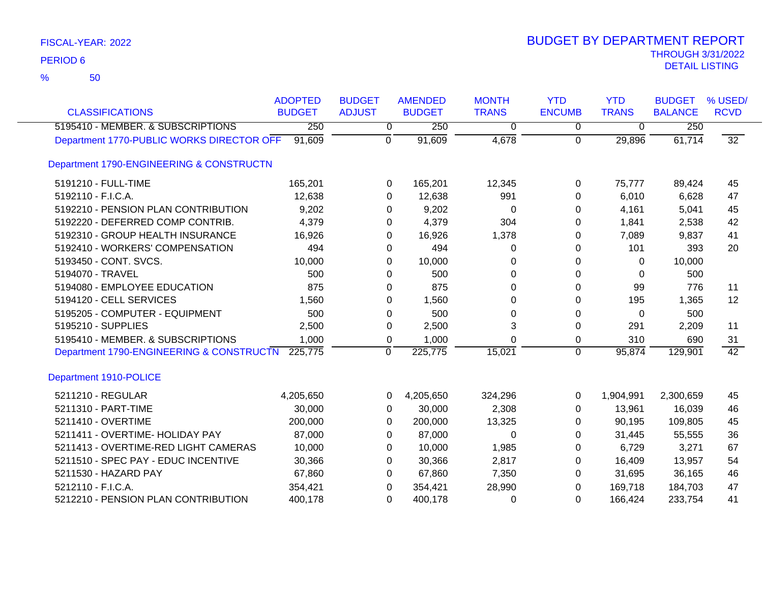FISCAL-YEAR: 2022

PERIOD 6

% 50

# BUDGET BY DEPARTMENT REPORT

THROUGH 3/31/2022

DETAIL LISTING

| CLASSIFICATIONS | ADOPTED BUDGET | BUDGET ADJUST | AMENDED BUDGET | MONTH TRANS | YTD ENCUMB | YTD TRANS | BUDGET BALANCE | % USED/ RCVD |
|---|---|---|---|---|---|---|---|---|
| 5195410 - MEMBER. & SUBSCRIPTIONS | 250 | 0 | 250 | 0 | 0 | 0 | 250 | |
| Department 1770-PUBLIC WORKS DIRECTOR OFF | 91,609 | 0 | 91,609 | 4,678 | 0 | 29,896 | 61,714 | 32 |
| **Department 1790-ENGINEERING & CONSTRUCTN** | | | | | | | | |
| 5191210 - FULL-TIME | 165,201 | 0 | 165,201 | 12,345 | 0 | 75,777 | 89,424 | 45 |
| 5192110 - F.I.C.A. | 12,638 | 0 | 12,638 | 991 | 0 | 6,010 | 6,628 | 47 |
| 5192210 - PENSION PLAN CONTRIBUTION | 9,202 | 0 | 9,202 | 0 | 0 | 4,161 | 5,041 | 45 |
| 5192220 - DEFERRED COMP CONTRIB. | 4,379 | 0 | 4,379 | 304 | 0 | 1,841 | 2,538 | 42 |
| 5192310 - GROUP HEALTH INSURANCE | 16,926 | 0 | 16,926 | 1,378 | 0 | 7,089 | 9,837 | 41 |
| 5192410 - WORKERS' COMPENSATION | 494 | 0 | 494 | 0 | 0 | 101 | 393 | 20 |
| 5193450 - CONT. SVCS. | 10,000 | 0 | 10,000 | 0 | 0 | 0 | 10,000 | |
| 5194070 - TRAVEL | 500 | 0 | 500 | 0 | 0 | 0 | 500 | |
| 5194080 - EMPLOYEE EDUCATION | 875 | 0 | 875 | 0 | 0 | 99 | 776 | 11 |
| 5194120 - CELL SERVICES | 1,560 | 0 | 1,560 | 0 | 0 | 195 | 1,365 | 12 |
| 5195205 - COMPUTER - EQUIPMENT | 500 | 0 | 500 | 0 | 0 | 0 | 500 | |
| 5195210 - SUPPLIES | 2,500 | 0 | 2,500 | 3 | 0 | 291 | 2,209 | 11 |
| 5195410 - MEMBER. & SUBSCRIPTIONS | 1,000 | 0 | 1,000 | 0 | 0 | 310 | 690 | 31 |
| Department 1790-ENGINEERING & CONSTRUCTN | 225,775 | 0 | 225,775 | 15,021 | 0 | 95,874 | 129,901 | 42 |
| **Department 1910-POLICE** | | | | | | | | |
| 5211210 - REGULAR | 4,205,650 | 0 | 4,205,650 | 324,296 | 0 | 1,904,991 | 2,300,659 | 45 |
| 5211310 - PART-TIME | 30,000 | 0 | 30,000 | 2,308 | 0 | 13,961 | 16,039 | 46 |
| 5211410 - OVERTIME | 200,000 | 0 | 200,000 | 13,325 | 0 | 90,195 | 109,805 | 45 |
| 5211411 - OVERTIME- HOLIDAY PAY | 87,000 | 0 | 87,000 | 0 | 0 | 31,445 | 55,555 | 36 |
| 5211413 - OVERTIME-RED LIGHT CAMERAS | 10,000 | 0 | 10,000 | 1,985 | 0 | 6,729 | 3,271 | 67 |
| 5211510 - SPEC PAY - EDUC INCENTIVE | 30,366 | 0 | 30,366 | 2,817 | 0 | 16,409 | 13,957 | 54 |
| 5211530 - HAZARD PAY | 67,860 | 0 | 67,860 | 7,350 | 0 | 31,695 | 36,165 | 46 |
| 5212110 - F.I.C.A. | 354,421 | 0 | 354,421 | 28,990 | 0 | 169,718 | 184,703 | 47 |
| 5212210 - PENSION PLAN CONTRIBUTION | 400,178 | 0 | 400,178 | 0 | 0 | 166,424 | 233,754 | 41 |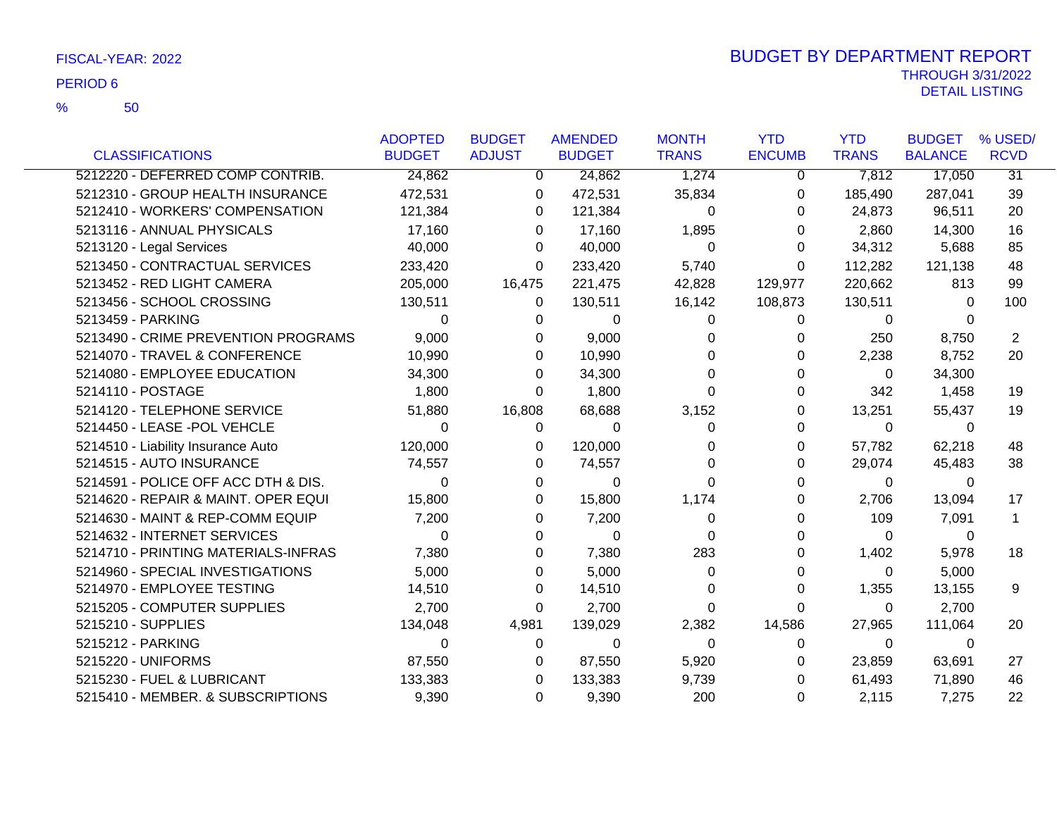FISCAL-YEAR: 2022

PERIOD 6

% 50

# BUDGET BY DEPARTMENT REPORT

THROUGH 3/31/2022

DETAIL LISTING

| CLASSIFICATIONS | ADOPTED BUDGET | BUDGET ADJUST | AMENDED BUDGET | MONTH TRANS | YTD ENCUMB | YTD TRANS | BUDGET BALANCE | % USED/ RCVD |
|---|---|---|---|---|---|---|---|---|
| 5212220 - DEFERRED COMP CONTRIB. | 24,862 | 0 | 24,862 | 1,274 | 0 | 7,812 | 17,050 | 31 |
| 5212310 - GROUP HEALTH INSURANCE | 472,531 | 0 | 472,531 | 35,834 | 0 | 185,490 | 287,041 | 39 |
| 5212410 - WORKERS' COMPENSATION | 121,384 | 0 | 121,384 | 0 | 0 | 24,873 | 96,511 | 20 |
| 5213116 - ANNUAL PHYSICALS | 17,160 | 0 | 17,160 | 1,895 | 0 | 2,860 | 14,300 | 16 |
| 5213120 - Legal Services | 40,000 | 0 | 40,000 | 0 | 0 | 34,312 | 5,688 | 85 |
| 5213450 - CONTRACTUAL SERVICES | 233,420 | 0 | 233,420 | 5,740 | 0 | 112,282 | 121,138 | 48 |
| 5213452 - RED LIGHT CAMERA | 205,000 | 16,475 | 221,475 | 42,828 | 129,977 | 220,662 | 813 | 99 |
| 5213456 - SCHOOL CROSSING | 130,511 | 0 | 130,511 | 16,142 | 108,873 | 130,511 | 0 | 100 |
| 5213459 - PARKING | 0 | 0 | 0 | 0 | 0 | 0 | 0 | |
| 5213490 - CRIME PREVENTION PROGRAMS | 9,000 | 0 | 9,000 | 0 | 0 | 250 | 8,750 | 2 |
| 5214070 - TRAVEL & CONFERENCE | 10,990 | 0 | 10,990 | 0 | 0 | 2,238 | 8,752 | 20 |
| 5214080 - EMPLOYEE EDUCATION | 34,300 | 0 | 34,300 | 0 | 0 | 0 | 34,300 | |
| 5214110 - POSTAGE | 1,800 | 0 | 1,800 | 0 | 0 | 342 | 1,458 | 19 |
| 5214120 - TELEPHONE SERVICE | 51,880 | 16,808 | 68,688 | 3,152 | 0 | 13,251 | 55,437 | 19 |
| 5214450 - LEASE -POL VEHCLE | 0 | 0 | 0 | 0 | 0 | 0 | 0 | |
| 5214510 - Liability Insurance Auto | 120,000 | 0 | 120,000 | 0 | 0 | 57,782 | 62,218 | 48 |
| 5214515 - AUTO INSURANCE | 74,557 | 0 | 74,557 | 0 | 0 | 29,074 | 45,483 | 38 |
| 5214591 - POLICE OFF ACC DTH & DIS. | 0 | 0 | 0 | 0 | 0 | 0 | 0 | |
| 5214620 - REPAIR & MAINT. OPER EQUI | 15,800 | 0 | 15,800 | 1,174 | 0 | 2,706 | 13,094 | 17 |
| 5214630 - MAINT & REP-COMM EQUIP | 7,200 | 0 | 7,200 | 0 | 0 | 109 | 7,091 | 1 |
| 5214632 - INTERNET SERVICES | 0 | 0 | 0 | 0 | 0 | 0 | 0 | |
| 5214710 - PRINTING MATERIALS-INFRAS | 7,380 | 0 | 7,380 | 283 | 0 | 1,402 | 5,978 | 18 |
| 5214960 - SPECIAL INVESTIGATIONS | 5,000 | 0 | 5,000 | 0 | 0 | 0 | 5,000 | |
| 5214970 - EMPLOYEE TESTING | 14,510 | 0 | 14,510 | 0 | 0 | 1,355 | 13,155 | 9 |
| 5215205 - COMPUTER SUPPLIES | 2,700 | 0 | 2,700 | 0 | 0 | 0 | 2,700 | |
| 5215210 - SUPPLIES | 134,048 | 4,981 | 139,029 | 2,382 | 14,586 | 27,965 | 111,064 | 20 |
| 5215212 - PARKING | 0 | 0 | 0 | 0 | 0 | 0 | 0 | |
| 5215220 - UNIFORMS | 87,550 | 0 | 87,550 | 5,920 | 0 | 23,859 | 63,691 | 27 |
| 5215230 - FUEL & LUBRICANT | 133,383 | 0 | 133,383 | 9,739 | 0 | 61,493 | 71,890 | 46 |
| 5215410 - MEMBER. & SUBSCRIPTIONS | 9,390 | 0 | 9,390 | 200 | 0 | 2,115 | 7,275 | 22 |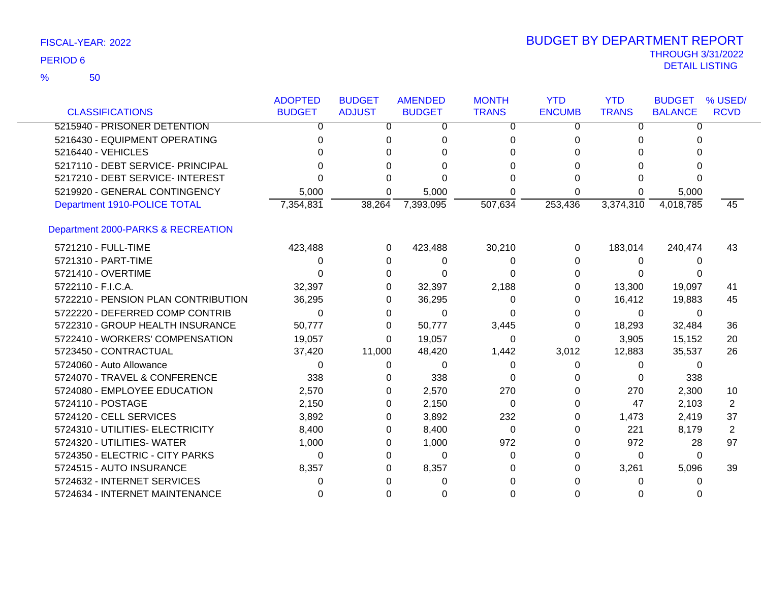FISCAL-YEAR: 2022

PERIOD 6

% 50

# BUDGET BY DEPARTMENT REPORT

THROUGH 3/31/2022

DETAIL LISTING

| CLASSIFICATIONS | ADOPTED BUDGET | BUDGET ADJUST | AMENDED BUDGET | MONTH TRANS | YTD ENCUMB | YTD TRANS | BUDGET BALANCE | % USED/ RCVD |
|---|---|---|---|---|---|---|---|---|
| 5215940 - PRISONER DETENTION | 0 | 0 | 0 | 0 | 0 | 0 | 0 | |
| 5216430 - EQUIPMENT OPERATING | 0 | 0 | 0 | 0 | 0 | 0 | 0 | |
| 5216440 - VEHICLES | 0 | 0 | 0 | 0 | 0 | 0 | 0 | |
| 5217110 - DEBT SERVICE- PRINCIPAL | 0 | 0 | 0 | 0 | 0 | 0 | 0 | |
| 5217210 - DEBT SERVICE- INTEREST | 0 | 0 | 0 | 0 | 0 | 0 | 0 | |
| 5219920 - GENERAL CONTINGENCY | 5,000 | 0 | 5,000 | 0 | 0 | 0 | 5,000 | |
| Department 1910-POLICE TOTAL | 7,354,831 | 38,264 | 7,393,095 | 507,634 | 253,436 | 3,374,310 | 4,018,785 | 45 |
| Department 2000-PARKS & RECREATION | | | | | | | | |
| 5721210 - FULL-TIME | 423,488 | 0 | 423,488 | 30,210 | 0 | 183,014 | 240,474 | 43 |
| 5721310 - PART-TIME | 0 | 0 | 0 | 0 | 0 | 0 | 0 | |
| 5721410 - OVERTIME | 0 | 0 | 0 | 0 | 0 | 0 | 0 | |
| 5722110 - F.I.C.A. | 32,397 | 0 | 32,397 | 2,188 | 0 | 13,300 | 19,097 | 41 |
| 5722210 - PENSION PLAN CONTRIBUTION | 36,295 | 0 | 36,295 | 0 | 0 | 16,412 | 19,883 | 45 |
| 5722220 - DEFERRED COMP CONTRIB | 0 | 0 | 0 | 0 | 0 | 0 | 0 | |
| 5722310 - GROUP HEALTH INSURANCE | 50,777 | 0 | 50,777 | 3,445 | 0 | 18,293 | 32,484 | 36 |
| 5722410 - WORKERS' COMPENSATION | 19,057 | 0 | 19,057 | 0 | 0 | 3,905 | 15,152 | 20 |
| 5723450 - CONTRACTUAL | 37,420 | 11,000 | 48,420 | 1,442 | 3,012 | 12,883 | 35,537 | 26 |
| 5724060 - Auto Allowance | 0 | 0 | 0 | 0 | 0 | 0 | 0 | |
| 5724070 - TRAVEL & CONFERENCE | 338 | 0 | 338 | 0 | 0 | 0 | 338 | |
| 5724080 - EMPLOYEE EDUCATION | 2,570 | 0 | 2,570 | 270 | 0 | 270 | 2,300 | 10 |
| 5724110 - POSTAGE | 2,150 | 0 | 2,150 | 0 | 0 | 47 | 2,103 | 2 |
| 5724120 - CELL SERVICES | 3,892 | 0 | 3,892 | 232 | 0 | 1,473 | 2,419 | 37 |
| 5724310 - UTILITIES- ELECTRICITY | 8,400 | 0 | 8,400 | 0 | 0 | 221 | 8,179 | 2 |
| 5724320 - UTILITIES- WATER | 1,000 | 0 | 1,000 | 972 | 0 | 972 | 28 | 97 |
| 5724350 - ELECTRIC - CITY PARKS | 0 | 0 | 0 | 0 | 0 | 0 | 0 | |
| 5724515 - AUTO INSURANCE | 8,357 | 0 | 8,357 | 0 | 0 | 3,261 | 5,096 | 39 |
| 5724632 - INTERNET SERVICES | 0 | 0 | 0 | 0 | 0 | 0 | 0 | |
| 5724634 - INTERNET MAINTENANCE | 0 | 0 | 0 | 0 | 0 | 0 | 0 | |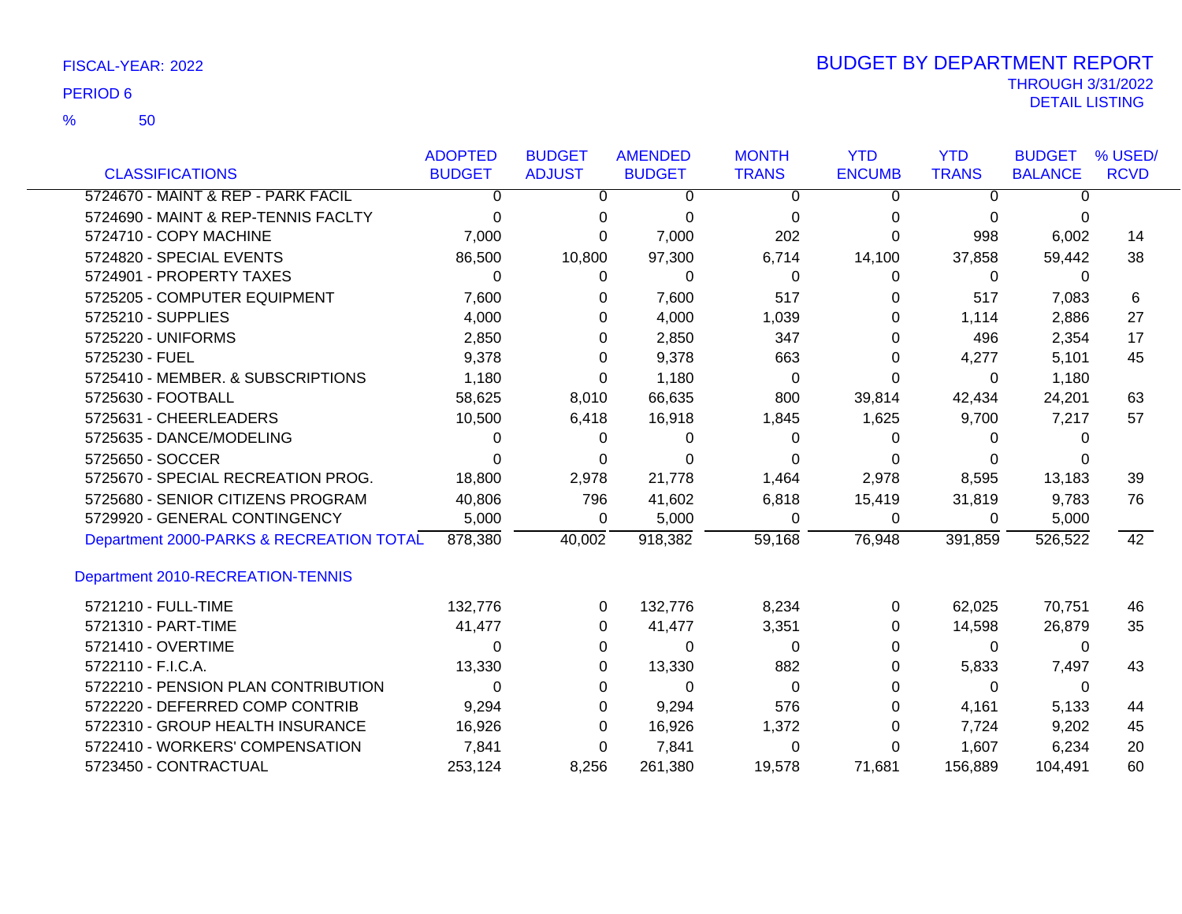FISCAL-YEAR: 2022

PERIOD 6

% 50

# BUDGET BY DEPARTMENT REPORT

THROUGH 3/31/2022

DETAIL LISTING

| CLASSIFICATIONS | ADOPTED BUDGET | BUDGET ADJUST | AMENDED BUDGET | MONTH TRANS | YTD ENCUMB | YTD TRANS | BUDGET BALANCE | % USED/ RCVD |
|---|---|---|---|---|---|---|---|---|
| 5724670 - MAINT & REP - PARK FACIL | 0 | 0 | 0 | 0 | 0 | 0 | 0 | |
| 5724690 - MAINT & REP-TENNIS FACLTY | 0 | 0 | 0 | 0 | 0 | 0 | 0 | |
| 5724710 - COPY MACHINE | 7,000 | 0 | 7,000 | 202 | 0 | 998 | 6,002 | 14 |
| 5724820 - SPECIAL EVENTS | 86,500 | 10,800 | 97,300 | 6,714 | 14,100 | 37,858 | 59,442 | 38 |
| 5724901 - PROPERTY TAXES | 0 | 0 | 0 | 0 | 0 | 0 | 0 | |
| 5725205 - COMPUTER EQUIPMENT | 7,600 | 0 | 7,600 | 517 | 0 | 517 | 7,083 | 6 |
| 5725210 - SUPPLIES | 4,000 | 0 | 4,000 | 1,039 | 0 | 1,114 | 2,886 | 27 |
| 5725220 - UNIFORMS | 2,850 | 0 | 2,850 | 347 | 0 | 496 | 2,354 | 17 |
| 5725230 - FUEL | 9,378 | 0 | 9,378 | 663 | 0 | 4,277 | 5,101 | 45 |
| 5725410 - MEMBER. & SUBSCRIPTIONS | 1,180 | 0 | 1,180 | 0 | 0 | 0 | 1,180 | |
| 5725630 - FOOTBALL | 58,625 | 8,010 | 66,635 | 800 | 39,814 | 42,434 | 24,201 | 63 |
| 5725631 - CHEERLEADERS | 10,500 | 6,418 | 16,918 | 1,845 | 1,625 | 9,700 | 7,217 | 57 |
| 5725635 - DANCE/MODELING | 0 | 0 | 0 | 0 | 0 | 0 | 0 | |
| 5725650 - SOCCER | 0 | 0 | 0 | 0 | 0 | 0 | 0 | |
| 5725670 - SPECIAL RECREATION PROG. | 18,800 | 2,978 | 21,778 | 1,464 | 2,978 | 8,595 | 13,183 | 39 |
| 5725680 - SENIOR CITIZENS PROGRAM | 40,806 | 796 | 41,602 | 6,818 | 15,419 | 31,819 | 9,783 | 76 |
| 5729920 - GENERAL CONTINGENCY | 5,000 | 0 | 5,000 | 0 | 0 | 0 | 5,000 | |
| Department 2000-PARKS & RECREATION TOTAL | 878,380 | 40,002 | 918,382 | 59,168 | 76,948 | 391,859 | 526,522 | 42 |
| **Department 2010-RECREATION-TENNIS** | | | | | | | | |
| 5721210 - FULL-TIME | 132,776 | 0 | 132,776 | 8,234 | 0 | 62,025 | 70,751 | 46 |
| 5721310 - PART-TIME | 41,477 | 0 | 41,477 | 3,351 | 0 | 14,598 | 26,879 | 35 |
| 5721410 - OVERTIME | 0 | 0 | 0 | 0 | 0 | 0 | 0 | |
| 5722110 - F.I.C.A. | 13,330 | 0 | 13,330 | 882 | 0 | 5,833 | 7,497 | 43 |
| 5722210 - PENSION PLAN CONTRIBUTION | 0 | 0 | 0 | 0 | 0 | 0 | 0 | |
| 5722220 - DEFERRED COMP CONTRIB | 9,294 | 0 | 9,294 | 576 | 0 | 4,161 | 5,133 | 44 |
| 5722310 - GROUP HEALTH INSURANCE | 16,926 | 0 | 16,926 | 1,372 | 0 | 7,724 | 9,202 | 45 |
| 5722410 - WORKERS' COMPENSATION | 7,841 | 0 | 7,841 | 0 | 0 | 1,607 | 6,234 | 20 |
| 5723450 - CONTRACTUAL | 253,124 | 8,256 | 261,380 | 19,578 | 71,681 | 156,889 | 104,491 | 60 |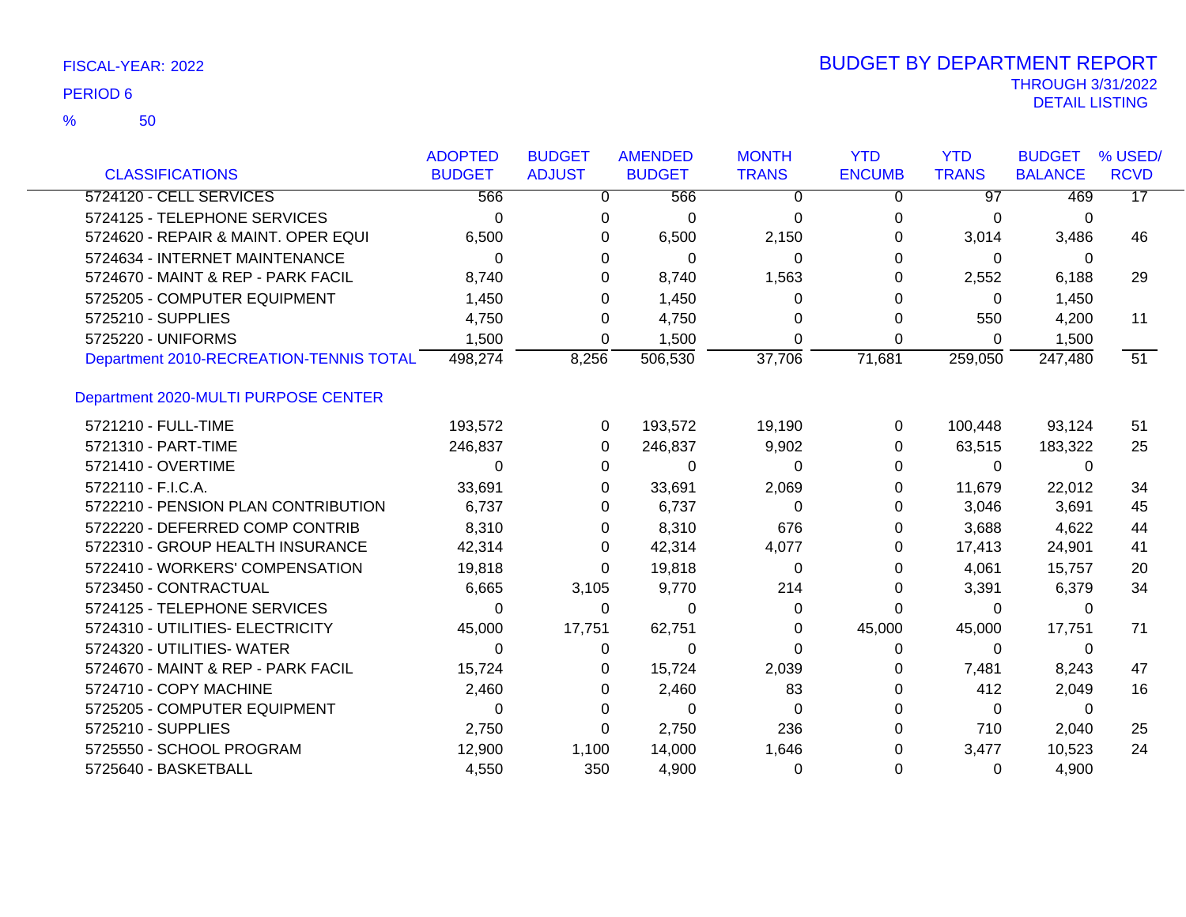FISCAL-YEAR: 2022

PERIOD 6

% 50

# BUDGET BY DEPARTMENT REPORT

THROUGH 3/31/2022

DETAIL LISTING

| CLASSIFICATIONS | ADOPTED BUDGET | BUDGET ADJUST | AMENDED BUDGET | MONTH TRANS | YTD ENCUMB | YTD TRANS | BUDGET BALANCE | % USED/ RCVD |
|---|---|---|---|---|---|---|---|---|
| 5724120 - CELL SERVICES | 566 | 0 | 566 | 0 | 0 | 97 | 469 | 17 |
| 5724125 - TELEPHONE SERVICES | 0 | 0 | 0 | 0 | 0 | 0 | 0 | |
| 5724620 - REPAIR & MAINT. OPER EQUI | 6,500 | 0 | 6,500 | 2,150 | 0 | 3,014 | 3,486 | 46 |
| 5724634 - INTERNET MAINTENANCE | 0 | 0 | 0 | 0 | 0 | 0 | 0 | |
| 5724670 - MAINT & REP - PARK FACIL | 8,740 | 0 | 8,740 | 1,563 | 0 | 2,552 | 6,188 | 29 |
| 5725205 - COMPUTER EQUIPMENT | 1,450 | 0 | 1,450 | 0 | 0 | 0 | 1,450 | |
| 5725210 - SUPPLIES | 4,750 | 0 | 4,750 | 0 | 0 | 550 | 4,200 | 11 |
| 5725220 - UNIFORMS | 1,500 | 0 | 1,500 | 0 | 0 | 0 | 1,500 | |
| Department 2010-RECREATION-TENNIS TOTAL | 498,274 | 8,256 | 506,530 | 37,706 | 71,681 | 259,050 | 247,480 | 51 |

## Department 2020-MULTI PURPOSE CENTER

| CLASSIFICATIONS | ADOPTED BUDGET | BUDGET ADJUST | AMENDED BUDGET | MONTH TRANS | YTD ENCUMB | YTD TRANS | BUDGET BALANCE | % USED/ RCVD |
|---|---|---|---|---|---|---|---|---|
| 5721210 - FULL-TIME | 193,572 | 0 | 193,572 | 19,190 | 0 | 100,448 | 93,124 | 51 |
| 5721310 - PART-TIME | 246,837 | 0 | 246,837 | 9,902 | 0 | 63,515 | 183,322 | 25 |
| 5721410 - OVERTIME | 0 | 0 | 0 | 0 | 0 | 0 | 0 | |
| 5722110 - F.I.C.A. | 33,691 | 0 | 33,691 | 2,069 | 0 | 11,679 | 22,012 | 34 |
| 5722210 - PENSION PLAN CONTRIBUTION | 6,737 | 0 | 6,737 | 0 | 0 | 3,046 | 3,691 | 45 |
| 5722220 - DEFERRED COMP CONTRIB | 8,310 | 0 | 8,310 | 676 | 0 | 3,688 | 4,622 | 44 |
| 5722310 - GROUP HEALTH INSURANCE | 42,314 | 0 | 42,314 | 4,077 | 0 | 17,413 | 24,901 | 41 |
| 5722410 - WORKERS' COMPENSATION | 19,818 | 0 | 19,818 | 0 | 0 | 4,061 | 15,757 | 20 |
| 5723450 - CONTRACTUAL | 6,665 | 3,105 | 9,770 | 214 | 0 | 3,391 | 6,379 | 34 |
| 5724125 - TELEPHONE SERVICES | 0 | 0 | 0 | 0 | 0 | 0 | 0 | |
| 5724310 - UTILITIES- ELECTRICITY | 45,000 | 17,751 | 62,751 | 0 | 45,000 | 45,000 | 17,751 | 71 |
| 5724320 - UTILITIES- WATER | 0 | 0 | 0 | 0 | 0 | 0 | 0 | |
| 5724670 - MAINT & REP - PARK FACIL | 15,724 | 0 | 15,724 | 2,039 | 0 | 7,481 | 8,243 | 47 |
| 5724710 - COPY MACHINE | 2,460 | 0 | 2,460 | 83 | 0 | 412 | 2,049 | 16 |
| 5725205 - COMPUTER EQUIPMENT | 0 | 0 | 0 | 0 | 0 | 0 | 0 | |
| 5725210 - SUPPLIES | 2,750 | 0 | 2,750 | 236 | 0 | 710 | 2,040 | 25 |
| 5725550 - SCHOOL PROGRAM | 12,900 | 1,100 | 14,000 | 1,646 | 0 | 3,477 | 10,523 | 24 |
| 5725640 - BASKETBALL | 4,550 | 350 | 4,900 | 0 | 0 | 0 | 4,900 | |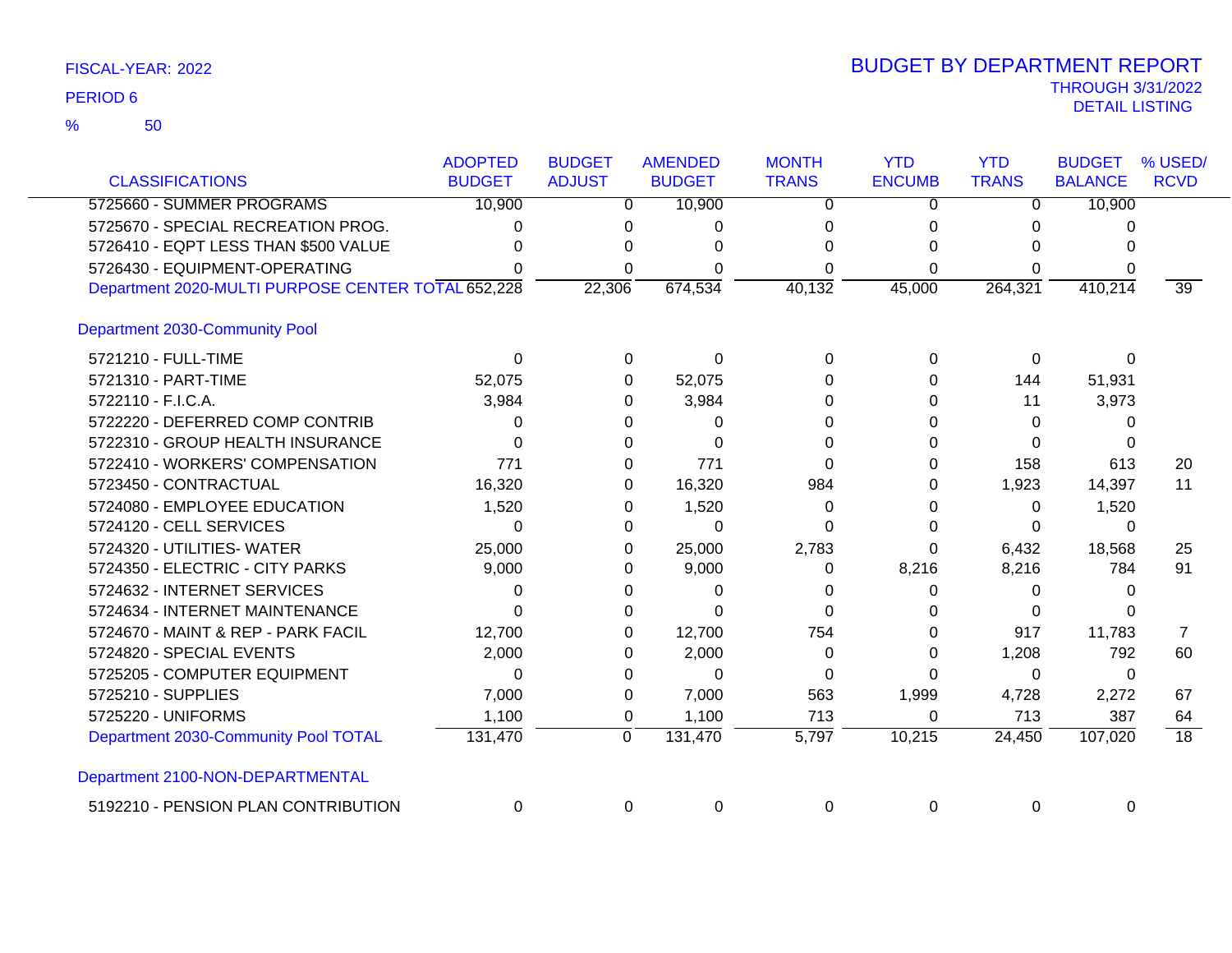FISCAL-YEAR: 2022

PERIOD 6

% 50

# BUDGET BY DEPARTMENT REPORT

THROUGH 3/31/2022

DETAIL LISTING

| CLASSIFICATIONS | ADOPTED BUDGET | BUDGET ADJUST | AMENDED BUDGET | MONTH TRANS | YTD ENCUMB | YTD TRANS | BUDGET BALANCE | % USED/ RCVD |
|---|---|---|---|---|---|---|---|---|
| 5725660 - SUMMER PROGRAMS | 10,900 | 0 | 10,900 | 0 | 0 | 0 | 10,900 | |
| 5725670 - SPECIAL RECREATION PROG. | 0 | 0 | 0 | 0 | 0 | 0 | 0 | |
| 5726410 - EQPT LESS THAN $500 VALUE | 0 | 0 | 0 | 0 | 0 | 0 | 0 | |
| 5726430 - EQUIPMENT-OPERATING | 0 | 0 | 0 | 0 | 0 | 0 | 0 | |
| Department 2020-MULTI PURPOSE CENTER TOTAL | 652,228 | 22,306 | 674,534 | 40,132 | 45,000 | 264,321 | 410,214 | 39 |
| **Department 2030-Community Pool** | | | | | | | | |
| 5721210 - FULL-TIME | 0 | 0 | 0 | 0 | 0 | 0 | 0 | |
| 5721310 - PART-TIME | 52,075 | 0 | 52,075 | 0 | 0 | 144 | 51,931 | |
| 5722110 - F.I.C.A. | 3,984 | 0 | 3,984 | 0 | 0 | 11 | 3,973 | |
| 5722220 - DEFERRED COMP CONTRIB | 0 | 0 | 0 | 0 | 0 | 0 | 0 | |
| 5722310 - GROUP HEALTH INSURANCE | 0 | 0 | 0 | 0 | 0 | 0 | 0 | |
| 5722410 - WORKERS' COMPENSATION | 771 | 0 | 771 | 0 | 0 | 158 | 613 | 20 |
| 5723450 - CONTRACTUAL | 16,320 | 0 | 16,320 | 984 | 0 | 1,923 | 14,397 | 11 |
| 5724080 - EMPLOYEE EDUCATION | 1,520 | 0 | 1,520 | 0 | 0 | 0 | 1,520 | |
| 5724120 - CELL SERVICES | 0 | 0 | 0 | 0 | 0 | 0 | 0 | |
| 5724320 - UTILITIES- WATER | 25,000 | 0 | 25,000 | 2,783 | 0 | 6,432 | 18,568 | 25 |
| 5724350 - ELECTRIC - CITY PARKS | 9,000 | 0 | 9,000 | 0 | 8,216 | 8,216 | 784 | 91 |
| 5724632 - INTERNET SERVICES | 0 | 0 | 0 | 0 | 0 | 0 | 0 | |
| 5724634 - INTERNET MAINTENANCE | 0 | 0 | 0 | 0 | 0 | 0 | 0 | |
| 5724670 - MAINT & REP - PARK FACIL | 12,700 | 0 | 12,700 | 754 | 0 | 917 | 11,783 | 7 |
| 5724820 - SPECIAL EVENTS | 2,000 | 0 | 2,000 | 0 | 0 | 1,208 | 792 | 60 |
| 5725205 - COMPUTER EQUIPMENT | 0 | 0 | 0 | 0 | 0 | 0 | 0 | |
| 5725210 - SUPPLIES | 7,000 | 0 | 7,000 | 563 | 1,999 | 4,728 | 2,272 | 67 |
| 5725220 - UNIFORMS | 1,100 | 0 | 1,100 | 713 | 0 | 713 | 387 | 64 |
| Department 2030-Community Pool TOTAL | 131,470 | 0 | 131,470 | 5,797 | 10,215 | 24,450 | 107,020 | 18 |
| **Department 2100-NON-DEPARTMENTAL** | | | | | | | | |
| 5192210 - PENSION PLAN CONTRIBUTION | 0 | 0 | 0 | 0 | 0 | 0 | 0 | |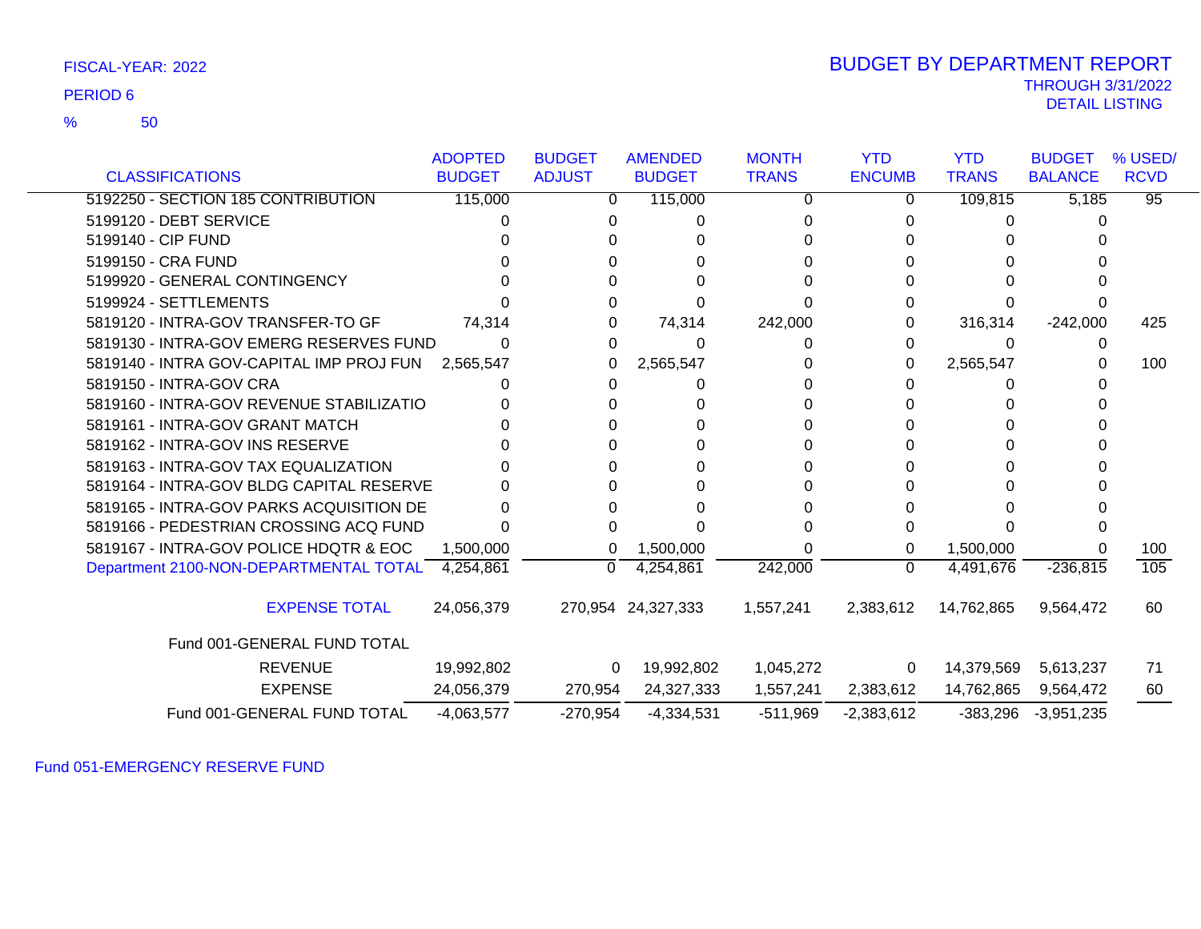FISCAL-YEAR: 2022

PERIOD 6

% 50

# BUDGET BY DEPARTMENT REPORT

THROUGH 3/31/2022

DETAIL LISTING

| CLASSIFICATIONS | ADOPTED BUDGET | BUDGET ADJUST | AMENDED BUDGET | MONTH TRANS | YTD ENCUMB | YTD TRANS | BUDGET BALANCE | % USED/ RCVD |
|---|---|---|---|---|---|---|---|---|
| 5192250 - SECTION 185 CONTRIBUTION | 115,000 | 0 | 115,000 | 0 | 0 | 109,815 | 5,185 | 95 |
| 5199120 - DEBT SERVICE | 0 | 0 | 0 | 0 | 0 | 0 | 0 | |
| 5199140 - CIP FUND | 0 | 0 | 0 | 0 | 0 | 0 | 0 | |
| 5199150 - CRA FUND | 0 | 0 | 0 | 0 | 0 | 0 | 0 | |
| 5199920 - GENERAL CONTINGENCY | 0 | 0 | 0 | 0 | 0 | 0 | 0 | |
| 5199924 - SETTLEMENTS | 0 | 0 | 0 | 0 | 0 | 0 | 0 | |
| 5819120 - INTRA-GOV TRANSFER-TO GF | 74,314 | 0 | 74,314 | 242,000 | 0 | 316,314 | -242,000 | 425 |
| 5819130 - INTRA-GOV EMERG RESERVES FUND | 0 | 0 | 0 | 0 | 0 | 0 | 0 | |
| 5819140 - INTRA-GOV CAPITAL IMP PROJ FUN | 2,565,547 | 0 | 2,565,547 | 0 | 0 | 2,565,547 | 0 | 100 |
| 5819150 - INTRA-GOV CRA | 0 | 0 | 0 | 0 | 0 | 0 | 0 | |
| 5819160 - INTRA-GOV REVENUE STABILIZATIO | 0 | 0 | 0 | 0 | 0 | 0 | 0 | |
| 5819161 - INTRA-GOV GRANT MATCH | 0 | 0 | 0 | 0 | 0 | 0 | 0 | |
| 5819162 - INTRA-GOV INS RESERVE | 0 | 0 | 0 | 0 | 0 | 0 | 0 | |
| 5819163 - INTRA-GOV TAX EQUALIZATION | 0 | 0 | 0 | 0 | 0 | 0 | 0 | |
| 5819164 - INTRA-GOV BLDG CAPITAL RESERVE | 0 | 0 | 0 | 0 | 0 | 0 | 0 | |
| 5819165 - INTRA-GOV PARKS ACQUISITION DE | 0 | 0 | 0 | 0 | 0 | 0 | 0 | |
| 5819166 - PEDESTRIAN CROSSING ACQ FUND | 0 | 0 | 0 | 0 | 0 | 0 | 0 | |
| 5819167 - INTRA-GOV POLICE HDQTR & EOC | 1,500,000 | 0 | 1,500,000 | 0 | 0 | 1,500,000 | 0 | 100 |
| Department 2100-NON-DEPARTMENTAL TOTAL | 4,254,861 | 0 | 4,254,861 | 242,000 | 0 | 4,491,676 | -236,815 | 105 |
| EXPENSE TOTAL | 24,056,379 | 270,954 | 24,327,333 | 1,557,241 | 2,383,612 | 14,762,865 | 9,564,472 | 60 |
| Fund 001-GENERAL FUND TOTAL | | | | | | | | |
| REVENUE | 19,992,802 | 0 | 19,992,802 | 1,045,272 | 0 | 14,379,569 | 5,613,237 | 71 |
| EXPENSE | 24,056,379 | 270,954 | 24,327,333 | 1,557,241 | 2,383,612 | 14,762,865 | 9,564,472 | 60 |
| Fund 001-GENERAL FUND TOTAL | -4,063,577 | -270,954 | -4,334,531 | -511,969 | -2,383,612 | -383,296 | -3,951,235 | |

Fund 051-EMERGENCY RESERVE FUND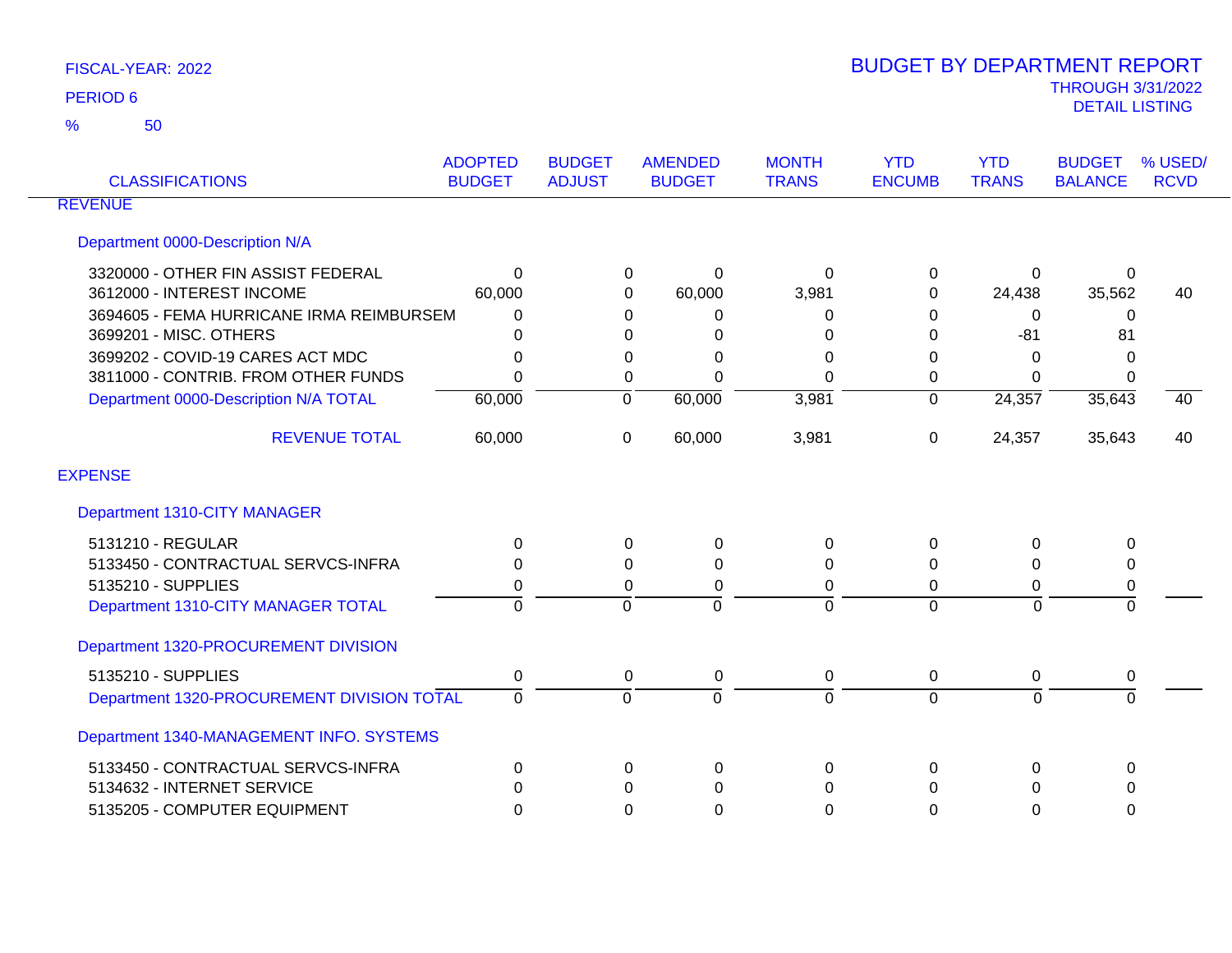FISCAL-YEAR: 2022

PERIOD 6

% 50

# BUDGET BY DEPARTMENT REPORT

THROUGH 3/31/2022

DETAIL LISTING

| CLASSIFICATIONS | ADOPTED BUDGET | BUDGET ADJUST | AMENDED BUDGET | MONTH TRANS | YTD ENCUMB | YTD TRANS | BUDGET BALANCE | % USED/ RCVD |
|---|---|---|---|---|---|---|---|---|
| **REVENUE** | | | | | | | | |
| Department 0000-Description N/A | | | | | | | | |
| 3320000 - OTHER FIN ASSIST FEDERAL | 0 | 0 | 0 | 0 | 0 | 0 | 0 | |
| 3612000 - INTEREST INCOME | 60,000 | 0 | 60,000 | 3,981 | 0 | 24,438 | 35,562 | 40 |
| 3694605 - FEMA HURRICANE IRMA REIMBURSEM | 0 | 0 | 0 | 0 | 0 | 0 | 0 | |
| 3699201 - MISC. OTHERS | 0 | 0 | 0 | 0 | 0 | -81 | 81 | |
| 3699202 - COVID-19 CARES ACT MDC | 0 | 0 | 0 | 0 | 0 | 0 | 0 | |
| 3811000 - CONTRIB. FROM OTHER FUNDS | 0 | 0 | 0 | 0 | 0 | 0 | 0 | |
| Department 0000-Description N/A TOTAL | 60,000 | 0 | 60,000 | 3,981 | 0 | 24,357 | 35,643 | 40 |
| REVENUE TOTAL | 60,000 | 0 | 60,000 | 3,981 | 0 | 24,357 | 35,643 | 40 |
| **EXPENSE** | | | | | | | | |
| Department 1310-CITY MANAGER | | | | | | | | |
| 5131210 - REGULAR | 0 | 0 | 0 | 0 | 0 | 0 | 0 | |
| 5133450 - CONTRACTUAL SERVCS-INFRA | 0 | 0 | 0 | 0 | 0 | 0 | 0 | |
| 5135210 - SUPPLIES | 0 | 0 | 0 | 0 | 0 | 0 | 0 | |
| Department 1310-CITY MANAGER TOTAL | 0 | 0 | 0 | 0 | 0 | 0 | 0 | |
| Department 1320-PROCUREMENT DIVISION | | | | | | | | |
| 5135210 - SUPPLIES | 0 | 0 | 0 | 0 | 0 | 0 | 0 | |
| Department 1320-PROCUREMENT DIVISION TOTAL | 0 | 0 | 0 | 0 | 0 | 0 | 0 | |
| Department 1340-MANAGEMENT INFO. SYSTEMS | | | | | | | | |
| 5133450 - CONTRACTUAL SERVCS-INFRA | 0 | 0 | 0 | 0 | 0 | 0 | 0 | |
| 5134632 - INTERNET SERVICE | 0 | 0 | 0 | 0 | 0 | 0 | 0 | |
| 5135205 - COMPUTER EQUIPMENT | 0 | 0 | 0 | 0 | 0 | 0 | 0 | |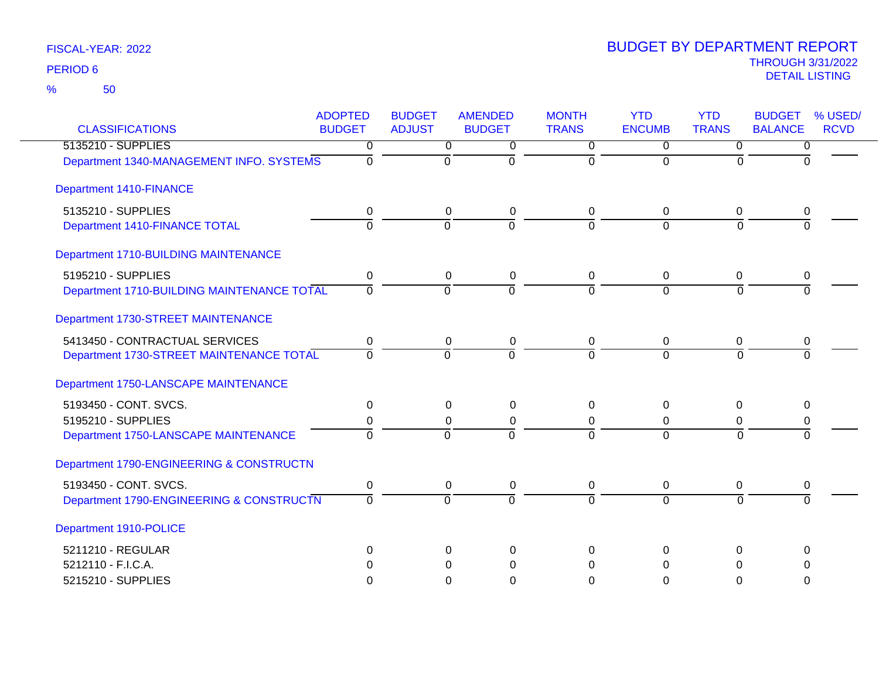FISCAL-YEAR: 2022

PERIOD 6

% 50

# BUDGET BY DEPARTMENT REPORT

THROUGH 3/31/2022

DETAIL LISTING

| CLASSIFICATIONS | ADOPTED BUDGET | BUDGET ADJUST | AMENDED BUDGET | MONTH TRANS | YTD ENCUMB | YTD TRANS | BUDGET BALANCE | % USED/ RCVD |
|---|---|---|---|---|---|---|---|---|
| 5135210 - SUPPLIES | 0 | 0 | 0 | 0 | 0 | 0 | 0 | |
| Department 1340-MANAGEMENT INFO. SYSTEMS | 0 | 0 | 0 | 0 | 0 | 0 | 0 | |
| **Department 1410-FINANCE** | | | | | | | | |
| 5135210 - SUPPLIES | 0 | 0 | 0 | 0 | 0 | 0 | 0 | |
| Department 1410-FINANCE TOTAL | 0 | 0 | 0 | 0 | 0 | 0 | 0 | |
| **Department 1710-BUILDING MAINTENANCE** | | | | | | | | |
| 5195210 - SUPPLIES | 0 | 0 | 0 | 0 | 0 | 0 | 0 | |
| Department 1710-BUILDING MAINTENANCE TOTAL | 0 | 0 | 0 | 0 | 0 | 0 | 0 | |
| **Department 1730-STREET MAINTENANCE** | | | | | | | | |
| 5413450 - CONTRACTUAL SERVICES | 0 | 0 | 0 | 0 | 0 | 0 | 0 | |
| Department 1730-STREET MAINTENANCE TOTAL | 0 | 0 | 0 | 0 | 0 | 0 | 0 | |
| **Department 1750-LANSCAPE MAINTENANCE** | | | | | | | | |
| 5193450 - CONT. SVCS. | 0 | 0 | 0 | 0 | 0 | 0 | 0 | |
| 5195210 - SUPPLIES | 0 | 0 | 0 | 0 | 0 | 0 | 0 | |
| Department 1750-LANSCAPE MAINTENANCE | 0 | 0 | 0 | 0 | 0 | 0 | 0 | |
| **Department 1790-ENGINEERING & CONSTRUCTN** | | | | | | | | |
| 5193450 - CONT. SVCS. | 0 | 0 | 0 | 0 | 0 | 0 | 0 | |
| Department 1790-ENGINEERING & CONSTRUCTN | 0 | 0 | 0 | 0 | 0 | 0 | 0 | |
| **Department 1910-POLICE** | | | | | | | | |
| 5211210 - REGULAR | 0 | 0 | 0 | 0 | 0 | 0 | 0 | |
| 5212110 - F.I.C.A. | 0 | 0 | 0 | 0 | 0 | 0 | 0 | |
| 5215210 - SUPPLIES | 0 | 0 | 0 | 0 | 0 | 0 | 0 | |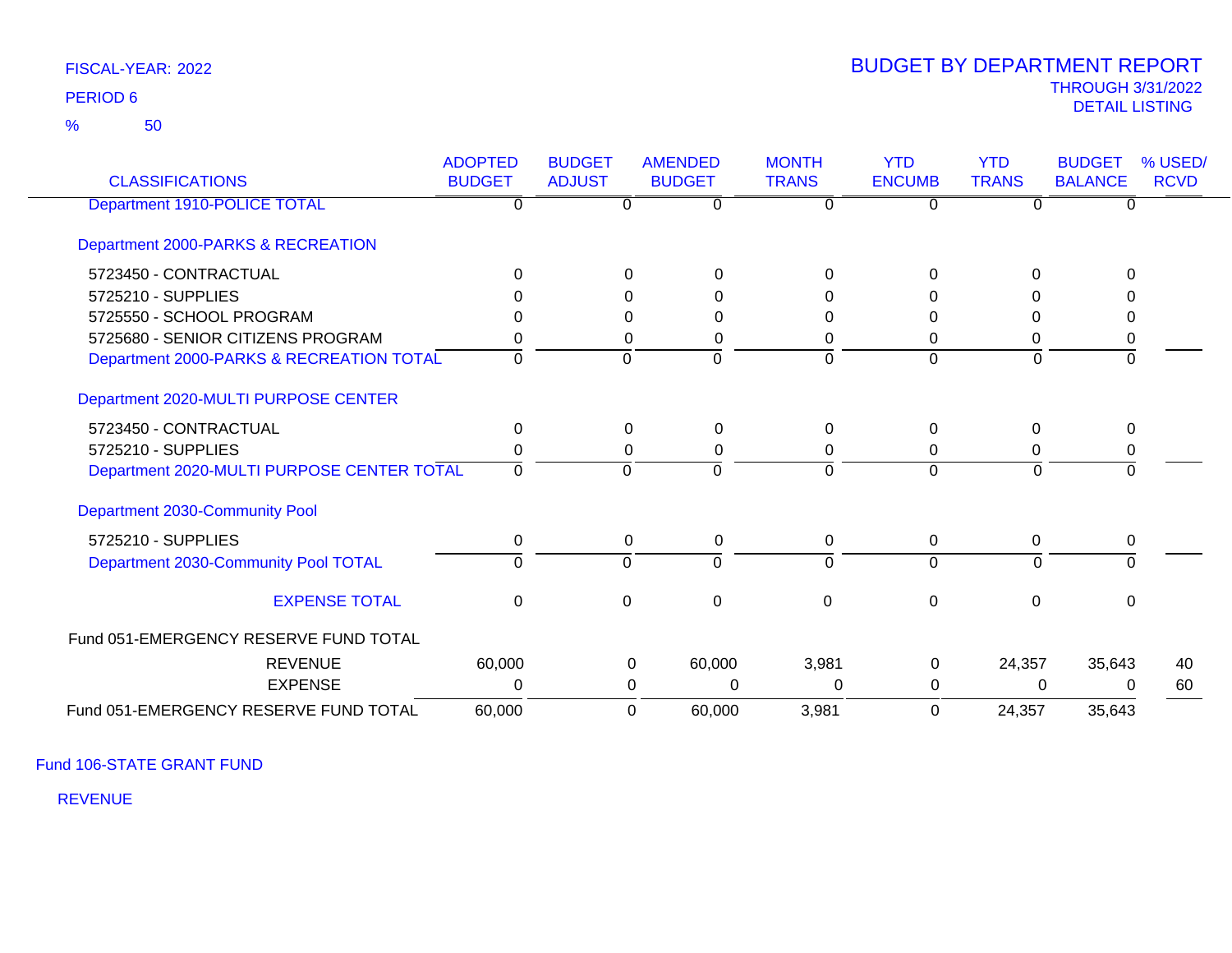FISCAL-YEAR: 2022

PERIOD 6

% 50

# BUDGET BY DEPARTMENT REPORT

THROUGH 3/31/2022

DETAIL LISTING

| CLASSIFICATIONS | ADOPTED BUDGET | BUDGET ADJUST | AMENDED BUDGET | MONTH TRANS | YTD ENCUMB | YTD TRANS | BUDGET BALANCE | % USED/ RCVD |
|---|---|---|---|---|---|---|---|---|
| Department 1910-POLICE TOTAL | 0 | 0 | 0 | 0 | 0 | 0 | 0 | |
| **Department 2000-PARKS & RECREATION** | | | | | | | | |
| 5723450 - CONTRACTUAL | 0 | 0 | 0 | 0 | 0 | 0 | 0 | |
| 5725210 - SUPPLIES | 0 | 0 | 0 | 0 | 0 | 0 | 0 | |
| 5725550 - SCHOOL PROGRAM | 0 | 0 | 0 | 0 | 0 | 0 | 0 | |
| 5725680 - SENIOR CITIZENS PROGRAM | 0 | 0 | 0 | 0 | 0 | 0 | 0 | |
| Department 2000-PARKS & RECREATION TOTAL | 0 | 0 | 0 | 0 | 0 | 0 | 0 | |
| **Department 2020-MULTI PURPOSE CENTER** | | | | | | | | |
| 5723450 - CONTRACTUAL | 0 | 0 | 0 | 0 | 0 | 0 | 0 | |
| 5725210 - SUPPLIES | 0 | 0 | 0 | 0 | 0 | 0 | 0 | |
| Department 2020-MULTI PURPOSE CENTER TOTAL | 0 | 0 | 0 | 0 | 0 | 0 | 0 | |
| **Department 2030-Community Pool** | | | | | | | | |
| 5725210 - SUPPLIES | 0 | 0 | 0 | 0 | 0 | 0 | 0 | |
| Department 2030-Community Pool TOTAL | 0 | 0 | 0 | 0 | 0 | 0 | 0 | |
| EXPENSE TOTAL | 0 | 0 | 0 | 0 | 0 | 0 | 0 | |
| Fund 051-EMERGENCY RESERVE FUND TOTAL | | | | | | | | |
| REVENUE | 60,000 | 0 | 60,000 | 3,981 | 0 | 24,357 | 35,643 | 40 |
| EXPENSE | 0 | 0 | 0 | 0 | 0 | 0 | 0 | 60 |
| Fund 051-EMERGENCY RESERVE FUND TOTAL | 60,000 | 0 | 60,000 | 3,981 | 0 | 24,357 | 35,643 | |

## Fund 106-STATE GRANT FUND

REVENUE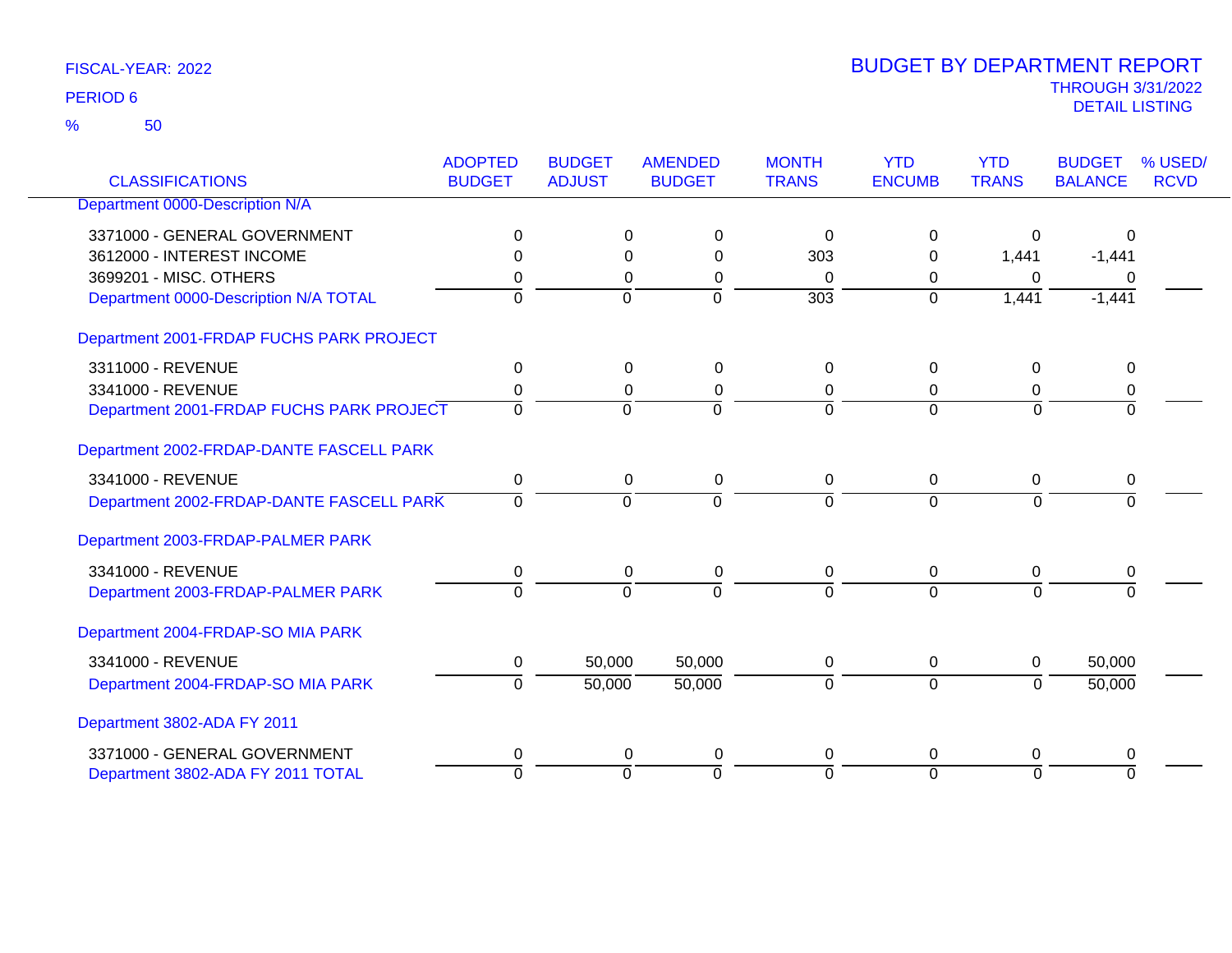FISCAL-YEAR: 2022

PERIOD 6

% 50

# BUDGET BY DEPARTMENT REPORT

THROUGH 3/31/2022

DETAIL LISTING

| CLASSIFICATIONS | ADOPTED BUDGET | BUDGET ADJUST | AMENDED BUDGET | MONTH TRANS | YTD ENCUMB | YTD TRANS | BUDGET BALANCE | % USED/ RCVD |
|---|---|---|---|---|---|---|---|---|
| **Department 0000-Description N/A** | | | | | | | | |
| 3371000 - GENERAL GOVERNMENT | 0 | 0 | 0 | 0 | 0 | 0 | 0 | |
| 3612000 - INTEREST INCOME | 0 | 0 | 0 | 303 | 0 | 1,441 | -1,441 | |
| 3699201 - MISC. OTHERS | 0 | 0 | 0 | 0 | 0 | 0 | 0 | |
| Department 0000-Description N/A TOTAL | 0 | 0 | 0 | 303 | 0 | 1,441 | -1,441 | |
| **Department 2001-FRDAP FUCHS PARK PROJECT** | | | | | | | | |
| 3311000 - REVENUE | 0 | 0 | 0 | 0 | 0 | 0 | 0 | |
| 3341000 - REVENUE | 0 | 0 | 0 | 0 | 0 | 0 | 0 | |
| Department 2001-FRDAP FUCHS PARK PROJECT | 0 | 0 | 0 | 0 | 0 | 0 | 0 | |
| **Department 2002-FRDAP-DANTE FASCELL PARK** | | | | | | | | |
| 3341000 - REVENUE | 0 | 0 | 0 | 0 | 0 | 0 | 0 | |
| Department 2002-FRDAP-DANTE FASCELL PARK | 0 | 0 | 0 | 0 | 0 | 0 | 0 | |
| **Department 2003-FRDAP-PALMER PARK** | | | | | | | | |
| 3341000 - REVENUE | 0 | 0 | 0 | 0 | 0 | 0 | 0 | |
| Department 2003-FRDAP-PALMER PARK | 0 | 0 | 0 | 0 | 0 | 0 | 0 | |
| **Department 2004-FRDAP-SO MIA PARK** | | | | | | | | |
| 3341000 - REVENUE | 0 | 50,000 | 50,000 | 0 | 0 | 0 | 50,000 | |
| Department 2004-FRDAP-SO MIA PARK | 0 | 50,000 | 50,000 | 0 | 0 | 0 | 50,000 | |
| **Department 3802-ADA FY 2011** | | | | | | | | |
| 3371000 - GENERAL GOVERNMENT | 0 | 0 | 0 | 0 | 0 | 0 | 0 | |
| Department 3802-ADA FY 2011 TOTAL | 0 | 0 | 0 | 0 | 0 | 0 | 0 | |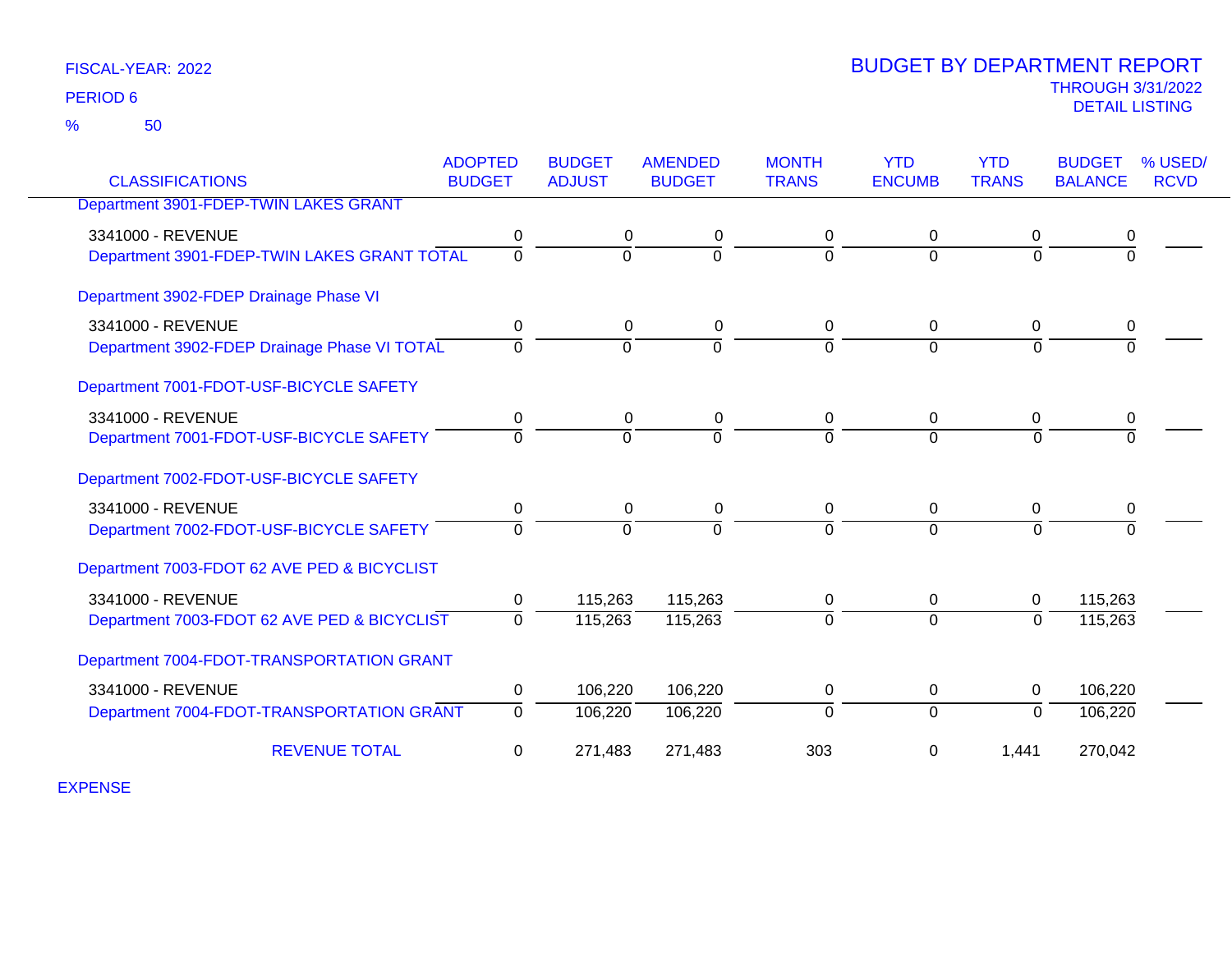FISCAL-YEAR: 2022

PERIOD 6

% 50

# BUDGET BY DEPARTMENT REPORT

THROUGH 3/31/2022

DETAIL LISTING

| CLASSIFICATIONS | ADOPTED BUDGET | BUDGET ADJUST | AMENDED BUDGET | MONTH TRANS | YTD ENCUMB | YTD TRANS | BUDGET BALANCE | % USED/ RCVD |
|---|---|---|---|---|---|---|---|---|
| Department 3901-FDEP-TWIN LAKES GRANT | | | | | | | | |
| 3341000 - REVENUE | 0 | 0 | 0 | 0 | 0 | 0 | 0 | |
| Department 3901-FDEP-TWIN LAKES GRANT TOTAL | 0 | 0 | 0 | 0 | 0 | 0 | 0 | |
| Department 3902-FDEP Drainage Phase VI | | | | | | | | |
| 3341000 - REVENUE | 0 | 0 | 0 | 0 | 0 | 0 | 0 | |
| Department 3902-FDEP Drainage Phase VI TOTAL | 0 | 0 | 0 | 0 | 0 | 0 | 0 | |
| Department 7001-FDOT-USF-BICYCLE SAFETY | | | | | | | | |
| 3341000 - REVENUE | 0 | 0 | 0 | 0 | 0 | 0 | 0 | |
| Department 7001-FDOT-USF-BICYCLE SAFETY | 0 | 0 | 0 | 0 | 0 | 0 | 0 | |
| Department 7002-FDOT-USF-BICYCLE SAFETY | | | | | | | | |
| 3341000 - REVENUE | 0 | 0 | 0 | 0 | 0 | 0 | 0 | |
| Department 7002-FDOT-USF-BICYCLE SAFETY | 0 | 0 | 0 | 0 | 0 | 0 | 0 | |
| Department 7003-FDOT 62 AVE PED & BICYCLIST | | | | | | | | |
| 3341000 - REVENUE | 0 | 115,263 | 115,263 | 0 | 0 | 0 | 115,263 | |
| Department 7003-FDOT 62 AVE PED & BICYCLIST | 0 | 115,263 | 115,263 | 0 | 0 | 0 | 115,263 | |
| Department 7004-FDOT-TRANSPORTATION GRANT | | | | | | | | |
| 3341000 - REVENUE | 0 | 106,220 | 106,220 | 0 | 0 | 0 | 106,220 | |
| Department 7004-FDOT-TRANSPORTATION GRANT | 0 | 106,220 | 106,220 | 0 | 0 | 0 | 106,220 | |
| REVENUE TOTAL | 0 | 271,483 | 271,483 | 303 | 0 | 1,441 | 270,042 | |

EXPENSE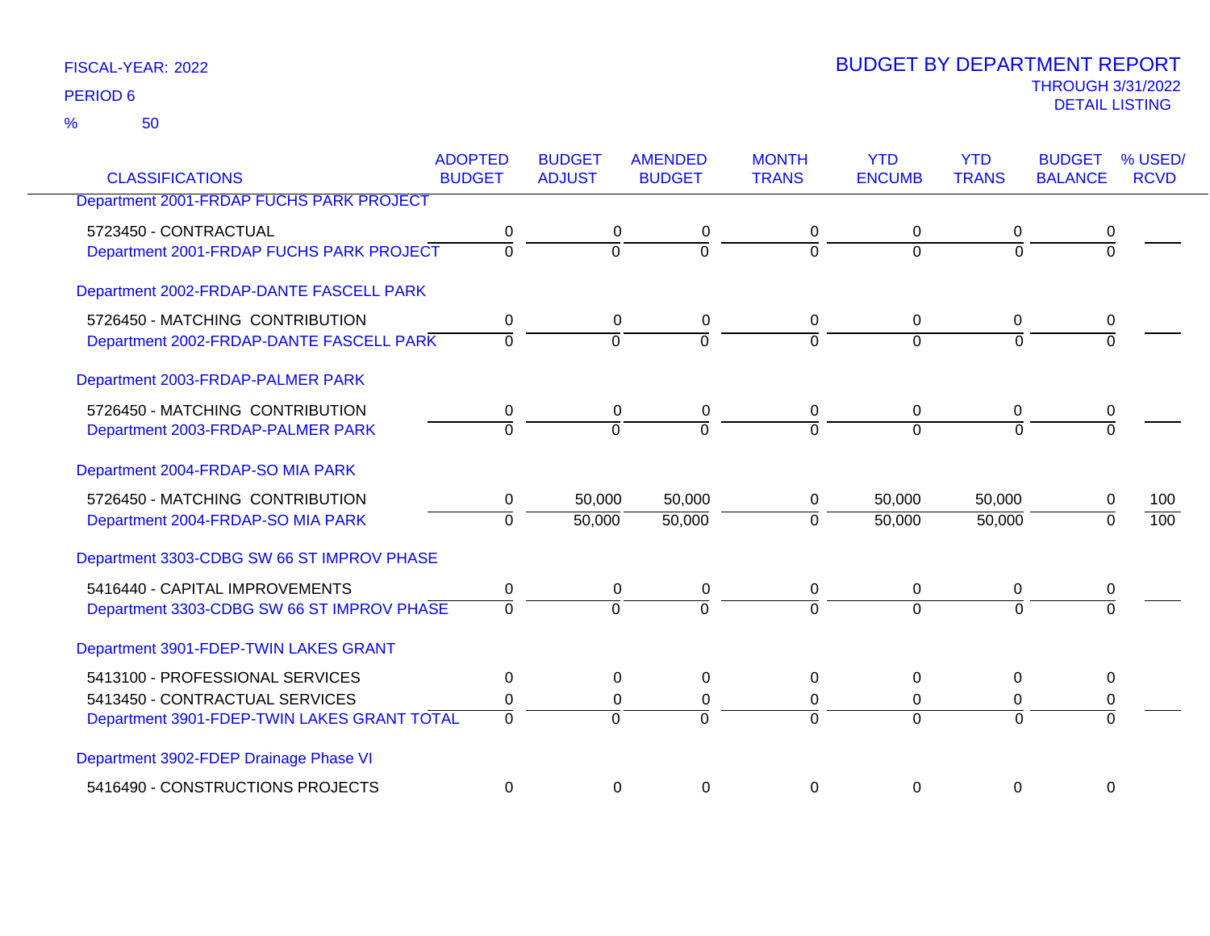FISCAL-YEAR: 2022

PERIOD 6

% 50

# BUDGET BY DEPARTMENT REPORT

THROUGH 3/31/2022

DETAIL LISTING

| CLASSIFICATIONS | ADOPTED BUDGET | BUDGET ADJUST | AMENDED BUDGET | MONTH TRANS | YTD ENCUMB | YTD TRANS | BUDGET BALANCE | % USED/ RCVD |
|---|---|---|---|---|---|---|---|---|
| **Department 2001-FRDAP FUCHS PARK PROJECT** | | | | | | | | |
| 5723450 - CONTRACTUAL | 0 | 0 | 0 | 0 | 0 | 0 | 0 | |
| Department 2001-FRDAP FUCHS PARK PROJECT | 0 | 0 | 0 | 0 | 0 | 0 | 0 | |
| **Department 2002-FRDAP-DANTE FASCELL PARK** | | | | | | | | |
| 5726450 - MATCHING CONTRIBUTION | 0 | 0 | 0 | 0 | 0 | 0 | 0 | |
| Department 2002-FRDAP-DANTE FASCELL PARK | 0 | 0 | 0 | 0 | 0 | 0 | 0 | |
| **Department 2003-FRDAP-PALMER PARK** | | | | | | | | |
| 5726450 - MATCHING CONTRIBUTION | 0 | 0 | 0 | 0 | 0 | 0 | 0 | |
| Department 2003-FRDAP-PALMER PARK | 0 | 0 | 0 | 0 | 0 | 0 | 0 | |
| **Department 2004-FRDAP-SO MIA PARK** | | | | | | | | |
| 5726450 - MATCHING CONTRIBUTION | 0 | 50,000 | 50,000 | 0 | 50,000 | 50,000 | 0 | 100 |
| Department 2004-FRDAP-SO MIA PARK | 0 | 50,000 | 50,000 | 0 | 50,000 | 50,000 | 0 | 100 |
| **Department 3303-CDBG SW 66 ST IMPROV PHASE** | | | | | | | | |
| 5416440 - CAPITAL IMPROVEMENTS | 0 | 0 | 0 | 0 | 0 | 0 | 0 | |
| Department 3303-CDBG SW 66 ST IMPROV PHASE | 0 | 0 | 0 | 0 | 0 | 0 | 0 | |
| **Department 3901-FDEP-TWIN LAKES GRANT** | | | | | | | | |
| 5413100 - PROFESSIONAL SERVICES | 0 | 0 | 0 | 0 | 0 | 0 | 0 | |
| 5413450 - CONTRACTUAL SERVICES | 0 | 0 | 0 | 0 | 0 | 0 | 0 | |
| Department 3901-FDEP-TWIN LAKES GRANT TOTAL | 0 | 0 | 0 | 0 | 0 | 0 | 0 | |
| **Department 3902-FDEP Drainage Phase VI** | | | | | | | | |
| 5416490 - CONSTRUCTIONS PROJECTS | 0 | 0 | 0 | 0 | 0 | 0 | 0 | |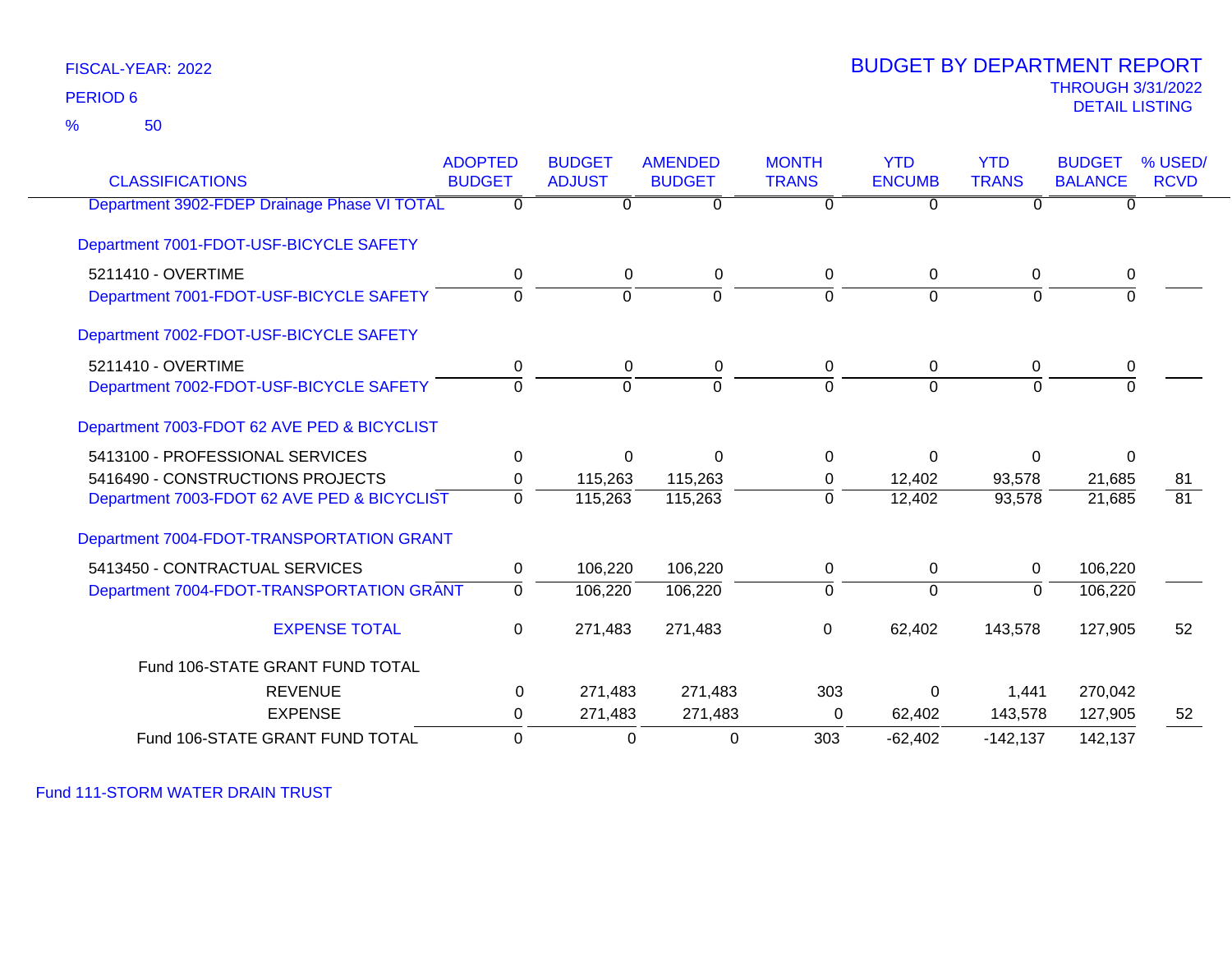FISCAL-YEAR: 2022

PERIOD 6

% 50

# BUDGET BY DEPARTMENT REPORT

THROUGH 3/31/2022

DETAIL LISTING

| CLASSIFICATIONS | ADOPTED BUDGET | BUDGET ADJUST | AMENDED BUDGET | MONTH TRANS | YTD ENCUMB | YTD TRANS | BUDGET BALANCE | % USED/ RCVD |
|---|---|---|---|---|---|---|---|---|
| Department 3902-FDEP Drainage Phase VI TOTAL | 0 | 0 | 0 | 0 | 0 | 0 | 0 | |
| **Department 7001-FDOT-USF-BICYCLE SAFETY** | | | | | | | | |
| 5211410 - OVERTIME | 0 | 0 | 0 | 0 | 0 | 0 | 0 | |
| Department 7001-FDOT-USF-BICYCLE SAFETY | 0 | 0 | 0 | 0 | 0 | 0 | 0 | |
| **Department 7002-FDOT-USF-BICYCLE SAFETY** | | | | | | | | |
| 5211410 - OVERTIME | 0 | 0 | 0 | 0 | 0 | 0 | 0 | |
| Department 7002-FDOT-USF-BICYCLE SAFETY | 0 | 0 | 0 | 0 | 0 | 0 | 0 | |
| **Department 7003-FDOT 62 AVE PED & BICYCLIST** | | | | | | | | |
| 5413100 - PROFESSIONAL SERVICES | 0 | 0 | 0 | 0 | 0 | 0 | 0 | |
| 5416490 - CONSTRUCTIONS PROJECTS | 0 | 115,263 | 115,263 | 0 | 12,402 | 93,578 | 21,685 | 81 |
| Department 7003-FDOT 62 AVE PED & BICYCLIST | 0 | 115,263 | 115,263 | 0 | 12,402 | 93,578 | 21,685 | 81 |
| **Department 7004-FDOT-TRANSPORTATION GRANT** | | | | | | | | |
| 5413450 - CONTRACTUAL SERVICES | 0 | 106,220 | 106,220 | 0 | 0 | 0 | 106,220 | |
| Department 7004-FDOT-TRANSPORTATION GRANT | 0 | 106,220 | 106,220 | 0 | 0 | 0 | 106,220 | |
| EXPENSE TOTAL | 0 | 271,483 | 271,483 | 0 | 62,402 | 143,578 | 127,905 | 52 |
| Fund 106-STATE GRANT FUND TOTAL | | | | | | | | |
| REVENUE | 0 | 271,483 | 271,483 | 303 | 0 | 1,441 | 270,042 | |
| EXPENSE | 0 | 271,483 | 271,483 | 0 | 62,402 | 143,578 | 127,905 | 52 |
| Fund 106-STATE GRANT FUND TOTAL | 0 | 0 | 0 | 303 | -62,402 | -142,137 | 142,137 | |

Fund 111-STORM WATER DRAIN TRUST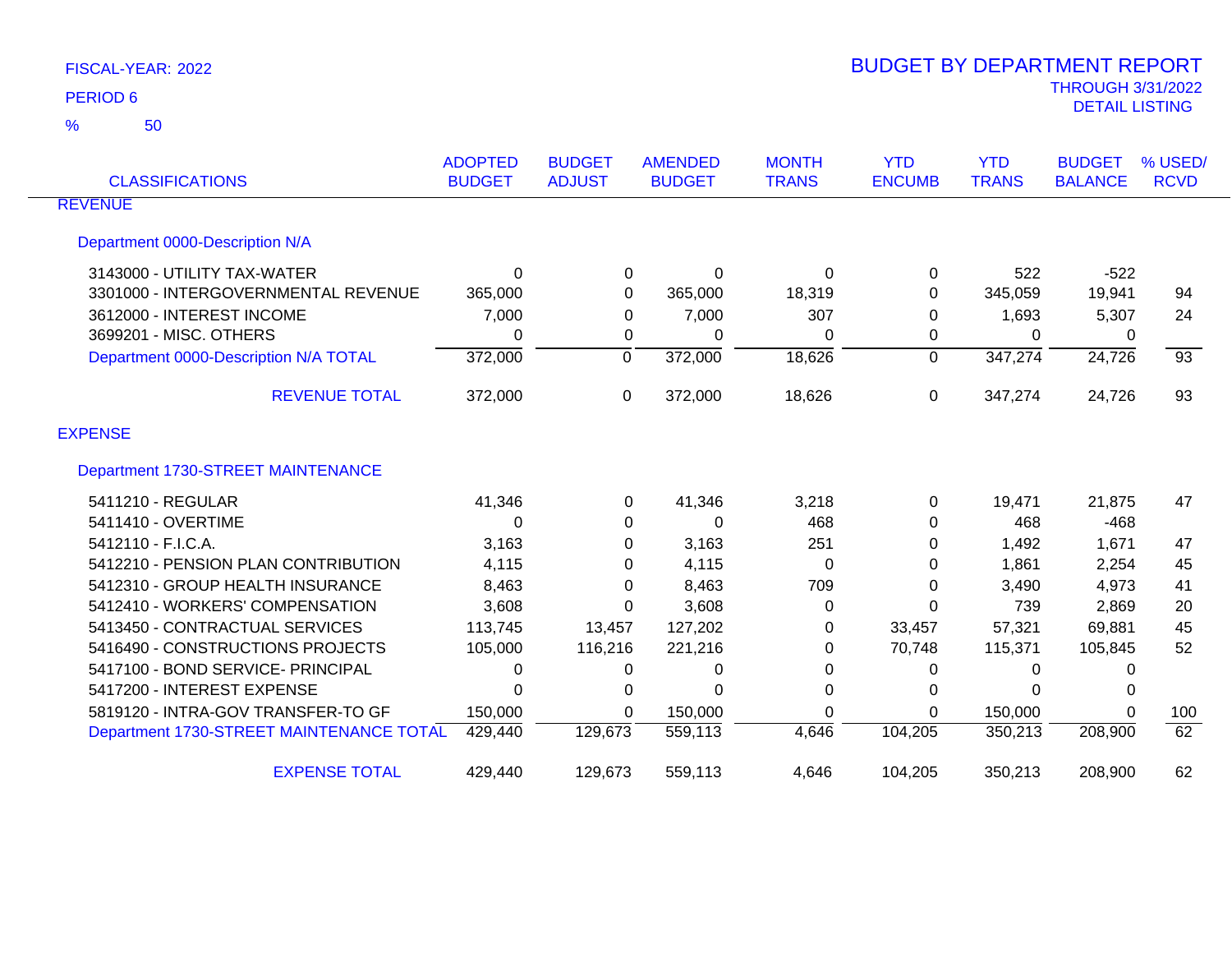FISCAL-YEAR: 2022

PERIOD 6

% 50

# BUDGET BY DEPARTMENT REPORT

THROUGH 3/31/2022

DETAIL LISTING

| CLASSIFICATIONS | ADOPTED BUDGET | BUDGET ADJUST | AMENDED BUDGET | MONTH TRANS | YTD ENCUMB | YTD TRANS | BUDGET BALANCE | % USED/ RCVD |
|---|---|---|---|---|---|---|---|---|
| REVENUE | | | | | | | | |
| Department 0000-Description N/A | | | | | | | | |
| 3143000 - UTILITY TAX-WATER | 0 | 0 | 0 | 0 | 0 | 522 | -522 | |
| 3301000 - INTERGOVERNMENTAL REVENUE | 365,000 | 0 | 365,000 | 18,319 | 0 | 345,059 | 19,941 | 94 |
| 3612000 - INTEREST INCOME | 7,000 | 0 | 7,000 | 307 | 0 | 1,693 | 5,307 | 24 |
| 3699201 - MISC. OTHERS | 0 | 0 | 0 | 0 | 0 | 0 | 0 | |
| Department 0000-Description N/A TOTAL | 372,000 | 0 | 372,000 | 18,626 | 0 | 347,274 | 24,726 | 93 |
| REVENUE TOTAL | 372,000 | 0 | 372,000 | 18,626 | 0 | 347,274 | 24,726 | 93 |
| EXPENSE | | | | | | | | |
| Department 1730-STREET MAINTENANCE | | | | | | | | |
| 5411210 - REGULAR | 41,346 | 0 | 41,346 | 3,218 | 0 | 19,471 | 21,875 | 47 |
| 5411410 - OVERTIME | 0 | 0 | 0 | 468 | 0 | 468 | -468 | |
| 5412110 - F.I.C.A. | 3,163 | 0 | 3,163 | 251 | 0 | 1,492 | 1,671 | 47 |
| 5412210 - PENSION PLAN CONTRIBUTION | 4,115 | 0 | 4,115 | 0 | 0 | 1,861 | 2,254 | 45 |
| 5412310 - GROUP HEALTH INSURANCE | 8,463 | 0 | 8,463 | 709 | 0 | 3,490 | 4,973 | 41 |
| 5412410 - WORKERS' COMPENSATION | 3,608 | 0 | 3,608 | 0 | 0 | 739 | 2,869 | 20 |
| 5413450 - CONTRACTUAL SERVICES | 113,745 | 13,457 | 127,202 | 0 | 33,457 | 57,321 | 69,881 | 45 |
| 5416490 - CONSTRUCTIONS PROJECTS | 105,000 | 116,216 | 221,216 | 0 | 70,748 | 115,371 | 105,845 | 52 |
| 5417100 - BOND SERVICE- PRINCIPAL | 0 | 0 | 0 | 0 | 0 | 0 | 0 | |
| 5417200 - INTEREST EXPENSE | 0 | 0 | 0 | 0 | 0 | 0 | 0 | |
| 5819120 - INTRA-GOV TRANSFER-TO GF | 150,000 | 0 | 150,000 | 0 | 0 | 150,000 | 0 | 100 |
| Department 1730-STREET MAINTENANCE TOTAL | 429,440 | 129,673 | 559,113 | 4,646 | 104,205 | 350,213 | 208,900 | 62 |
| EXPENSE TOTAL | 429,440 | 129,673 | 559,113 | 4,646 | 104,205 | 350,213 | 208,900 | 62 |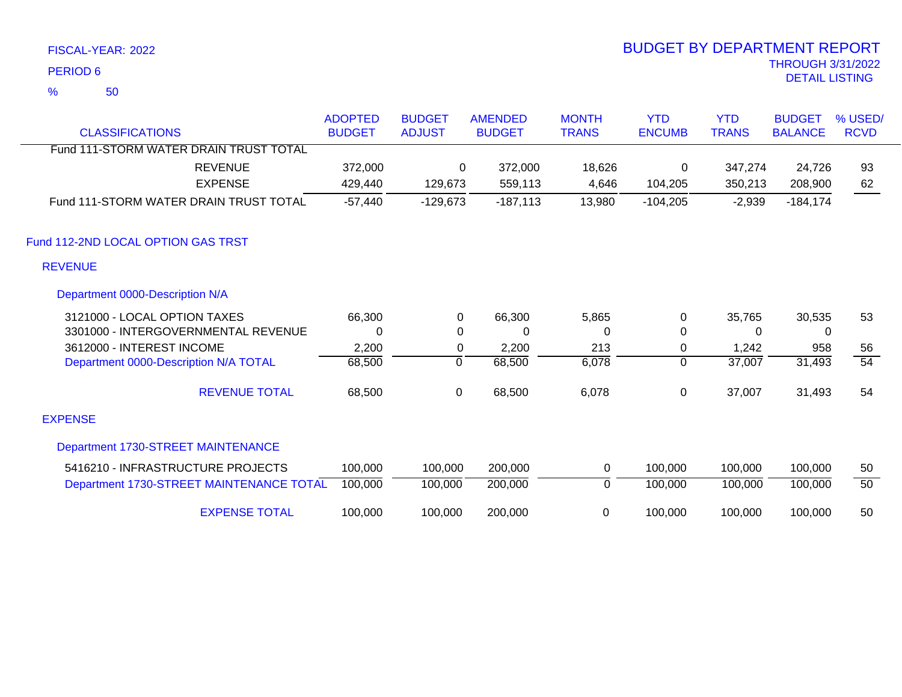FISCAL-YEAR: 2022

PERIOD 6

% 50

# BUDGET BY DEPARTMENT REPORT

THROUGH 3/31/2022

DETAIL LISTING

| CLASSIFICATIONS | ADOPTED BUDGET | BUDGET ADJUST | AMENDED BUDGET | MONTH TRANS | YTD ENCUMB | YTD TRANS | BUDGET BALANCE | % USED/ RCVD |
|---|---|---|---|---|---|---|---|---|
| Fund 111-STORM WATER DRAIN TRUST TOTAL | | | | | | | | |
| REVENUE | 372,000 | 0 | 372,000 | 18,626 | 0 | 347,274 | 24,726 | 93 |
| EXPENSE | 429,440 | 129,673 | 559,113 | 4,646 | 104,205 | 350,213 | 208,900 | 62 |
| Fund 111-STORM WATER DRAIN TRUST TOTAL | -57,440 | -129,673 | -187,113 | 13,980 | -104,205 | -2,939 | -184,174 | |
| Fund 112-2ND LOCAL OPTION GAS TRST | | | | | | | | |
| REVENUE | | | | | | | | |
| Department 0000-Description N/A | | | | | | | | |
| 3121000 - LOCAL OPTION TAXES | 66,300 | 0 | 66,300 | 5,865 | 0 | 35,765 | 30,535 | 53 |
| 3301000 - INTERGOVERNMENTAL REVENUE | 0 | 0 | 0 | 0 | 0 | 0 | 0 | |
| 3612000 - INTEREST INCOME | 2,200 | 0 | 2,200 | 213 | 0 | 1,242 | 958 | 56 |
| Department 0000-Description N/A TOTAL | 68,500 | 0 | 68,500 | 6,078 | 0 | 37,007 | 31,493 | 54 |
| REVENUE TOTAL | 68,500 | 0 | 68,500 | 6,078 | 0 | 37,007 | 31,493 | 54 |
| EXPENSE | | | | | | | | |
| Department 1730-STREET MAINTENANCE | | | | | | | | |
| 5416210 - INFRASTRUCTURE PROJECTS | 100,000 | 100,000 | 200,000 | 0 | 100,000 | 100,000 | 100,000 | 50 |
| Department 1730-STREET MAINTENANCE TOTAL | 100,000 | 100,000 | 200,000 | 0 | 100,000 | 100,000 | 100,000 | 50 |
| EXPENSE TOTAL | 100,000 | 100,000 | 200,000 | 0 | 100,000 | 100,000 | 100,000 | 50 |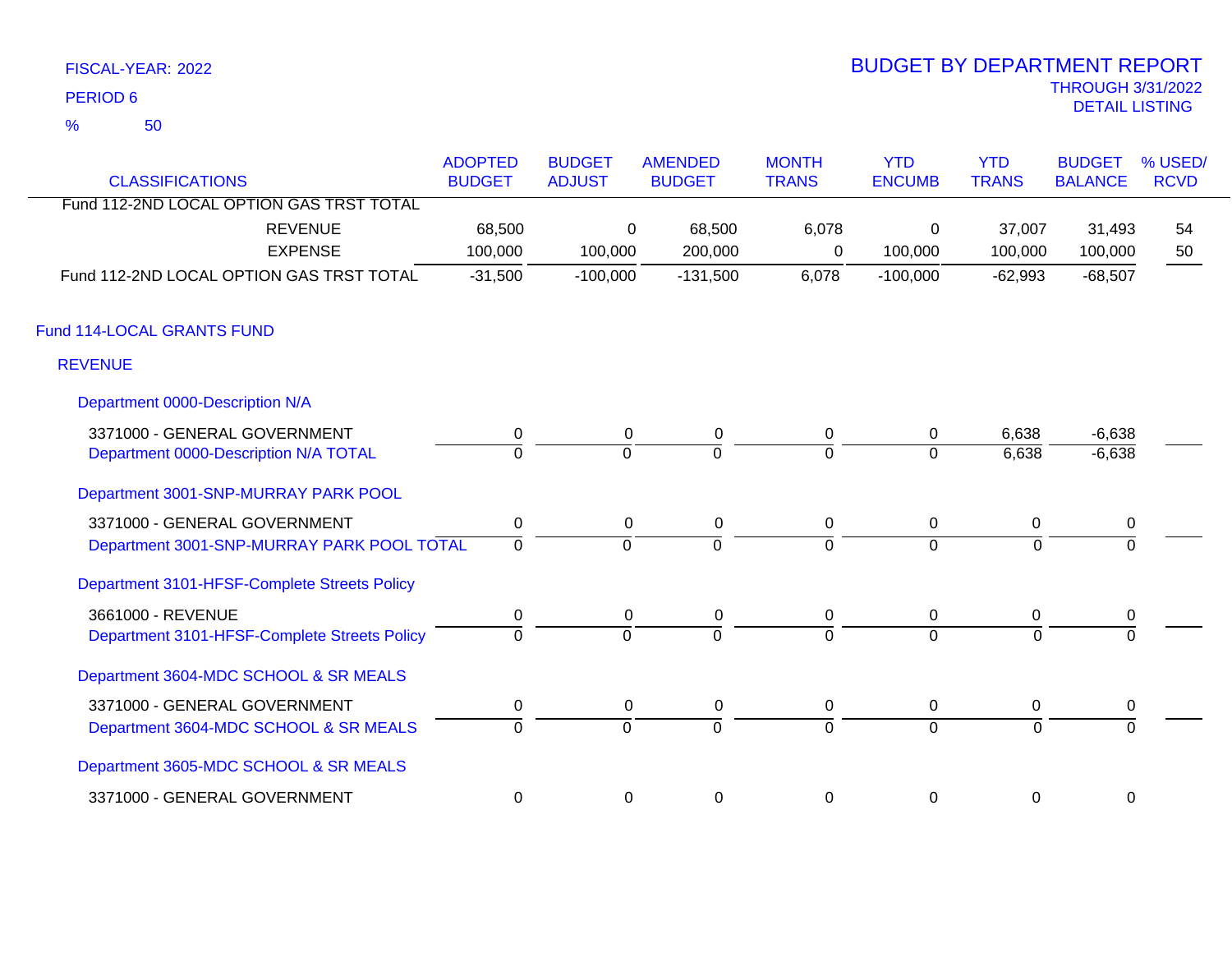FISCAL-YEAR: 2022

PERIOD 6

% 50

# BUDGET BY DEPARTMENT REPORT

THROUGH 3/31/2022

DETAIL LISTING

| CLASSIFICATIONS | ADOPTED BUDGET | BUDGET ADJUST | AMENDED BUDGET | MONTH TRANS | YTD ENCUMB | YTD TRANS | BUDGET BALANCE | % USED/ RCVD |
|---|---|---|---|---|---|---|---|---|
| Fund 112-2ND LOCAL OPTION GAS TRST TOTAL | | | | | | | | |
| REVENUE | 68,500 | 0 | 68,500 | 6,078 | 0 | 37,007 | 31,493 | 54 |
| EXPENSE | 100,000 | 100,000 | 200,000 | 0 | 100,000 | 100,000 | 100,000 | 50 |
| Fund 112-2ND LOCAL OPTION GAS TRST TOTAL | -31,500 | -100,000 | -131,500 | 6,078 | -100,000 | -62,993 | -68,507 | |
| **Fund 114-LOCAL GRANTS FUND** | | | | | | | | |
| **REVENUE** | | | | | | | | |
| Department 0000-Description N/A | | | | | | | | |
| 3371000 - GENERAL GOVERNMENT | 0 | 0 | 0 | 0 | 0 | 6,638 | -6,638 | |
| Department 0000-Description N/A TOTAL | 0 | 0 | 0 | 0 | 0 | 6,638 | -6,638 | |
| Department 3001-SNP-MURRAY PARK POOL | | | | | | | | |
| 3371000 - GENERAL GOVERNMENT | 0 | 0 | 0 | 0 | 0 | 0 | 0 | |
| Department 3001-SNP-MURRAY PARK POOL TOTAL | 0 | 0 | 0 | 0 | 0 | 0 | 0 | |
| Department 3101-HFSF-Complete Streets Policy | | | | | | | | |
| 3661000 - REVENUE | 0 | 0 | 0 | 0 | 0 | 0 | 0 | |
| Department 3101-HFSF-Complete Streets Policy | 0 | 0 | 0 | 0 | 0 | 0 | 0 | |
| Department 3604-MDC SCHOOL & SR MEALS | | | | | | | | |
| 3371000 - GENERAL GOVERNMENT | 0 | 0 | 0 | 0 | 0 | 0 | 0 | |
| Department 3604-MDC SCHOOL & SR MEALS | 0 | 0 | 0 | 0 | 0 | 0 | 0 | |
| Department 3605-MDC SCHOOL & SR MEALS | | | | | | | | |
| 3371000 - GENERAL GOVERNMENT | 0 | 0 | 0 | 0 | 0 | 0 | 0 | |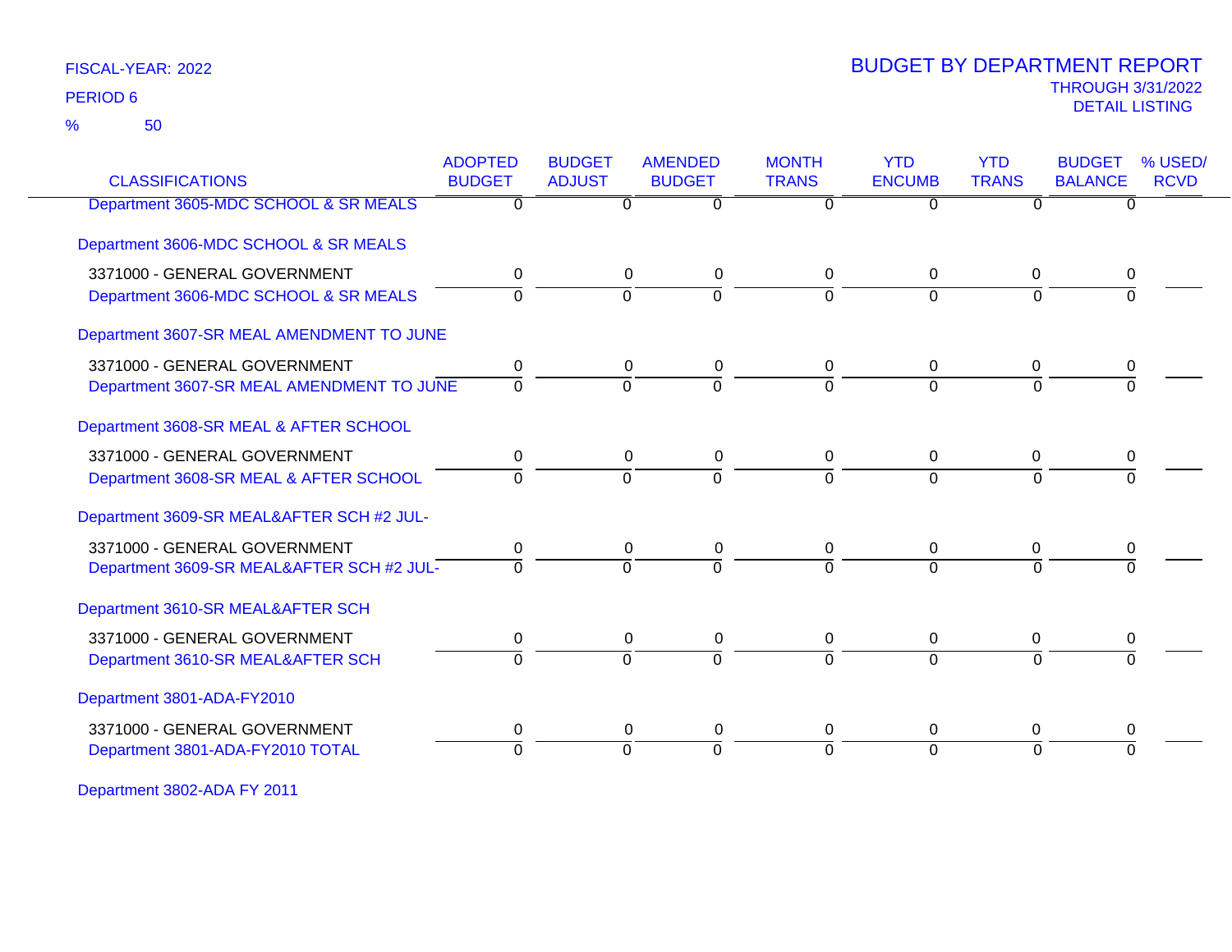FISCAL-YEAR: 2022

PERIOD 6

% 50

# BUDGET BY DEPARTMENT REPORT

THROUGH 3/31/2022

DETAIL LISTING

| CLASSIFICATIONS | ADOPTED BUDGET | BUDGET ADJUST | AMENDED BUDGET | MONTH TRANS | YTD ENCUMB | YTD TRANS | BUDGET BALANCE | % USED/ RCVD |
|---|---|---|---|---|---|---|---|---|
| Department 3605-MDC SCHOOL & SR MEALS | 0 | 0 | 0 | 0 | 0 | 0 | 0 | |
| Department 3606-MDC SCHOOL & SR MEALS | | | | | | | | |
| 3371000 - GENERAL GOVERNMENT | 0 | 0 | 0 | 0 | 0 | 0 | 0 | |
| Department 3606-MDC SCHOOL & SR MEALS | 0 | 0 | 0 | 0 | 0 | 0 | 0 | |
| Department 3607-SR MEAL AMENDMENT TO JUNE | | | | | | | | |
| 3371000 - GENERAL GOVERNMENT | 0 | 0 | 0 | 0 | 0 | 0 | 0 | |
| Department 3607-SR MEAL AMENDMENT TO JUNE | 0 | 0 | 0 | 0 | 0 | 0 | 0 | |
| Department 3608-SR MEAL & AFTER SCHOOL | | | | | | | | |
| 3371000 - GENERAL GOVERNMENT | 0 | 0 | 0 | 0 | 0 | 0 | 0 | |
| Department 3608-SR MEAL & AFTER SCHOOL | 0 | 0 | 0 | 0 | 0 | 0 | 0 | |
| Department 3609-SR MEAL&AFTER SCH #2 JUL- | | | | | | | | |
| 3371000 - GENERAL GOVERNMENT | 0 | 0 | 0 | 0 | 0 | 0 | 0 | |
| Department 3609-SR MEAL&AFTER SCH #2 JUL- | 0 | 0 | 0 | 0 | 0 | 0 | 0 | |
| Department 3610-SR MEAL&AFTER SCH | | | | | | | | |
| 3371000 - GENERAL GOVERNMENT | 0 | 0 | 0 | 0 | 0 | 0 | 0 | |
| Department 3610-SR MEAL&AFTER SCH | 0 | 0 | 0 | 0 | 0 | 0 | 0 | |
| Department 3801-ADA-FY2010 | | | | | | | | |
| 3371000 - GENERAL GOVERNMENT | 0 | 0 | 0 | 0 | 0 | 0 | 0 | |
| Department 3801-ADA-FY2010 TOTAL | 0 | 0 | 0 | 0 | 0 | 0 | 0 | |
| Department 3802-ADA FY 2011 | | | | | | | | |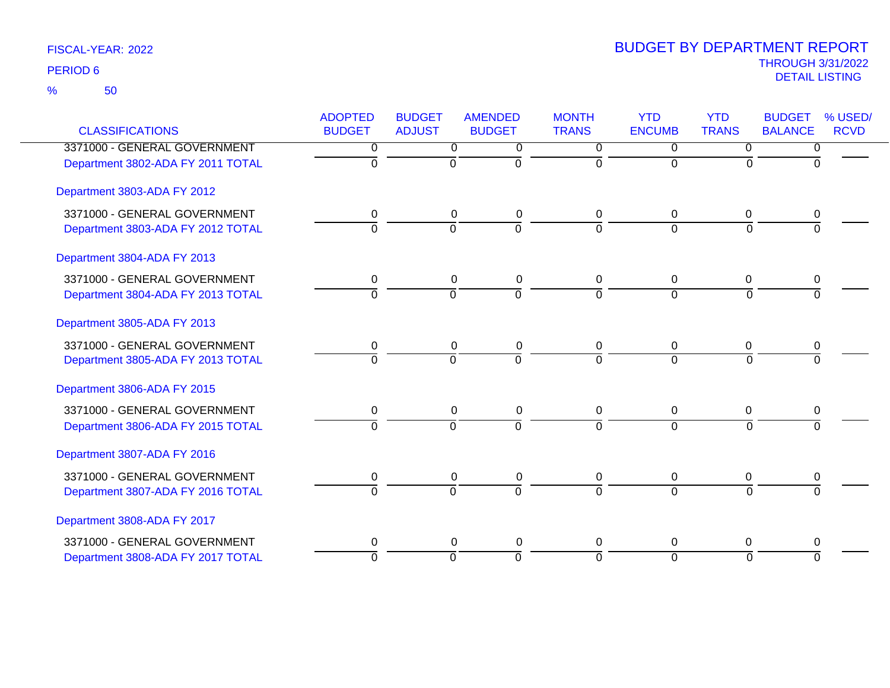FISCAL-YEAR: 2022

PERIOD 6

% 50

# BUDGET BY DEPARTMENT REPORT

THROUGH 3/31/2022

DETAIL LISTING

| CLASSIFICATIONS | ADOPTED BUDGET | BUDGET ADJUST | AMENDED BUDGET | MONTH TRANS | YTD ENCUMB | YTD TRANS | BUDGET BALANCE | % USED/ RCVD |
|---|---|---|---|---|---|---|---|---|
| 3371000 - GENERAL GOVERNMENT | 0 | 0 | 0 | 0 | 0 | 0 | 0 | |
| Department 3802-ADA FY 2011 TOTAL | 0 | 0 | 0 | 0 | 0 | 0 | 0 | |
| Department 3803-ADA FY 2012 | | | | | | | | |
| 3371000 - GENERAL GOVERNMENT | 0 | 0 | 0 | 0 | 0 | 0 | 0 | |
| Department 3803-ADA FY 2012 TOTAL | 0 | 0 | 0 | 0 | 0 | 0 | 0 | |
| Department 3804-ADA FY 2013 | | | | | | | | |
| 3371000 - GENERAL GOVERNMENT | 0 | 0 | 0 | 0 | 0 | 0 | 0 | |
| Department 3804-ADA FY 2013 TOTAL | 0 | 0 | 0 | 0 | 0 | 0 | 0 | |
| Department 3805-ADA FY 2013 | | | | | | | | |
| 3371000 - GENERAL GOVERNMENT | 0 | 0 | 0 | 0 | 0 | 0 | 0 | |
| Department 3805-ADA FY 2013 TOTAL | 0 | 0 | 0 | 0 | 0 | 0 | 0 | |
| Department 3806-ADA FY 2015 | | | | | | | | |
| 3371000 - GENERAL GOVERNMENT | 0 | 0 | 0 | 0 | 0 | 0 | 0 | |
| Department 3806-ADA FY 2015 TOTAL | 0 | 0 | 0 | 0 | 0 | 0 | 0 | |
| Department 3807-ADA FY 2016 | | | | | | | | |
| 3371000 - GENERAL GOVERNMENT | 0 | 0 | 0 | 0 | 0 | 0 | 0 | |
| Department 3807-ADA FY 2016 TOTAL | 0 | 0 | 0 | 0 | 0 | 0 | 0 | |
| Department 3808-ADA FY 2017 | | | | | | | | |
| 3371000 - GENERAL GOVERNMENT | 0 | 0 | 0 | 0 | 0 | 0 | 0 | |
| Department 3808-ADA FY 2017 TOTAL | 0 | 0 | 0 | 0 | 0 | 0 | 0 | |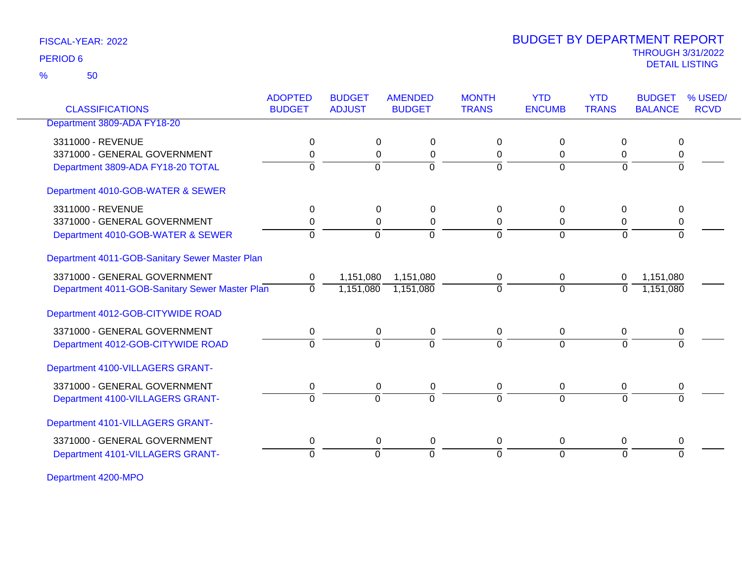FISCAL-YEAR: 2022

PERIOD 6

% 50

# BUDGET BY DEPARTMENT REPORT

THROUGH 3/31/2022

DETAIL LISTING

| CLASSIFICATIONS | ADOPTED BUDGET | BUDGET ADJUST | AMENDED BUDGET | MONTH TRANS | YTD ENCUMB | YTD TRANS | BUDGET BALANCE | % USED/ RCVD |
|---|---|---|---|---|---|---|---|---|
| Department 3809-ADA FY18-20 | | | | | | | | |
| 3311000 - REVENUE | 0 | 0 | 0 | 0 | 0 | 0 | 0 | |
| 3371000 - GENERAL GOVERNMENT | 0 | 0 | 0 | 0 | 0 | 0 | 0 | |
| Department 3809-ADA FY18-20 TOTAL | 0 | 0 | 0 | 0 | 0 | 0 | 0 | |
| Department 4010-GOB-WATER & SEWER | | | | | | | | |
| 3311000 - REVENUE | 0 | 0 | 0 | 0 | 0 | 0 | 0 | |
| 3371000 - GENERAL GOVERNMENT | 0 | 0 | 0 | 0 | 0 | 0 | 0 | |
| Department 4010-GOB-WATER & SEWER | 0 | 0 | 0 | 0 | 0 | 0 | 0 | |
| Department 4011-GOB-Sanitary Sewer Master Plan | | | | | | | | |
| 3371000 - GENERAL GOVERNMENT | 0 | 1,151,080 | 1,151,080 | 0 | 0 | 0 | 1,151,080 | |
| Department 4011-GOB-Sanitary Sewer Master Plan | 0 | 1,151,080 | 1,151,080 | 0 | 0 | 0 | 1,151,080 | |
| Department 4012-GOB-CITYWIDE ROAD | | | | | | | | |
| 3371000 - GENERAL GOVERNMENT | 0 | 0 | 0 | 0 | 0 | 0 | 0 | |
| Department 4012-GOB-CITYWIDE ROAD | 0 | 0 | 0 | 0 | 0 | 0 | 0 | |
| Department 4100-VILLAGERS GRANT- | | | | | | | | |
| 3371000 - GENERAL GOVERNMENT | 0 | 0 | 0 | 0 | 0 | 0 | 0 | |
| Department 4100-VILLAGERS GRANT- | 0 | 0 | 0 | 0 | 0 | 0 | 0 | |
| Department 4101-VILLAGERS GRANT- | | | | | | | | |
| 3371000 - GENERAL GOVERNMENT | 0 | 0 | 0 | 0 | 0 | 0 | 0 | |
| Department 4101-VILLAGERS GRANT- | 0 | 0 | 0 | 0 | 0 | 0 | 0 | |
| Department 4200-MPO | | | | | | | | |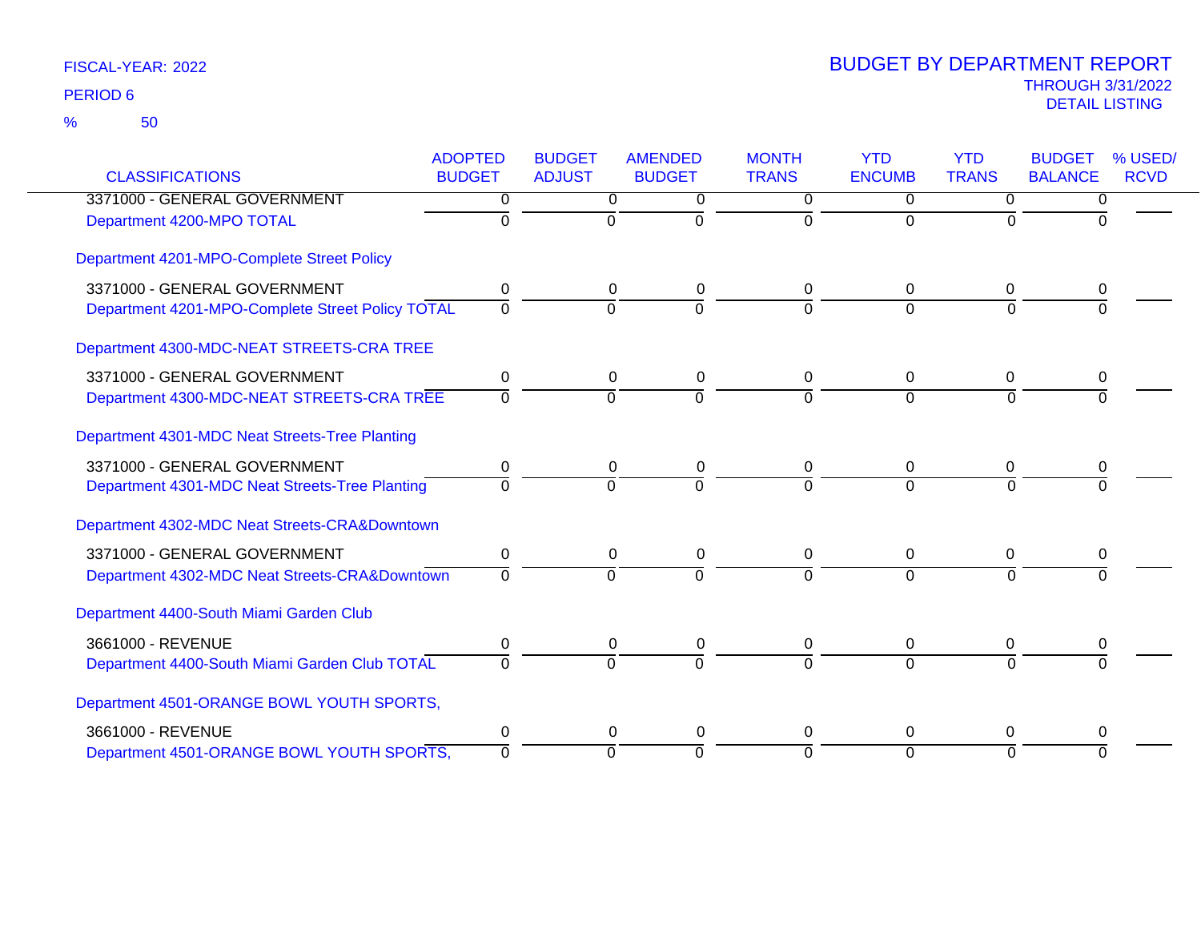FISCAL-YEAR: 2022

PERIOD 6

% 50

# BUDGET BY DEPARTMENT REPORT

THROUGH 3/31/2022

DETAIL LISTING

| CLASSIFICATIONS | ADOPTED BUDGET | BUDGET ADJUST | AMENDED BUDGET | MONTH TRANS | YTD ENCUMB | YTD TRANS | BUDGET BALANCE | % USED/ RCVD |
|---|---|---|---|---|---|---|---|---|
| 3371000 - GENERAL GOVERNMENT | 0 | 0 | 0 | 0 | 0 | 0 | 0 | |
| Department 4200-MPO TOTAL | 0 | 0 | 0 | 0 | 0 | 0 | 0 | |
| Department 4201-MPO-Complete Street Policy | | | | | | | | |
| 3371000 - GENERAL GOVERNMENT | 0 | 0 | 0 | 0 | 0 | 0 | 0 | |
| Department 4201-MPO-Complete Street Policy TOTAL | 0 | 0 | 0 | 0 | 0 | 0 | 0 | |
| Department 4300-MDC-NEAT STREETS-CRA TREE | | | | | | | | |
| 3371000 - GENERAL GOVERNMENT | 0 | 0 | 0 | 0 | 0 | 0 | 0 | |
| Department 4300-MDC-NEAT STREETS-CRA TREE | 0 | 0 | 0 | 0 | 0 | 0 | 0 | |
| Department 4301-MDC Neat Streets-Tree Planting | | | | | | | | |
| 3371000 - GENERAL GOVERNMENT | 0 | 0 | 0 | 0 | 0 | 0 | 0 | |
| Department 4301-MDC Neat Streets-Tree Planting | 0 | 0 | 0 | 0 | 0 | 0 | 0 | |
| Department 4302-MDC Neat Streets-CRA&Downtown | | | | | | | | |
| 3371000 - GENERAL GOVERNMENT | 0 | 0 | 0 | 0 | 0 | 0 | 0 | |
| Department 4302-MDC Neat Streets-CRA&Downtown | 0 | 0 | 0 | 0 | 0 | 0 | 0 | |
| Department 4400-South Miami Garden Club | | | | | | | | |
| 3661000 - REVENUE | 0 | 0 | 0 | 0 | 0 | 0 | 0 | |
| Department 4400-South Miami Garden Club TOTAL | 0 | 0 | 0 | 0 | 0 | 0 | 0 | |
| Department 4501-ORANGE BOWL YOUTH SPORTS, | | | | | | | | |
| 3661000 - REVENUE | 0 | 0 | 0 | 0 | 0 | 0 | 0 | |
| Department 4501-ORANGE BOWL YOUTH SPORTS, | 0 | 0 | 0 | 0 | 0 | 0 | 0 | |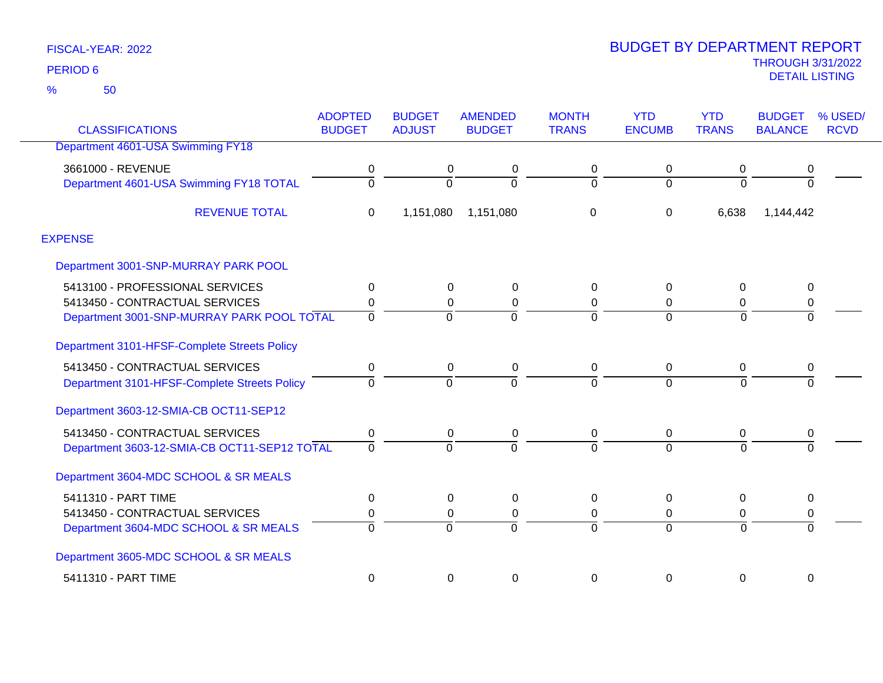FISCAL-YEAR: 2022

PERIOD 6

% 50

# BUDGET BY DEPARTMENT REPORT

THROUGH 3/31/2022

DETAIL LISTING

| CLASSIFICATIONS | ADOPTED BUDGET | BUDGET ADJUST | AMENDED BUDGET | MONTH TRANS | YTD ENCUMB | YTD TRANS | BUDGET BALANCE | % USED/ RCVD |
|---|---|---|---|---|---|---|---|---|
| Department 4601-USA Swimming FY18 | | | | | | | | |
| 3661000 - REVENUE | 0 | 0 | 0 | 0 | 0 | 0 | 0 | |
| Department 4601-USA Swimming FY18 TOTAL | 0 | 0 | 0 | 0 | 0 | 0 | 0 | |
| REVENUE TOTAL | 0 | 1,151,080 | 1,151,080 | 0 | 0 | 6,638 | 1,144,442 | |
| EXPENSE | | | | | | | | |
| Department 3001-SNP-MURRAY PARK POOL | | | | | | | | |
| 5413100 - PROFESSIONAL SERVICES | 0 | 0 | 0 | 0 | 0 | 0 | 0 | |
| 5413450 - CONTRACTUAL SERVICES | 0 | 0 | 0 | 0 | 0 | 0 | 0 | |
| Department 3001-SNP-MURRAY PARK POOL TOTAL | 0 | 0 | 0 | 0 | 0 | 0 | 0 | |
| Department 3101-HFSF-Complete Streets Policy | | | | | | | | |
| 5413450 - CONTRACTUAL SERVICES | 0 | 0 | 0 | 0 | 0 | 0 | 0 | |
| Department 3101-HFSF-Complete Streets Policy | 0 | 0 | 0 | 0 | 0 | 0 | 0 | |
| Department 3603-12-SMIA-CB OCT11-SEP12 | | | | | | | | |
| 5413450 - CONTRACTUAL SERVICES | 0 | 0 | 0 | 0 | 0 | 0 | 0 | |
| Department 3603-12-SMIA-CB OCT11-SEP12 TOTAL | 0 | 0 | 0 | 0 | 0 | 0 | 0 | |
| Department 3604-MDC SCHOOL & SR MEALS | | | | | | | | |
| 5411310 - PART TIME | 0 | 0 | 0 | 0 | 0 | 0 | 0 | |
| 5413450 - CONTRACTUAL SERVICES | 0 | 0 | 0 | 0 | 0 | 0 | 0 | |
| Department 3604-MDC SCHOOL & SR MEALS | 0 | 0 | 0 | 0 | 0 | 0 | 0 | |
| Department 3605-MDC SCHOOL & SR MEALS | | | | | | | | |
| 5411310 - PART TIME | 0 | 0 | 0 | 0 | 0 | 0 | 0 | |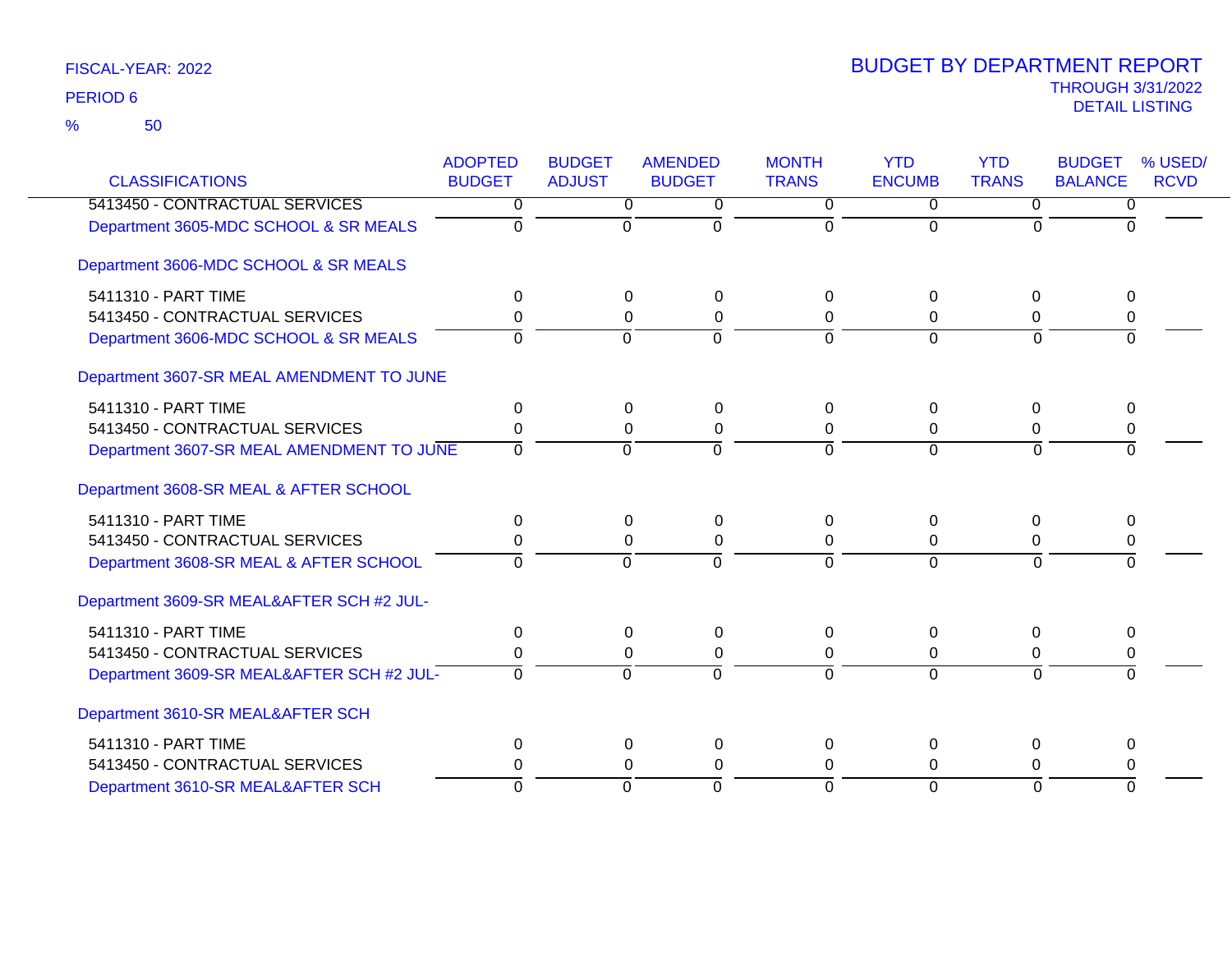FISCAL-YEAR: 2022

PERIOD 6

% 50

# BUDGET BY DEPARTMENT REPORT

THROUGH 3/31/2022

DETAIL LISTING

| CLASSIFICATIONS | ADOPTED BUDGET | BUDGET ADJUST | AMENDED BUDGET | MONTH TRANS | YTD ENCUMB | YTD TRANS | BUDGET BALANCE | % USED/ RCVD |
|---|---|---|---|---|---|---|---|---|
| 5413450 - CONTRACTUAL SERVICES | 0 | 0 | 0 | 0 | 0 | 0 | 0 | |
| Department 3605-MDC SCHOOL & SR MEALS | 0 | 0 | 0 | 0 | 0 | 0 | 0 | |
| Department 3606-MDC SCHOOL & SR MEALS | | | | | | | | |
| 5411310 - PART TIME | 0 | 0 | 0 | 0 | 0 | 0 | 0 | |
| 5413450 - CONTRACTUAL SERVICES | 0 | 0 | 0 | 0 | 0 | 0 | 0 | |
| Department 3606-MDC SCHOOL & SR MEALS | 0 | 0 | 0 | 0 | 0 | 0 | 0 | |
| Department 3607-SR MEAL AMENDMENT TO JUNE | | | | | | | | |
| 5411310 - PART TIME | 0 | 0 | 0 | 0 | 0 | 0 | 0 | |
| 5413450 - CONTRACTUAL SERVICES | 0 | 0 | 0 | 0 | 0 | 0 | 0 | |
| Department 3607-SR MEAL AMENDMENT TO JUNE | 0 | 0 | 0 | 0 | 0 | 0 | 0 | |
| Department 3608-SR MEAL & AFTER SCHOOL | | | | | | | | |
| 5411310 - PART TIME | 0 | 0 | 0 | 0 | 0 | 0 | 0 | |
| 5413450 - CONTRACTUAL SERVICES | 0 | 0 | 0 | 0 | 0 | 0 | 0 | |
| Department 3608-SR MEAL & AFTER SCHOOL | 0 | 0 | 0 | 0 | 0 | 0 | 0 | |
| Department 3609-SR MEAL&AFTER SCH #2 JUL- | | | | | | | | |
| 5411310 - PART TIME | 0 | 0 | 0 | 0 | 0 | 0 | 0 | |
| 5413450 - CONTRACTUAL SERVICES | 0 | 0 | 0 | 0 | 0 | 0 | 0 | |
| Department 3609-SR MEAL&AFTER SCH #2 JUL- | 0 | 0 | 0 | 0 | 0 | 0 | 0 | |
| Department 3610-SR MEAL&AFTER SCH | | | | | | | | |
| 5411310 - PART TIME | 0 | 0 | 0 | 0 | 0 | 0 | 0 | |
| 5413450 - CONTRACTUAL SERVICES | 0 | 0 | 0 | 0 | 0 | 0 | 0 | |
| Department 3610-SR MEAL&AFTER SCH | 0 | 0 | 0 | 0 | 0 | 0 | 0 | |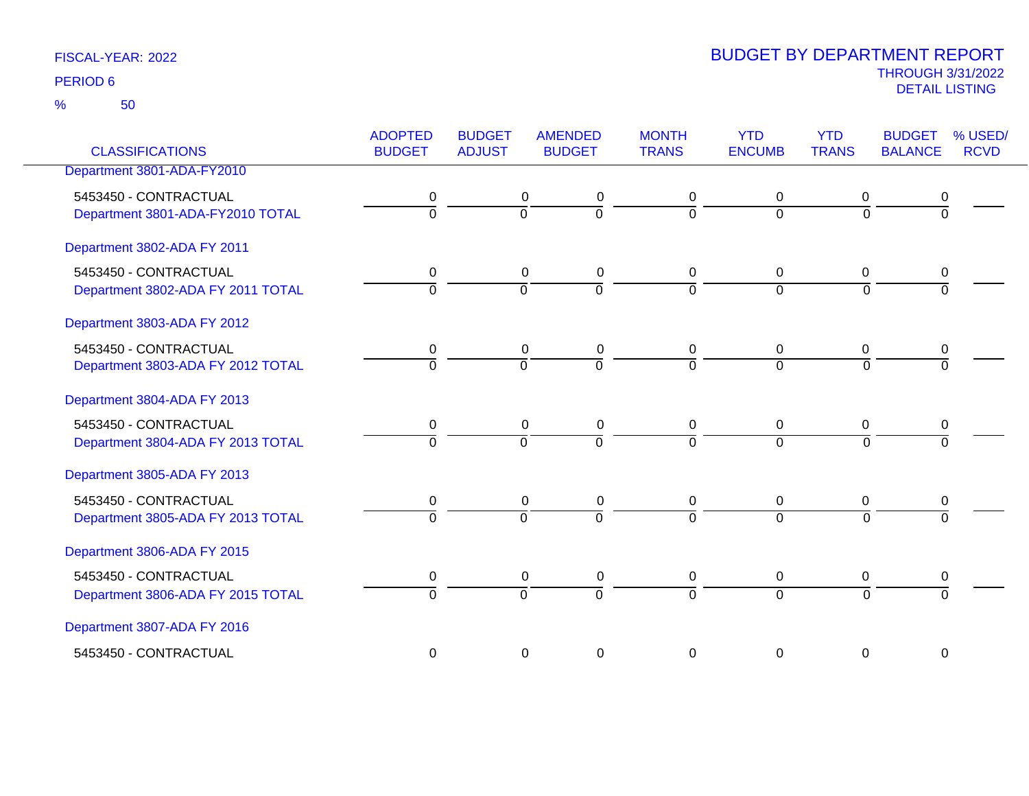FISCAL-YEAR: 2022

PERIOD 6

% 50

# BUDGET BY DEPARTMENT REPORT

THROUGH 3/31/2022

DETAIL LISTING

| CLASSIFICATIONS | ADOPTED BUDGET | BUDGET ADJUST | AMENDED BUDGET | MONTH TRANS | YTD ENCUMB | YTD TRANS | BUDGET BALANCE | % USED/ RCVD |
|---|---|---|---|---|---|---|---|---|
| Department 3801-ADA-FY2010 | | | | | | | | |
| 5453450 - CONTRACTUAL | 0 | 0 | 0 | 0 | 0 | 0 | 0 | |
| Department 3801-ADA-FY2010 TOTAL | 0 | 0 | 0 | 0 | 0 | 0 | 0 | |
| Department 3802-ADA FY 2011 | | | | | | | | |
| 5453450 - CONTRACTUAL | 0 | 0 | 0 | 0 | 0 | 0 | 0 | |
| Department 3802-ADA FY 2011 TOTAL | 0 | 0 | 0 | 0 | 0 | 0 | 0 | |
| Department 3803-ADA FY 2012 | | | | | | | | |
| 5453450 - CONTRACTUAL | 0 | 0 | 0 | 0 | 0 | 0 | 0 | |
| Department 3803-ADA FY 2012 TOTAL | 0 | 0 | 0 | 0 | 0 | 0 | 0 | |
| Department 3804-ADA FY 2013 | | | | | | | | |
| 5453450 - CONTRACTUAL | 0 | 0 | 0 | 0 | 0 | 0 | 0 | |
| Department 3804-ADA FY 2013 TOTAL | 0 | 0 | 0 | 0 | 0 | 0 | 0 | |
| Department 3805-ADA FY 2013 | | | | | | | | |
| 5453450 - CONTRACTUAL | 0 | 0 | 0 | 0 | 0 | 0 | 0 | |
| Department 3805-ADA FY 2013 TOTAL | 0 | 0 | 0 | 0 | 0 | 0 | 0 | |
| Department 3806-ADA FY 2015 | | | | | | | | |
| 5453450 - CONTRACTUAL | 0 | 0 | 0 | 0 | 0 | 0 | 0 | |
| Department 3806-ADA FY 2015 TOTAL | 0 | 0 | 0 | 0 | 0 | 0 | 0 | |
| Department 3807-ADA FY 2016 | | | | | | | | |
| 5453450 - CONTRACTUAL | 0 | 0 | 0 | 0 | 0 | 0 | 0 | |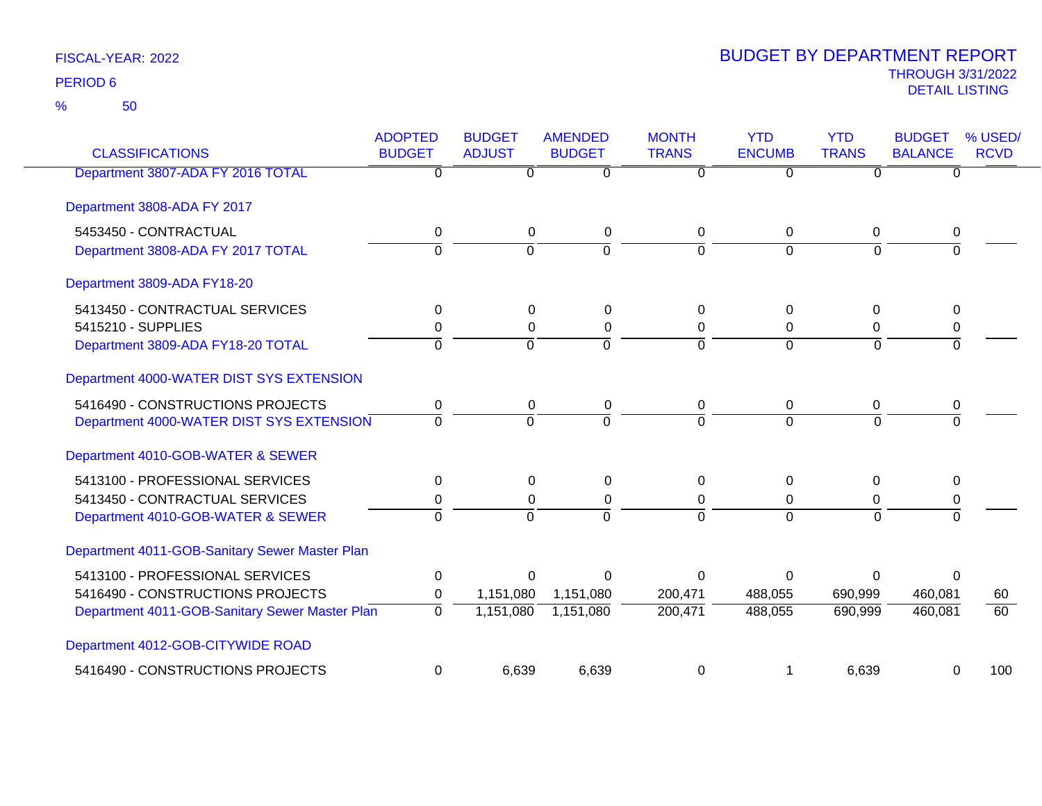FISCAL-YEAR: 2022

PERIOD 6

% 50

# BUDGET BY DEPARTMENT REPORT

THROUGH 3/31/2022

DETAIL LISTING

| CLASSIFICATIONS | ADOPTED BUDGET | BUDGET ADJUST | AMENDED BUDGET | MONTH TRANS | YTD ENCUMB | YTD TRANS | BUDGET BALANCE | % USED/ RCVD |
|---|---|---|---|---|---|---|---|---|
| Department 3807-ADA FY 2016 TOTAL | 0 | 0 | 0 | 0 | 0 | 0 | 0 | |
| **Department 3808-ADA FY 2017** | | | | | | | | |
| 5453450 - CONTRACTUAL | 0 | 0 | 0 | 0 | 0 | 0 | 0 | |
| Department 3808-ADA FY 2017 TOTAL | 0 | 0 | 0 | 0 | 0 | 0 | 0 | |
| **Department 3809-ADA FY18-20** | | | | | | | | |
| 5413450 - CONTRACTUAL SERVICES | 0 | 0 | 0 | 0 | 0 | 0 | 0 | |
| 5415210 - SUPPLIES | 0 | 0 | 0 | 0 | 0 | 0 | 0 | |
| Department 3809-ADA FY18-20 TOTAL | 0 | 0 | 0 | 0 | 0 | 0 | 0 | |
| **Department 4000-WATER DIST SYS EXTENSION** | | | | | | | | |
| 5416490 - CONSTRUCTIONS PROJECTS | 0 | 0 | 0 | 0 | 0 | 0 | 0 | |
| Department 4000-WATER DIST SYS EXTENSION | 0 | 0 | 0 | 0 | 0 | 0 | 0 | |
| **Department 4010-GOB-WATER & SEWER** | | | | | | | | |
| 5413100 - PROFESSIONAL SERVICES | 0 | 0 | 0 | 0 | 0 | 0 | 0 | |
| 5413450 - CONTRACTUAL SERVICES | 0 | 0 | 0 | 0 | 0 | 0 | 0 | |
| Department 4010-GOB-WATER & SEWER | 0 | 0 | 0 | 0 | 0 | 0 | 0 | |
| **Department 4011-GOB-Sanitary Sewer Master Plan** | | | | | | | | |
| 5413100 - PROFESSIONAL SERVICES | 0 | 0 | 0 | 0 | 0 | 0 | 0 | |
| 5416490 - CONSTRUCTIONS PROJECTS | 0 | 1,151,080 | 1,151,080 | 200,471 | 488,055 | 690,999 | 460,081 | 60 |
| Department 4011-GOB-Sanitary Sewer Master Plan | 0 | 1,151,080 | 1,151,080 | 200,471 | 488,055 | 690,999 | 460,081 | 60 |
| **Department 4012-GOB-CITYWIDE ROAD** | | | | | | | | |
| 5416490 - CONSTRUCTIONS PROJECTS | 0 | 6,639 | 6,639 | 0 | 1 | 6,639 | 0 | 100 |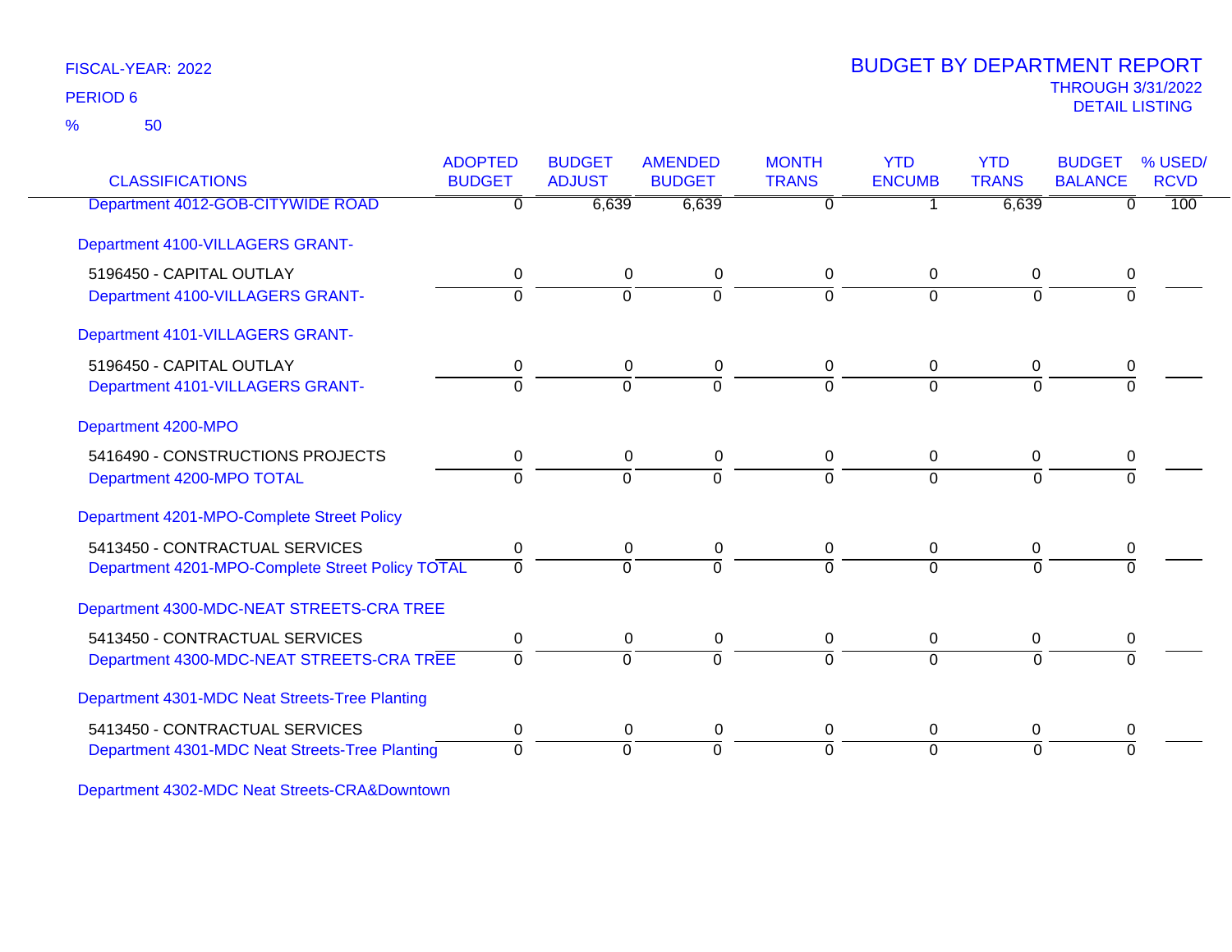FISCAL-YEAR: 2022

PERIOD 6

% 50

# BUDGET BY DEPARTMENT REPORT

THROUGH 3/31/2022

DETAIL LISTING

| CLASSIFICATIONS | ADOPTED BUDGET | BUDGET ADJUST | AMENDED BUDGET | MONTH TRANS | YTD ENCUMB | YTD TRANS | BUDGET BALANCE | % USED/ RCVD |
|---|---|---|---|---|---|---|---|---|
| Department 4012-GOB-CITYWIDE ROAD | 0 | 6,639 | 6,639 | 0 | 1 | 6,639 | 0 | 100 |
| Department 4100-VILLAGERS GRANT- | | | | | | | | |
| 5196450 - CAPITAL OUTLAY | 0 | 0 | 0 | 0 | 0 | 0 | 0 | |
| Department 4100-VILLAGERS GRANT- | 0 | 0 | 0 | 0 | 0 | 0 | 0 | |
| Department 4101-VILLAGERS GRANT- | | | | | | | | |
| 5196450 - CAPITAL OUTLAY | 0 | 0 | 0 | 0 | 0 | 0 | 0 | |
| Department 4101-VILLAGERS GRANT- | 0 | 0 | 0 | 0 | 0 | 0 | 0 | |
| Department 4200-MPO | | | | | | | | |
| 5416490 - CONSTRUCTIONS PROJECTS | 0 | 0 | 0 | 0 | 0 | 0 | 0 | |
| Department 4200-MPO TOTAL | 0 | 0 | 0 | 0 | 0 | 0 | 0 | |
| Department 4201-MPO-Complete Street Policy | | | | | | | | |
| 5413450 - CONTRACTUAL SERVICES | 0 | 0 | 0 | 0 | 0 | 0 | 0 | |
| Department 4201-MPO-Complete Street Policy TOTAL | 0 | 0 | 0 | 0 | 0 | 0 | 0 | |
| Department 4300-MDC-NEAT STREETS-CRA TREE | | | | | | | | |
| 5413450 - CONTRACTUAL SERVICES | 0 | 0 | 0 | 0 | 0 | 0 | 0 | |
| Department 4300-MDC-NEAT STREETS-CRA TREE | 0 | 0 | 0 | 0 | 0 | 0 | 0 | |
| Department 4301-MDC Neat Streets-Tree Planting | | | | | | | | |
| 5413450 - CONTRACTUAL SERVICES | 0 | 0 | 0 | 0 | 0 | 0 | 0 | |
| Department 4301-MDC Neat Streets-Tree Planting | 0 | 0 | 0 | 0 | 0 | 0 | 0 | |
| Department 4302-MDC Neat Streets-CRA&Downtown | | | | | | | | |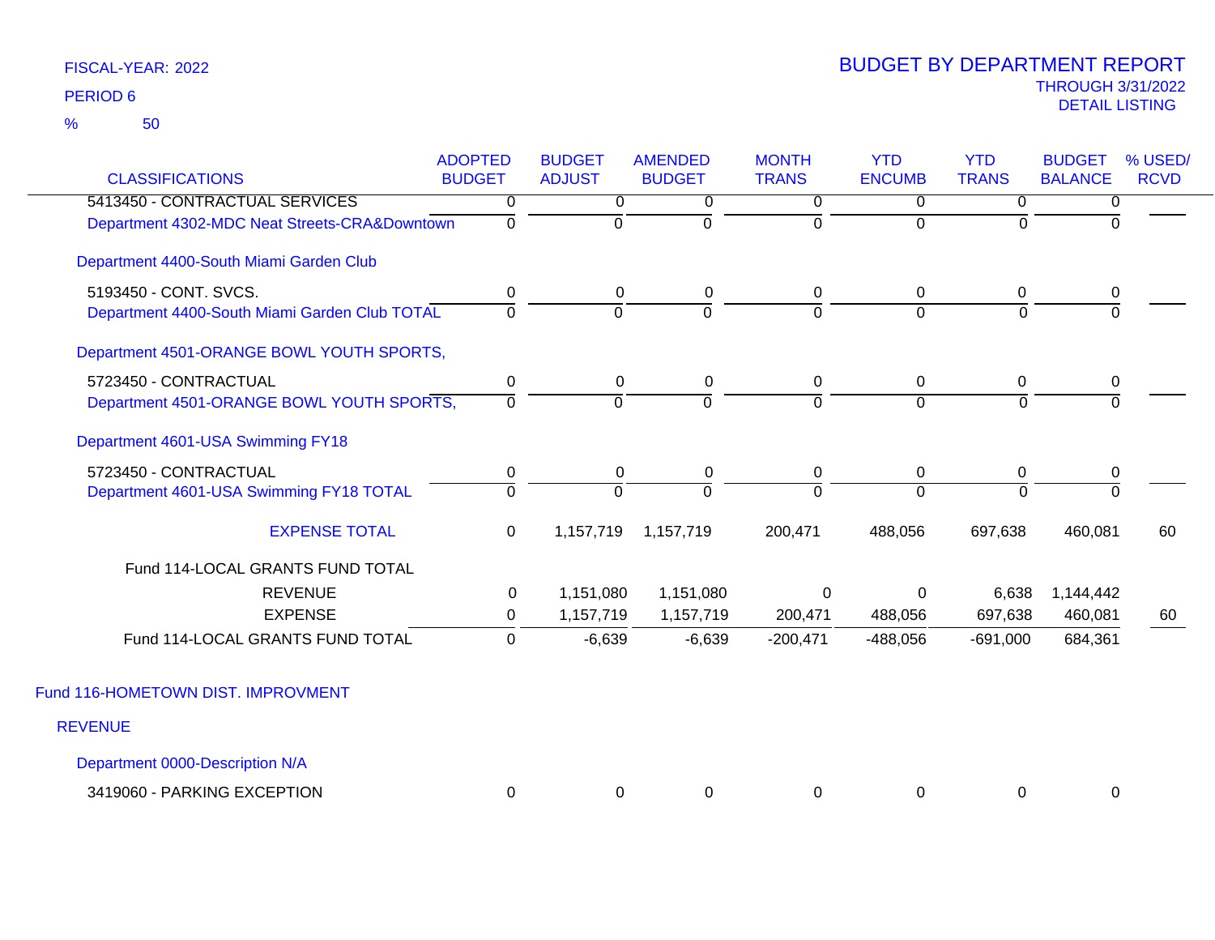FISCAL-YEAR: 2022

PERIOD 6

% 50

# BUDGET BY DEPARTMENT REPORT

THROUGH 3/31/2022

DETAIL LISTING

| CLASSIFICATIONS | ADOPTED BUDGET | BUDGET ADJUST | AMENDED BUDGET | MONTH TRANS | YTD ENCUMB | YTD TRANS | BUDGET BALANCE | % USED/ RCVD |
|---|---|---|---|---|---|---|---|---|
| 5413450 - CONTRACTUAL SERVICES | 0 | 0 | 0 | 0 | 0 | 0 | 0 | |
| Department 4302-MDC Neat Streets-CRA&Downtown | 0 | 0 | 0 | 0 | 0 | 0 | 0 | |
| Department 4400-South Miami Garden Club | | | | | | | | |
| 5193450 - CONT. SVCS. | 0 | 0 | 0 | 0 | 0 | 0 | 0 | |
| Department 4400-South Miami Garden Club TOTAL | 0 | 0 | 0 | 0 | 0 | 0 | 0 | |
| Department 4501-ORANGE BOWL YOUTH SPORTS, | | | | | | | | |
| 5723450 - CONTRACTUAL | 0 | 0 | 0 | 0 | 0 | 0 | 0 | |
| Department 4501-ORANGE BOWL YOUTH SPORTS, | 0 | 0 | 0 | 0 | 0 | 0 | 0 | |
| Department 4601-USA Swimming FY18 | | | | | | | | |
| 5723450 - CONTRACTUAL | 0 | 0 | 0 | 0 | 0 | 0 | 0 | |
| Department 4601-USA Swimming FY18 TOTAL | 0 | 0 | 0 | 0 | 0 | 0 | 0 | |
| EXPENSE TOTAL | 0 | 1,157,719 | 1,157,719 | 200,471 | 488,056 | 697,638 | 460,081 | 60 |
| Fund 114-LOCAL GRANTS FUND TOTAL | | | | | | | | |
| REVENUE | 0 | 1,151,080 | 1,151,080 | 0 | 0 | 6,638 | 1,144,442 | |
| EXPENSE | 0 | 1,157,719 | 1,157,719 | 200,471 | 488,056 | 697,638 | 460,081 | 60 |
| Fund 114-LOCAL GRANTS FUND TOTAL | 0 | -6,639 | -6,639 | -200,471 | -488,056 | -691,000 | 684,361 | |
| Fund 116-HOMETOWN DIST. IMPROVMENT | | | | | | | | |
| REVENUE | | | | | | | | |
| Department 0000-Description N/A | | | | | | | | |
| 3419060 - PARKING EXCEPTION | 0 | 0 | 0 | 0 | 0 | 0 | 0 | |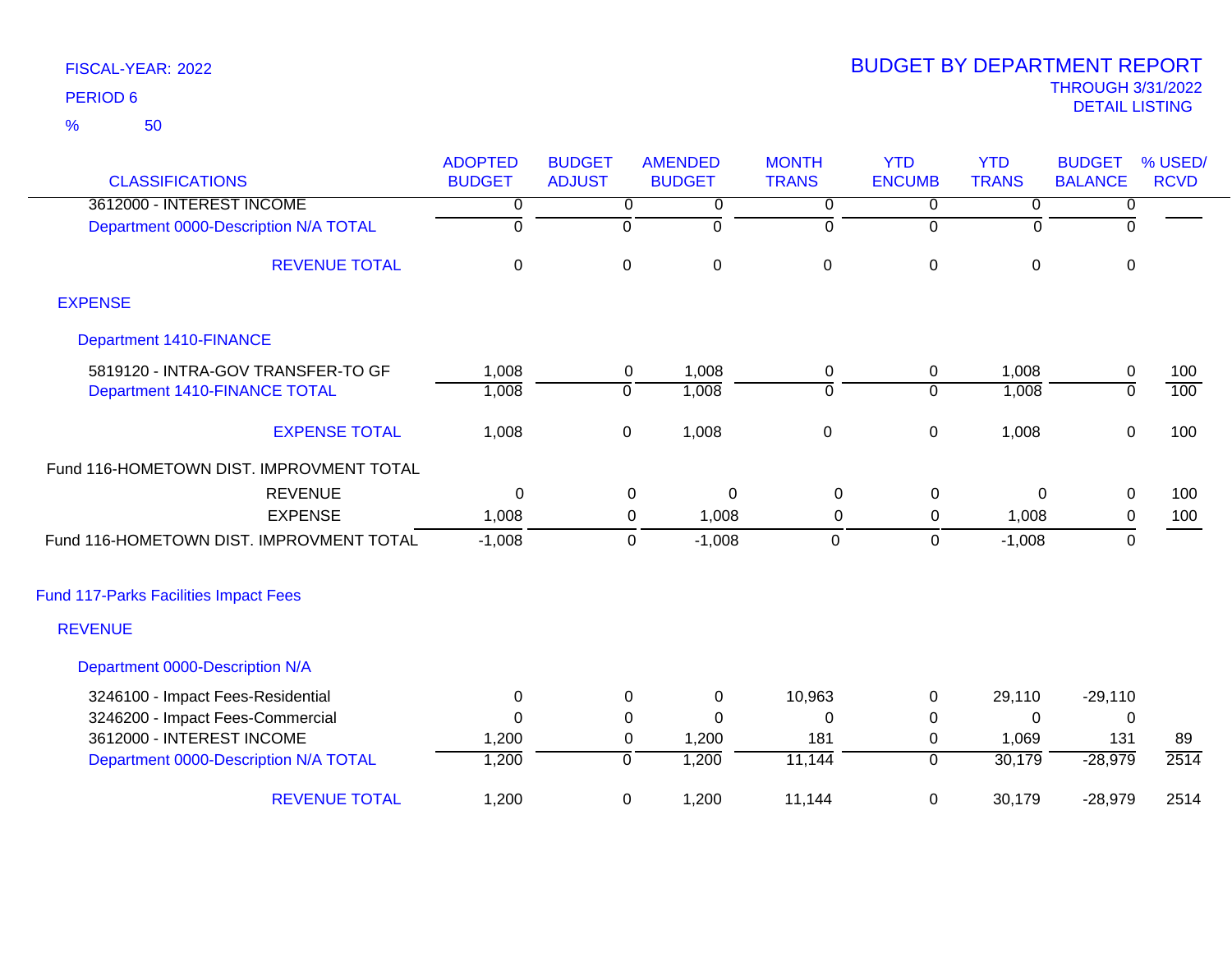FISCAL-YEAR: 2022

PERIOD 6

% 50

# BUDGET BY DEPARTMENT REPORT

THROUGH 3/31/2022

DETAIL LISTING

| CLASSIFICATIONS | ADOPTED BUDGET | BUDGET ADJUST | AMENDED BUDGET | MONTH TRANS | YTD ENCUMB | YTD TRANS | BUDGET BALANCE | % USED/ RCVD |
|---|---|---|---|---|---|---|---|---|
| 3612000 - INTEREST INCOME | 0 | 0 | 0 | 0 | 0 | 0 | 0 | |
| Department 0000-Description N/A TOTAL | 0 | 0 | 0 | 0 | 0 | 0 | 0 | |
| REVENUE TOTAL | 0 | 0 | 0 | 0 | 0 | 0 | 0 | |
| EXPENSE | | | | | | | | |
| Department 1410-FINANCE | | | | | | | | |
| 5819120 - INTRA-GOV TRANSFER-TO GF | 1,008 | 0 | 1,008 | 0 | 0 | 1,008 | 0 | 100 |
| Department 1410-FINANCE TOTAL | 1,008 | 0 | 1,008 | 0 | 0 | 1,008 | 0 | 100 |
| EXPENSE TOTAL | 1,008 | 0 | 1,008 | 0 | 0 | 1,008 | 0 | 100 |
| Fund 116-HOMETOWN DIST. IMPROVMENT TOTAL | | | | | | | | |
| REVENUE | 0 | 0 | 0 | 0 | 0 | 0 | 0 | 100 |
| EXPENSE | 1,008 | 0 | 1,008 | 0 | 0 | 1,008 | 0 | 100 |
| Fund 116-HOMETOWN DIST. IMPROVMENT TOTAL | -1,008 | 0 | -1,008 | 0 | 0 | -1,008 | 0 | |
| Fund 117-Parks Facilities Impact Fees | | | | | | | | |
| REVENUE | | | | | | | | |
| Department 0000-Description N/A | | | | | | | | |
| 3246100 - Impact Fees-Residential | 0 | 0 | 0 | 10,963 | 0 | 29,110 | -29,110 | |
| 3246200 - Impact Fees-Commercial | 0 | 0 | 0 | 0 | 0 | 0 | 0 | |
| 3612000 - INTEREST INCOME | 1,200 | 0 | 1,200 | 181 | 0 | 1,069 | 131 | 89 |
| Department 0000-Description N/A TOTAL | 1,200 | 0 | 1,200 | 11,144 | 0 | 30,179 | -28,979 | 2514 |
| REVENUE TOTAL | 1,200 | 0 | 1,200 | 11,144 | 0 | 30,179 | -28,979 | 2514 |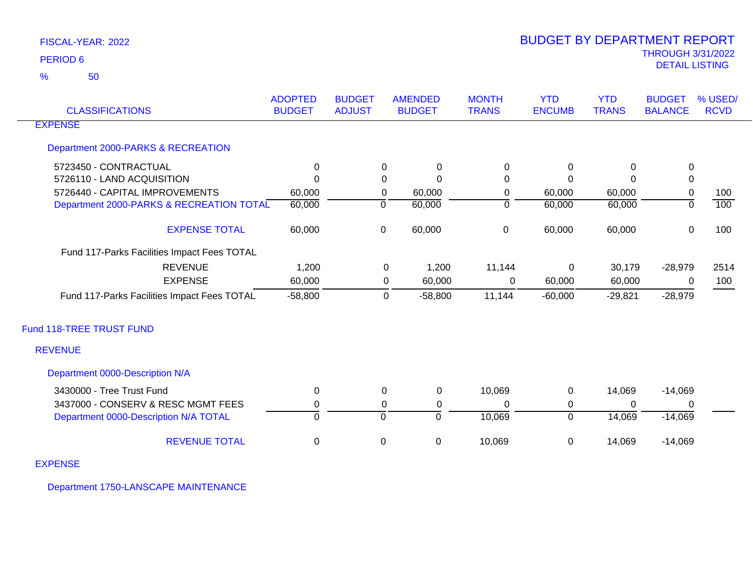FISCAL-YEAR: 2022

PERIOD 6

% 50

# BUDGET BY DEPARTMENT REPORT

THROUGH 3/31/2022

DETAIL LISTING

| CLASSIFICATIONS | ADOPTED BUDGET | BUDGET ADJUST | AMENDED BUDGET | MONTH TRANS | YTD ENCUMB | YTD TRANS | BUDGET BALANCE | % USED/ RCVD |
|---|---|---|---|---|---|---|---|---|
| EXPENSE | | | | | | | | |
| Department 2000-PARKS & RECREATION | | | | | | | | |
| 5723450 - CONTRACTUAL | 0 | 0 | 0 | 0 | 0 | 0 | 0 | |
| 5726110 - LAND ACQUISITION | 0 | 0 | 0 | 0 | 0 | 0 | 0 | |
| 5726440 - CAPITAL IMPROVEMENTS | 60,000 | 0 | 60,000 | 0 | 60,000 | 60,000 | 0 | 100 |
| Department 2000-PARKS & RECREATION TOTAL | 60,000 | 0 | 60,000 | 0 | 60,000 | 60,000 | 0 | 100 |
| EXPENSE TOTAL | 60,000 | 0 | 60,000 | 0 | 60,000 | 60,000 | 0 | 100 |
| Fund 117-Parks Facilities Impact Fees TOTAL | | | | | | | | |
| REVENUE | 1,200 | 0 | 1,200 | 11,144 | 0 | 30,179 | -28,979 | 2514 |
| EXPENSE | 60,000 | 0 | 60,000 | 0 | 60,000 | 60,000 | 0 | 100 |
| Fund 117-Parks Facilities Impact Fees TOTAL | -58,800 | 0 | -58,800 | 11,144 | -60,000 | -29,821 | -28,979 | |
| Fund 118-TREE TRUST FUND | | | | | | | | |
| REVENUE | | | | | | | | |
| Department 0000-Description N/A | | | | | | | | |
| 3430000 - Tree Trust Fund | 0 | 0 | 0 | 10,069 | 0 | 14,069 | -14,069 | |
| 3437000 - CONSERV & RESC MGMT FEES | 0 | 0 | 0 | 0 | 0 | 0 | 0 | |
| Department 0000-Description N/A TOTAL | 0 | 0 | 0 | 10,069 | 0 | 14,069 | -14,069 | |
| REVENUE TOTAL | 0 | 0 | 0 | 10,069 | 0 | 14,069 | -14,069 | |
| EXPENSE | | | | | | | | |
| Department 1750-LANSCAPE MAINTENANCE | | | | | | | | |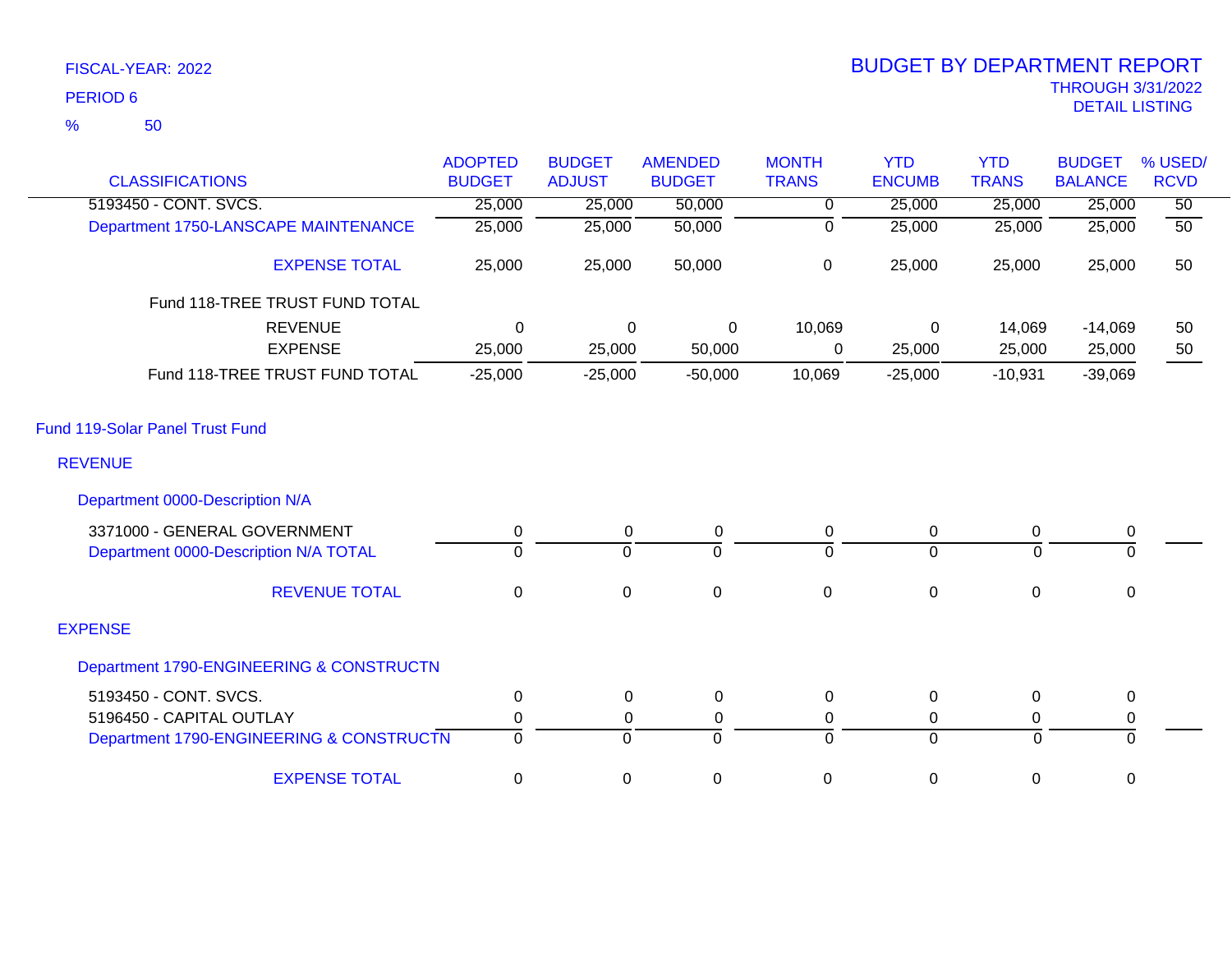FISCAL-YEAR: 2022

PERIOD 6

% 50

# BUDGET BY DEPARTMENT REPORT

THROUGH 3/31/2022

DETAIL LISTING

| CLASSIFICATIONS | ADOPTED BUDGET | BUDGET ADJUST | AMENDED BUDGET | MONTH TRANS | YTD ENCUMB | YTD TRANS | BUDGET BALANCE | % USED/ RCVD |
|---|---|---|---|---|---|---|---|---|
| 5193450 - CONT. SVCS. | 25,000 | 25,000 | 50,000 | 0 | 25,000 | 25,000 | 25,000 | 50 |
| Department 1750-LANSCAPE MAINTENANCE | 25,000 | 25,000 | 50,000 | 0 | 25,000 | 25,000 | 25,000 | 50 |
| EXPENSE TOTAL | 25,000 | 25,000 | 50,000 | 0 | 25,000 | 25,000 | 25,000 | 50 |
| Fund 118-TREE TRUST FUND TOTAL | | | | | | | | |
| REVENUE | 0 | 0 | 0 | 10,069 | 0 | 14,069 | -14,069 | 50 |
| EXPENSE | 25,000 | 25,000 | 50,000 | 0 | 25,000 | 25,000 | 25,000 | 50 |
| Fund 118-TREE TRUST FUND TOTAL | -25,000 | -25,000 | -50,000 | 10,069 | -25,000 | -10,931 | -39,069 | |
| Fund 119-Solar Panel Trust Fund | | | | | | | | |
| REVENUE | | | | | | | | |
| Department 0000-Description N/A | | | | | | | | |
| 3371000 - GENERAL GOVERNMENT | 0 | 0 | 0 | 0 | 0 | 0 | 0 | |
| Department 0000-Description N/A TOTAL | 0 | 0 | 0 | 0 | 0 | 0 | 0 | |
| REVENUE TOTAL | 0 | 0 | 0 | 0 | 0 | 0 | 0 | |
| EXPENSE | | | | | | | | |
| Department 1790-ENGINEERING & CONSTRUCTN | | | | | | | | |
| 5193450 - CONT. SVCS. | 0 | 0 | 0 | 0 | 0 | 0 | 0 | |
| 5196450 - CAPITAL OUTLAY | 0 | 0 | 0 | 0 | 0 | 0 | 0 | |
| Department 1790-ENGINEERING & CONSTRUCTN | 0 | 0 | 0 | 0 | 0 | 0 | 0 | |
| EXPENSE TOTAL | 0 | 0 | 0 | 0 | 0 | 0 | 0 | |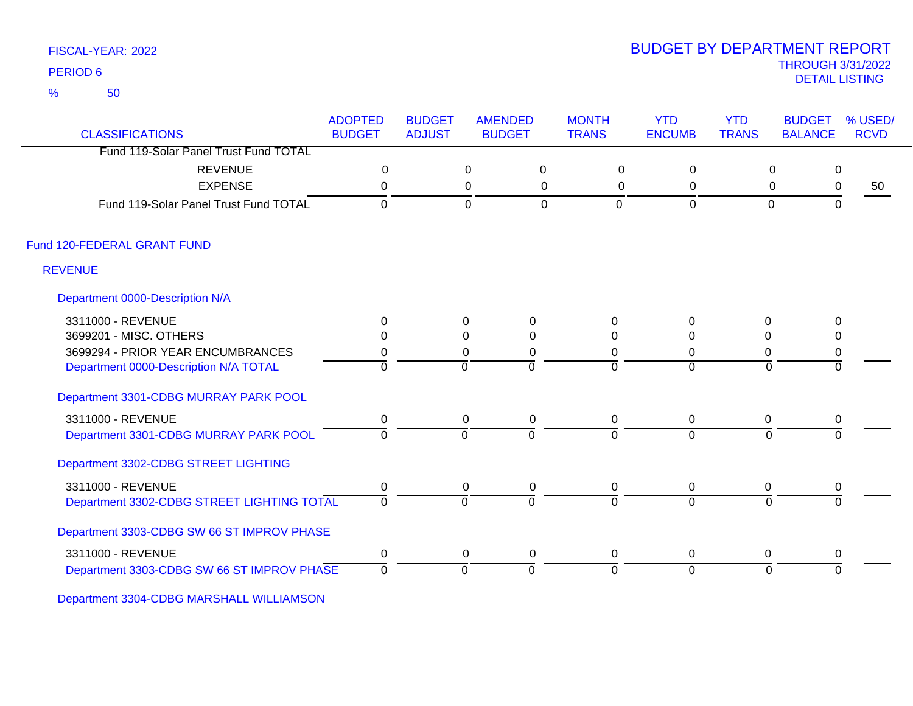FISCAL-YEAR: 2022

PERIOD 6

% 50

# BUDGET BY DEPARTMENT REPORT

THROUGH 3/31/2022

DETAIL LISTING

| CLASSIFICATIONS | ADOPTED BUDGET | BUDGET ADJUST | AMENDED BUDGET | MONTH TRANS | YTD ENCUMB | YTD TRANS | BUDGET BALANCE | % USED/ RCVD |
|---|---|---|---|---|---|---|---|---|
| Fund 119-Solar Panel Trust Fund TOTAL | | | | | | | | |
| REVENUE | 0 | 0 | 0 | 0 | 0 | 0 | 0 | |
| EXPENSE | 0 | 0 | 0 | 0 | 0 | 0 | 0 | 50 |
| Fund 119-Solar Panel Trust Fund TOTAL | 0 | 0 | 0 | 0 | 0 | 0 | 0 | |
| **Fund 120-FEDERAL GRANT FUND** | | | | | | | | |
| **REVENUE** | | | | | | | | |
| **Department 0000-Description N/A** | | | | | | | | |
| 3311000 - REVENUE | 0 | 0 | 0 | 0 | 0 | 0 | 0 | |
| 3699201 - MISC. OTHERS | 0 | 0 | 0 | 0 | 0 | 0 | 0 | |
| 3699294 - PRIOR YEAR ENCUMBRANCES | 0 | 0 | 0 | 0 | 0 | 0 | 0 | |
| Department 0000-Description N/A TOTAL | 0 | 0 | 0 | 0 | 0 | 0 | 0 | |
| **Department 3301-CDBG MURRAY PARK POOL** | | | | | | | | |
| 3311000 - REVENUE | 0 | 0 | 0 | 0 | 0 | 0 | 0 | |
| Department 3301-CDBG MURRAY PARK POOL | 0 | 0 | 0 | 0 | 0 | 0 | 0 | |
| **Department 3302-CDBG STREET LIGHTING** | | | | | | | | |
| 3311000 - REVENUE | 0 | 0 | 0 | 0 | 0 | 0 | 0 | |
| Department 3302-CDBG STREET LIGHTING TOTAL | 0 | 0 | 0 | 0 | 0 | 0 | 0 | |
| **Department 3303-CDBG SW 66 ST IMPROV PHASE** | | | | | | | | |
| 3311000 - REVENUE | 0 | 0 | 0 | 0 | 0 | 0 | 0 | |
| Department 3303-CDBG SW 66 ST IMPROV PHASE | 0 | 0 | 0 | 0 | 0 | 0 | 0 | |
| **Department 3304-CDBG MARSHALL WILLIAMSON** | | | | | | | | |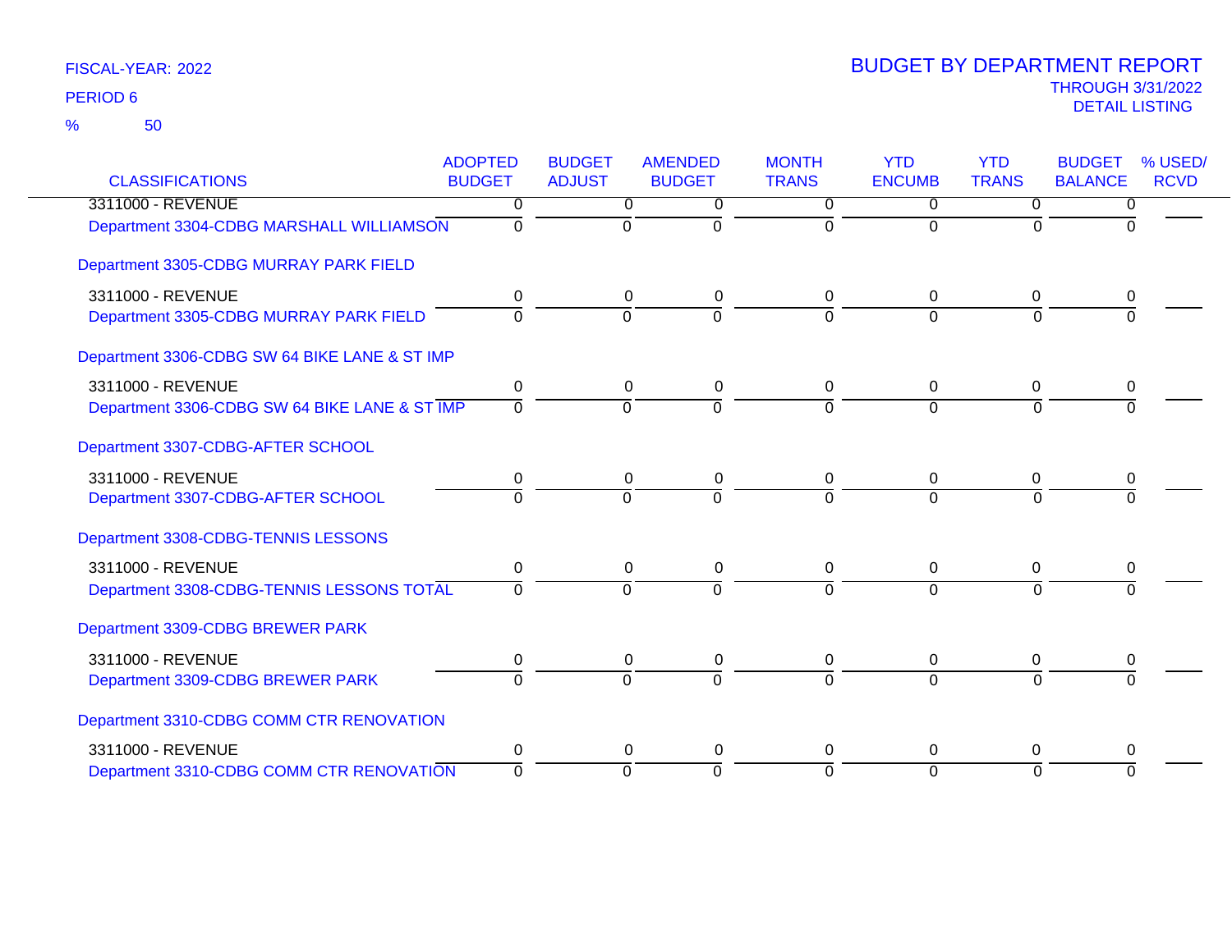FISCAL-YEAR: 2022

PERIOD 6

% 50

# BUDGET BY DEPARTMENT REPORT

THROUGH 3/31/2022

DETAIL LISTING

| CLASSIFICATIONS | ADOPTED BUDGET | BUDGET ADJUST | AMENDED BUDGET | MONTH TRANS | YTD ENCUMB | YTD TRANS | BUDGET BALANCE | % USED/ RCVD |
|---|---|---|---|---|---|---|---|---|
| 3311000 - REVENUE | 0 | 0 | 0 | 0 | 0 | 0 | 0 | |
| Department 3304-CDBG MARSHALL WILLIAMSON | 0 | 0 | 0 | 0 | 0 | 0 | 0 | |
| Department 3305-CDBG MURRAY PARK FIELD | | | | | | | | |
| 3311000 - REVENUE | 0 | 0 | 0 | 0 | 0 | 0 | 0 | |
| Department 3305-CDBG MURRAY PARK FIELD | 0 | 0 | 0 | 0 | 0 | 0 | 0 | |
| Department 3306-CDBG SW 64 BIKE LANE & ST IMP | | | | | | | | |
| 3311000 - REVENUE | 0 | 0 | 0 | 0 | 0 | 0 | 0 | |
| Department 3306-CDBG SW 64 BIKE LANE & ST IMP | 0 | 0 | 0 | 0 | 0 | 0 | 0 | |
| Department 3307-CDBG-AFTER SCHOOL | | | | | | | | |
| 3311000 - REVENUE | 0 | 0 | 0 | 0 | 0 | 0 | 0 | |
| Department 3307-CDBG-AFTER SCHOOL | 0 | 0 | 0 | 0 | 0 | 0 | 0 | |
| Department 3308-CDBG-TENNIS LESSONS | | | | | | | | |
| 3311000 - REVENUE | 0 | 0 | 0 | 0 | 0 | 0 | 0 | |
| Department 3308-CDBG-TENNIS LESSONS TOTAL | 0 | 0 | 0 | 0 | 0 | 0 | 0 | |
| Department 3309-CDBG BREWER PARK | | | | | | | | |
| 3311000 - REVENUE | 0 | 0 | 0 | 0 | 0 | 0 | 0 | |
| Department 3309-CDBG BREWER PARK | 0 | 0 | 0 | 0 | 0 | 0 | 0 | |
| Department 3310-CDBG COMM CTR RENOVATION | | | | | | | | |
| 3311000 - REVENUE | 0 | 0 | 0 | 0 | 0 | 0 | 0 | |
| Department 3310-CDBG COMM CTR RENOVATION | 0 | 0 | 0 | 0 | 0 | 0 | 0 | |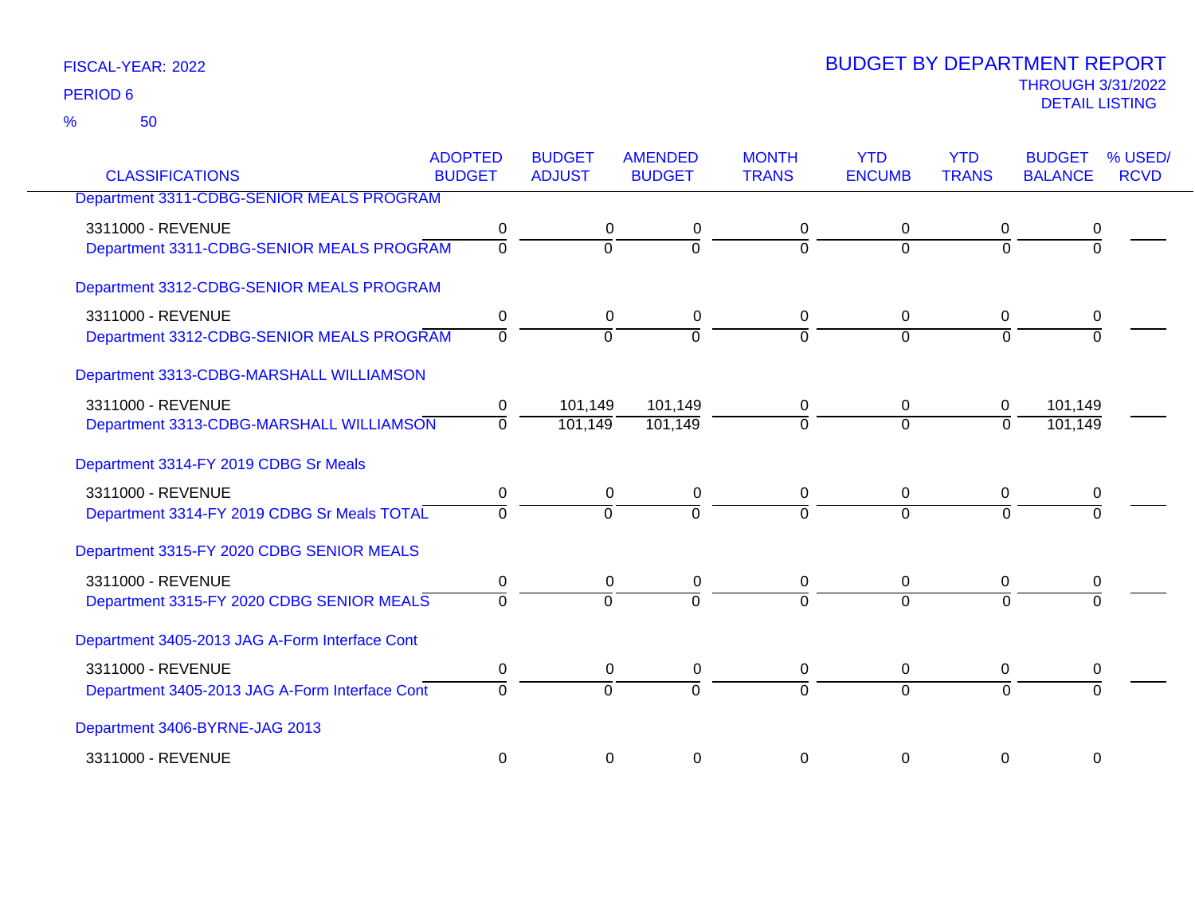FISCAL-YEAR: 2022

PERIOD 6

% 50

# BUDGET BY DEPARTMENT REPORT

THROUGH 3/31/2022

DETAIL LISTING

| CLASSIFICATIONS | ADOPTED BUDGET | BUDGET ADJUST | AMENDED BUDGET | MONTH TRANS | YTD ENCUMB | YTD TRANS | BUDGET BALANCE | % USED/ RCVD |
|---|---|---|---|---|---|---|---|---|
| **Department 3311-CDBG-SENIOR MEALS PROGRAM** | | | | | | | | |
| 3311000 - REVENUE | 0 | 0 | 0 | 0 | 0 | 0 | 0 | |
| Department 3311-CDBG-SENIOR MEALS PROGRAM | 0 | 0 | 0 | 0 | 0 | 0 | 0 | |
| **Department 3312-CDBG-SENIOR MEALS PROGRAM** | | | | | | | | |
| 3311000 - REVENUE | 0 | 0 | 0 | 0 | 0 | 0 | 0 | |
| Department 3312-CDBG-SENIOR MEALS PROGRAM | 0 | 0 | 0 | 0 | 0 | 0 | 0 | |
| **Department 3313-CDBG-MARSHALL WILLIAMSON** | | | | | | | | |
| 3311000 - REVENUE | 0 | 101,149 | 101,149 | 0 | 0 | 0 | 101,149 | |
| Department 3313-CDBG-MARSHALL WILLIAMSON | 0 | 101,149 | 101,149 | 0 | 0 | 0 | 101,149 | |
| **Department 3314-FY 2019 CDBG Sr Meals** | | | | | | | | |
| 3311000 - REVENUE | 0 | 0 | 0 | 0 | 0 | 0 | 0 | |
| Department 3314-FY 2019 CDBG Sr Meals TOTAL | 0 | 0 | 0 | 0 | 0 | 0 | 0 | |
| **Department 3315-FY 2020 CDBG SENIOR MEALS** | | | | | | | | |
| 3311000 - REVENUE | 0 | 0 | 0 | 0 | 0 | 0 | 0 | |
| Department 3315-FY 2020 CDBG SENIOR MEALS | 0 | 0 | 0 | 0 | 0 | 0 | 0 | |
| **Department 3405-2013 JAG A-Form Interface Cont** | | | | | | | | |
| 3311000 - REVENUE | 0 | 0 | 0 | 0 | 0 | 0 | 0 | |
| Department 3405-2013 JAG A-Form Interface Cont | 0 | 0 | 0 | 0 | 0 | 0 | 0 | |
| **Department 3406-BYRNE-JAG 2013** | | | | | | | | |
| 3311000 - REVENUE | 0 | 0 | 0 | 0 | 0 | 0 | 0 | |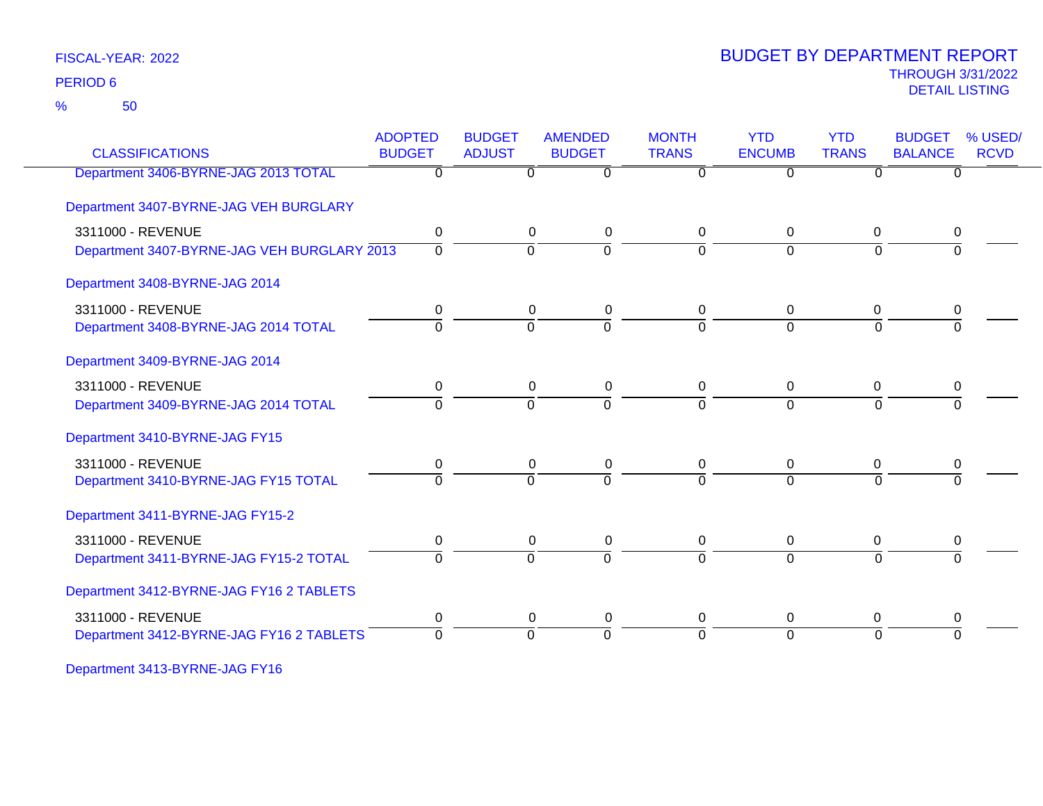FISCAL-YEAR: 2022

PERIOD 6

% 50

# BUDGET BY DEPARTMENT REPORT

THROUGH 3/31/2022

DETAIL LISTING

| CLASSIFICATIONS | ADOPTED BUDGET | BUDGET ADJUST | AMENDED BUDGET | MONTH TRANS | YTD ENCUMB | YTD TRANS | BUDGET BALANCE | % USED/ RCVD |
|---|---|---|---|---|---|---|---|---|
| Department 3406-BYRNE-JAG 2013 TOTAL | 0 | 0 | 0 | 0 | 0 | 0 | 0 | |
| **Department 3407-BYRNE-JAG VEH BURGLARY** | | | | | | | | |
| 3311000 - REVENUE | 0 | 0 | 0 | 0 | 0 | 0 | 0 | |
| Department 3407-BYRNE-JAG VEH BURGLARY 2013 | 0 | 0 | 0 | 0 | 0 | 0 | 0 | |
| **Department 3408-BYRNE-JAG 2014** | | | | | | | | |
| 3311000 - REVENUE | 0 | 0 | 0 | 0 | 0 | 0 | 0 | |
| Department 3408-BYRNE-JAG 2014 TOTAL | 0 | 0 | 0 | 0 | 0 | 0 | 0 | |
| **Department 3409-BYRNE-JAG 2014** | | | | | | | | |
| 3311000 - REVENUE | 0 | 0 | 0 | 0 | 0 | 0 | 0 | |
| Department 3409-BYRNE-JAG 2014 TOTAL | 0 | 0 | 0 | 0 | 0 | 0 | 0 | |
| **Department 3410-BYRNE-JAG FY15** | | | | | | | | |
| 3311000 - REVENUE | 0 | 0 | 0 | 0 | 0 | 0 | 0 | |
| Department 3410-BYRNE-JAG FY15 TOTAL | 0 | 0 | 0 | 0 | 0 | 0 | 0 | |
| **Department 3411-BYRNE-JAG FY15-2** | | | | | | | | |
| 3311000 - REVENUE | 0 | 0 | 0 | 0 | 0 | 0 | 0 | |
| Department 3411-BYRNE-JAG FY15-2 TOTAL | 0 | 0 | 0 | 0 | 0 | 0 | 0 | |
| **Department 3412-BYRNE-JAG FY16 2 TABLETS** | | | | | | | | |
| 3311000 - REVENUE | 0 | 0 | 0 | 0 | 0 | 0 | 0 | |
| Department 3412-BYRNE-JAG FY16 2 TABLETS | 0 | 0 | 0 | 0 | 0 | 0 | 0 | |
| **Department 3413-BYRNE-JAG FY16** | | | | | | | | |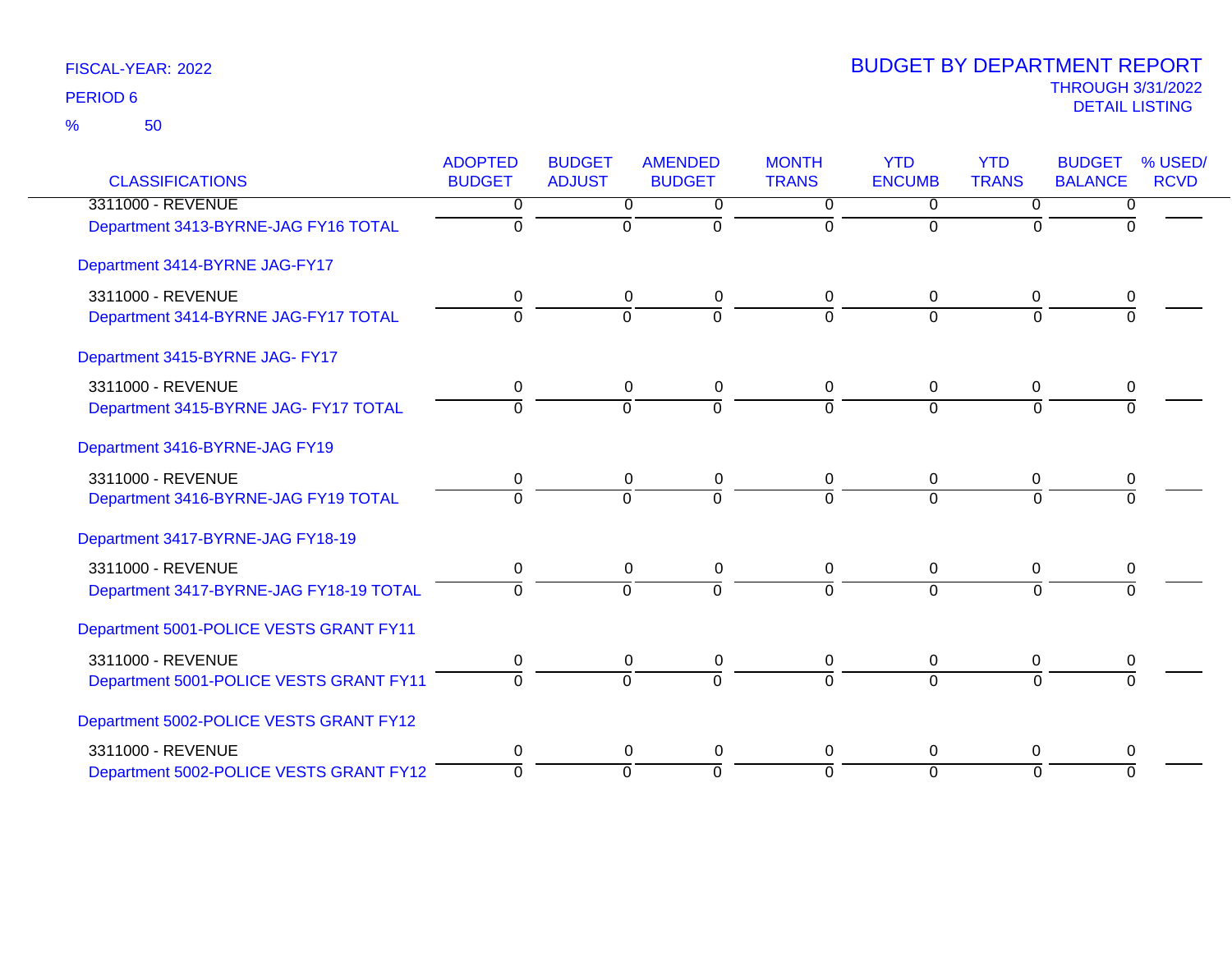FISCAL-YEAR: 2022

PERIOD 6

% 50

# BUDGET BY DEPARTMENT REPORT

THROUGH 3/31/2022

DETAIL LISTING

| CLASSIFICATIONS | ADOPTED BUDGET | BUDGET ADJUST | AMENDED BUDGET | MONTH TRANS | YTD ENCUMB | YTD TRANS | BUDGET BALANCE | % USED/ RCVD |
|---|---|---|---|---|---|---|---|---|
| 3311000 - REVENUE | 0 | 0 | 0 | 0 | 0 | 0 | 0 | |
| Department 3413-BYRNE-JAG FY16 TOTAL | 0 | 0 | 0 | 0 | 0 | 0 | 0 | |
| Department 3414-BYRNE JAG-FY17 | | | | | | | | |
| 3311000 - REVENUE | 0 | 0 | 0 | 0 | 0 | 0 | 0 | |
| Department 3414-BYRNE JAG-FY17 TOTAL | 0 | 0 | 0 | 0 | 0 | 0 | 0 | |
| Department 3415-BYRNE JAG- FY17 | | | | | | | | |
| 3311000 - REVENUE | 0 | 0 | 0 | 0 | 0 | 0 | 0 | |
| Department 3415-BYRNE JAG- FY17 TOTAL | 0 | 0 | 0 | 0 | 0 | 0 | 0 | |
| Department 3416-BYRNE-JAG FY19 | | | | | | | | |
| 3311000 - REVENUE | 0 | 0 | 0 | 0 | 0 | 0 | 0 | |
| Department 3416-BYRNE-JAG FY19 TOTAL | 0 | 0 | 0 | 0 | 0 | 0 | 0 | |
| Department 3417-BYRNE-JAG FY18-19 | | | | | | | | |
| 3311000 - REVENUE | 0 | 0 | 0 | 0 | 0 | 0 | 0 | |
| Department 3417-BYRNE-JAG FY18-19 TOTAL | 0 | 0 | 0 | 0 | 0 | 0 | 0 | |
| Department 5001-POLICE VESTS GRANT FY11 | | | | | | | | |
| 3311000 - REVENUE | 0 | 0 | 0 | 0 | 0 | 0 | 0 | |
| Department 5001-POLICE VESTS GRANT FY11 | 0 | 0 | 0 | 0 | 0 | 0 | 0 | |
| Department 5002-POLICE VESTS GRANT FY12 | | | | | | | | |
| 3311000 - REVENUE | 0 | 0 | 0 | 0 | 0 | 0 | 0 | |
| Department 5002-POLICE VESTS GRANT FY12 | 0 | 0 | 0 | 0 | 0 | 0 | 0 | |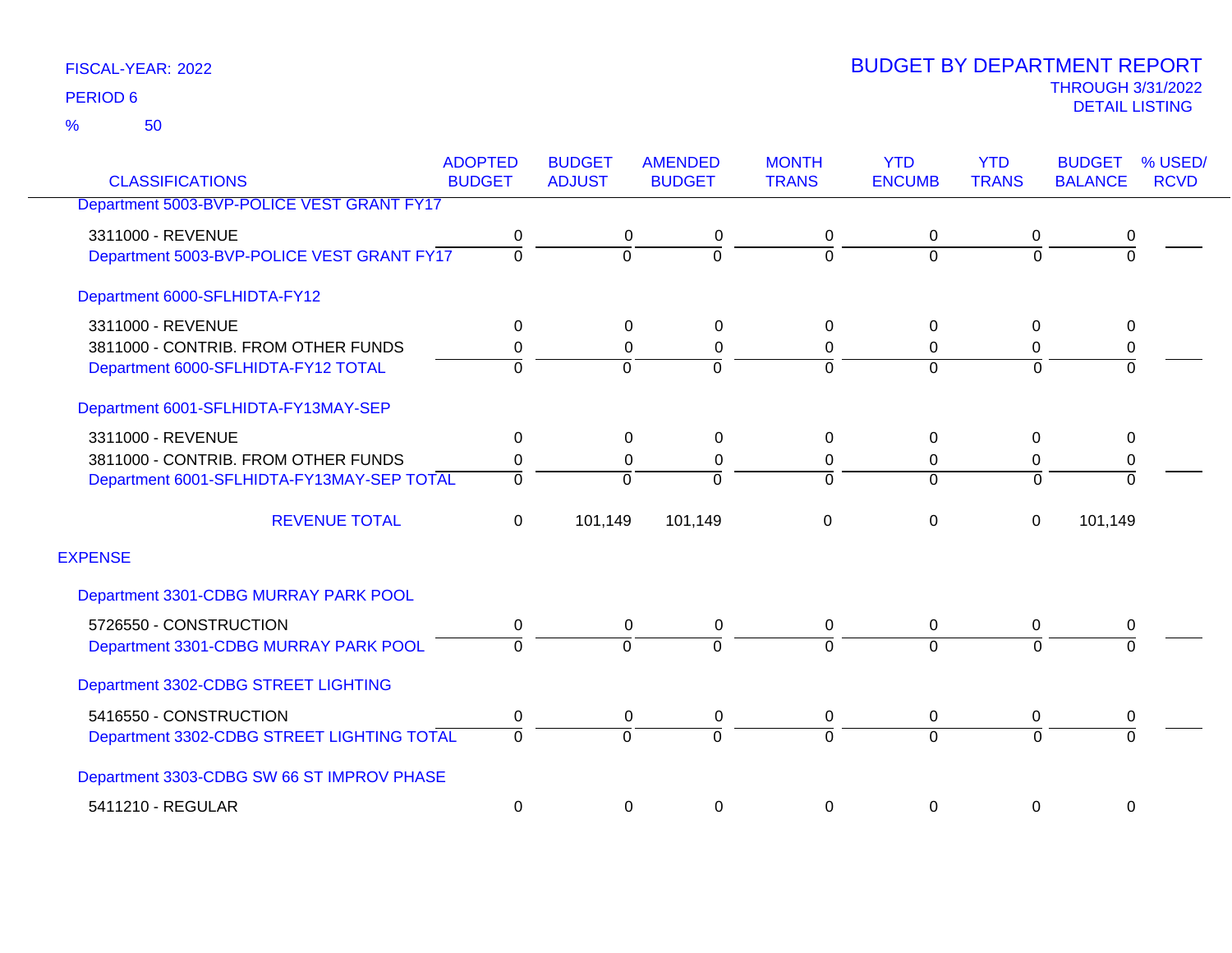FISCAL-YEAR: 2022

PERIOD 6

% 50

# BUDGET BY DEPARTMENT REPORT

THROUGH 3/31/2022

DETAIL LISTING

| CLASSIFICATIONS | ADOPTED BUDGET | BUDGET ADJUST | AMENDED BUDGET | MONTH TRANS | YTD ENCUMB | YTD TRANS | BUDGET BALANCE | % USED/ RCVD |
|---|---|---|---|---|---|---|---|---|
| Department 5003-BVP-POLICE VEST GRANT FY17 | | | | | | | | |
| 3311000 - REVENUE | 0 | 0 | 0 | 0 | 0 | 0 | 0 | |
| Department 5003-BVP-POLICE VEST GRANT FY17 | 0 | 0 | 0 | 0 | 0 | 0 | 0 | |
| Department 6000-SFLHIDTA-FY12 | | | | | | | | |
| 3311000 - REVENUE | 0 | 0 | 0 | 0 | 0 | 0 | 0 | |
| 3811000 - CONTRIB. FROM OTHER FUNDS | 0 | 0 | 0 | 0 | 0 | 0 | 0 | |
| Department 6000-SFLHIDTA-FY12 TOTAL | 0 | 0 | 0 | 0 | 0 | 0 | 0 | |
| Department 6001-SFLHIDTA-FY13MAY-SEP | | | | | | | | |
| 3311000 - REVENUE | 0 | 0 | 0 | 0 | 0 | 0 | 0 | |
| 3811000 - CONTRIB. FROM OTHER FUNDS | 0 | 0 | 0 | 0 | 0 | 0 | 0 | |
| Department 6001-SFLHIDTA-FY13MAY-SEP TOTAL | 0 | 0 | 0 | 0 | 0 | 0 | 0 | |
| REVENUE TOTAL | 0 | 101,149 | 101,149 | 0 | 0 | 0 | 101,149 | |
| EXPENSE | | | | | | | | |
| Department 3301-CDBG MURRAY PARK POOL | | | | | | | | |
| 5726550 - CONSTRUCTION | 0 | 0 | 0 | 0 | 0 | 0 | 0 | |
| Department 3301-CDBG MURRAY PARK POOL | 0 | 0 | 0 | 0 | 0 | 0 | 0 | |
| Department 3302-CDBG STREET LIGHTING | | | | | | | | |
| 5416550 - CONSTRUCTION | 0 | 0 | 0 | 0 | 0 | 0 | 0 | |
| Department 3302-CDBG STREET LIGHTING TOTAL | 0 | 0 | 0 | 0 | 0 | 0 | 0 | |
| Department 3303-CDBG SW 66 ST IMPROV PHASE | | | | | | | | |
| 5411210 - REGULAR | 0 | 0 | 0 | 0 | 0 | 0 | 0 | |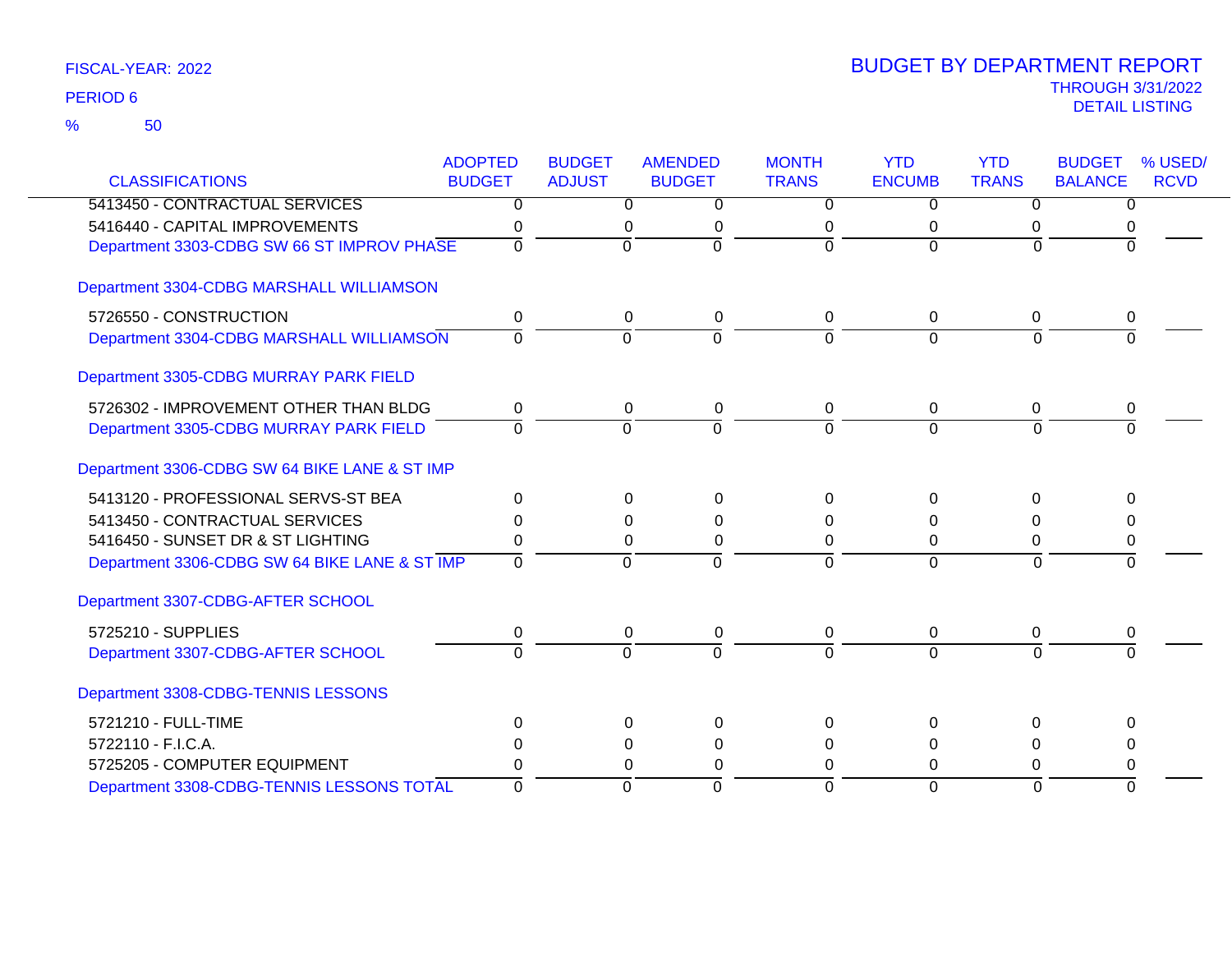FISCAL-YEAR: 2022

PERIOD 6

% 50

# BUDGET BY DEPARTMENT REPORT

THROUGH 3/31/2022

DETAIL LISTING

| CLASSIFICATIONS | ADOPTED BUDGET | BUDGET ADJUST | AMENDED BUDGET | MONTH TRANS | YTD ENCUMB | YTD TRANS | BUDGET BALANCE | % USED/ RCVD |
|---|---|---|---|---|---|---|---|---|
| 5413450 - CONTRACTUAL SERVICES | 0 | 0 | 0 | 0 | 0 | 0 | 0 | |
| 5416440 - CAPITAL IMPROVEMENTS | 0 | 0 | 0 | 0 | 0 | 0 | 0 | |
| Department 3303-CDBG SW 66 ST IMPROV PHASE | 0 | 0 | 0 | 0 | 0 | 0 | 0 | |
| Department 3304-CDBG MARSHALL WILLIAMSON | | | | | | | | |
| 5726550 - CONSTRUCTION | 0 | 0 | 0 | 0 | 0 | 0 | 0 | |
| Department 3304-CDBG MARSHALL WILLIAMSON | 0 | 0 | 0 | 0 | 0 | 0 | 0 | |
| Department 3305-CDBG MURRAY PARK FIELD | | | | | | | | |
| 5726302 - IMPROVEMENT OTHER THAN BLDG | 0 | 0 | 0 | 0 | 0 | 0 | 0 | |
| Department 3305-CDBG MURRAY PARK FIELD | 0 | 0 | 0 | 0 | 0 | 0 | 0 | |
| Department 3306-CDBG SW 64 BIKE LANE & ST IMP | | | | | | | | |
| 5413120 - PROFESSIONAL SERVS-ST BEA | 0 | 0 | 0 | 0 | 0 | 0 | 0 | |
| 5413450 - CONTRACTUAL SERVICES | 0 | 0 | 0 | 0 | 0 | 0 | 0 | |
| 5416450 - SUNSET DR & ST LIGHTING | 0 | 0 | 0 | 0 | 0 | 0 | 0 | |
| Department 3306-CDBG SW 64 BIKE LANE & ST IMP | 0 | 0 | 0 | 0 | 0 | 0 | 0 | |
| Department 3307-CDBG-AFTER SCHOOL | | | | | | | | |
| 5725210 - SUPPLIES | 0 | 0 | 0 | 0 | 0 | 0 | 0 | |
| Department 3307-CDBG-AFTER SCHOOL | 0 | 0 | 0 | 0 | 0 | 0 | 0 | |
| Department 3308-CDBG-TENNIS LESSONS | | | | | | | | |
| 5721210 - FULL-TIME | 0 | 0 | 0 | 0 | 0 | 0 | 0 | |
| 5722110 - F.I.C.A. | 0 | 0 | 0 | 0 | 0 | 0 | 0 | |
| 5725205 - COMPUTER EQUIPMENT | 0 | 0 | 0 | 0 | 0 | 0 | 0 | |
| Department 3308-CDBG-TENNIS LESSONS TOTAL | 0 | 0 | 0 | 0 | 0 | 0 | 0 | |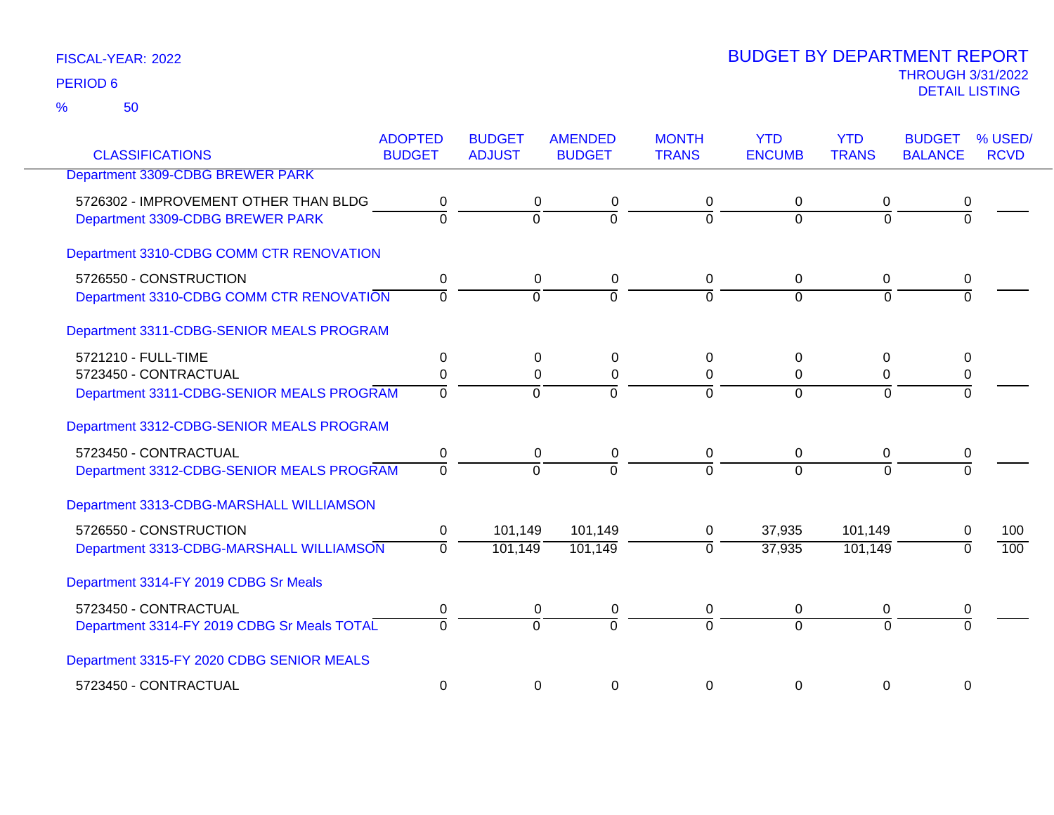FISCAL-YEAR: 2022

PERIOD 6

% 50

# BUDGET BY DEPARTMENT REPORT

THROUGH 3/31/2022

DETAIL LISTING

| CLASSIFICATIONS | ADOPTED BUDGET | BUDGET ADJUST | AMENDED BUDGET | MONTH TRANS | YTD ENCUMB | YTD TRANS | BUDGET BALANCE | % USED/ RCVD |
|---|---|---|---|---|---|---|---|---|
| Department 3309-CDBG BREWER PARK | | | | | | | | |
| 5726302 - IMPROVEMENT OTHER THAN BLDG | 0 | 0 | 0 | 0 | 0 | 0 | 0 | |
| Department 3309-CDBG BREWER PARK | 0 | 0 | 0 | 0 | 0 | 0 | 0 | |
| Department 3310-CDBG COMM CTR RENOVATION | | | | | | | | |
| 5726550 - CONSTRUCTION | 0 | 0 | 0 | 0 | 0 | 0 | 0 | |
| Department 3310-CDBG COMM CTR RENOVATION | 0 | 0 | 0 | 0 | 0 | 0 | 0 | |
| Department 3311-CDBG-SENIOR MEALS PROGRAM | | | | | | | | |
| 5721210 - FULL-TIME | 0 | 0 | 0 | 0 | 0 | 0 | 0 | |
| 5723450 - CONTRACTUAL | 0 | 0 | 0 | 0 | 0 | 0 | 0 | |
| Department 3311-CDBG-SENIOR MEALS PROGRAM | 0 | 0 | 0 | 0 | 0 | 0 | 0 | |
| Department 3312-CDBG-SENIOR MEALS PROGRAM | | | | | | | | |
| 5723450 - CONTRACTUAL | 0 | 0 | 0 | 0 | 0 | 0 | 0 | |
| Department 3312-CDBG-SENIOR MEALS PROGRAM | 0 | 0 | 0 | 0 | 0 | 0 | 0 | |
| Department 3313-CDBG-MARSHALL WILLIAMSON | | | | | | | | |
| 5726550 - CONSTRUCTION | 0 | 101,149 | 101,149 | 0 | 37,935 | 101,149 | 0 | 100 |
| Department 3313-CDBG-MARSHALL WILLIAMSON | 0 | 101,149 | 101,149 | 0 | 37,935 | 101,149 | 0 | 100 |
| Department 3314-FY 2019 CDBG Sr Meals | | | | | | | | |
| 5723450 - CONTRACTUAL | 0 | 0 | 0 | 0 | 0 | 0 | 0 | |
| Department 3314-FY 2019 CDBG Sr Meals TOTAL | 0 | 0 | 0 | 0 | 0 | 0 | 0 | |
| Department 3315-FY 2020 CDBG SENIOR MEALS | | | | | | | | |
| 5723450 - CONTRACTUAL | 0 | 0 | 0 | 0 | 0 | 0 | 0 | |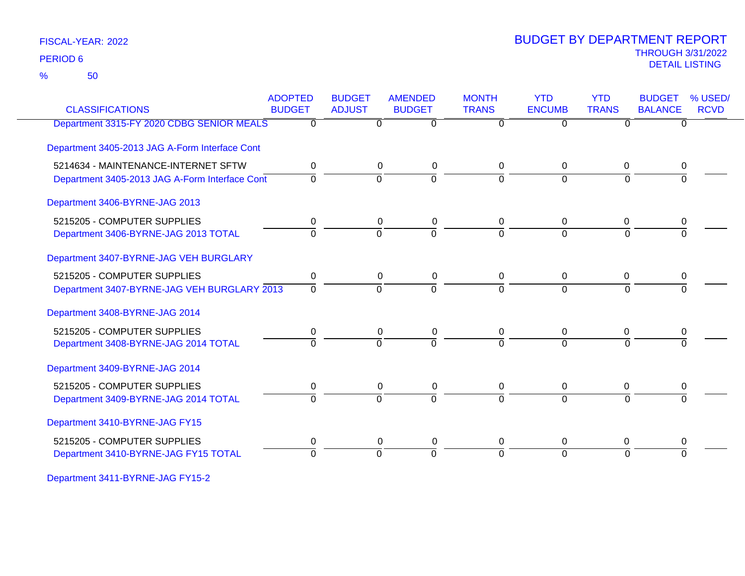FISCAL-YEAR: 2022

PERIOD 6

% 50

# BUDGET BY DEPARTMENT REPORT

THROUGH 3/31/2022

DETAIL LISTING

| CLASSIFICATIONS | ADOPTED BUDGET | BUDGET ADJUST | AMENDED BUDGET | MONTH TRANS | YTD ENCUMB | YTD TRANS | BUDGET BALANCE | % USED/ RCVD |
|---|---|---|---|---|---|---|---|---|
| Department 3315-FY 2020 CDBG SENIOR MEALS | 0 | 0 | 0 | 0 | 0 | 0 | 0 | |
| Department 3405-2013 JAG A-Form Interface Cont | | | | | | | | |
| 5214634 - MAINTENANCE-INTERNET SFTW | 0 | 0 | 0 | 0 | 0 | 0 | 0 | |
| Department 3405-2013 JAG A-Form Interface Cont | 0 | 0 | 0 | 0 | 0 | 0 | 0 | |
| Department 3406-BYRNE-JAG 2013 | | | | | | | | |
| 5215205 - COMPUTER SUPPLIES | 0 | 0 | 0 | 0 | 0 | 0 | 0 | |
| Department 3406-BYRNE-JAG 2013 TOTAL | 0 | 0 | 0 | 0 | 0 | 0 | 0 | |
| Department 3407-BYRNE-JAG VEH BURGLARY | | | | | | | | |
| 5215205 - COMPUTER SUPPLIES | 0 | 0 | 0 | 0 | 0 | 0 | 0 | |
| Department 3407-BYRNE-JAG VEH BURGLARY 2013 | 0 | 0 | 0 | 0 | 0 | 0 | 0 | |
| Department 3408-BYRNE-JAG 2014 | | | | | | | | |
| 5215205 - COMPUTER SUPPLIES | 0 | 0 | 0 | 0 | 0 | 0 | 0 | |
| Department 3408-BYRNE-JAG 2014 TOTAL | 0 | 0 | 0 | 0 | 0 | 0 | 0 | |
| Department 3409-BYRNE-JAG 2014 | | | | | | | | |
| 5215205 - COMPUTER SUPPLIES | 0 | 0 | 0 | 0 | 0 | 0 | 0 | |
| Department 3409-BYRNE-JAG 2014 TOTAL | 0 | 0 | 0 | 0 | 0 | 0 | 0 | |
| Department 3410-BYRNE-JAG FY15 | | | | | | | | |
| 5215205 - COMPUTER SUPPLIES | 0 | 0 | 0 | 0 | 0 | 0 | 0 | |
| Department 3410-BYRNE-JAG FY15 TOTAL | 0 | 0 | 0 | 0 | 0 | 0 | 0 | |
| Department 3411-BYRNE-JAG FY15-2 | | | | | | | | |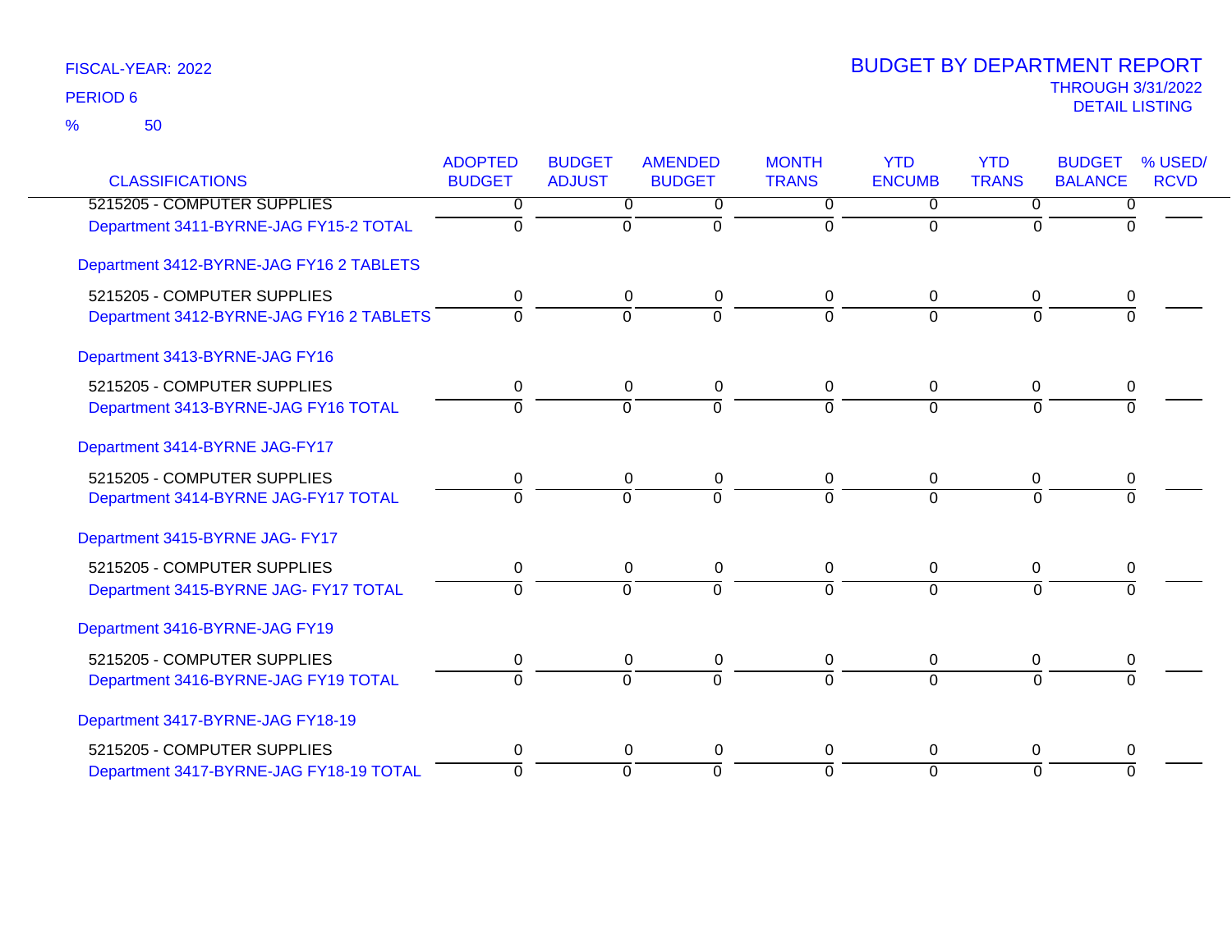FISCAL-YEAR: 2022
PERIOD 6
% 50

# BUDGET BY DEPARTMENT REPORT
THROUGH 3/31/2022
DETAIL LISTING

| CLASSIFICATIONS | ADOPTED BUDGET | BUDGET ADJUST | AMENDED BUDGET | MONTH TRANS | YTD ENCUMB | YTD TRANS | BUDGET BALANCE | % USED/ RCVD |
|---|---|---|---|---|---|---|---|---|
| 5215205 - COMPUTER SUPPLIES | 0 | 0 | 0 | 0 | 0 | 0 | 0 | |
| Department 3411-BYRNE-JAG FY15-2 TOTAL | 0 | 0 | 0 | 0 | 0 | 0 | 0 | |
| Department 3412-BYRNE-JAG FY16 2 TABLETS | | | | | | | | |
| 5215205 - COMPUTER SUPPLIES | 0 | 0 | 0 | 0 | 0 | 0 | 0 | |
| Department 3412-BYRNE-JAG FY16 2 TABLETS | 0 | 0 | 0 | 0 | 0 | 0 | 0 | |
| Department 3413-BYRNE-JAG FY16 | | | | | | | | |
| 5215205 - COMPUTER SUPPLIES | 0 | 0 | 0 | 0 | 0 | 0 | 0 | |
| Department 3413-BYRNE-JAG FY16 TOTAL | 0 | 0 | 0 | 0 | 0 | 0 | 0 | |
| Department 3414-BYRNE JAG-FY17 | | | | | | | | |
| 5215205 - COMPUTER SUPPLIES | 0 | 0 | 0 | 0 | 0 | 0 | 0 | |
| Department 3414-BYRNE JAG-FY17 TOTAL | 0 | 0 | 0 | 0 | 0 | 0 | 0 | |
| Department 3415-BYRNE JAG- FY17 | | | | | | | | |
| 5215205 - COMPUTER SUPPLIES | 0 | 0 | 0 | 0 | 0 | 0 | 0 | |
| Department 3415-BYRNE JAG- FY17 TOTAL | 0 | 0 | 0 | 0 | 0 | 0 | 0 | |
| Department 3416-BYRNE-JAG FY19 | | | | | | | | |
| 5215205 - COMPUTER SUPPLIES | 0 | 0 | 0 | 0 | 0 | 0 | 0 | |
| Department 3416-BYRNE-JAG FY19 TOTAL | 0 | 0 | 0 | 0 | 0 | 0 | 0 | |
| Department 3417-BYRNE-JAG FY18-19 | | | | | | | | |
| 5215205 - COMPUTER SUPPLIES | 0 | 0 | 0 | 0 | 0 | 0 | 0 | |
| Department 3417-BYRNE-JAG FY18-19 TOTAL | 0 | 0 | 0 | 0 | 0 | 0 | 0 | |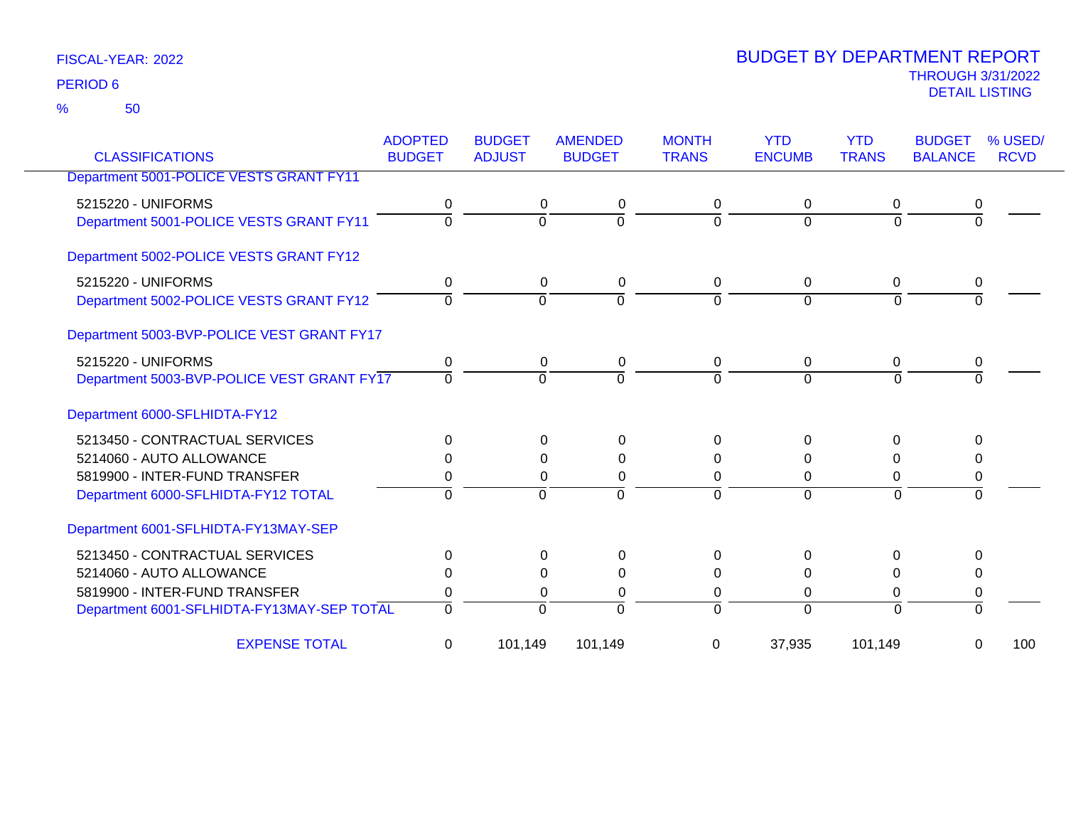FISCAL-YEAR: 2022

PERIOD 6

% 50

# BUDGET BY DEPARTMENT REPORT

THROUGH 3/31/2022

DETAIL LISTING

| CLASSIFICATIONS | ADOPTED BUDGET | BUDGET ADJUST | AMENDED BUDGET | MONTH TRANS | YTD ENCUMB | YTD TRANS | BUDGET BALANCE | % USED/ RCVD |
|---|---|---|---|---|---|---|---|---|
| Department 5001-POLICE VESTS GRANT FY11 | | | | | | | | |
| 5215220 - UNIFORMS | 0 | 0 | 0 | 0 | 0 | 0 | 0 | |
| Department 5001-POLICE VESTS GRANT FY11 | 0 | 0 | 0 | 0 | 0 | 0 | 0 | |
| Department 5002-POLICE VESTS GRANT FY12 | | | | | | | | |
| 5215220 - UNIFORMS | 0 | 0 | 0 | 0 | 0 | 0 | 0 | |
| Department 5002-POLICE VESTS GRANT FY12 | 0 | 0 | 0 | 0 | 0 | 0 | 0 | |
| Department 5003-BVP-POLICE VEST GRANT FY17 | | | | | | | | |
| 5215220 - UNIFORMS | 0 | 0 | 0 | 0 | 0 | 0 | 0 | |
| Department 5003-BVP-POLICE VEST GRANT FY17 | 0 | 0 | 0 | 0 | 0 | 0 | 0 | |
| Department 6000-SFLHIDTA-FY12 | | | | | | | | |
| 5213450 - CONTRACTUAL SERVICES | 0 | 0 | 0 | 0 | 0 | 0 | 0 | |
| 5214060 - AUTO ALLOWANCE | 0 | 0 | 0 | 0 | 0 | 0 | 0 | |
| 5819900 - INTER-FUND TRANSFER | 0 | 0 | 0 | 0 | 0 | 0 | 0 | |
| Department 6000-SFLHIDTA-FY12 TOTAL | 0 | 0 | 0 | 0 | 0 | 0 | 0 | |
| Department 6001-SFLHIDTA-FY13MAY-SEP | | | | | | | | |
| 5213450 - CONTRACTUAL SERVICES | 0 | 0 | 0 | 0 | 0 | 0 | 0 | |
| 5214060 - AUTO ALLOWANCE | 0 | 0 | 0 | 0 | 0 | 0 | 0 | |
| 5819900 - INTER-FUND TRANSFER | 0 | 0 | 0 | 0 | 0 | 0 | 0 | |
| Department 6001-SFLHIDTA-FY13MAY-SEP TOTAL | 0 | 0 | 0 | 0 | 0 | 0 | 0 | |
| EXPENSE TOTAL | 0 | 101,149 | 101,149 | 0 | 37,935 | 101,149 | 0 | 100 |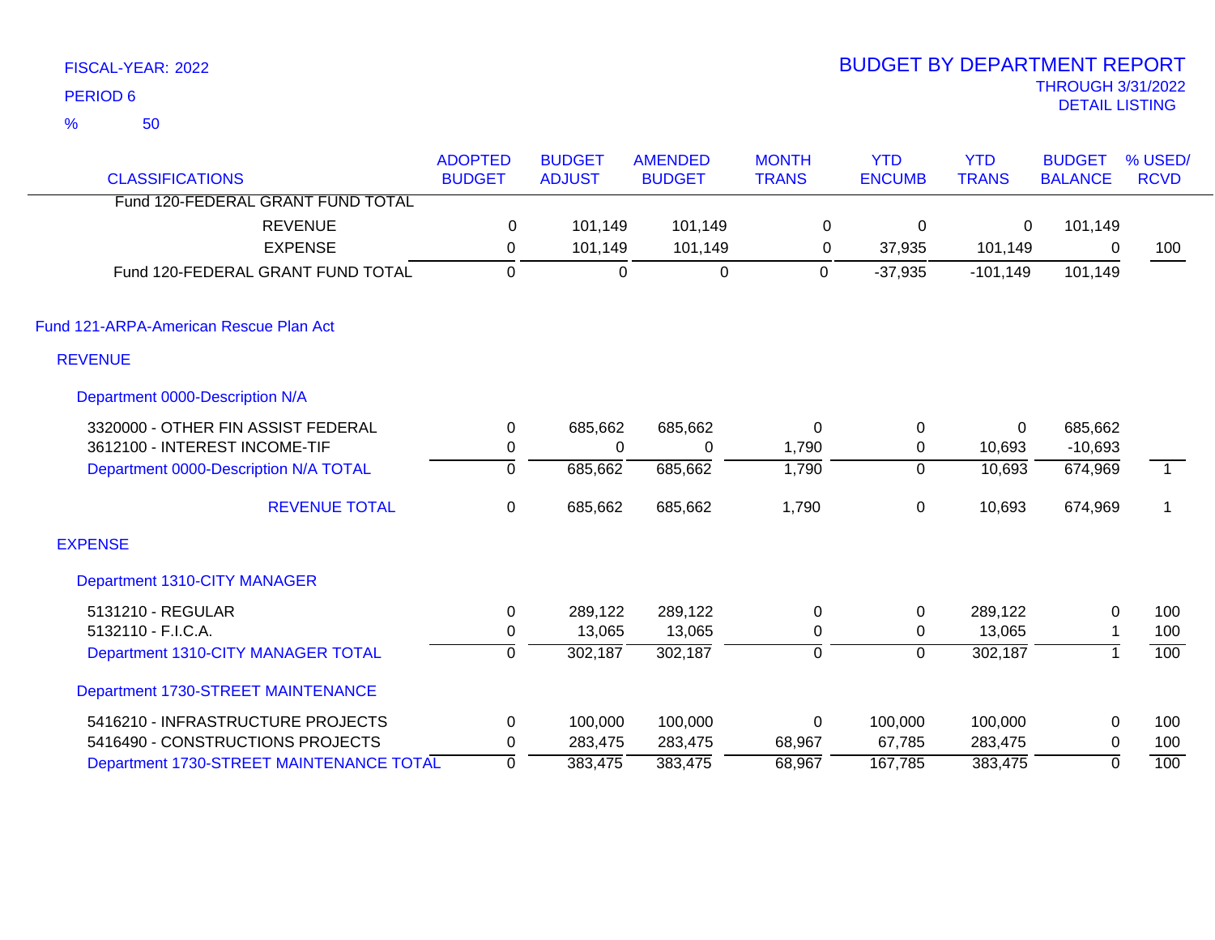FISCAL-YEAR: 2022

PERIOD 6

% 50

# BUDGET BY DEPARTMENT REPORT

THROUGH 3/31/2022

DETAIL LISTING

| CLASSIFICATIONS | ADOPTED BUDGET | BUDGET ADJUST | AMENDED BUDGET | MONTH TRANS | YTD ENCUMB | YTD TRANS | BUDGET BALANCE | % USED/ RCVD |
|---|---|---|---|---|---|---|---|---|
| Fund 120-FEDERAL GRANT FUND TOTAL | | | | | | | | |
| REVENUE | 0 | 101,149 | 101,149 | 0 | 0 | 0 | 101,149 | |
| EXPENSE | 0 | 101,149 | 101,149 | 0 | 37,935 | 101,149 | 0 | 100 |
| Fund 120-FEDERAL GRANT FUND TOTAL | 0 | 0 | 0 | 0 | -37,935 | -101,149 | 101,149 | |
| **Fund 121-ARPA-American Rescue Plan Act** | | | | | | | | |
| **REVENUE** | | | | | | | | |
| Department 0000-Description N/A | | | | | | | | |
| 3320000 - OTHER FIN ASSIST FEDERAL | 0 | 685,662 | 685,662 | 0 | 0 | 0 | 685,662 | |
| 3612100 - INTEREST INCOME-TIF | 0 | 0 | 0 | 1,790 | 0 | 10,693 | -10,693 | |
| Department 0000-Description N/A TOTAL | 0 | 685,662 | 685,662 | 1,790 | 0 | 10,693 | 674,969 | 1 |
| REVENUE TOTAL | 0 | 685,662 | 685,662 | 1,790 | 0 | 10,693 | 674,969 | 1 |
| **EXPENSE** | | | | | | | | |
| Department 1310-CITY MANAGER | | | | | | | | |
| 5131210 - REGULAR | 0 | 289,122 | 289,122 | 0 | 0 | 289,122 | 0 | 100 |
| 5132110 - F.I.C.A. | 0 | 13,065 | 13,065 | 0 | 0 | 13,065 | 1 | 100 |
| Department 1310-CITY MANAGER TOTAL | 0 | 302,187 | 302,187 | 0 | 0 | 302,187 | 1 | 100 |
| Department 1730-STREET MAINTENANCE | | | | | | | | |
| 5416210 - INFRASTRUCTURE PROJECTS | 0 | 100,000 | 100,000 | 0 | 100,000 | 100,000 | 0 | 100 |
| 5416490 - CONSTRUCTIONS PROJECTS | 0 | 283,475 | 283,475 | 68,967 | 67,785 | 283,475 | 0 | 100 |
| Department 1730-STREET MAINTENANCE TOTAL | 0 | 383,475 | 383,475 | 68,967 | 167,785 | 383,475 | 0 | 100 |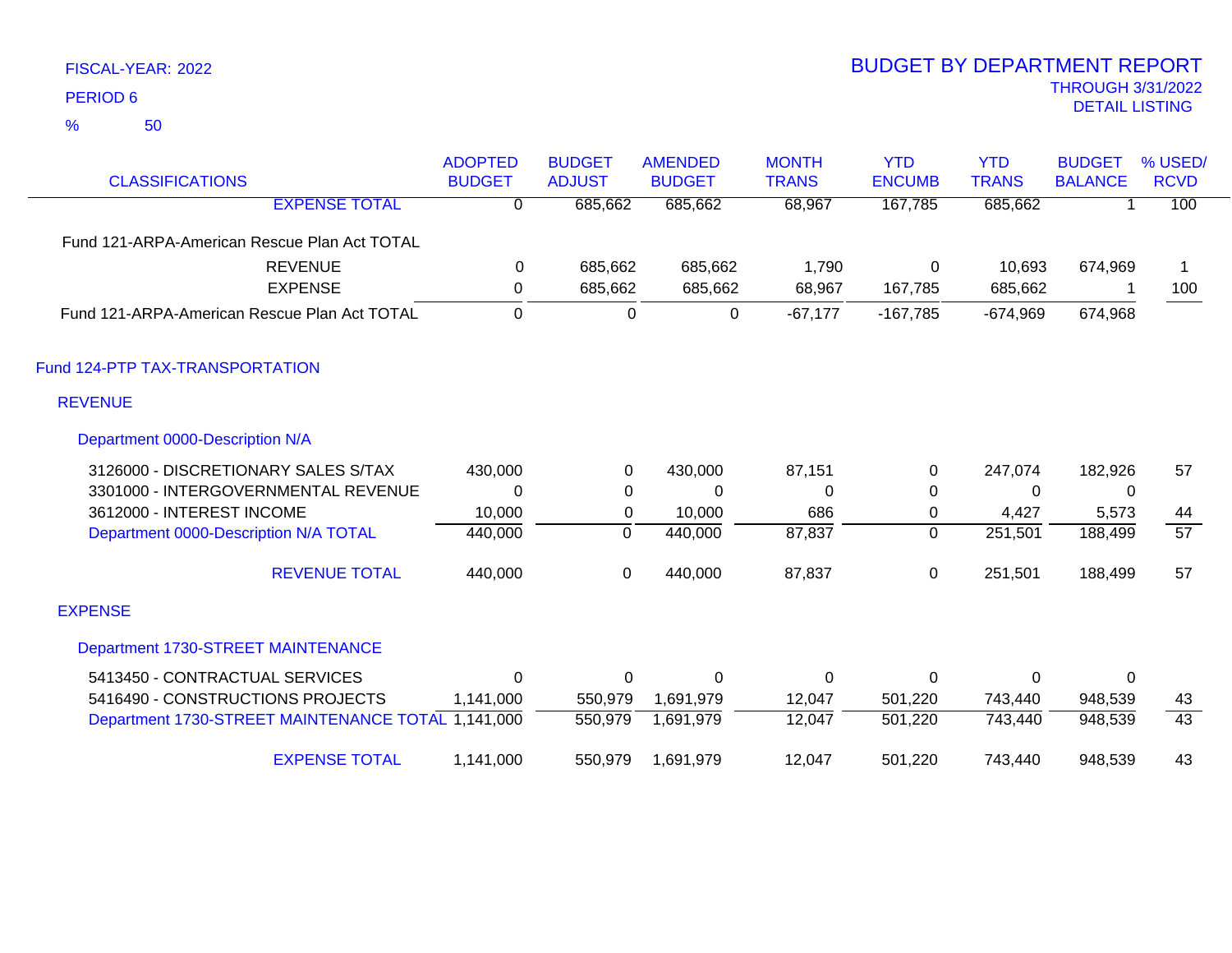FISCAL-YEAR: 2022

PERIOD 6

% 50

# BUDGET BY DEPARTMENT REPORT

THROUGH 3/31/2022

DETAIL LISTING

| CLASSIFICATIONS | ADOPTED BUDGET | BUDGET ADJUST | AMENDED BUDGET | MONTH TRANS | YTD ENCUMB | YTD TRANS | BUDGET BALANCE | % USED/ RCVD |
|---|---|---|---|---|---|---|---|---|
| EXPENSE TOTAL | 0 | 685,662 | 685,662 | 68,967 | 167,785 | 685,662 | 1 | 100 |
| Fund 121-ARPA-American Rescue Plan Act TOTAL | | | | | | | | |
| REVENUE | 0 | 685,662 | 685,662 | 1,790 | 0 | 10,693 | 674,969 | 1 |
| EXPENSE | 0 | 685,662 | 685,662 | 68,967 | 167,785 | 685,662 | 1 | 100 |
| Fund 121-ARPA-American Rescue Plan Act TOTAL | 0 | 0 | 0 | -67,177 | -167,785 | -674,969 | 674,968 | |
| **Fund 124-PTP TAX-TRANSPORTATION** | | | | | | | | |
| **REVENUE** | | | | | | | | |
| Department 0000-Description N/A | | | | | | | | |
| 3126000 - DISCRETIONARY SALES S/TAX | 430,000 | 0 | 430,000 | 87,151 | 0 | 247,074 | 182,926 | 57 |
| 3301000 - INTERGOVERNMENTAL REVENUE | 0 | 0 | 0 | 0 | 0 | 0 | 0 | |
| 3612000 - INTEREST INCOME | 10,000 | 0 | 10,000 | 686 | 0 | 4,427 | 5,573 | 44 |
| Department 0000-Description N/A TOTAL | 440,000 | 0 | 440,000 | 87,837 | 0 | 251,501 | 188,499 | 57 |
| REVENUE TOTAL | 440,000 | 0 | 440,000 | 87,837 | 0 | 251,501 | 188,499 | 57 |
| **EXPENSE** | | | | | | | | |
| Department 1730-STREET MAINTENANCE | | | | | | | | |
| 5413450 - CONTRACTUAL SERVICES | 0 | 0 | 0 | 0 | 0 | 0 | 0 | |
| 5416490 - CONSTRUCTIONS PROJECTS | 1,141,000 | 550,979 | 1,691,979 | 12,047 | 501,220 | 743,440 | 948,539 | 43 |
| Department 1730-STREET MAINTENANCE TOTAL | 1,141,000 | 550,979 | 1,691,979 | 12,047 | 501,220 | 743,440 | 948,539 | 43 |
| EXPENSE TOTAL | 1,141,000 | 550,979 | 1,691,979 | 12,047 | 501,220 | 743,440 | 948,539 | 43 |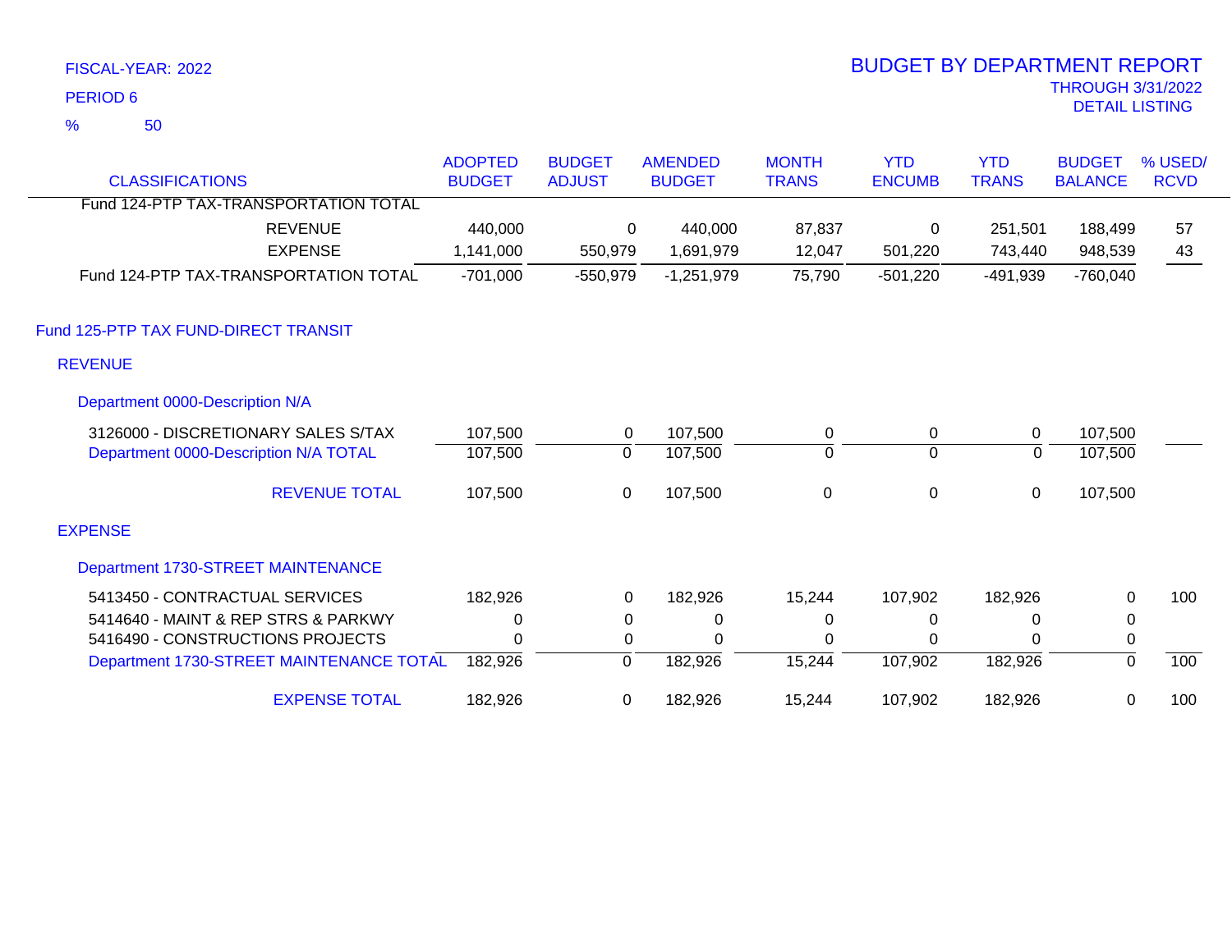FISCAL-YEAR: 2022

PERIOD 6

% 50

# BUDGET BY DEPARTMENT REPORT

THROUGH 3/31/2022

DETAIL LISTING

| CLASSIFICATIONS | ADOPTED BUDGET | BUDGET ADJUST | AMENDED BUDGET | MONTH TRANS | YTD ENCUMB | YTD TRANS | BUDGET BALANCE | % USED/ RCVD |
|---|---|---|---|---|---|---|---|---|
| Fund 124-PTP TAX-TRANSPORTATION TOTAL | | | | | | | | |
| REVENUE | 440,000 | 0 | 440,000 | 87,837 | 0 | 251,501 | 188,499 | 57 |
| EXPENSE | 1,141,000 | 550,979 | 1,691,979 | 12,047 | 501,220 | 743,440 | 948,539 | 43 |
| Fund 124-PTP TAX-TRANSPORTATION TOTAL | -701,000 | -550,979 | -1,251,979 | 75,790 | -501,220 | -491,939 | -760,040 | |
| **Fund 125-PTP TAX FUND-DIRECT TRANSIT** | | | | | | | | |
| **REVENUE** | | | | | | | | |
| **Department 0000-Description N/A** | | | | | | | | |
| 3126000 - DISCRETIONARY SALES S/TAX | 107,500 | 0 | 107,500 | 0 | 0 | 0 | 107,500 | |
| Department 0000-Description N/A TOTAL | 107,500 | 0 | 107,500 | 0 | 0 | 0 | 107,500 | |
| REVENUE TOTAL | 107,500 | 0 | 107,500 | 0 | 0 | 0 | 107,500 | |
| **EXPENSE** | | | | | | | | |
| **Department 1730-STREET MAINTENANCE** | | | | | | | | |
| 5413450 - CONTRACTUAL SERVICES | 182,926 | 0 | 182,926 | 15,244 | 107,902 | 182,926 | 0 | 100 |
| 5414640 - MAINT & REP STRS & PARKWY | 0 | 0 | 0 | 0 | 0 | 0 | 0 | |
| 5416490 - CONSTRUCTIONS PROJECTS | 0 | 0 | 0 | 0 | 0 | 0 | 0 | |
| Department 1730-STREET MAINTENANCE TOTAL | 182,926 | 0 | 182,926 | 15,244 | 107,902 | 182,926 | 0 | 100 |
| EXPENSE TOTAL | 182,926 | 0 | 182,926 | 15,244 | 107,902 | 182,926 | 0 | 100 |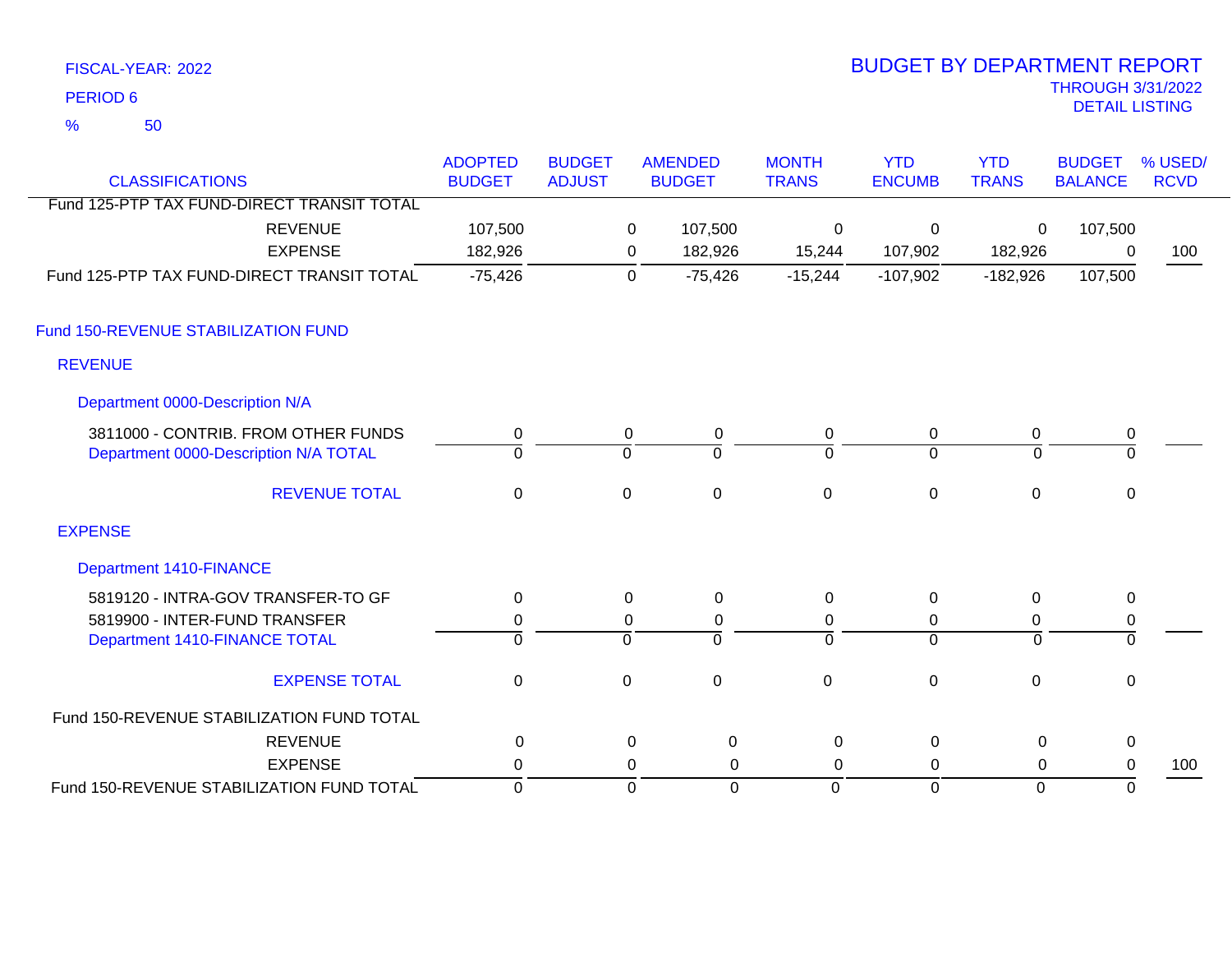FISCAL-YEAR: 2022

PERIOD 6

% 50

# BUDGET BY DEPARTMENT REPORT

THROUGH 3/31/2022

DETAIL LISTING

| CLASSIFICATIONS | ADOPTED BUDGET | BUDGET ADJUST | AMENDED BUDGET | MONTH TRANS | YTD ENCUMB | YTD TRANS | BUDGET BALANCE | % USED/ RCVD |
|---|---|---|---|---|---|---|---|---|
| Fund 125-PTP TAX FUND-DIRECT TRANSIT TOTAL | | | | | | | | |
| REVENUE | 107,500 | 0 | 107,500 | 0 | 0 | 0 | 107,500 | |
| EXPENSE | 182,926 | 0 | 182,926 | 15,244 | 107,902 | 182,926 | 0 | 100 |
| Fund 125-PTP TAX FUND-DIRECT TRANSIT TOTAL | -75,426 | 0 | -75,426 | -15,244 | -107,902 | -182,926 | 107,500 | |
| **Fund 150-REVENUE STABILIZATION FUND** | | | | | | | | |
| **REVENUE** | | | | | | | | |
| **Department 0000-Description N/A** | | | | | | | | |
| 3811000 - CONTRIB. FROM OTHER FUNDS | 0 | 0 | 0 | 0 | 0 | 0 | 0 | |
| Department 0000-Description N/A TOTAL | 0 | 0 | 0 | 0 | 0 | 0 | 0 | |
| REVENUE TOTAL | 0 | 0 | 0 | 0 | 0 | 0 | 0 | |
| **EXPENSE** | | | | | | | | |
| **Department 1410-FINANCE** | | | | | | | | |
| 5819120 - INTRA-GOV TRANSFER-TO GF | 0 | 0 | 0 | 0 | 0 | 0 | 0 | |
| 5819900 - INTER-FUND TRANSFER | 0 | 0 | 0 | 0 | 0 | 0 | 0 | |
| Department 1410-FINANCE TOTAL | 0 | 0 | 0 | 0 | 0 | 0 | 0 | |
| EXPENSE TOTAL | 0 | 0 | 0 | 0 | 0 | 0 | 0 | |
| Fund 150-REVENUE STABILIZATION FUND TOTAL | | | | | | | | |
| REVENUE | 0 | 0 | 0 | 0 | 0 | 0 | 0 | |
| EXPENSE | 0 | 0 | 0 | 0 | 0 | 0 | 0 | 100 |
| Fund 150-REVENUE STABILIZATION FUND TOTAL | 0 | 0 | 0 | 0 | 0 | 0 | 0 | |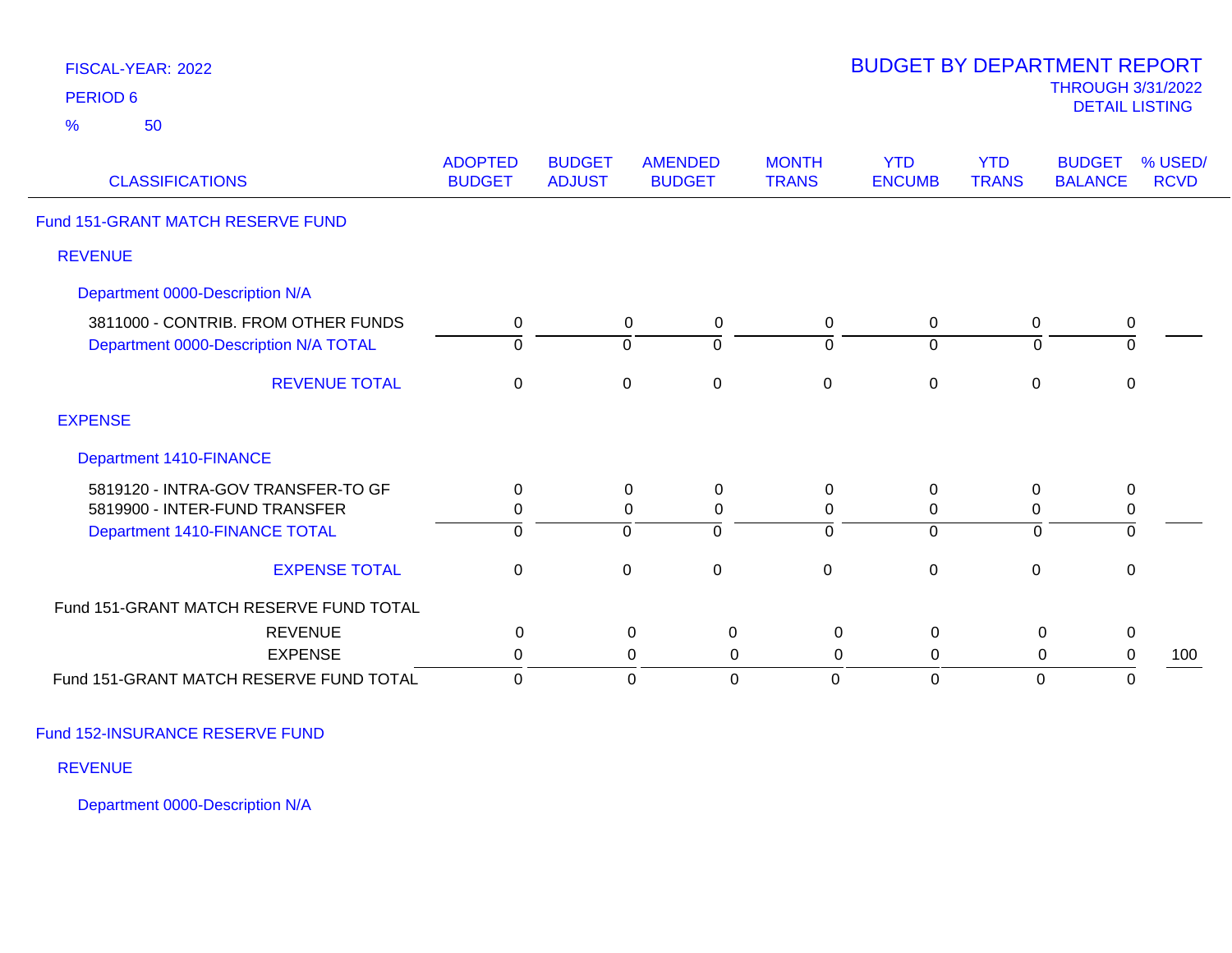FISCAL-YEAR: 2022

PERIOD 6

% 50

# BUDGET BY DEPARTMENT REPORT

THROUGH 3/31/2022

DETAIL LISTING

| CLASSIFICATIONS | ADOPTED BUDGET | BUDGET ADJUST | AMENDED BUDGET | MONTH TRANS | YTD ENCUMB | YTD TRANS | BUDGET BALANCE | % USED/ RCVD |
|---|---|---|---|---|---|---|---|---|
| **Fund 151-GRANT MATCH RESERVE FUND** | | | | | | | | |
| **REVENUE** | | | | | | | | |
| **Department 0000-Description N/A** | | | | | | | | |
| 3811000 - CONTRIB. FROM OTHER FUNDS | 0 | 0 | 0 | 0 | 0 | 0 | 0 | |
| Department 0000-Description N/A TOTAL | 0 | 0 | 0 | 0 | 0 | 0 | 0 | |
| REVENUE TOTAL | 0 | 0 | 0 | 0 | 0 | 0 | 0 | |
| **EXPENSE** | | | | | | | | |
| **Department 1410-FINANCE** | | | | | | | | |
| 5819120 - INTRA-GOV TRANSFER-TO GF | 0 | 0 | 0 | 0 | 0 | 0 | 0 | |
| 5819900 - INTER-FUND TRANSFER | 0 | 0 | 0 | 0 | 0 | 0 | 0 | |
| Department 1410-FINANCE TOTAL | 0 | 0 | 0 | 0 | 0 | 0 | 0 | |
| EXPENSE TOTAL | 0 | 0 | 0 | 0 | 0 | 0 | 0 | |
| Fund 151-GRANT MATCH RESERVE FUND TOTAL | | | | | | | | |
| REVENUE | 0 | 0 | 0 | 0 | 0 | 0 | 0 | |
| EXPENSE | 0 | 0 | 0 | 0 | 0 | 0 | 0 | 100 |
| Fund 151-GRANT MATCH RESERVE FUND TOTAL | 0 | 0 | 0 | 0 | 0 | 0 | 0 | |

**Fund 152-INSURANCE RESERVE FUND**

**REVENUE**

**Department 0000-Description N/A**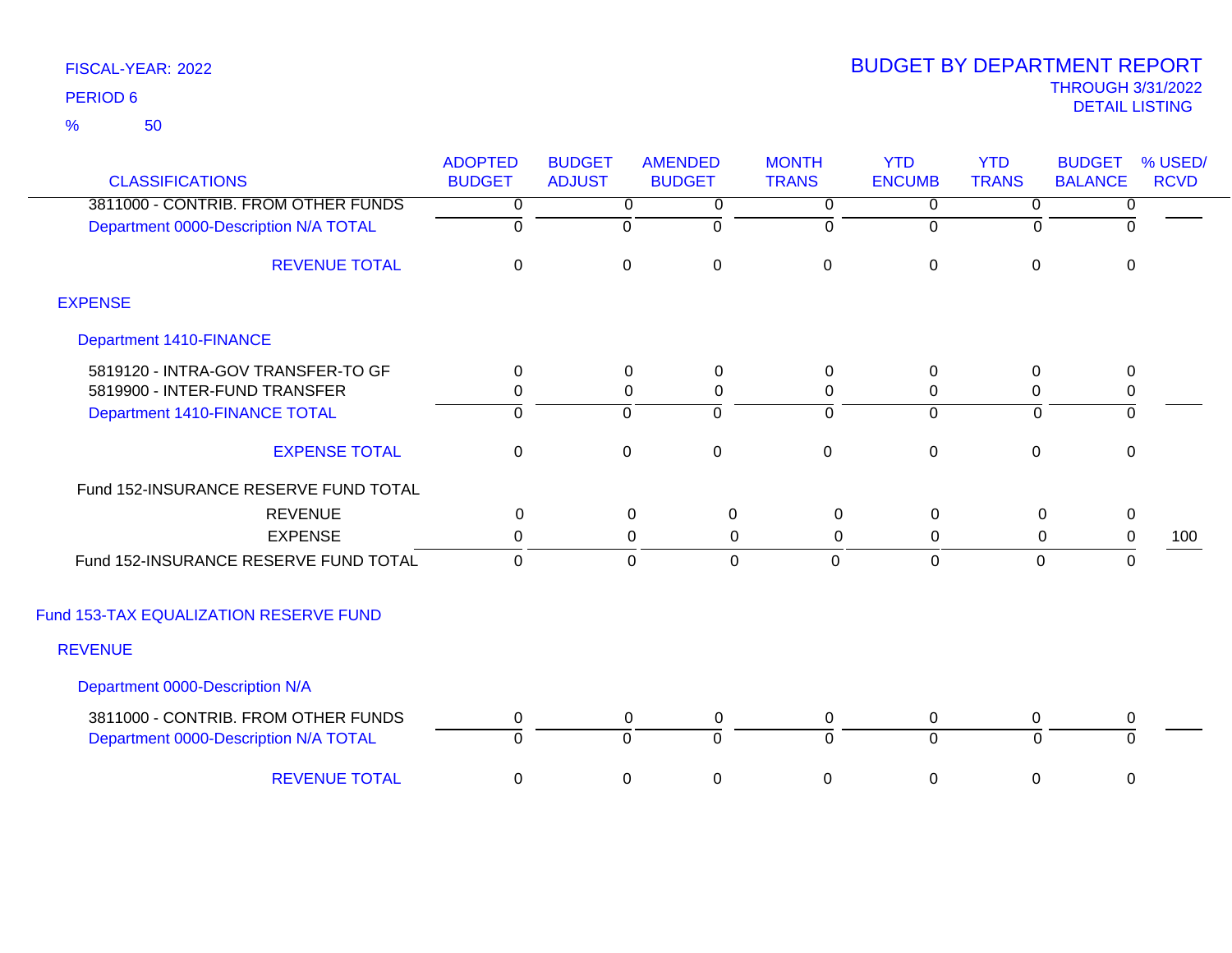FISCAL-YEAR: 2022

PERIOD 6

% 50

# BUDGET BY DEPARTMENT REPORT

THROUGH 3/31/2022

DETAIL LISTING

| CLASSIFICATIONS | ADOPTED BUDGET | BUDGET ADJUST | AMENDED BUDGET | MONTH TRANS | YTD ENCUMB | YTD TRANS | BUDGET BALANCE | % USED/ RCVD |
|---|---|---|---|---|---|---|---|---|
| 3811000 - CONTRIB. FROM OTHER FUNDS | 0 | 0 | 0 | 0 | 0 | 0 | 0 | |
| Department 0000-Description N/A TOTAL | 0 | 0 | 0 | 0 | 0 | 0 | 0 | |
| REVENUE TOTAL | 0 | 0 | 0 | 0 | 0 | 0 | 0 | |
| **EXPENSE** | | | | | | | | |
| Department 1410-FINANCE | | | | | | | | |
| 5819120 - INTRA-GOV TRANSFER-TO GF | 0 | 0 | 0 | 0 | 0 | 0 | 0 | |
| 5819900 - INTER-FUND TRANSFER | 0 | 0 | 0 | 0 | 0 | 0 | 0 | |
| Department 1410-FINANCE TOTAL | 0 | 0 | 0 | 0 | 0 | 0 | 0 | |
| EXPENSE TOTAL | 0 | 0 | 0 | 0 | 0 | 0 | 0 | |
| Fund 152-INSURANCE RESERVE FUND TOTAL | | | | | | | | |
| REVENUE | 0 | 0 | 0 | 0 | 0 | 0 | 0 | |
| EXPENSE | 0 | 0 | 0 | 0 | 0 | 0 | 0 | 100 |
| Fund 152-INSURANCE RESERVE FUND TOTAL | 0 | 0 | 0 | 0 | 0 | 0 | 0 | |
| **Fund 153-TAX EQUALIZATION RESERVE FUND** | | | | | | | | |
| **REVENUE** | | | | | | | | |
| Department 0000-Description N/A | | | | | | | | |
| 3811000 - CONTRIB. FROM OTHER FUNDS | 0 | 0 | 0 | 0 | 0 | 0 | 0 | |
| Department 0000-Description N/A TOTAL | 0 | 0 | 0 | 0 | 0 | 0 | 0 | |
| REVENUE TOTAL | 0 | 0 | 0 | 0 | 0 | 0 | 0 | |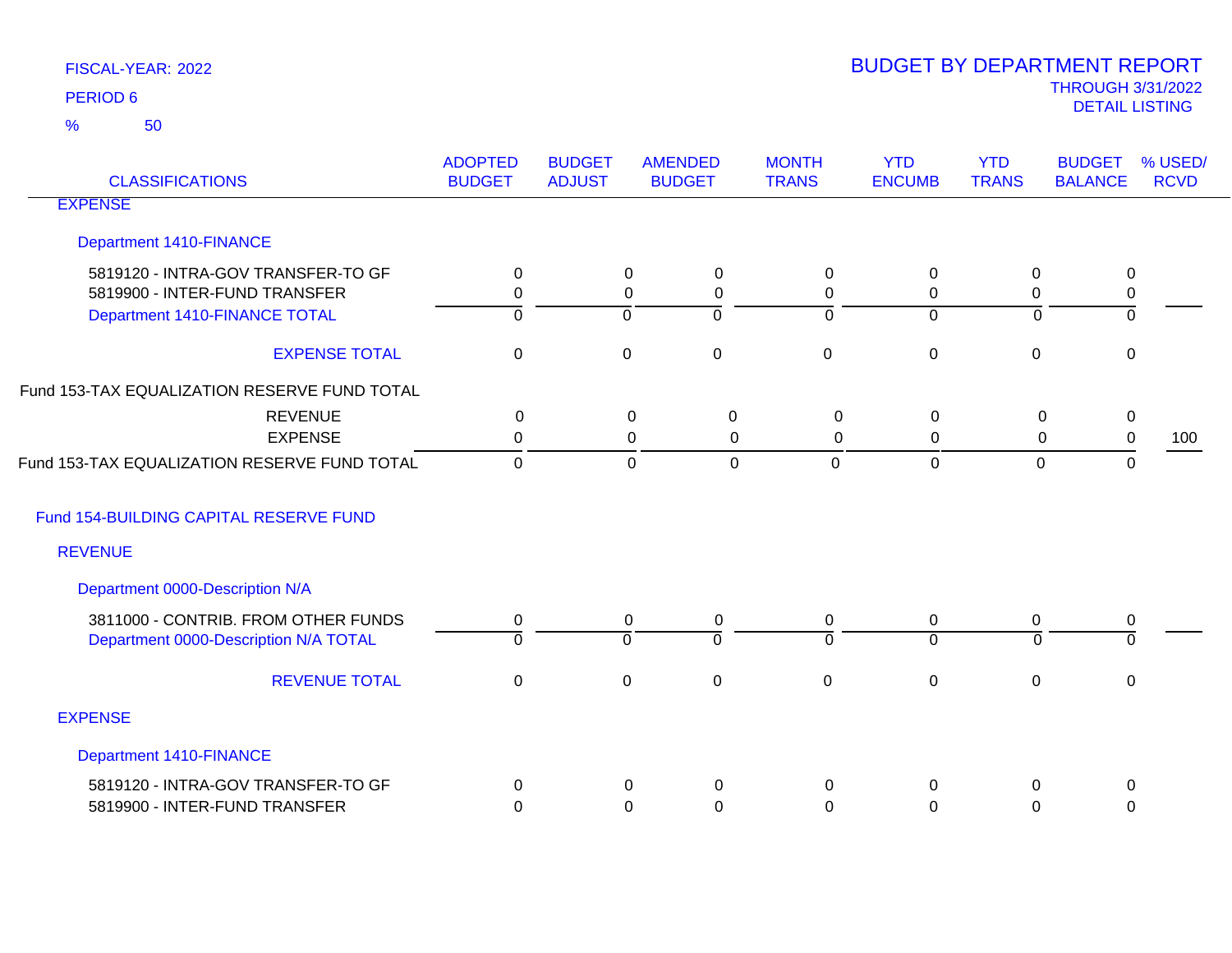FISCAL-YEAR: 2022
PERIOD 6
% 50

# BUDGET BY DEPARTMENT REPORT
THROUGH 3/31/2022
DETAIL LISTING

| CLASSIFICATIONS | ADOPTED BUDGET | BUDGET ADJUST | AMENDED BUDGET | MONTH TRANS | YTD ENCUMB | YTD TRANS | BUDGET BALANCE | % USED/ RCVD |
|---|---|---|---|---|---|---|---|---|
| EXPENSE | | | | | | | | |
| Department 1410-FINANCE | | | | | | | | |
| 5819120 - INTRA-GOV TRANSFER-TO GF | 0 | 0 | 0 | 0 | 0 | 0 | 0 | |
| 5819900 - INTER-FUND TRANSFER | 0 | 0 | 0 | 0 | 0 | 0 | 0 | |
| Department 1410-FINANCE TOTAL | 0 | 0 | 0 | 0 | 0 | 0 | 0 | |
| EXPENSE TOTAL | 0 | 0 | 0 | 0 | 0 | 0 | 0 | |
| Fund 153-TAX EQUALIZATION RESERVE FUND TOTAL | | | | | | | | |
| REVENUE | 0 | 0 | 0 | 0 | 0 | 0 | 0 | |
| EXPENSE | 0 | 0 | 0 | 0 | 0 | 0 | 0 | 100 |
| Fund 153-TAX EQUALIZATION RESERVE FUND TOTAL | 0 | 0 | 0 | 0 | 0 | 0 | 0 | |
| Fund 154-BUILDING CAPITAL RESERVE FUND | | | | | | | | |
| REVENUE | | | | | | | | |
| Department 0000-Description N/A | | | | | | | | |
| 3811000 - CONTRIB. FROM OTHER FUNDS | 0 | 0 | 0 | 0 | 0 | 0 | 0 | |
| Department 0000-Description N/A TOTAL | 0 | 0 | 0 | 0 | 0 | 0 | 0 | |
| REVENUE TOTAL | 0 | 0 | 0 | 0 | 0 | 0 | 0 | |
| EXPENSE | | | | | | | | |
| Department 1410-FINANCE | | | | | | | | |
| 5819120 - INTRA-GOV TRANSFER-TO GF | 0 | 0 | 0 | 0 | 0 | 0 | 0 | |
| 5819900 - INTER-FUND TRANSFER | 0 | 0 | 0 | 0 | 0 | 0 | 0 | |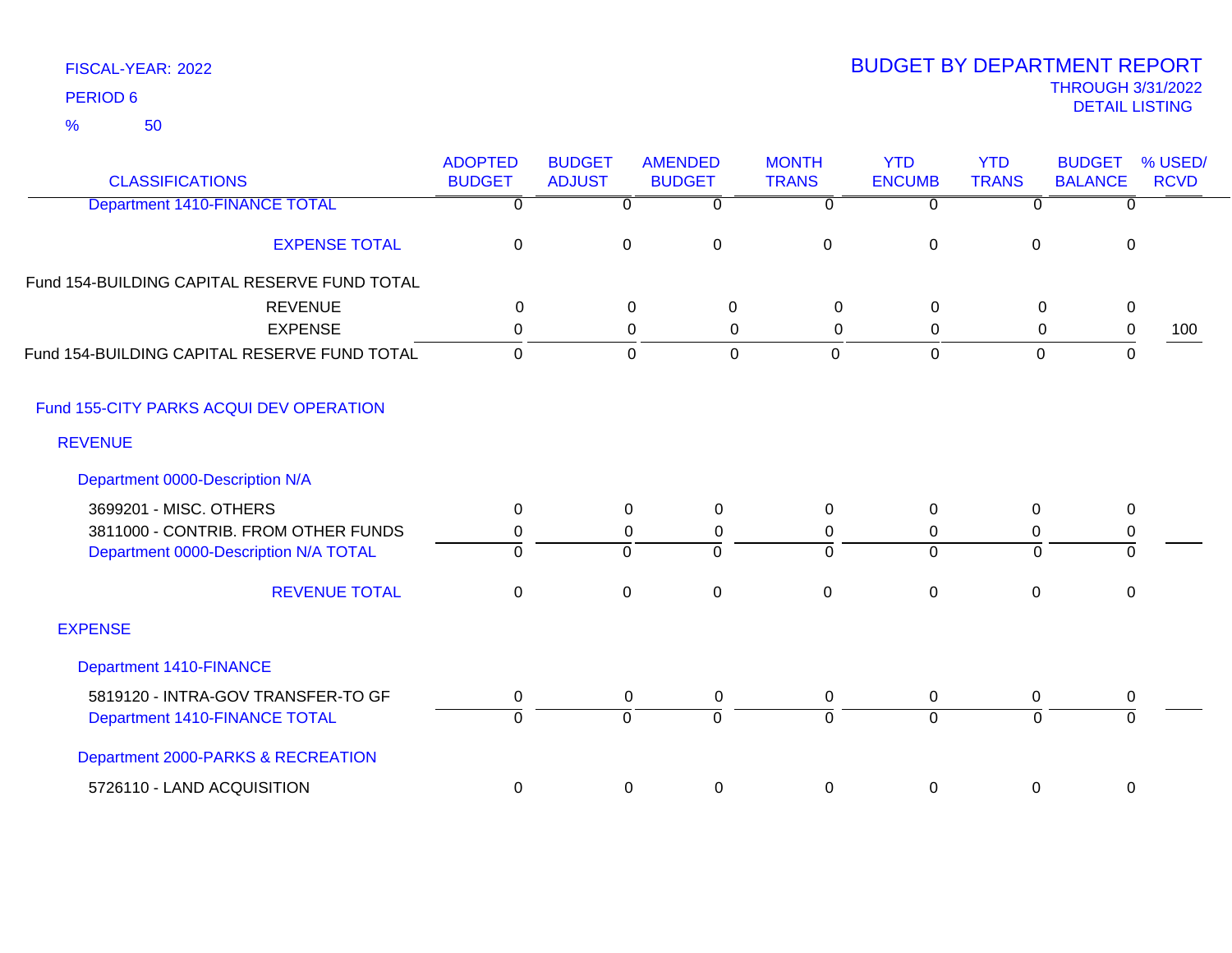FISCAL-YEAR: 2022

PERIOD 6

% 50

# BUDGET BY DEPARTMENT REPORT

THROUGH 3/31/2022

DETAIL LISTING

| CLASSIFICATIONS | ADOPTED BUDGET | BUDGET ADJUST | AMENDED BUDGET | MONTH TRANS | YTD ENCUMB | YTD TRANS | BUDGET BALANCE | % USED/ RCVD |
|---|---|---|---|---|---|---|---|---|
| Department 1410-FINANCE TOTAL | 0 | 0 | 0 | 0 | 0 | 0 | 0 | |
| EXPENSE TOTAL | 0 | 0 | 0 | 0 | 0 | 0 | 0 | |
| Fund 154-BUILDING CAPITAL RESERVE FUND TOTAL | | | | | | | | |
| REVENUE | 0 | 0 | 0 | 0 | 0 | 0 | 0 | |
| EXPENSE | 0 | 0 | 0 | 0 | 0 | 0 | 0 | 100 |
| Fund 154-BUILDING CAPITAL RESERVE FUND TOTAL | 0 | 0 | 0 | 0 | 0 | 0 | 0 | |
| Fund 155-CITY PARKS ACQUI DEV OPERATION | | | | | | | | |
| REVENUE | | | | | | | | |
| Department 0000-Description N/A | | | | | | | | |
| 3699201 - MISC. OTHERS | 0 | 0 | 0 | 0 | 0 | 0 | 0 | |
| 3811000 - CONTRIB. FROM OTHER FUNDS | 0 | 0 | 0 | 0 | 0 | 0 | 0 | |
| Department 0000-Description N/A TOTAL | 0 | 0 | 0 | 0 | 0 | 0 | 0 | |
| REVENUE TOTAL | 0 | 0 | 0 | 0 | 0 | 0 | 0 | |
| EXPENSE | | | | | | | | |
| Department 1410-FINANCE | | | | | | | | |
| 5819120 - INTRA-GOV TRANSFER-TO GF | 0 | 0 | 0 | 0 | 0 | 0 | 0 | |
| Department 1410-FINANCE TOTAL | 0 | 0 | 0 | 0 | 0 | 0 | 0 | |
| Department 2000-PARKS & RECREATION | | | | | | | | |
| 5726110 - LAND ACQUISITION | 0 | 0 | 0 | 0 | 0 | 0 | 0 | |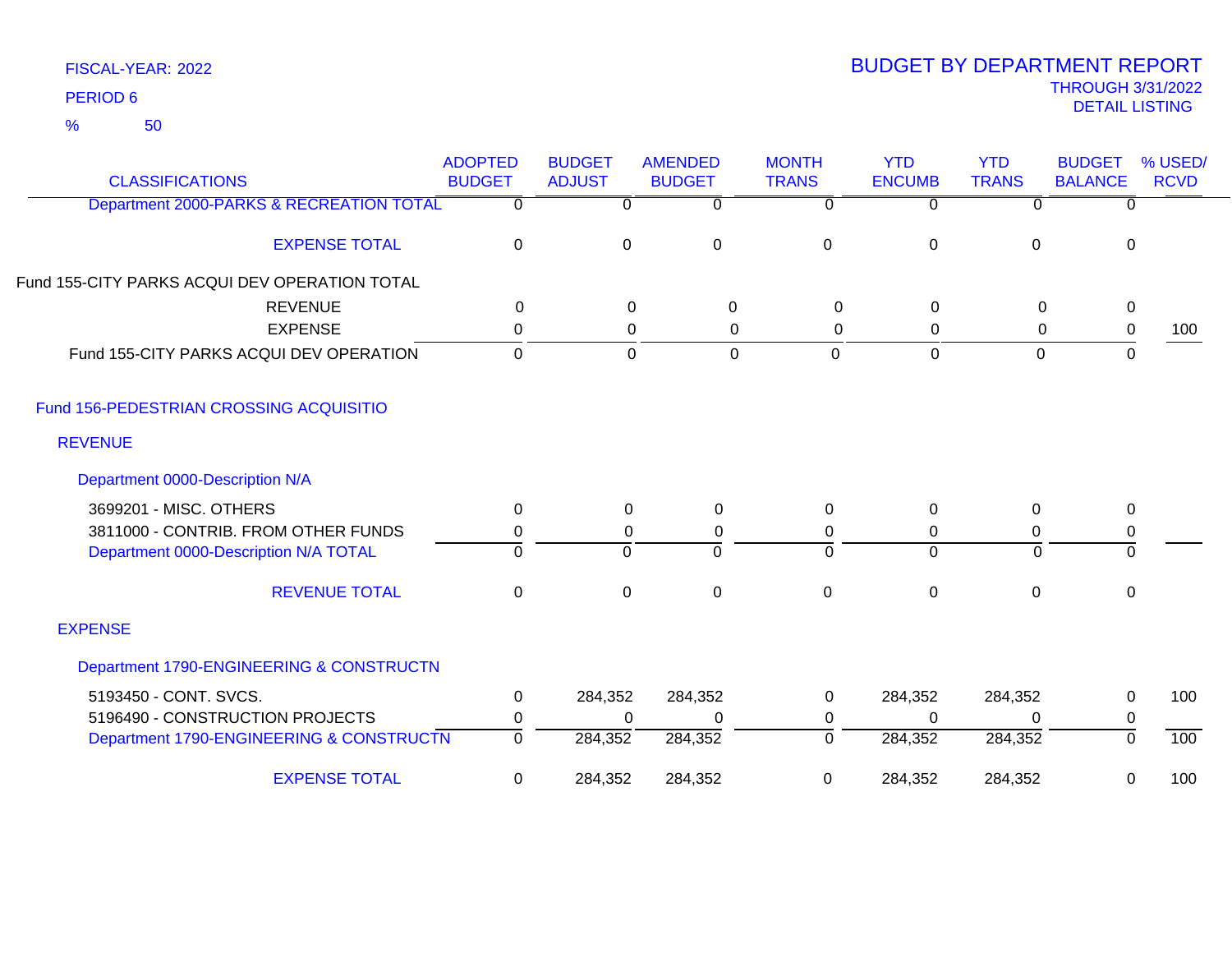FISCAL-YEAR: 2022

PERIOD 6

% 50

# BUDGET BY DEPARTMENT REPORT

THROUGH 3/31/2022

DETAIL LISTING

| CLASSIFICATIONS | ADOPTED BUDGET | BUDGET ADJUST | AMENDED BUDGET | MONTH TRANS | YTD ENCUMB | YTD TRANS | BUDGET BALANCE | % USED/ RCVD |
|---|---|---|---|---|---|---|---|---|
| Department 2000-PARKS & RECREATION TOTAL | 0 | 0 | 0 | 0 | 0 | 0 | 0 | |
| EXPENSE TOTAL | 0 | 0 | 0 | 0 | 0 | 0 | 0 | |
| Fund 155-CITY PARKS ACQUI DEV OPERATION TOTAL | | | | | | | | |
| REVENUE | 0 | 0 | 0 | 0 | 0 | 0 | 0 | |
| EXPENSE | 0 | 0 | 0 | 0 | 0 | 0 | 0 | 100 |
| Fund 155-CITY PARKS ACQUI DEV OPERATION | 0 | 0 | 0 | 0 | 0 | 0 | 0 | |
| Fund 156-PEDESTRIAN CROSSING ACQUISITIO | | | | | | | | |
| REVENUE | | | | | | | | |
| Department 0000-Description N/A | | | | | | | | |
| 3699201 - MISC. OTHERS | 0 | 0 | 0 | 0 | 0 | 0 | 0 | |
| 3811000 - CONTRIB. FROM OTHER FUNDS | 0 | 0 | 0 | 0 | 0 | 0 | 0 | |
| Department 0000-Description N/A TOTAL | 0 | 0 | 0 | 0 | 0 | 0 | 0 | |
| REVENUE TOTAL | 0 | 0 | 0 | 0 | 0 | 0 | 0 | |
| EXPENSE | | | | | | | | |
| Department 1790-ENGINEERING & CONSTRUCTN | | | | | | | | |
| 5193450 - CONT. SVCS. | 0 | 284,352 | 284,352 | 0 | 284,352 | 284,352 | 0 | 100 |
| 5196490 - CONSTRUCTION PROJECTS | 0 | 0 | 0 | 0 | 0 | 0 | 0 | |
| Department 1790-ENGINEERING & CONSTRUCTN | 0 | 284,352 | 284,352 | 0 | 284,352 | 284,352 | 0 | 100 |
| EXPENSE TOTAL | 0 | 284,352 | 284,352 | 0 | 284,352 | 284,352 | 0 | 100 |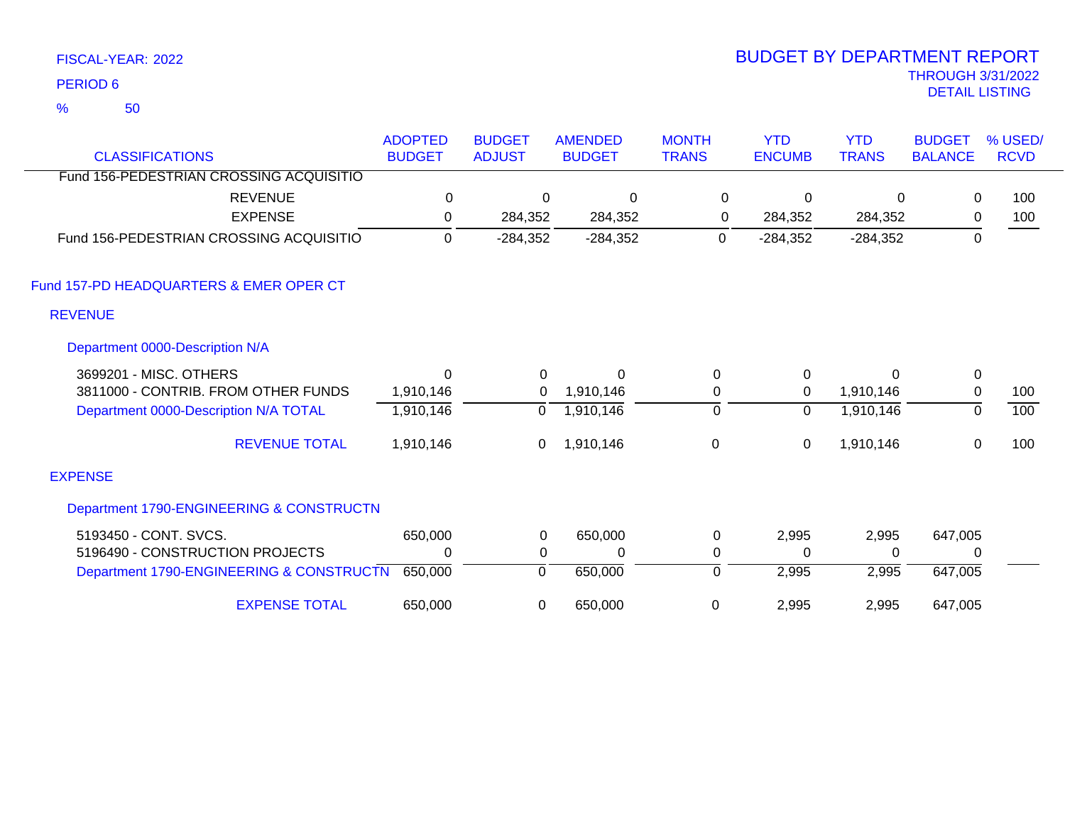FISCAL-YEAR: 2022

PERIOD 6

% 50

# BUDGET BY DEPARTMENT REPORT

THROUGH 3/31/2022

DETAIL LISTING

| CLASSIFICATIONS | ADOPTED BUDGET | BUDGET ADJUST | AMENDED BUDGET | MONTH TRANS | YTD ENCUMB | YTD TRANS | BUDGET BALANCE | % USED/ RCVD |
|---|---|---|---|---|---|---|---|---|
| Fund 156-PEDESTRIAN CROSSING ACQUISITIO | | | | | | | | |
| REVENUE | 0 | 0 | 0 | 0 | 0 | 0 | 0 | 100 |
| EXPENSE | 0 | 284,352 | 284,352 | 0 | 284,352 | 284,352 | 0 | 100 |
| Fund 156-PEDESTRIAN CROSSING ACQUISITIO | 0 | -284,352 | -284,352 | 0 | -284,352 | -284,352 | 0 | |
| **Fund 157-PD HEADQUARTERS & EMER OPER CT** | | | | | | | | |
| **REVENUE** | | | | | | | | |
| **Department 0000-Description N/A** | | | | | | | | |
| 3699201 - MISC. OTHERS | 0 | 0 | 0 | 0 | 0 | 0 | 0 | |
| 3811000 - CONTRIB. FROM OTHER FUNDS | 1,910,146 | 0 | 1,910,146 | 0 | 0 | 1,910,146 | 0 | 100 |
| Department 0000-Description N/A TOTAL | 1,910,146 | 0 | 1,910,146 | 0 | 0 | 1,910,146 | 0 | 100 |
| REVENUE TOTAL | 1,910,146 | 0 | 1,910,146 | 0 | 0 | 1,910,146 | 0 | 100 |
| **EXPENSE** | | | | | | | | |
| **Department 1790-ENGINEERING & CONSTRUCTN** | | | | | | | | |
| 5193450 - CONT. SVCS. | 650,000 | 0 | 650,000 | 0 | 2,995 | 2,995 | 647,005 | |
| 5196490 - CONSTRUCTION PROJECTS | 0 | 0 | 0 | 0 | 0 | 0 | 0 | |
| Department 1790-ENGINEERING & CONSTRUCTN | 650,000 | 0 | 650,000 | 0 | 2,995 | 2,995 | 647,005 | |
| EXPENSE TOTAL | 650,000 | 0 | 650,000 | 0 | 2,995 | 2,995 | 647,005 | |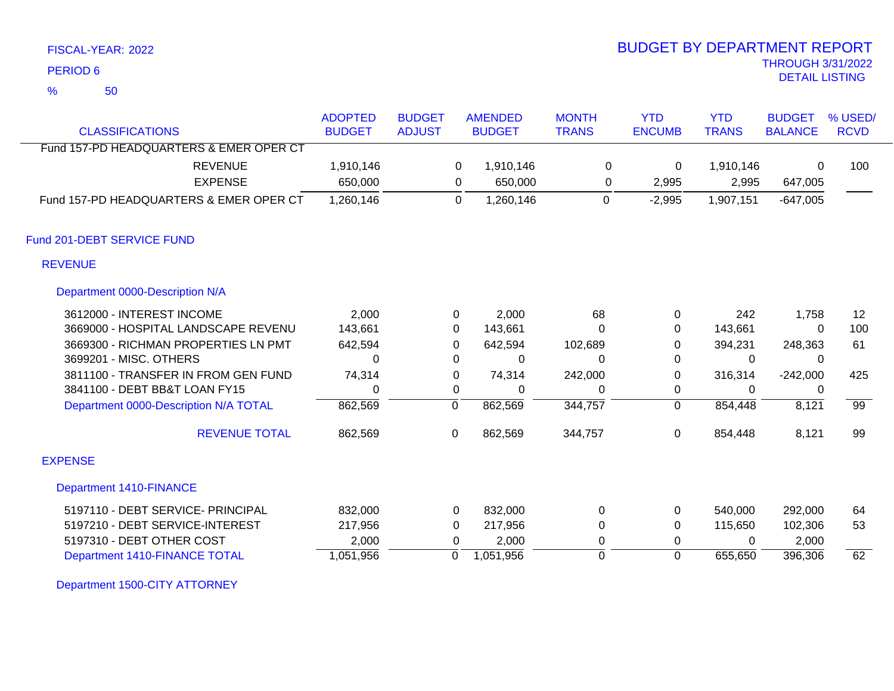FISCAL-YEAR: 2022

PERIOD 6

% 50

# BUDGET BY DEPARTMENT REPORT

THROUGH 3/31/2022

DETAIL LISTING

| CLASSIFICATIONS | ADOPTED BUDGET | BUDGET ADJUST | AMENDED BUDGET | MONTH TRANS | YTD ENCUMB | YTD TRANS | BUDGET BALANCE | % USED/ RCVD |
|---|---|---|---|---|---|---|---|---|
| Fund 157-PD HEADQUARTERS & EMER OPER CT | | | | | | | | |
| REVENUE | 1,910,146 | 0 | 1,910,146 | 0 | 0 | 1,910,146 | 0 | 100 |
| EXPENSE | 650,000 | 0 | 650,000 | 0 | 2,995 | 2,995 | 647,005 | |
| Fund 157-PD HEADQUARTERS & EMER OPER CT | 1,260,146 | 0 | 1,260,146 | 0 | -2,995 | 1,907,151 | -647,005 | |
| **Fund 201-DEBT SERVICE FUND** | | | | | | | | |
| **REVENUE** | | | | | | | | |
| **Department 0000-Description N/A** | | | | | | | | |
| 3612000 - INTEREST INCOME | 2,000 | 0 | 2,000 | 68 | 0 | 242 | 1,758 | 12 |
| 3669000 - HOSPITAL LANDSCAPE REVENU | 143,661 | 0 | 143,661 | 0 | 0 | 143,661 | 0 | 100 |
| 3669300 - RICHMAN PROPERTIES LN PMT | 642,594 | 0 | 642,594 | 102,689 | 0 | 394,231 | 248,363 | 61 |
| 3699201 - MISC. OTHERS | 0 | 0 | 0 | 0 | 0 | 0 | 0 | |
| 3811100 - TRANSFER IN FROM GEN FUND | 74,314 | 0 | 74,314 | 242,000 | 0 | 316,314 | -242,000 | 425 |
| 3841100 - DEBT BB&T LOAN FY15 | 0 | 0 | 0 | 0 | 0 | 0 | 0 | |
| Department 0000-Description N/A TOTAL | 862,569 | 0 | 862,569 | 344,757 | 0 | 854,448 | 8,121 | 99 |
| REVENUE TOTAL | 862,569 | 0 | 862,569 | 344,757 | 0 | 854,448 | 8,121 | 99 |
| **EXPENSE** | | | | | | | | |
| **Department 1410-FINANCE** | | | | | | | | |
| 5197110 - DEBT SERVICE- PRINCIPAL | 832,000 | 0 | 832,000 | 0 | 0 | 540,000 | 292,000 | 64 |
| 5197210 - DEBT SERVICE-INTEREST | 217,956 | 0 | 217,956 | 0 | 0 | 115,650 | 102,306 | 53 |
| 5197310 - DEBT OTHER COST | 2,000 | 0 | 2,000 | 0 | 0 | 0 | 2,000 | |
| Department 1410-FINANCE TOTAL | 1,051,956 | 0 | 1,051,956 | 0 | 0 | 655,650 | 396,306 | 62 |
| **Department 1500-CITY ATTORNEY** | | | | | | | | |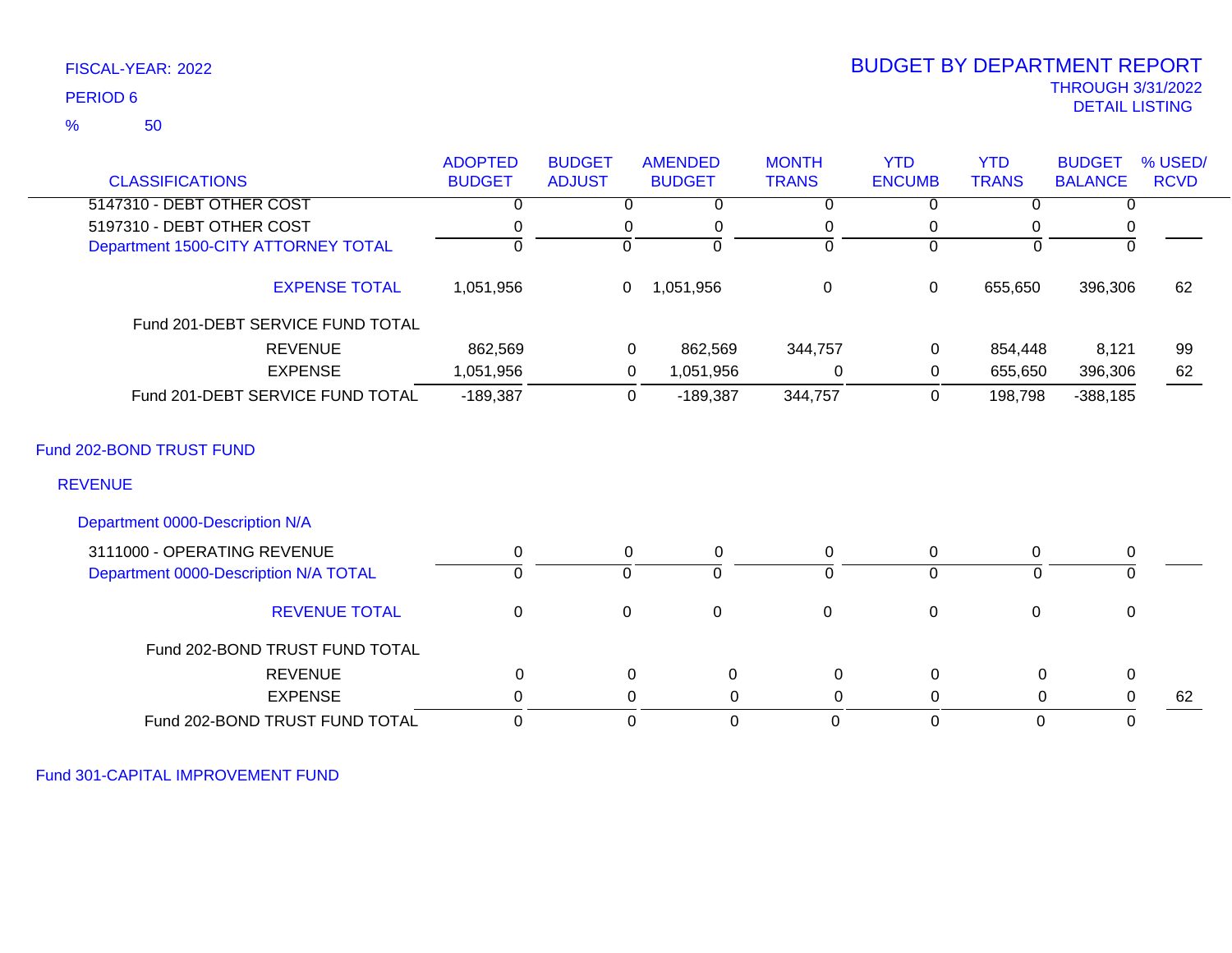FISCAL-YEAR: 2022

PERIOD 6

% 50

# BUDGET BY DEPARTMENT REPORT

THROUGH 3/31/2022

DETAIL LISTING

| CLASSIFICATIONS | ADOPTED BUDGET | BUDGET ADJUST | AMENDED BUDGET | MONTH TRANS | YTD ENCUMB | YTD TRANS | BUDGET BALANCE | % USED/ RCVD |
|---|---|---|---|---|---|---|---|---|
| 5147310 - DEBT OTHER COST | 0 | 0 | 0 | 0 | 0 | 0 | 0 | |
| 5197310 - DEBT OTHER COST | 0 | 0 | 0 | 0 | 0 | 0 | 0 | |
| Department 1500-CITY ATTORNEY TOTAL | 0 | 0 | 0 | 0 | 0 | 0 | 0 | |
| EXPENSE TOTAL | 1,051,956 | 0 | 1,051,956 | 0 | 0 | 655,650 | 396,306 | 62 |
| Fund 201-DEBT SERVICE FUND TOTAL | | | | | | | | |
| REVENUE | 862,569 | 0 | 862,569 | 344,757 | 0 | 854,448 | 8,121 | 99 |
| EXPENSE | 1,051,956 | 0 | 1,051,956 | 0 | 0 | 655,650 | 396,306 | 62 |
| Fund 201-DEBT SERVICE FUND TOTAL | -189,387 | 0 | -189,387 | 344,757 | 0 | 198,798 | -388,185 | |
| **Fund 202-BOND TRUST FUND** | | | | | | | | |
| **REVENUE** | | | | | | | | |
| **Department 0000-Description N/A** | | | | | | | | |
| 3111000 - OPERATING REVENUE | 0 | 0 | 0 | 0 | 0 | 0 | 0 | |
| Department 0000-Description N/A TOTAL | 0 | 0 | 0 | 0 | 0 | 0 | 0 | |
| REVENUE TOTAL | 0 | 0 | 0 | 0 | 0 | 0 | 0 | |
| Fund 202-BOND TRUST FUND TOTAL | | | | | | | | |
| REVENUE | 0 | 0 | 0 | 0 | 0 | 0 | 0 | |
| EXPENSE | 0 | 0 | 0 | 0 | 0 | 0 | 0 | 62 |
| Fund 202-BOND TRUST FUND TOTAL | 0 | 0 | 0 | 0 | 0 | 0 | 0 | |

Fund 301-CAPITAL IMPROVEMENT FUND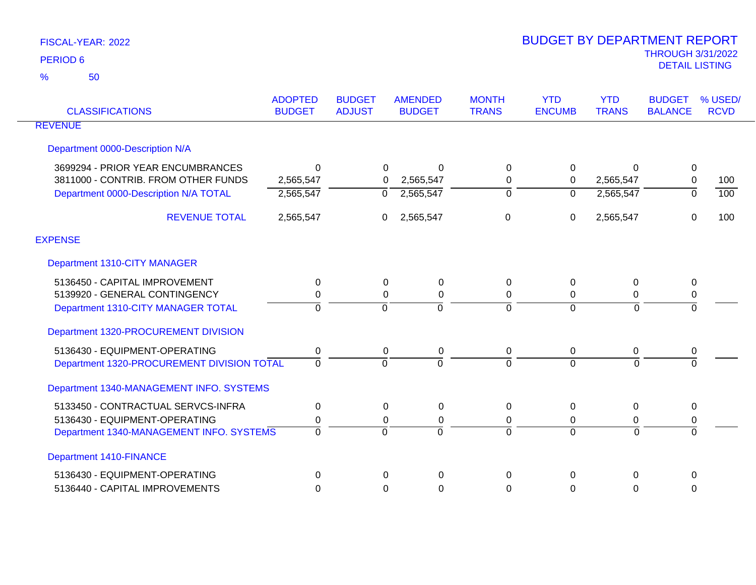FISCAL-YEAR: 2022

PERIOD 6

% 50

# BUDGET BY DEPARTMENT REPORT

THROUGH 3/31/2022

DETAIL LISTING

| CLASSIFICATIONS | ADOPTED BUDGET | BUDGET ADJUST | AMENDED BUDGET | MONTH TRANS | YTD ENCUMB | YTD TRANS | BUDGET BALANCE | % USED/ RCVD |
|---|---|---|---|---|---|---|---|---|
| REVENUE | | | | | | | | |
| Department 0000-Description N/A | | | | | | | | |
| 3699294 - PRIOR YEAR ENCUMBRANCES | 0 | 0 | 0 | 0 | 0 | 0 | 0 | |
| 3811000 - CONTRIB. FROM OTHER FUNDS | 2,565,547 | 0 | 2,565,547 | 0 | 0 | 2,565,547 | 0 | 100 |
| Department 0000-Description N/A TOTAL | 2,565,547 | 0 | 2,565,547 | 0 | 0 | 2,565,547 | 0 | 100 |
| REVENUE TOTAL | 2,565,547 | 0 | 2,565,547 | 0 | 0 | 2,565,547 | 0 | 100 |
| EXPENSE | | | | | | | | |
| Department 1310-CITY MANAGER | | | | | | | | |
| 5136450 - CAPITAL IMPROVEMENT | 0 | 0 | 0 | 0 | 0 | 0 | 0 | |
| 5139920 - GENERAL CONTINGENCY | 0 | 0 | 0 | 0 | 0 | 0 | 0 | |
| Department 1310-CITY MANAGER TOTAL | 0 | 0 | 0 | 0 | 0 | 0 | 0 | |
| Department 1320-PROCUREMENT DIVISION | | | | | | | | |
| 5136430 - EQUIPMENT-OPERATING | 0 | 0 | 0 | 0 | 0 | 0 | 0 | |
| Department 1320-PROCUREMENT DIVISION TOTAL | 0 | 0 | 0 | 0 | 0 | 0 | 0 | |
| Department 1340-MANAGEMENT INFO. SYSTEMS | | | | | | | | |
| 5133450 - CONTRACTUAL SERVCS-INFRA | 0 | 0 | 0 | 0 | 0 | 0 | 0 | |
| 5136430 - EQUIPMENT-OPERATING | 0 | 0 | 0 | 0 | 0 | 0 | 0 | |
| Department 1340-MANAGEMENT INFO. SYSTEMS | 0 | 0 | 0 | 0 | 0 | 0 | 0 | |
| Department 1410-FINANCE | | | | | | | | |
| 5136430 - EQUIPMENT-OPERATING | 0 | 0 | 0 | 0 | 0 | 0 | 0 | |
| 5136440 - CAPITAL IMPROVEMENTS | 0 | 0 | 0 | 0 | 0 | 0 | 0 | |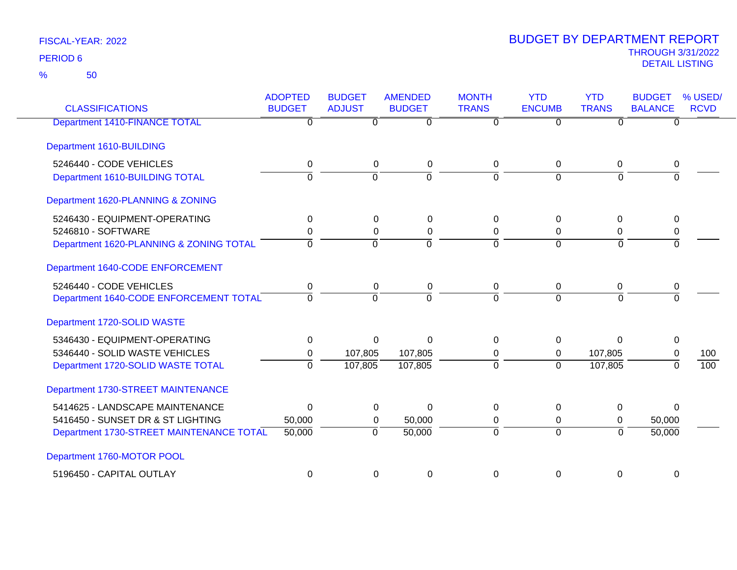FISCAL-YEAR: 2022

PERIOD 6

% 50

# BUDGET BY DEPARTMENT REPORT

THROUGH 3/31/2022

DETAIL LISTING

| CLASSIFICATIONS | ADOPTED BUDGET | BUDGET ADJUST | AMENDED BUDGET | MONTH TRANS | YTD ENCUMB | YTD TRANS | BUDGET BALANCE | % USED/ RCVD |
|---|---|---|---|---|---|---|---|---|
| Department 1410-FINANCE TOTAL | 0 | 0 | 0 | 0 | 0 | 0 | 0 | |
| **Department 1610-BUILDING** | | | | | | | | |
| 5246440 - CODE VEHICLES | 0 | 0 | 0 | 0 | 0 | 0 | 0 | |
| Department 1610-BUILDING TOTAL | 0 | 0 | 0 | 0 | 0 | 0 | 0 | |
| **Department 1620-PLANNING & ZONING** | | | | | | | | |
| 5246430 - EQUIPMENT-OPERATING | 0 | 0 | 0 | 0 | 0 | 0 | 0 | |
| 5246810 - SOFTWARE | 0 | 0 | 0 | 0 | 0 | 0 | 0 | |
| Department 1620-PLANNING & ZONING TOTAL | 0 | 0 | 0 | 0 | 0 | 0 | 0 | |
| **Department 1640-CODE ENFORCEMENT** | | | | | | | | |
| 5246440 - CODE VEHICLES | 0 | 0 | 0 | 0 | 0 | 0 | 0 | |
| Department 1640-CODE ENFORCEMENT TOTAL | 0 | 0 | 0 | 0 | 0 | 0 | 0 | |
| **Department 1720-SOLID WASTE** | | | | | | | | |
| 5346430 - EQUIPMENT-OPERATING | 0 | 0 | 0 | 0 | 0 | 0 | 0 | |
| 5346440 - SOLID WASTE VEHICLES | 0 | 107,805 | 107,805 | 0 | 0 | 107,805 | 0 | 100 |
| Department 1720-SOLID WASTE TOTAL | 0 | 107,805 | 107,805 | 0 | 0 | 107,805 | 0 | 100 |
| **Department 1730-STREET MAINTENANCE** | | | | | | | | |
| 5414625 - LANDSCAPE MAINTENANCE | 0 | 0 | 0 | 0 | 0 | 0 | 0 | |
| 5416450 - SUNSET DR & ST LIGHTING | 50,000 | 0 | 50,000 | 0 | 0 | 0 | 50,000 | |
| Department 1730-STREET MAINTENANCE TOTAL | 50,000 | 0 | 50,000 | 0 | 0 | 0 | 50,000 | |
| **Department 1760-MOTOR POOL** | | | | | | | | |
| 5196450 - CAPITAL OUTLAY | 0 | 0 | 0 | 0 | 0 | 0 | 0 | |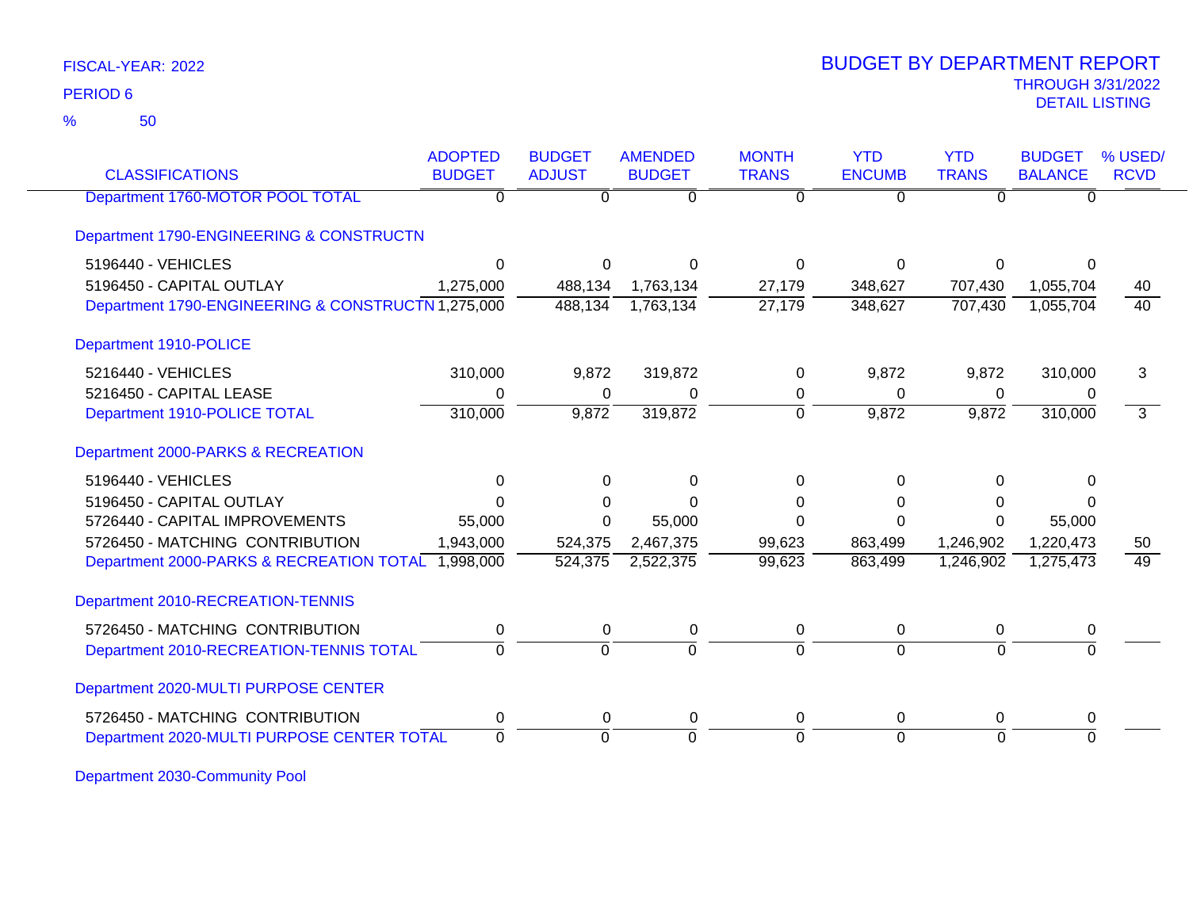FISCAL-YEAR: 2022

PERIOD 6

% 50

# BUDGET BY DEPARTMENT REPORT

THROUGH 3/31/2022

DETAIL LISTING

| CLASSIFICATIONS | ADOPTED BUDGET | BUDGET ADJUST | AMENDED BUDGET | MONTH TRANS | YTD ENCUMB | YTD TRANS | BUDGET BALANCE | % USED/ RCVD |
|---|---|---|---|---|---|---|---|---|
| Department 1760-MOTOR POOL TOTAL | 0 | 0 | 0 | 0 | 0 | 0 | 0 | |
| **Department 1790-ENGINEERING & CONSTRUCTN** | | | | | | | | |
| 5196440 - VEHICLES | 0 | 0 | 0 | 0 | 0 | 0 | 0 | |
| 5196450 - CAPITAL OUTLAY | 1,275,000 | 488,134 | 1,763,134 | 27,179 | 348,627 | 707,430 | 1,055,704 | 40 |
| Department 1790-ENGINEERING & CONSTRUCTN | 1,275,000 | 488,134 | 1,763,134 | 27,179 | 348,627 | 707,430 | 1,055,704 | 40 |
| **Department 1910-POLICE** | | | | | | | | |
| 5216440 - VEHICLES | 310,000 | 9,872 | 319,872 | 0 | 9,872 | 9,872 | 310,000 | 3 |
| 5216450 - CAPITAL LEASE | 0 | 0 | 0 | 0 | 0 | 0 | 0 | |
| Department 1910-POLICE TOTAL | 310,000 | 9,872 | 319,872 | 0 | 9,872 | 9,872 | 310,000 | 3 |
| **Department 2000-PARKS & RECREATION** | | | | | | | | |
| 5196440 - VEHICLES | 0 | 0 | 0 | 0 | 0 | 0 | 0 | |
| 5196450 - CAPITAL OUTLAY | 0 | 0 | 0 | 0 | 0 | 0 | 0 | |
| 5726440 - CAPITAL IMPROVEMENTS | 55,000 | 0 | 55,000 | 0 | 0 | 0 | 55,000 | |
| 5726450 - MATCHING CONTRIBUTION | 1,943,000 | 524,375 | 2,467,375 | 99,623 | 863,499 | 1,246,902 | 1,220,473 | 50 |
| Department 2000-PARKS & RECREATION TOTAL | 1,998,000 | 524,375 | 2,522,375 | 99,623 | 863,499 | 1,246,902 | 1,275,473 | 49 |
| **Department 2010-RECREATION-TENNIS** | | | | | | | | |
| 5726450 - MATCHING CONTRIBUTION | 0 | 0 | 0 | 0 | 0 | 0 | 0 | |
| Department 2010-RECREATION-TENNIS TOTAL | 0 | 0 | 0 | 0 | 0 | 0 | 0 | |
| **Department 2020-MULTI PURPOSE CENTER** | | | | | | | | |
| 5726450 - MATCHING CONTRIBUTION | 0 | 0 | 0 | 0 | 0 | 0 | 0 | |
| Department 2020-MULTI PURPOSE CENTER TOTAL | 0 | 0 | 0 | 0 | 0 | 0 | 0 | |
| **Department 2030-Community Pool** | | | | | | | | |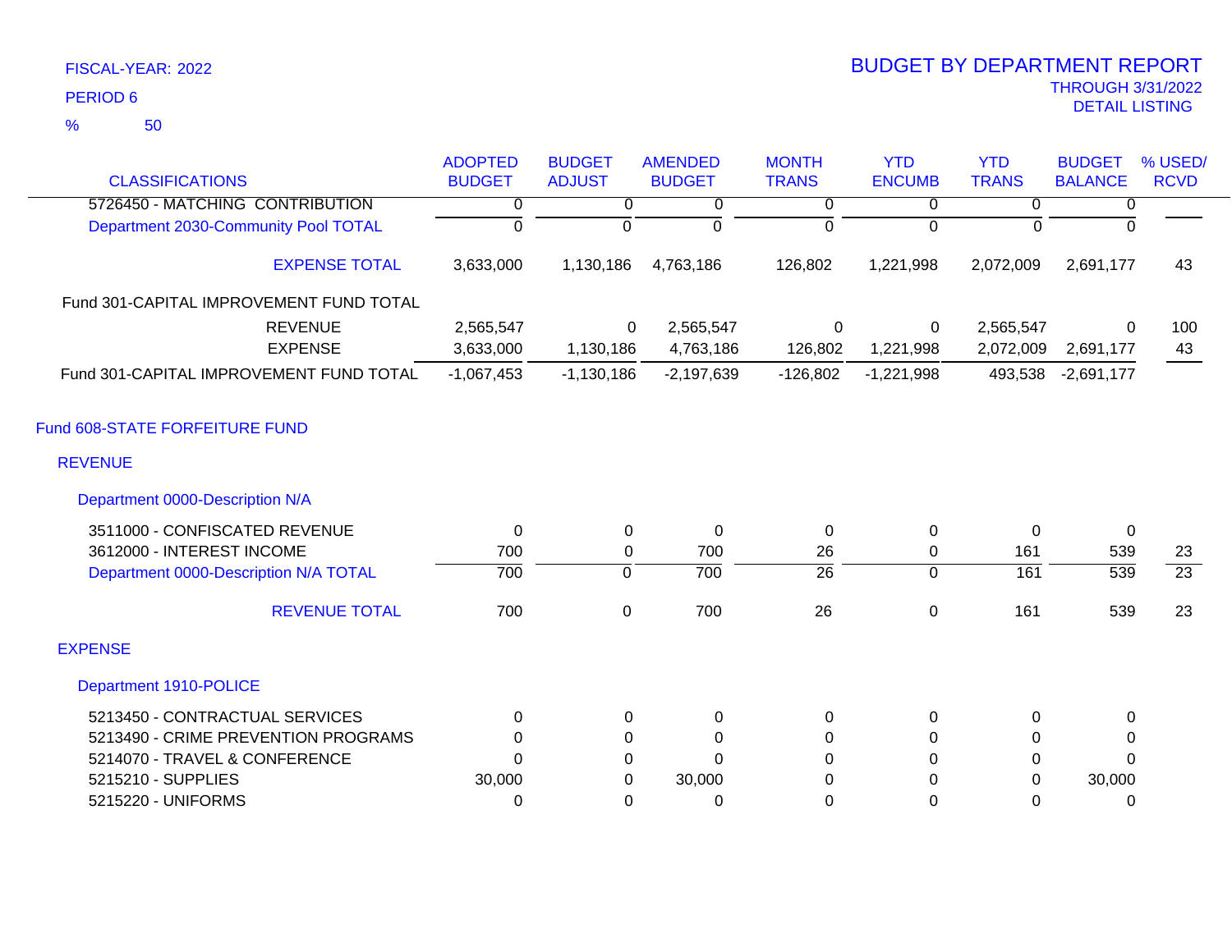FISCAL-YEAR: 2022

PERIOD 6

% 50

# BUDGET BY DEPARTMENT REPORT

THROUGH 3/31/2022

DETAIL LISTING

| CLASSIFICATIONS | ADOPTED BUDGET | BUDGET ADJUST | AMENDED BUDGET | MONTH TRANS | YTD ENCUMB | YTD TRANS | BUDGET BALANCE | % USED/ RCVD |
|---|---|---|---|---|---|---|---|---|
| 5726450 - MATCHING CONTRIBUTION | 0 | 0 | 0 | 0 | 0 | 0 | 0 | |
| Department 2030-Community Pool TOTAL | 0 | 0 | 0 | 0 | 0 | 0 | 0 | |
| EXPENSE TOTAL | 3,633,000 | 1,130,186 | 4,763,186 | 126,802 | 1,221,998 | 2,072,009 | 2,691,177 | 43 |
| Fund 301-CAPITAL IMPROVEMENT FUND TOTAL | | | | | | | | |
| REVENUE | 2,565,547 | 0 | 2,565,547 | 0 | 0 | 2,565,547 | 0 | 100 |
| EXPENSE | 3,633,000 | 1,130,186 | 4,763,186 | 126,802 | 1,221,998 | 2,072,009 | 2,691,177 | 43 |
| Fund 301-CAPITAL IMPROVEMENT FUND TOTAL | -1,067,453 | -1,130,186 | -2,197,639 | -126,802 | -1,221,998 | 493,538 | -2,691,177 | |
| **Fund 608-STATE FORFEITURE FUND** | | | | | | | | |
| **REVENUE** | | | | | | | | |
| **Department 0000-Description N/A** | | | | | | | | |
| 3511000 - CONFISCATED REVENUE | 0 | 0 | 0 | 0 | 0 | 0 | 0 | |
| 3612000 - INTEREST INCOME | 700 | 0 | 700 | 26 | 0 | 161 | 539 | 23 |
| Department 0000-Description N/A TOTAL | 700 | 0 | 700 | 26 | 0 | 161 | 539 | 23 |
| REVENUE TOTAL | 700 | 0 | 700 | 26 | 0 | 161 | 539 | 23 |
| **EXPENSE** | | | | | | | | |
| **Department 1910-POLICE** | | | | | | | | |
| 5213450 - CONTRACTUAL SERVICES | 0 | 0 | 0 | 0 | 0 | 0 | 0 | |
| 5213490 - CRIME PREVENTION PROGRAMS | 0 | 0 | 0 | 0 | 0 | 0 | 0 | |
| 5214070 - TRAVEL & CONFERENCE | 0 | 0 | 0 | 0 | 0 | 0 | 0 | |
| 5215210 - SUPPLIES | 30,000 | 0 | 30,000 | 0 | 0 | 0 | 30,000 | |
| 5215220 - UNIFORMS | 0 | 0 | 0 | 0 | 0 | 0 | 0 | |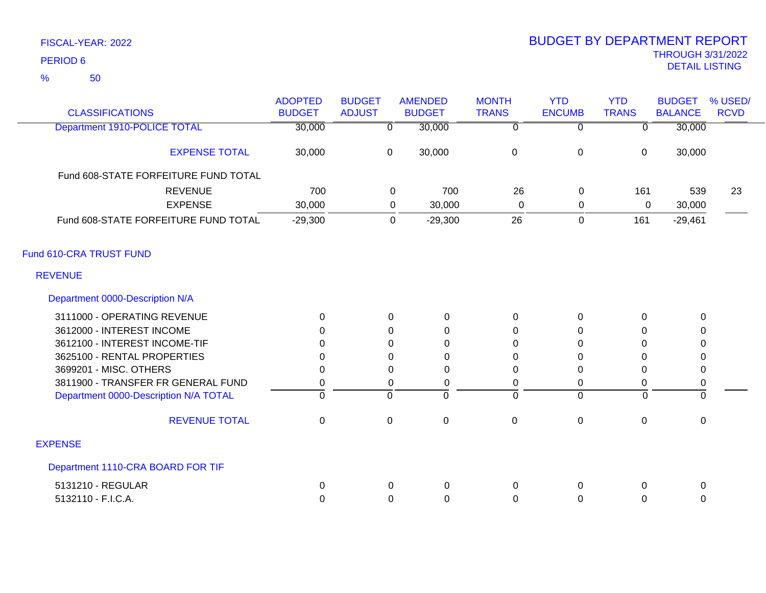FISCAL-YEAR: 2022

PERIOD 6

% 50

# BUDGET BY DEPARTMENT REPORT

THROUGH 3/31/2022

DETAIL LISTING

| CLASSIFICATIONS | ADOPTED BUDGET | BUDGET ADJUST | AMENDED BUDGET | MONTH TRANS | YTD ENCUMB | YTD TRANS | BUDGET BALANCE | % USED/ RCVD |
|---|---|---|---|---|---|---|---|---|
| Department 1910-POLICE TOTAL | 30,000 | 0 | 30,000 | 0 | 0 | 0 | 30,000 | |
| EXPENSE TOTAL | 30,000 | 0 | 30,000 | 0 | 0 | 0 | 30,000 | |
| Fund 608-STATE FORFEITURE FUND TOTAL | | | | | | | | |
| REVENUE | 700 | 0 | 700 | 26 | 0 | 161 | 539 | 23 |
| EXPENSE | 30,000 | 0 | 30,000 | 0 | 0 | 0 | 30,000 | |
| Fund 608-STATE FORFEITURE FUND TOTAL | -29,300 | 0 | -29,300 | 26 | 0 | 161 | -29,461 | |
| Fund 610-CRA TRUST FUND | | | | | | | | |
| REVENUE | | | | | | | | |
| Department 0000-Description N/A | | | | | | | | |
| 3111000 - OPERATING REVENUE | 0 | 0 | 0 | 0 | 0 | 0 | 0 | |
| 3612000 - INTEREST INCOME | 0 | 0 | 0 | 0 | 0 | 0 | 0 | |
| 3612100 - INTEREST INCOME-TIF | 0 | 0 | 0 | 0 | 0 | 0 | 0 | |
| 3625100 - RENTAL PROPERTIES | 0 | 0 | 0 | 0 | 0 | 0 | 0 | |
| 3699201 - MISC. OTHERS | 0 | 0 | 0 | 0 | 0 | 0 | 0 | |
| 3811900 - TRANSFER FR GENERAL FUND | 0 | 0 | 0 | 0 | 0 | 0 | 0 | |
| Department 0000-Description N/A TOTAL | 0 | 0 | 0 | 0 | 0 | 0 | 0 | |
| REVENUE TOTAL | 0 | 0 | 0 | 0 | 0 | 0 | 0 | |
| EXPENSE | | | | | | | | |
| Department 1110-CRA BOARD FOR TIF | | | | | | | | |
| 5131210 - REGULAR | 0 | 0 | 0 | 0 | 0 | 0 | 0 | |
| 5132110 - F.I.C.A. | 0 | 0 | 0 | 0 | 0 | 0 | 0 | |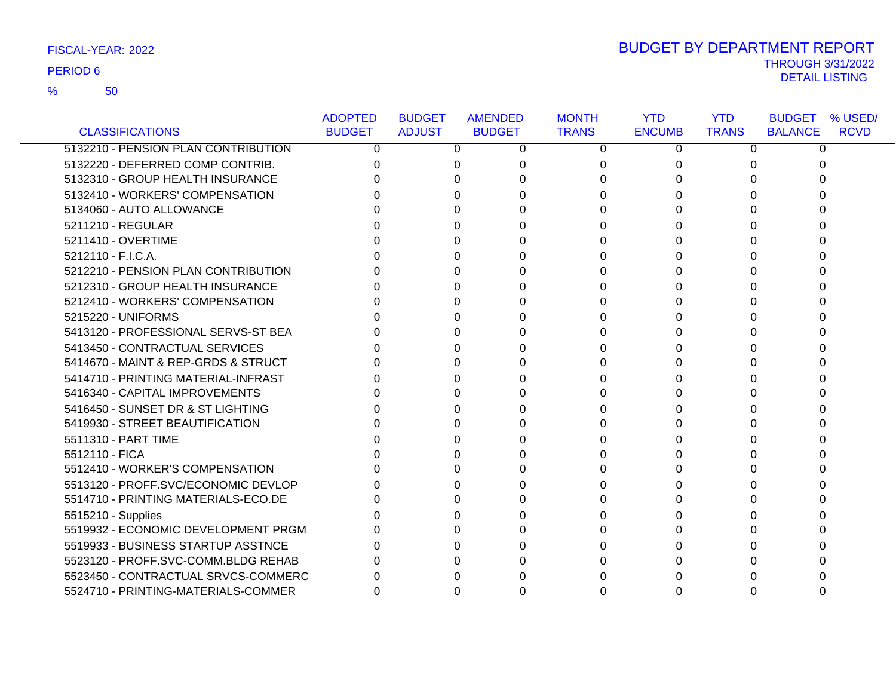FISCAL-YEAR: 2022

PERIOD 6

% 50

# BUDGET BY DEPARTMENT REPORT

THROUGH 3/31/2022

DETAIL LISTING

| CLASSIFICATIONS | ADOPTED BUDGET | BUDGET ADJUST | AMENDED BUDGET | MONTH TRANS | YTD ENCUMB | YTD TRANS | BUDGET BALANCE | % USED/ RCVD |
|---|---|---|---|---|---|---|---|---|
| 5132210 - PENSION PLAN CONTRIBUTION | 0 | 0 | 0 | 0 | 0 | 0 | 0 | |
| 5132220 - DEFERRED COMP CONTRIB. | 0 | 0 | 0 | 0 | 0 | 0 | 0 | |
| 5132310 - GROUP HEALTH INSURANCE | 0 | 0 | 0 | 0 | 0 | 0 | 0 | |
| 5132410 - WORKERS' COMPENSATION | 0 | 0 | 0 | 0 | 0 | 0 | 0 | |
| 5134060 - AUTO ALLOWANCE | 0 | 0 | 0 | 0 | 0 | 0 | 0 | |
| 5211210 - REGULAR | 0 | 0 | 0 | 0 | 0 | 0 | 0 | |
| 5211410 - OVERTIME | 0 | 0 | 0 | 0 | 0 | 0 | 0 | |
| 5212110 - F.I.C.A. | 0 | 0 | 0 | 0 | 0 | 0 | 0 | |
| 5212210 - PENSION PLAN CONTRIBUTION | 0 | 0 | 0 | 0 | 0 | 0 | 0 | |
| 5212310 - GROUP HEALTH INSURANCE | 0 | 0 | 0 | 0 | 0 | 0 | 0 | |
| 5212410 - WORKERS' COMPENSATION | 0 | 0 | 0 | 0 | 0 | 0 | 0 | |
| 5215220 - UNIFORMS | 0 | 0 | 0 | 0 | 0 | 0 | 0 | |
| 5413120 - PROFESSIONAL SERVS-ST BEA | 0 | 0 | 0 | 0 | 0 | 0 | 0 | |
| 5413450 - CONTRACTUAL SERVICES | 0 | 0 | 0 | 0 | 0 | 0 | 0 | |
| 5414670 - MAINT & REP-GRDS & STRUCT | 0 | 0 | 0 | 0 | 0 | 0 | 0 | |
| 5414710 - PRINTING MATERIAL-INFRAST | 0 | 0 | 0 | 0 | 0 | 0 | 0 | |
| 5416340 - CAPITAL IMPROVEMENTS | 0 | 0 | 0 | 0 | 0 | 0 | 0 | |
| 5416450 - SUNSET DR & ST LIGHTING | 0 | 0 | 0 | 0 | 0 | 0 | 0 | |
| 5419930 - STREET BEAUTIFICATION | 0 | 0 | 0 | 0 | 0 | 0 | 0 | |
| 5511310 - PART TIME | 0 | 0 | 0 | 0 | 0 | 0 | 0 | |
| 5512110 - FICA | 0 | 0 | 0 | 0 | 0 | 0 | 0 | |
| 5512410 - WORKER'S COMPENSATION | 0 | 0 | 0 | 0 | 0 | 0 | 0 | |
| 5513120 - PROFF.SVC/ECONOMIC DEVLOP | 0 | 0 | 0 | 0 | 0 | 0 | 0 | |
| 5514710 - PRINTING MATERIALS-ECO.DE | 0 | 0 | 0 | 0 | 0 | 0 | 0 | |
| 5515210 - Supplies | 0 | 0 | 0 | 0 | 0 | 0 | 0 | |
| 5519932 - ECONOMIC DEVELOPMENT PRGM | 0 | 0 | 0 | 0 | 0 | 0 | 0 | |
| 5519933 - BUSINESS STARTUP ASSTNCE | 0 | 0 | 0 | 0 | 0 | 0 | 0 | |
| 5523120 - PROFF.SVC-COMM.BLDG REHAB | 0 | 0 | 0 | 0 | 0 | 0 | 0 | |
| 5523450 - CONTRACTUAL SRVCS-COMMERC | 0 | 0 | 0 | 0 | 0 | 0 | 0 | |
| 5524710 - PRINTING-MATERIALS-COMMER | 0 | 0 | 0 | 0 | 0 | 0 | 0 | |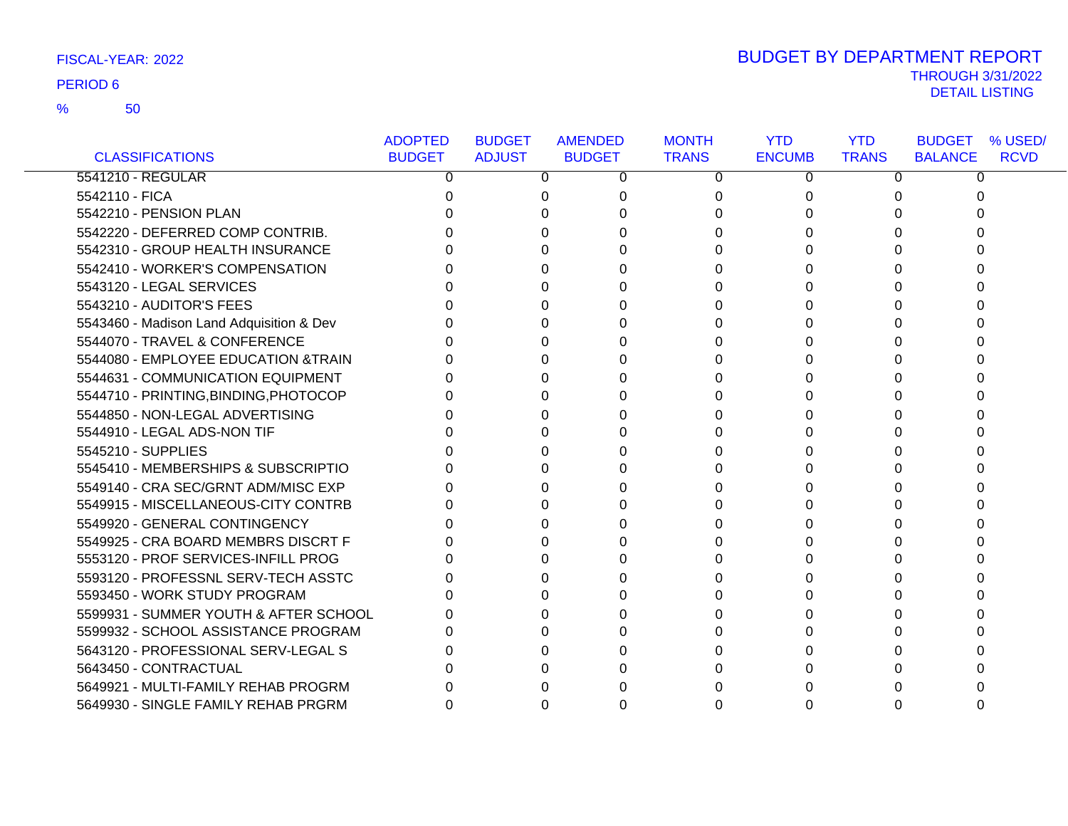FISCAL-YEAR: 2022

PERIOD 6

% 50

# BUDGET BY DEPARTMENT REPORT

THROUGH 3/31/2022

DETAIL LISTING

| CLASSIFICATIONS | ADOPTED BUDGET | BUDGET ADJUST | AMENDED BUDGET | MONTH TRANS | YTD ENCUMB | YTD TRANS | BUDGET BALANCE | % USED/ RCVD |
|---|---|---|---|---|---|---|---|---|
| 5541210 - REGULAR | 0 | 0 | 0 | 0 | 0 | 0 | 0 | |
| 5542110 - FICA | 0 | 0 | 0 | 0 | 0 | 0 | 0 | |
| 5542210 - PENSION PLAN | 0 | 0 | 0 | 0 | 0 | 0 | 0 | |
| 5542220 - DEFERRED COMP CONTRIB. | 0 | 0 | 0 | 0 | 0 | 0 | 0 | |
| 5542310 - GROUP HEALTH INSURANCE | 0 | 0 | 0 | 0 | 0 | 0 | 0 | |
| 5542410 - WORKER'S COMPENSATION | 0 | 0 | 0 | 0 | 0 | 0 | 0 | |
| 5543120 - LEGAL SERVICES | 0 | 0 | 0 | 0 | 0 | 0 | 0 | |
| 5543210 - AUDITOR'S FEES | 0 | 0 | 0 | 0 | 0 | 0 | 0 | |
| 5543460 - Madison Land Adquisition & Dev | 0 | 0 | 0 | 0 | 0 | 0 | 0 | |
| 5544070 - TRAVEL & CONFERENCE | 0 | 0 | 0 | 0 | 0 | 0 | 0 | |
| 5544080 - EMPLOYEE EDUCATION &TRAIN | 0 | 0 | 0 | 0 | 0 | 0 | 0 | |
| 5544631 - COMMUNICATION EQUIPMENT | 0 | 0 | 0 | 0 | 0 | 0 | 0 | |
| 5544710 - PRINTING,BINDING,PHOTOCOP | 0 | 0 | 0 | 0 | 0 | 0 | 0 | |
| 5544850 - NON-LEGAL ADVERTISING | 0 | 0 | 0 | 0 | 0 | 0 | 0 | |
| 5544910 - LEGAL ADS-NON TIF | 0 | 0 | 0 | 0 | 0 | 0 | 0 | |
| 5545210 - SUPPLIES | 0 | 0 | 0 | 0 | 0 | 0 | 0 | |
| 5545410 - MEMBERSHIPS & SUBSCRIPTIO | 0 | 0 | 0 | 0 | 0 | 0 | 0 | |
| 5549140 - CRA SEC/GRNT ADM/MISC EXP | 0 | 0 | 0 | 0 | 0 | 0 | 0 | |
| 5549915 - MISCELLANEOUS-CITY CONTRB | 0 | 0 | 0 | 0 | 0 | 0 | 0 | |
| 5549920 - GENERAL CONTINGENCY | 0 | 0 | 0 | 0 | 0 | 0 | 0 | |
| 5549925 - CRA BOARD MEMBRS DISCRT F | 0 | 0 | 0 | 0 | 0 | 0 | 0 | |
| 5553120 - PROF SERVICES-INFILL PROG | 0 | 0 | 0 | 0 | 0 | 0 | 0 | |
| 5593120 - PROFESSNL SERV-TECH ASSTC | 0 | 0 | 0 | 0 | 0 | 0 | 0 | |
| 5593450 - WORK STUDY PROGRAM | 0 | 0 | 0 | 0 | 0 | 0 | 0 | |
| 5599931 - SUMMER YOUTH & AFTER SCHOOL | 0 | 0 | 0 | 0 | 0 | 0 | 0 | |
| 5599932 - SCHOOL ASSISTANCE PROGRAM | 0 | 0 | 0 | 0 | 0 | 0 | 0 | |
| 5643120 - PROFESSIONAL SERV-LEGAL S | 0 | 0 | 0 | 0 | 0 | 0 | 0 | |
| 5643450 - CONTRACTUAL | 0 | 0 | 0 | 0 | 0 | 0 | 0 | |
| 5649921 - MULTI-FAMILY REHAB PROGRM | 0 | 0 | 0 | 0 | 0 | 0 | 0 | |
| 5649930 - SINGLE FAMILY REHAB PRGRM | 0 | 0 | 0 | 0 | 0 | 0 | 0 | |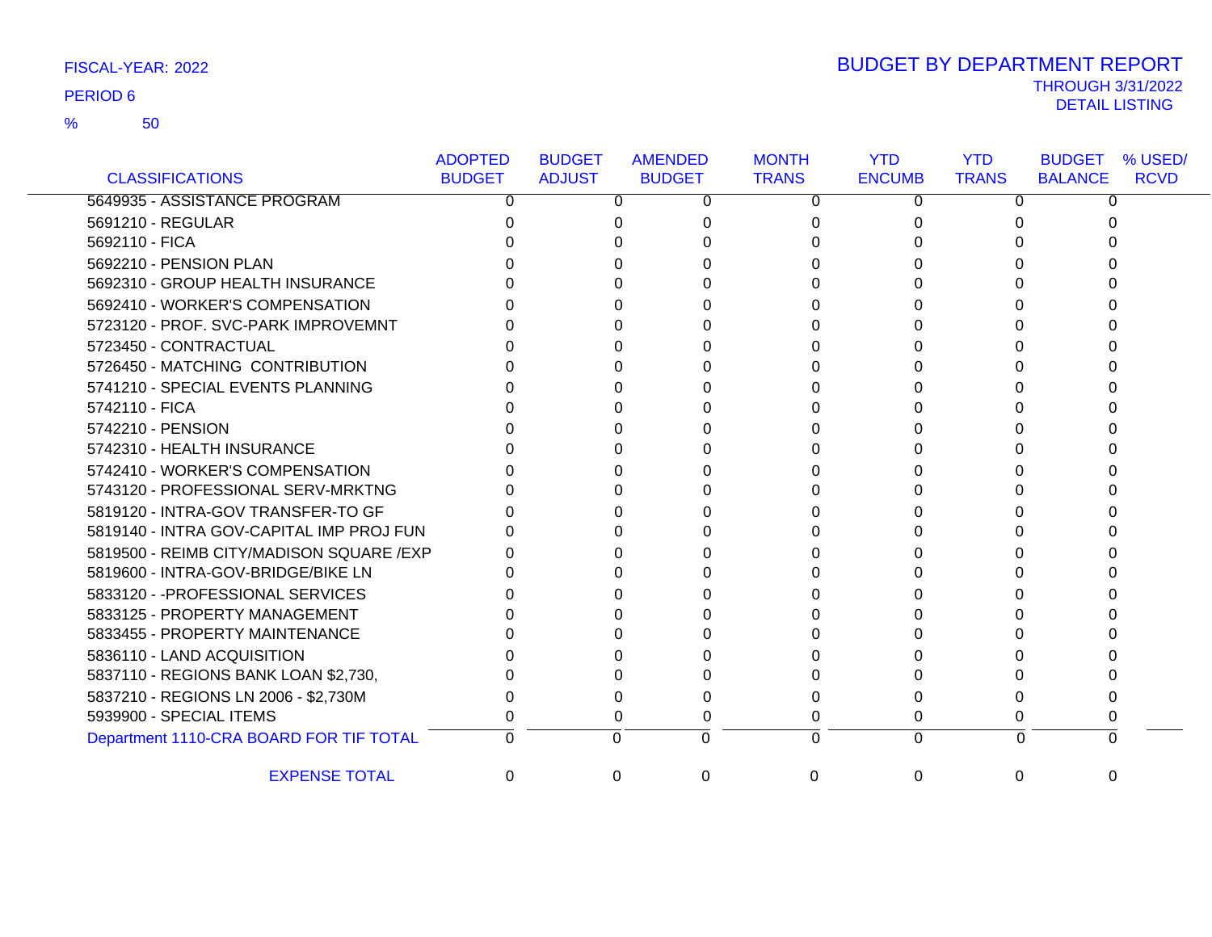FISCAL-YEAR: 2022

PERIOD 6

% 50

# BUDGET BY DEPARTMENT REPORT

THROUGH 3/31/2022

DETAIL LISTING

| CLASSIFICATIONS | ADOPTED BUDGET | BUDGET ADJUST | AMENDED BUDGET | MONTH TRANS | YTD ENCUMB | YTD TRANS | BUDGET BALANCE | % USED/ RCVD |
|---|---|---|---|---|---|---|---|---|
| 5649935 - ASSISTANCE PROGRAM | 0 | 0 | 0 | 0 | 0 | 0 | 0 | |
| 5691210 - REGULAR | 0 | 0 | 0 | 0 | 0 | 0 | 0 | |
| 5692110 - FICA | 0 | 0 | 0 | 0 | 0 | 0 | 0 | |
| 5692210 - PENSION PLAN | 0 | 0 | 0 | 0 | 0 | 0 | 0 | |
| 5692310 - GROUP HEALTH INSURANCE | 0 | 0 | 0 | 0 | 0 | 0 | 0 | |
| 5692410 - WORKER'S COMPENSATION | 0 | 0 | 0 | 0 | 0 | 0 | 0 | |
| 5723120 - PROF. SVC-PARK IMPROVEMNT | 0 | 0 | 0 | 0 | 0 | 0 | 0 | |
| 5723450 - CONTRACTUAL | 0 | 0 | 0 | 0 | 0 | 0 | 0 | |
| 5726450 - MATCHING CONTRIBUTION | 0 | 0 | 0 | 0 | 0 | 0 | 0 | |
| 5741210 - SPECIAL EVENTS PLANNING | 0 | 0 | 0 | 0 | 0 | 0 | 0 | |
| 5742110 - FICA | 0 | 0 | 0 | 0 | 0 | 0 | 0 | |
| 5742210 - PENSION | 0 | 0 | 0 | 0 | 0 | 0 | 0 | |
| 5742310 - HEALTH INSURANCE | 0 | 0 | 0 | 0 | 0 | 0 | 0 | |
| 5742410 - WORKER'S COMPENSATION | 0 | 0 | 0 | 0 | 0 | 0 | 0 | |
| 5743120 - PROFESSIONAL SERV-MRKTNG | 0 | 0 | 0 | 0 | 0 | 0 | 0 | |
| 5819120 - INTRA-GOV TRANSFER-TO GF | 0 | 0 | 0 | 0 | 0 | 0 | 0 | |
| 5819140 - INTRA GOV-CAPITAL IMP PROJ FUN | 0 | 0 | 0 | 0 | 0 | 0 | 0 | |
| 5819500 - REIMB CITY/MADISON SQUARE /EXP | 0 | 0 | 0 | 0 | 0 | 0 | 0 | |
| 5819600 - INTRA-GOV-BRIDGE/BIKE LN | 0 | 0 | 0 | 0 | 0 | 0 | 0 | |
| 5833120 - -PROFESSIONAL SERVICES | 0 | 0 | 0 | 0 | 0 | 0 | 0 | |
| 5833125 - PROPERTY MANAGEMENT | 0 | 0 | 0 | 0 | 0 | 0 | 0 | |
| 5833455 - PROPERTY MAINTENANCE | 0 | 0 | 0 | 0 | 0 | 0 | 0 | |
| 5836110 - LAND ACQUISITION | 0 | 0 | 0 | 0 | 0 | 0 | 0 | |
| 5837110 - REGIONS BANK LOAN $2,730, | 0 | 0 | 0 | 0 | 0 | 0 | 0 | |
| 5837210 - REGIONS LN 2006 - $2,730M | 0 | 0 | 0 | 0 | 0 | 0 | 0 | |
| 5939900 - SPECIAL ITEMS | 0 | 0 | 0 | 0 | 0 | 0 | 0 | |
| Department 1110-CRA BOARD FOR TIF TOTAL | 0 | 0 | 0 | 0 | 0 | 0 | 0 | |
| EXPENSE TOTAL | 0 | 0 | 0 | 0 | 0 | 0 | 0 | |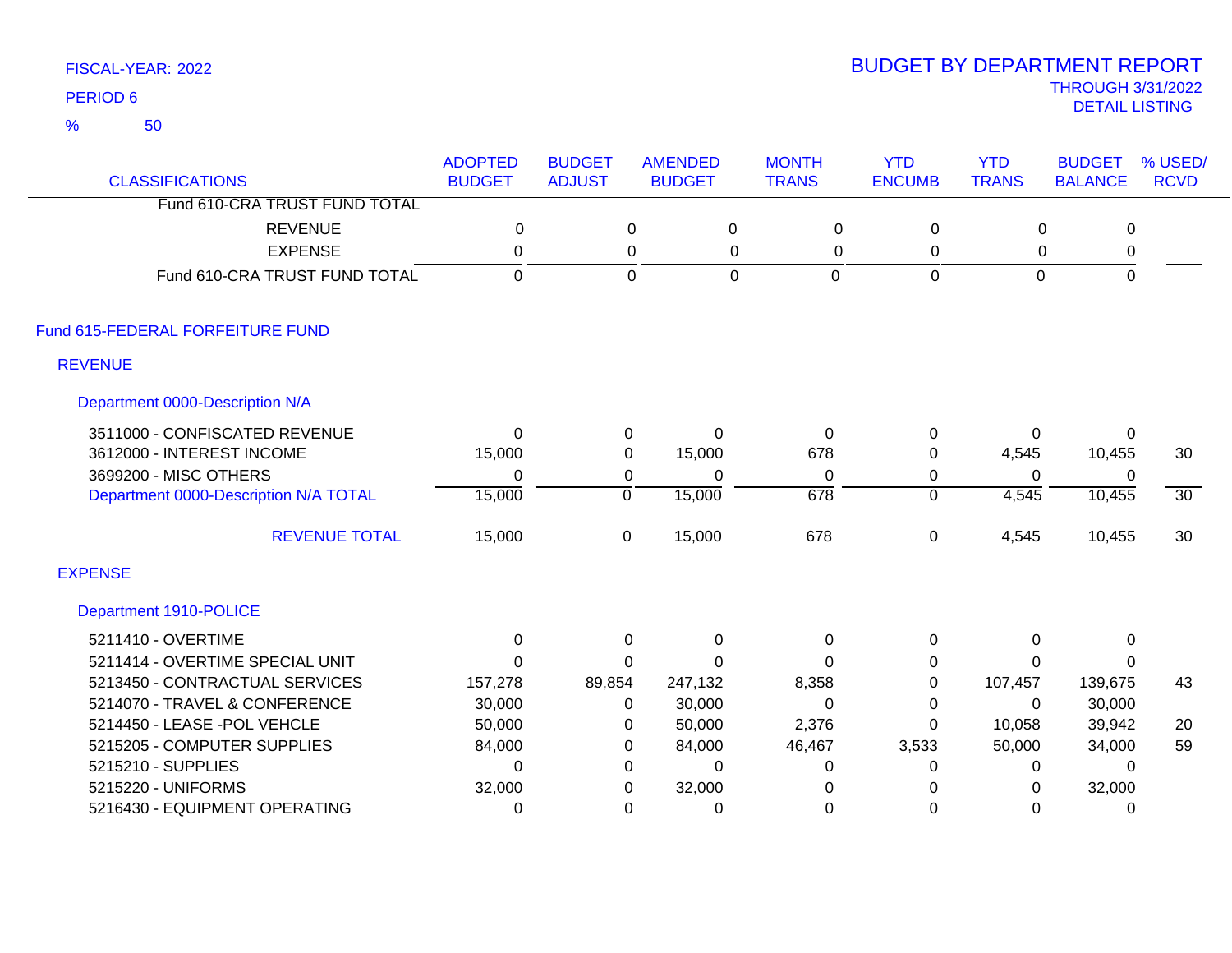FISCAL-YEAR: 2022

PERIOD 6

% 50

# BUDGET BY DEPARTMENT REPORT

THROUGH 3/31/2022

DETAIL LISTING

| CLASSIFICATIONS | ADOPTED BUDGET | BUDGET ADJUST | AMENDED BUDGET | MONTH TRANS | YTD ENCUMB | YTD TRANS | BUDGET BALANCE | % USED/ RCVD |
|---|---|---|---|---|---|---|---|---|
| Fund 610-CRA TRUST FUND TOTAL | | | | | | | | |
| REVENUE | 0 | 0 | 0 | 0 | 0 | 0 | 0 | |
| EXPENSE | 0 | 0 | 0 | 0 | 0 | 0 | 0 | |
| Fund 610-CRA TRUST FUND TOTAL | 0 | 0 | 0 | 0 | 0 | 0 | 0 | |
| **Fund 615-FEDERAL FORFEITURE FUND** | | | | | | | | |
| **REVENUE** | | | | | | | | |
| **Department 0000-Description N/A** | | | | | | | | |
| 3511000 - CONFISCATED REVENUE | 0 | 0 | 0 | 0 | 0 | 0 | 0 | |
| 3612000 - INTEREST INCOME | 15,000 | 0 | 15,000 | 678 | 0 | 4,545 | 10,455 | 30 |
| 3699200 - MISC OTHERS | 0 | 0 | 0 | 0 | 0 | 0 | 0 | |
| Department 0000-Description N/A TOTAL | 15,000 | 0 | 15,000 | 678 | 0 | 4,545 | 10,455 | 30 |
| REVENUE TOTAL | 15,000 | 0 | 15,000 | 678 | 0 | 4,545 | 10,455 | 30 |
| **EXPENSE** | | | | | | | | |
| **Department 1910-POLICE** | | | | | | | | |
| 5211410 - OVERTIME | 0 | 0 | 0 | 0 | 0 | 0 | 0 | |
| 5211414 - OVERTIME SPECIAL UNIT | 0 | 0 | 0 | 0 | 0 | 0 | 0 | |
| 5213450 - CONTRACTUAL SERVICES | 157,278 | 89,854 | 247,132 | 8,358 | 0 | 107,457 | 139,675 | 43 |
| 5214070 - TRAVEL & CONFERENCE | 30,000 | 0 | 30,000 | 0 | 0 | 0 | 30,000 | |
| 5214450 - LEASE -POL VEHCLE | 50,000 | 0 | 50,000 | 2,376 | 0 | 10,058 | 39,942 | 20 |
| 5215205 - COMPUTER SUPPLIES | 84,000 | 0 | 84,000 | 46,467 | 3,533 | 50,000 | 34,000 | 59 |
| 5215210 - SUPPLIES | 0 | 0 | 0 | 0 | 0 | 0 | 0 | |
| 5215220 - UNIFORMS | 32,000 | 0 | 32,000 | 0 | 0 | 0 | 32,000 | |
| 5216430 - EQUIPMENT OPERATING | 0 | 0 | 0 | 0 | 0 | 0 | 0 | |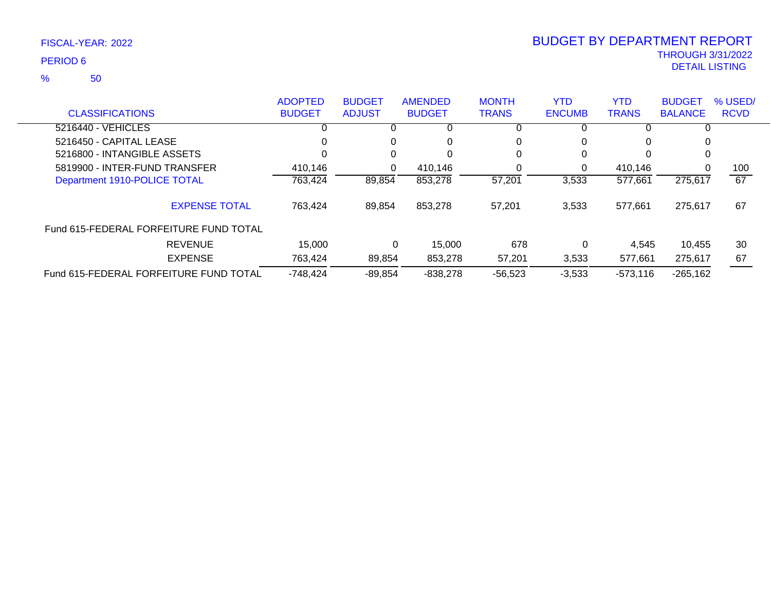FISCAL-YEAR: 2022

PERIOD 6

% 50

# BUDGET BY DEPARTMENT REPORT

THROUGH 3/31/2022

DETAIL LISTING

| CLASSIFICATIONS | ADOPTED BUDGET | BUDGET ADJUST | AMENDED BUDGET | MONTH TRANS | YTD ENCUMB | YTD TRANS | BUDGET BALANCE | % USED/ RCVD |
|---|---|---|---|---|---|---|---|---|
| 5216440 - VEHICLES | 0 | 0 | 0 | 0 | 0 | 0 | 0 | |
| 5216450 - CAPITAL LEASE | 0 | 0 | 0 | 0 | 0 | 0 | 0 | |
| 5216800 - INTANGIBLE ASSETS | 0 | 0 | 0 | 0 | 0 | 0 | 0 | |
| 5819900 - INTER-FUND TRANSFER | 410,146 | 0 | 410,146 | 0 | 0 | 410,146 | 0 | 100 |
| Department 1910-POLICE TOTAL | 763,424 | 89,854 | 853,278 | 57,201 | 3,533 | 577,661 | 275,617 | 67 |
| EXPENSE TOTAL | 763,424 | 89,854 | 853,278 | 57,201 | 3,533 | 577,661 | 275,617 | 67 |
| Fund 615-FEDERAL FORFEITURE FUND TOTAL | | | | | | | | |
| REVENUE | 15,000 | 0 | 15,000 | 678 | 0 | 4,545 | 10,455 | 30 |
| EXPENSE | 763,424 | 89,854 | 853,278 | 57,201 | 3,533 | 577,661 | 275,617 | 67 |
| Fund 615-FEDERAL FORFEITURE FUND TOTAL | -748,424 | -89,854 | -838,278 | -56,523 | -3,533 | -573,116 | -265,162 | |